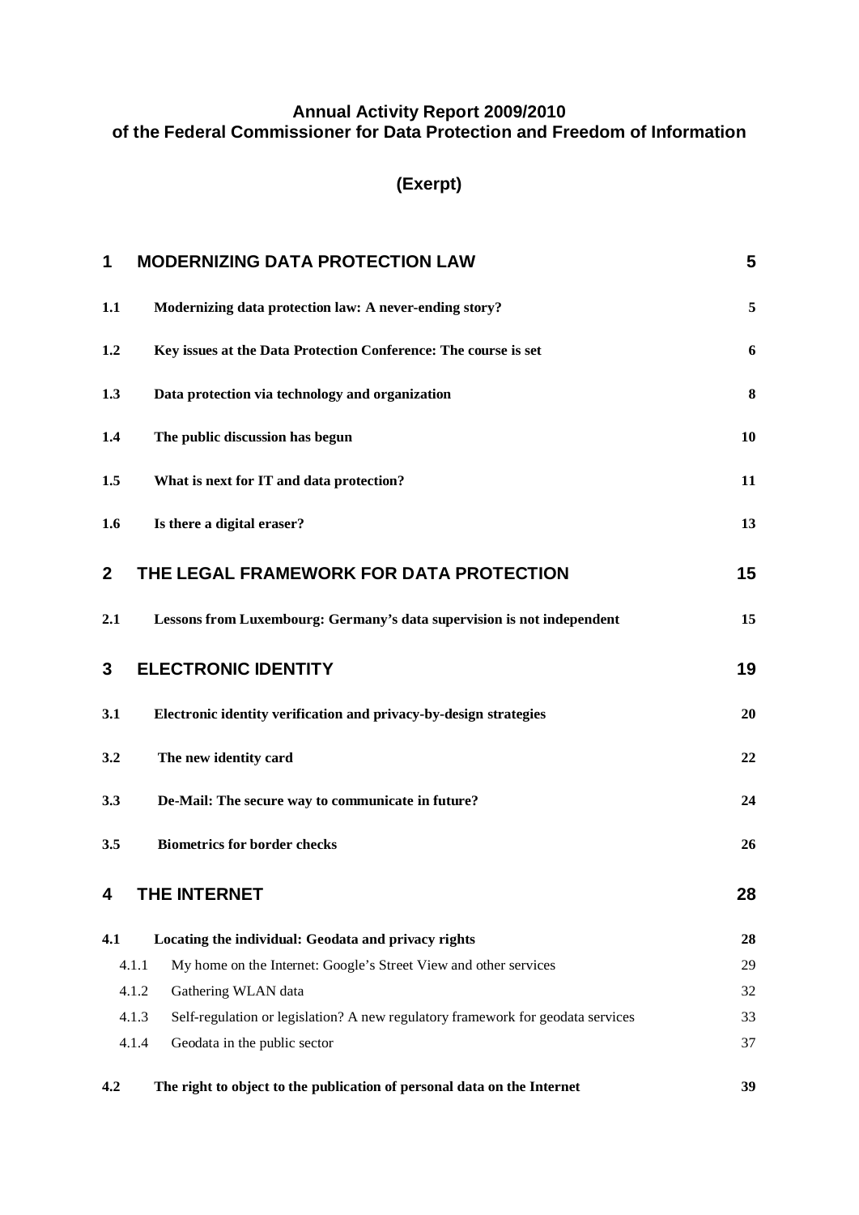# Annual Activity Report 2009/2010 of the Federal Commissioner for Data Protection and Freedom of Information

## (Exerpt)

| | | |
|---|---|---|
| **1** | **MODERNIZING DATA PROTECTION LAW** | **5** |
| **1.1** | **Modernizing data protection law: A never-ending story?** | **5** |
| **1.2** | **Key issues at the Data Protection Conference: The course is set** | **6** |
| **1.3** | **Data protection via technology and organization** | **8** |
| **1.4** | **The public discussion has begun** | **10** |
| **1.5** | **What is next for IT and data protection?** | **11** |
| **1.6** | **Is there a digital eraser?** | **13** |
| **2** | **THE LEGAL FRAMEWORK FOR DATA PROTECTION** | **15** |
| **2.1** | **Lessons from Luxembourg: Germany's data supervision is not independent** | **15** |
| **3** | **ELECTRONIC IDENTITY** | **19** |
| **3.1** | **Electronic identity verification and privacy-by-design strategies** | **20** |
| **3.2** | **The new identity card** | **22** |
| **3.3** | **De-Mail: The secure way to communicate in future?** | **24** |
| **3.5** | **Biometrics for border checks** | **26** |
| **4** | **THE INTERNET** | **28** |
| **4.1** | **Locating the individual: Geodata and privacy rights** | **28** |
| 4.1.1 | My home on the Internet: Google's Street View and other services | 29 |
| 4.1.2 | Gathering WLAN data | 32 |
| 4.1.3 | Self-regulation or legislation? A new regulatory framework for geodata services | 33 |
| 4.1.4 | Geodata in the public sector | 37 |
| **4.2** | **The right to object to the publication of personal data on the Internet** | **39** |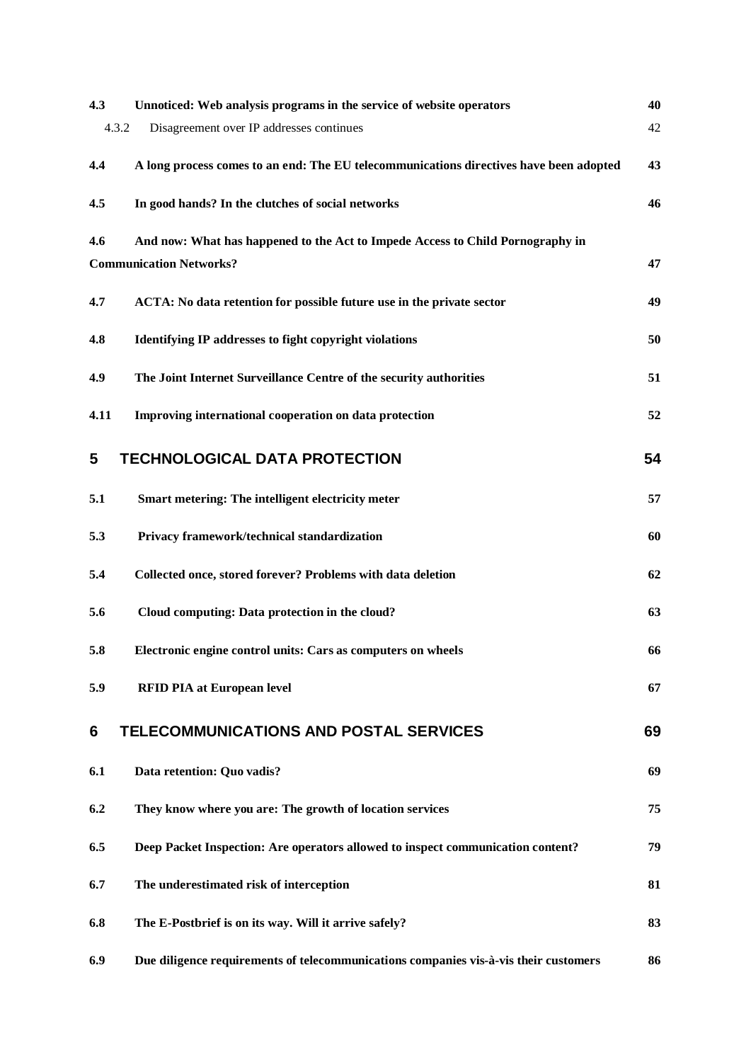| | | |
|---|---|---|
| **4.3** | **Unnoticed: Web analysis programs in the service of website operators** | **40** |
| 4.3.2 | Disagreement over IP addresses continues | 42 |
| **4.4** | **A long process comes to an end: The EU telecommunications directives have been adopted** | **43** |
| **4.5** | **In good hands? In the clutches of social networks** | **46** |
| **4.6** | **And now: What has happened to the Act to Impede Access to Child Pornography in Communication Networks?** | **47** |
| **4.7** | **ACTA: No data retention for possible future use in the private sector** | **49** |
| **4.8** | **Identifying IP addresses to fight copyright violations** | **50** |
| **4.9** | **The Joint Internet Surveillance Centre of the security authorities** | **51** |
| **4.11** | **Improving international cooperation on data protection** | **52** |
| **5** | **TECHNOLOGICAL DATA PROTECTION** | **54** |
| **5.1** | **Smart metering: The intelligent electricity meter** | **57** |
| **5.3** | **Privacy framework/technical standardization** | **60** |
| **5.4** | **Collected once, stored forever? Problems with data deletion** | **62** |
| **5.6** | **Cloud computing: Data protection in the cloud?** | **63** |
| **5.8** | **Electronic engine control units: Cars as computers on wheels** | **66** |
| **5.9** | **RFID PIA at European level** | **67** |
| **6** | **TELECOMMUNICATIONS AND POSTAL SERVICES** | **69** |
| **6.1** | **Data retention: Quo vadis?** | **69** |
| **6.2** | **They know where you are: The growth of location services** | **75** |
| **6.5** | **Deep Packet Inspection: Are operators allowed to inspect communication content?** | **79** |
| **6.7** | **The underestimated risk of interception** | **81** |
| **6.8** | **The E-Postbrief is on its way. Will it arrive safely?** | **83** |
| **6.9** | **Due diligence requirements of telecommunications companies vis-à-vis their customers** | **86** |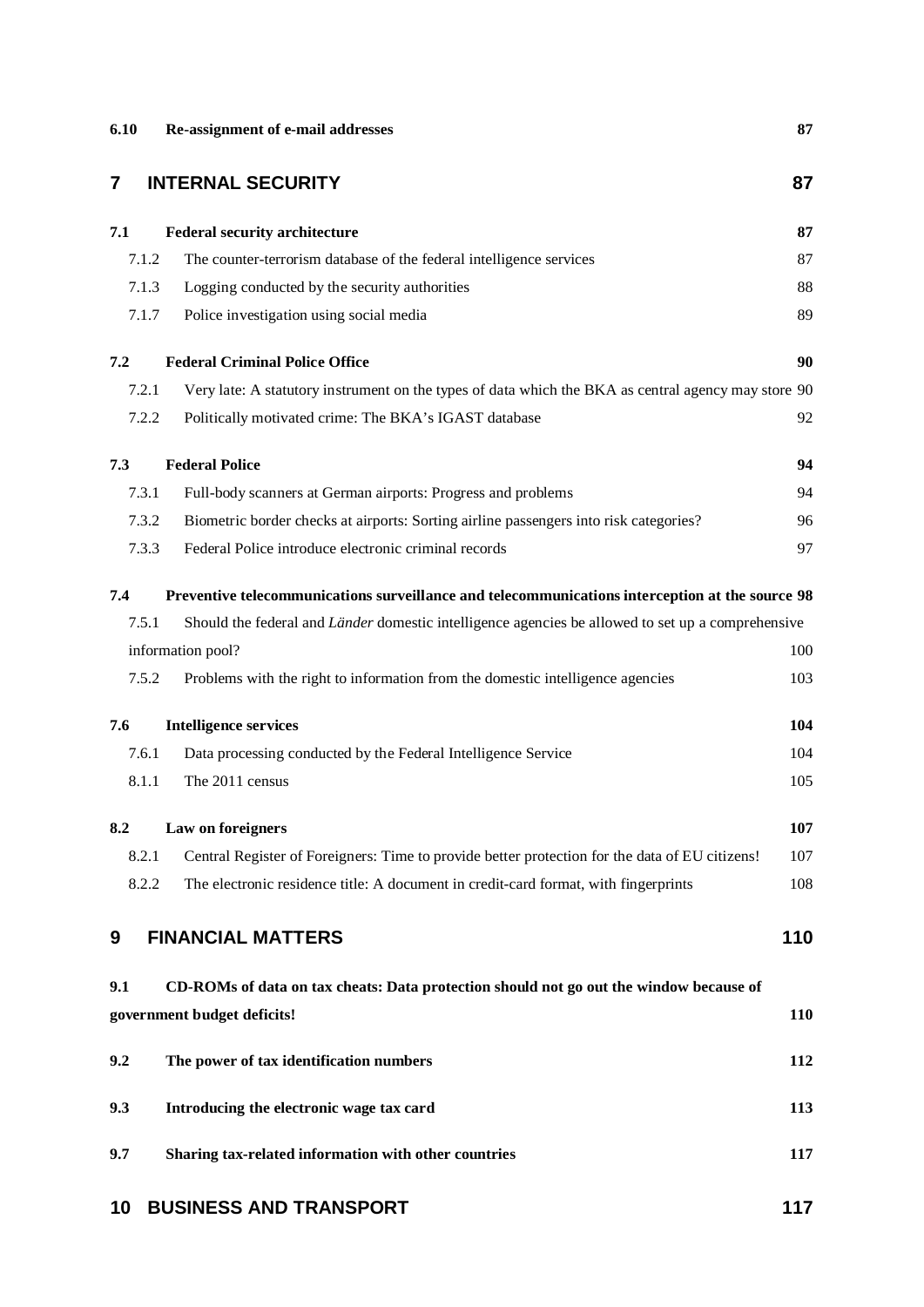**6.10 Re-assignment of e-mail addresses** **87**

## 7 INTERNAL SECURITY 87

**7.1 Federal security architecture** **87**

7.1.2 The counter-terrorism database of the federal intelligence services 87

7.1.3 Logging conducted by the security authorities 88

7.1.7 Police investigation using social media 89

**7.2 Federal Criminal Police Office** **90**

7.2.1 Very late: A statutory instrument on the types of data which the BKA as central agency may store 90

7.2.2 Politically motivated crime: The BKA's IGAST database 92

**7.3 Federal Police** **94**

7.3.1 Full-body scanners at German airports: Progress and problems 94

7.3.2 Biometric border checks at airports: Sorting airline passengers into risk categories? 96

7.3.3 Federal Police introduce electronic criminal records 97

**7.4 Preventive telecommunications surveillance and telecommunications interception at the source 98**

7.5.1 Should the federal and *Länder* domestic intelligence agencies be allowed to set up a comprehensive information pool? 100

7.5.2 Problems with the right to information from the domestic intelligence agencies 103

**7.6 Intelligence services** **104**

7.6.1 Data processing conducted by the Federal Intelligence Service 104

8.1.1 The 2011 census 105

**8.2 Law on foreigners** **107**

8.2.1 Central Register of Foreigners: Time to provide better protection for the data of EU citizens! 107

8.2.2 The electronic residence title: A document in credit-card format, with fingerprints 108

## 9 FINANCIAL MATTERS 110

**9.1 CD-ROMs of data on tax cheats: Data protection should not go out the window because of government budget deficits!** **110**

**9.2 The power of tax identification numbers** **112**

**9.3 Introducing the electronic wage tax card** **113**

**9.7 Sharing tax-related information with other countries** **117**

## 10 BUSINESS AND TRANSPORT 117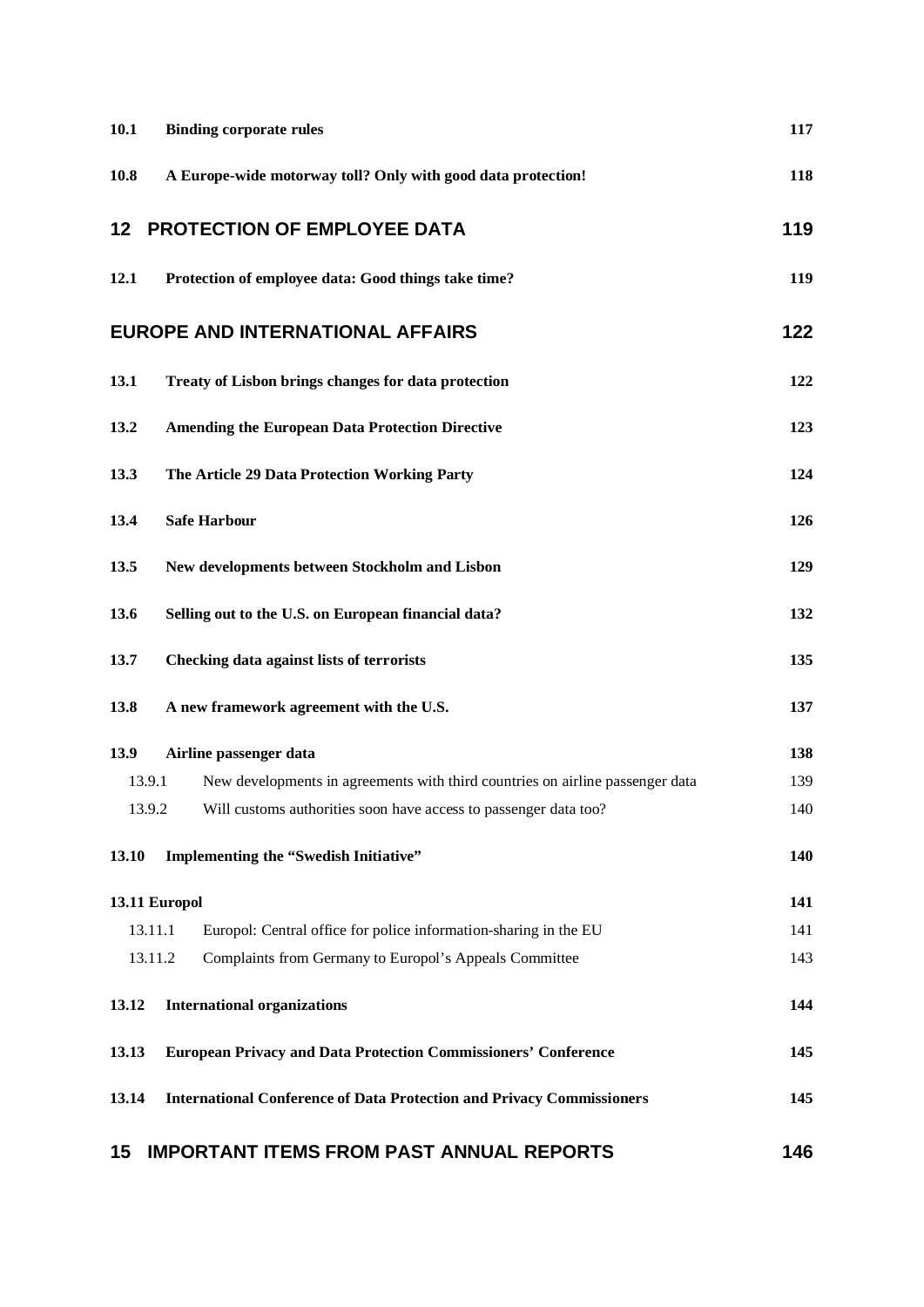| | | |
|---|---|---|
| **10.1** | **Binding corporate rules** | **117** |
| **10.8** | **A Europe-wide motorway toll? Only with good data protection!** | **118** |
| **12** | **PROTECTION OF EMPLOYEE DATA** | **119** |
| **12.1** | **Protection of employee data: Good things take time?** | **119** |
| | **EUROPE AND INTERNATIONAL AFFAIRS** | **122** |
| **13.1** | **Treaty of Lisbon brings changes for data protection** | **122** |
| **13.2** | **Amending the European Data Protection Directive** | **123** |
| **13.3** | **The Article 29 Data Protection Working Party** | **124** |
| **13.4** | **Safe Harbour** | **126** |
| **13.5** | **New developments between Stockholm and Lisbon** | **129** |
| **13.6** | **Selling out to the U.S. on European financial data?** | **132** |
| **13.7** | **Checking data against lists of terrorists** | **135** |
| **13.8** | **A new framework agreement with the U.S.** | **137** |
| **13.9** | **Airline passenger data** | **138** |
| 13.9.1 | New developments in agreements with third countries on airline passenger data | 139 |
| 13.9.2 | Will customs authorities soon have access to passenger data too? | 140 |
| **13.10** | **Implementing the "Swedish Initiative"** | **140** |
| **13.11** | **Europol** | **141** |
| 13.11.1 | Europol: Central office for police information-sharing in the EU | 141 |
| 13.11.2 | Complaints from Germany to Europol's Appeals Committee | 143 |
| **13.12** | **International organizations** | **144** |
| **13.13** | **European Privacy and Data Protection Commissioners' Conference** | **145** |
| **13.14** | **International Conference of Data Protection and Privacy Commissioners** | **145** |
| **15** | **IMPORTANT ITEMS FROM PAST ANNUAL REPORTS** | **146** |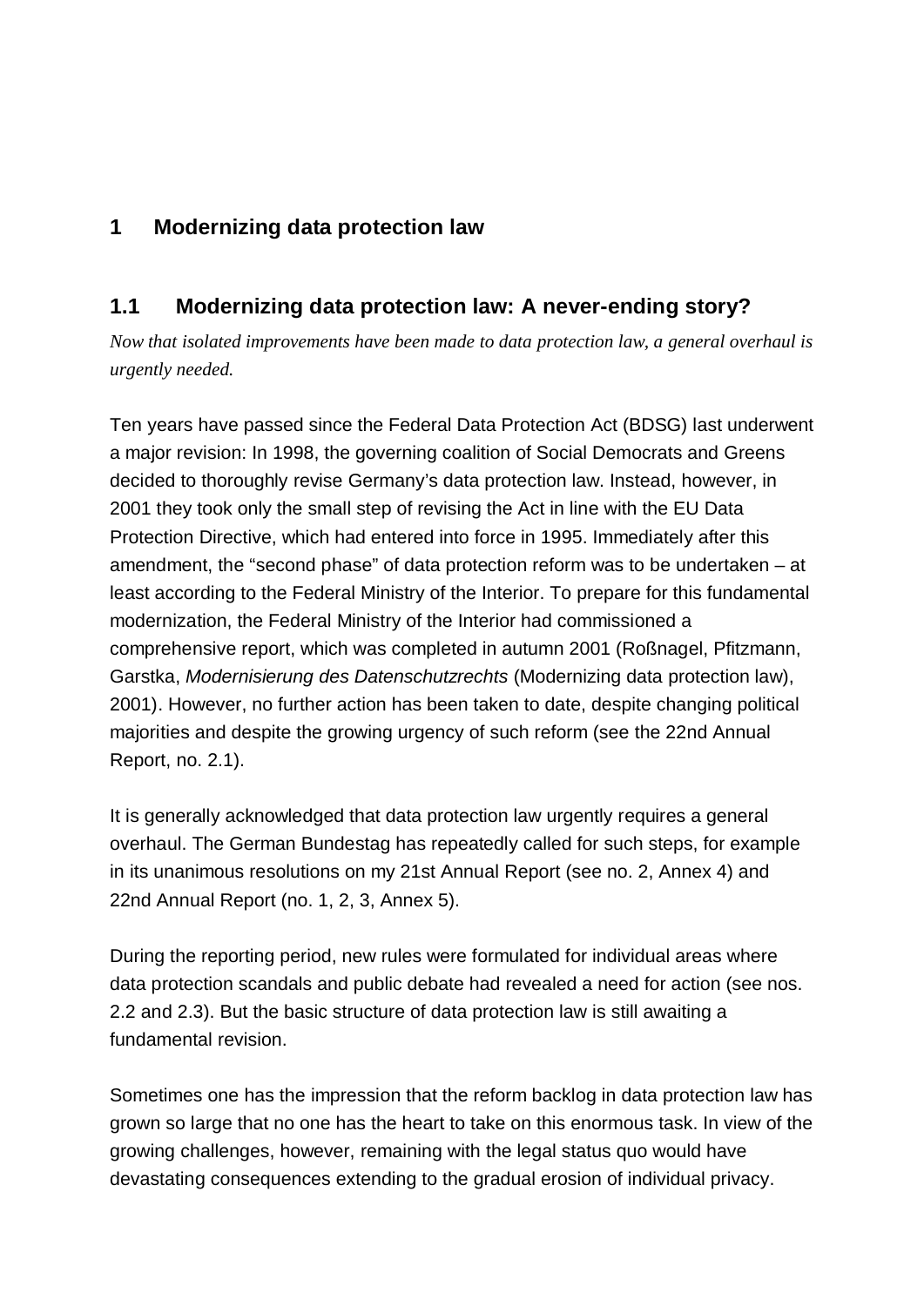# 1 Modernizing data protection law

## 1.1 Modernizing data protection law: A never-ending story?

*Now that isolated improvements have been made to data protection law, a general overhaul is urgently needed.*

Ten years have passed since the Federal Data Protection Act (BDSG) last underwent a major revision: In 1998, the governing coalition of Social Democrats and Greens decided to thoroughly revise Germany's data protection law. Instead, however, in 2001 they took only the small step of revising the Act in line with the EU Data Protection Directive, which had entered into force in 1995. Immediately after this amendment, the "second phase" of data protection reform was to be undertaken – at least according to the Federal Ministry of the Interior. To prepare for this fundamental modernization, the Federal Ministry of the Interior had commissioned a comprehensive report, which was completed in autumn 2001 (Roßnagel, Pfitzmann, Garstka, *Modernisierung des Datenschutzrechts* (Modernizing data protection law), 2001). However, no further action has been taken to date, despite changing political majorities and despite the growing urgency of such reform (see the 22nd Annual Report, no. 2.1).

It is generally acknowledged that data protection law urgently requires a general overhaul. The German Bundestag has repeatedly called for such steps, for example in its unanimous resolutions on my 21st Annual Report (see no. 2, Annex 4) and 22nd Annual Report (no. 1, 2, 3, Annex 5).

During the reporting period, new rules were formulated for individual areas where data protection scandals and public debate had revealed a need for action (see nos. 2.2 and 2.3). But the basic structure of data protection law is still awaiting a fundamental revision.

Sometimes one has the impression that the reform backlog in data protection law has grown so large that no one has the heart to take on this enormous task. In view of the growing challenges, however, remaining with the legal status quo would have devastating consequences extending to the gradual erosion of individual privacy.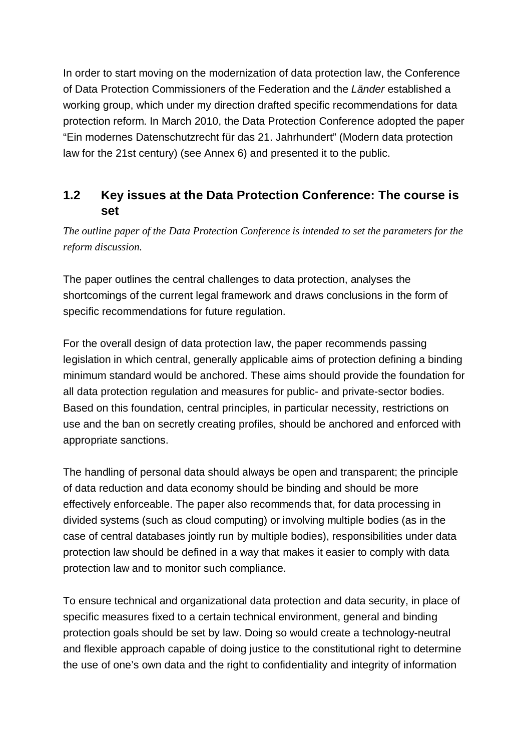In order to start moving on the modernization of data protection law, the Conference of Data Protection Commissioners of the Federation and the *Länder* established a working group, which under my direction drafted specific recommendations for data protection reform. In March 2010, the Data Protection Conference adopted the paper “Ein modernes Datenschutzrecht für das 21. Jahrhundert” (Modern data protection law for the 21st century) (see Annex 6) and presented it to the public.

## 1.2 Key issues at the Data Protection Conference: The course is set

*The outline paper of the Data Protection Conference is intended to set the parameters for the reform discussion.*

The paper outlines the central challenges to data protection, analyses the shortcomings of the current legal framework and draws conclusions in the form of specific recommendations for future regulation.

For the overall design of data protection law, the paper recommends passing legislation in which central, generally applicable aims of protection defining a binding minimum standard would be anchored. These aims should provide the foundation for all data protection regulation and measures for public- and private-sector bodies. Based on this foundation, central principles, in particular necessity, restrictions on use and the ban on secretly creating profiles, should be anchored and enforced with appropriate sanctions.

The handling of personal data should always be open and transparent; the principle of data reduction and data economy should be binding and should be more effectively enforceable. The paper also recommends that, for data processing in divided systems (such as cloud computing) or involving multiple bodies (as in the case of central databases jointly run by multiple bodies), responsibilities under data protection law should be defined in a way that makes it easier to comply with data protection law and to monitor such compliance.

To ensure technical and organizational data protection and data security, in place of specific measures fixed to a certain technical environment, general and binding protection goals should be set by law. Doing so would create a technology-neutral and flexible approach capable of doing justice to the constitutional right to determine the use of one’s own data and the right to confidentiality and integrity of information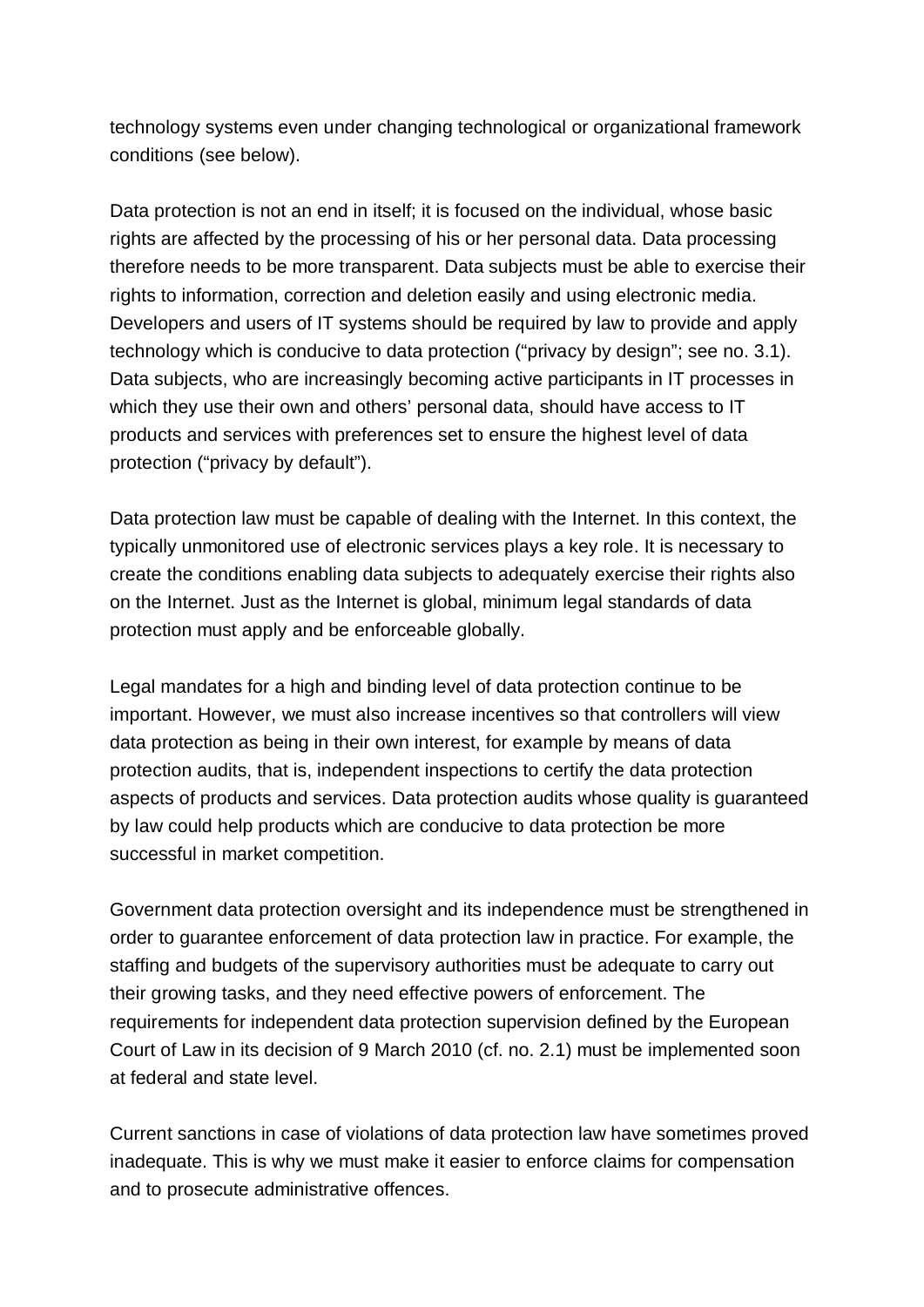technology systems even under changing technological or organizational framework conditions (see below).

Data protection is not an end in itself; it is focused on the individual, whose basic rights are affected by the processing of his or her personal data. Data processing therefore needs to be more transparent. Data subjects must be able to exercise their rights to information, correction and deletion easily and using electronic media. Developers and users of IT systems should be required by law to provide and apply technology which is conducive to data protection ("privacy by design"; see no. 3.1). Data subjects, who are increasingly becoming active participants in IT processes in which they use their own and others' personal data, should have access to IT products and services with preferences set to ensure the highest level of data protection ("privacy by default").

Data protection law must be capable of dealing with the Internet. In this context, the typically unmonitored use of electronic services plays a key role. It is necessary to create the conditions enabling data subjects to adequately exercise their rights also on the Internet. Just as the Internet is global, minimum legal standards of data protection must apply and be enforceable globally.

Legal mandates for a high and binding level of data protection continue to be important. However, we must also increase incentives so that controllers will view data protection as being in their own interest, for example by means of data protection audits, that is, independent inspections to certify the data protection aspects of products and services. Data protection audits whose quality is guaranteed by law could help products which are conducive to data protection be more successful in market competition.

Government data protection oversight and its independence must be strengthened in order to guarantee enforcement of data protection law in practice. For example, the staffing and budgets of the supervisory authorities must be adequate to carry out their growing tasks, and they need effective powers of enforcement. The requirements for independent data protection supervision defined by the European Court of Law in its decision of 9 March 2010 (cf. no. 2.1) must be implemented soon at federal and state level.

Current sanctions in case of violations of data protection law have sometimes proved inadequate. This is why we must make it easier to enforce claims for compensation and to prosecute administrative offences.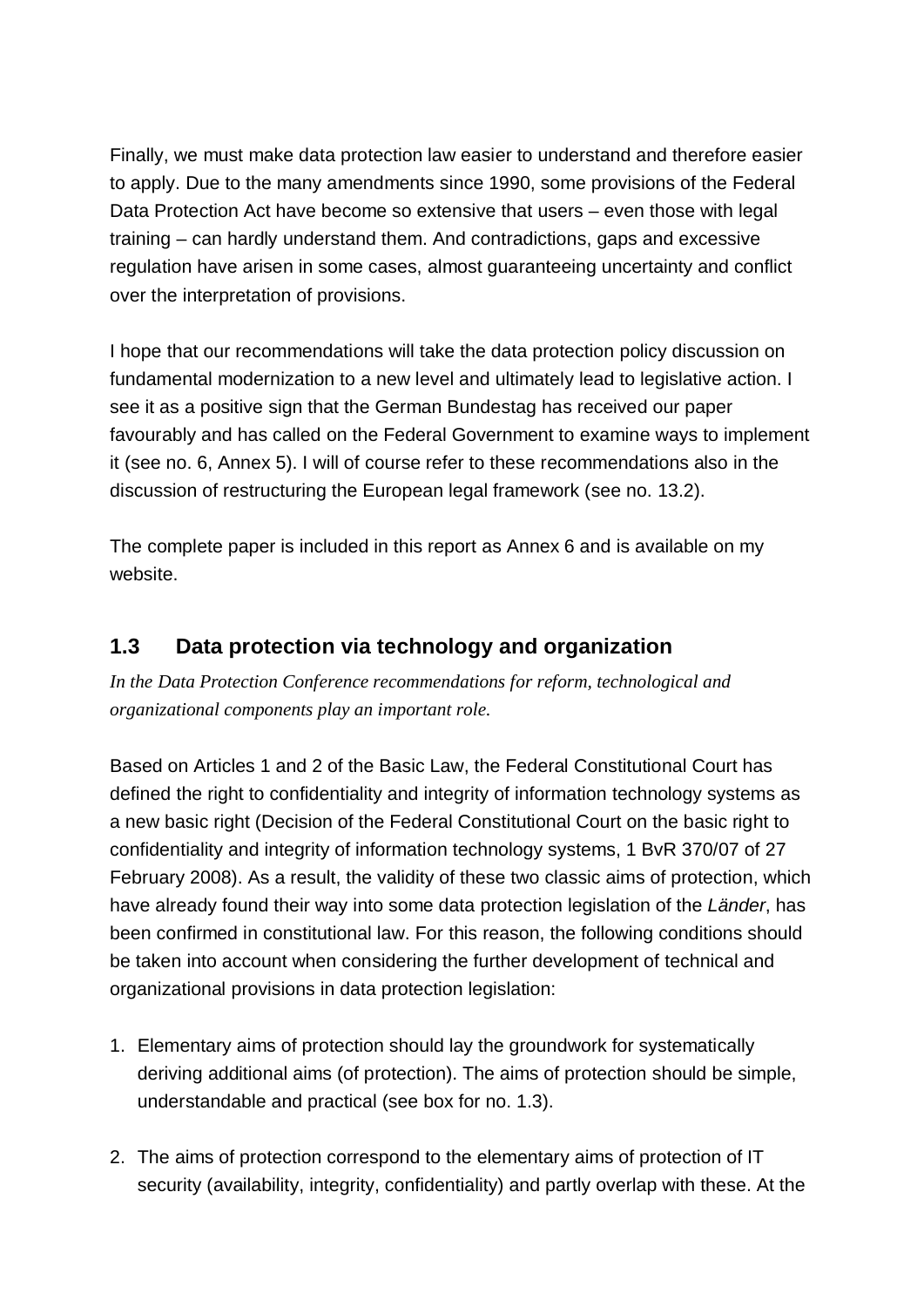Finally, we must make data protection law easier to understand and therefore easier to apply. Due to the many amendments since 1990, some provisions of the Federal Data Protection Act have become so extensive that users – even those with legal training – can hardly understand them. And contradictions, gaps and excessive regulation have arisen in some cases, almost guaranteeing uncertainty and conflict over the interpretation of provisions.

I hope that our recommendations will take the data protection policy discussion on fundamental modernization to a new level and ultimately lead to legislative action. I see it as a positive sign that the German Bundestag has received our paper favourably and has called on the Federal Government to examine ways to implement it (see no. 6, Annex 5). I will of course refer to these recommendations also in the discussion of restructuring the European legal framework (see no. 13.2).

The complete paper is included in this report as Annex 6 and is available on my website.

## 1.3 Data protection via technology and organization

*In the Data Protection Conference recommendations for reform, technological and organizational components play an important role.*

Based on Articles 1 and 2 of the Basic Law, the Federal Constitutional Court has defined the right to confidentiality and integrity of information technology systems as a new basic right (Decision of the Federal Constitutional Court on the basic right to confidentiality and integrity of information technology systems, 1 BvR 370/07 of 27 February 2008). As a result, the validity of these two classic aims of protection, which have already found their way into some data protection legislation of the *Länder*, has been confirmed in constitutional law. For this reason, the following conditions should be taken into account when considering the further development of technical and organizational provisions in data protection legislation:

1. Elementary aims of protection should lay the groundwork for systematically deriving additional aims (of protection). The aims of protection should be simple, understandable and practical (see box for no. 1.3).

2. The aims of protection correspond to the elementary aims of protection of IT security (availability, integrity, confidentiality) and partly overlap with these. At the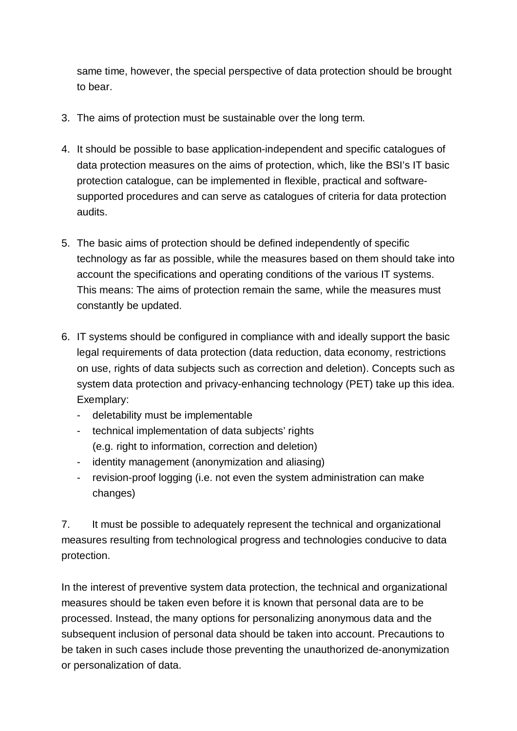same time, however, the special perspective of data protection should be brought to bear.

3. The aims of protection must be sustainable over the long term.

4. It should be possible to base application-independent and specific catalogues of data protection measures on the aims of protection, which, like the BSI's IT basic protection catalogue, can be implemented in flexible, practical and software-supported procedures and can serve as catalogues of criteria for data protection audits.

5. The basic aims of protection should be defined independently of specific technology as far as possible, while the measures based on them should take into account the specifications and operating conditions of the various IT systems. This means: The aims of protection remain the same, while the measures must constantly be updated.

6. IT systems should be configured in compliance with and ideally support the basic legal requirements of data protection (data reduction, data economy, restrictions on use, rights of data subjects such as correction and deletion). Concepts such as system data protection and privacy-enhancing technology (PET) take up this idea. Exemplary:
   - deletability must be implementable
   - technical implementation of data subjects' rights (e.g. right to information, correction and deletion)
   - identity management (anonymization and aliasing)
   - revision-proof logging (i.e. not even the system administration can make changes)

7. It must be possible to adequately represent the technical and organizational measures resulting from technological progress and technologies conducive to data protection.

In the interest of preventive system data protection, the technical and organizational measures should be taken even before it is known that personal data are to be processed. Instead, the many options for personalizing anonymous data and the subsequent inclusion of personal data should be taken into account. Precautions to be taken in such cases include those preventing the unauthorized de-anonymization or personalization of data.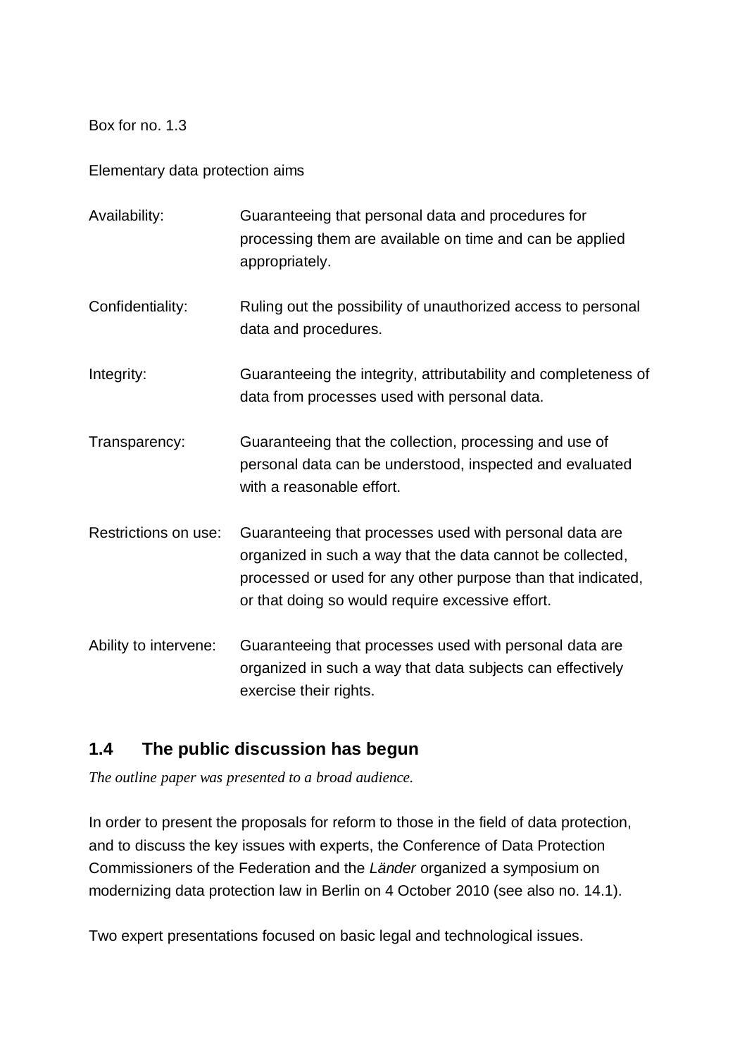Box for no. 1.3

Elementary data protection aims

| | |
|---|---|
| Availability: | Guaranteeing that personal data and procedures for processing them are available on time and can be applied appropriately. |
| Confidentiality: | Ruling out the possibility of unauthorized access to personal data and procedures. |
| Integrity: | Guaranteeing the integrity, attributability and completeness of data from processes used with personal data. |
| Transparency: | Guaranteeing that the collection, processing and use of personal data can be understood, inspected and evaluated with a reasonable effort. |
| Restrictions on use: | Guaranteeing that processes used with personal data are organized in such a way that the data cannot be collected, processed or used for any other purpose than that indicated, or that doing so would require excessive effort. |
| Ability to intervene: | Guaranteeing that processes used with personal data are organized in such a way that data subjects can effectively exercise their rights. |

## 1.4 The public discussion has begun

*The outline paper was presented to a broad audience.*

In order to present the proposals for reform to those in the field of data protection, and to discuss the key issues with experts, the Conference of Data Protection Commissioners of the Federation and the *Länder* organized a symposium on modernizing data protection law in Berlin on 4 October 2010 (see also no. 14.1).

Two expert presentations focused on basic legal and technological issues.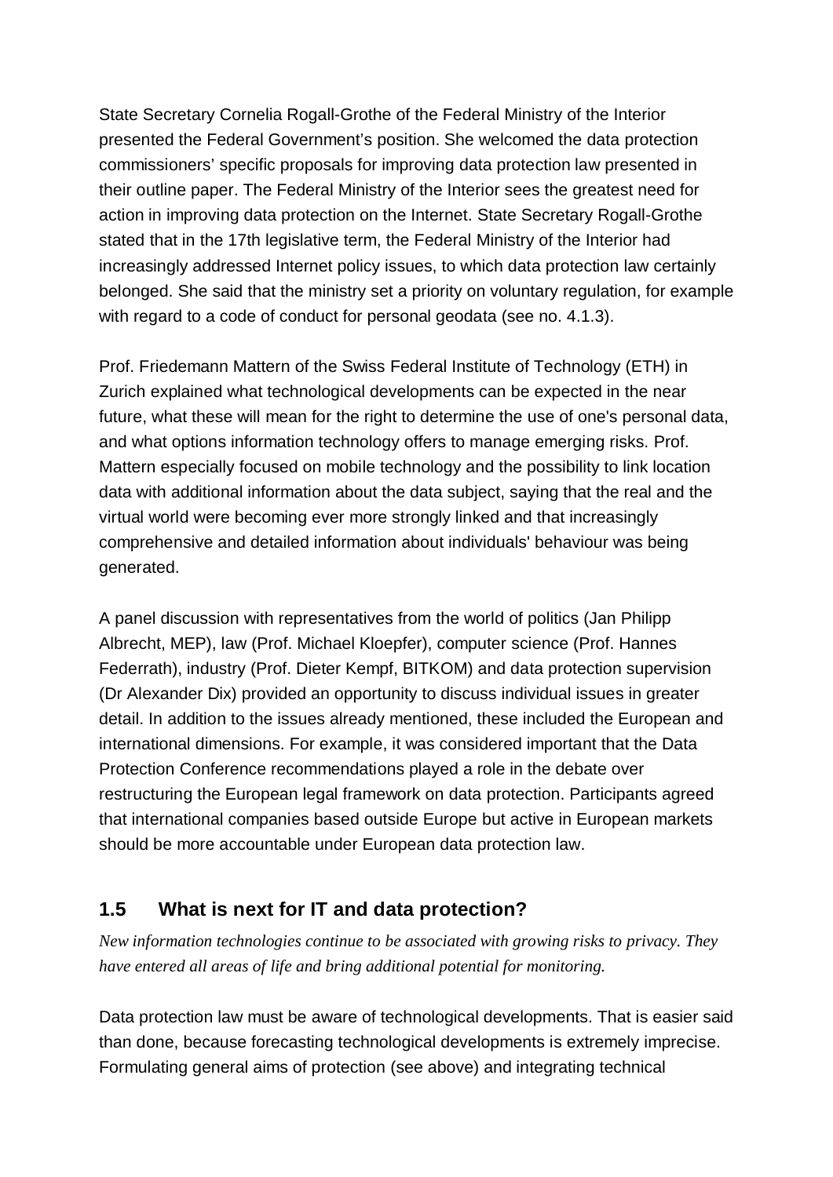State Secretary Cornelia Rogall-Grothe of the Federal Ministry of the Interior presented the Federal Government's position. She welcomed the data protection commissioners' specific proposals for improving data protection law presented in their outline paper. The Federal Ministry of the Interior sees the greatest need for action in improving data protection on the Internet. State Secretary Rogall-Grothe stated that in the 17th legislative term, the Federal Ministry of the Interior had increasingly addressed Internet policy issues, to which data protection law certainly belonged. She said that the ministry set a priority on voluntary regulation, for example with regard to a code of conduct for personal geodata (see no. 4.1.3).

Prof. Friedemann Mattern of the Swiss Federal Institute of Technology (ETH) in Zurich explained what technological developments can be expected in the near future, what these will mean for the right to determine the use of one's personal data, and what options information technology offers to manage emerging risks. Prof. Mattern especially focused on mobile technology and the possibility to link location data with additional information about the data subject, saying that the real and the virtual world were becoming ever more strongly linked and that increasingly comprehensive and detailed information about individuals' behaviour was being generated.

A panel discussion with representatives from the world of politics (Jan Philipp Albrecht, MEP), law (Prof. Michael Kloepfer), computer science (Prof. Hannes Federrath), industry (Prof. Dieter Kempf, BITKOM) and data protection supervision (Dr Alexander Dix) provided an opportunity to discuss individual issues in greater detail. In addition to the issues already mentioned, these included the European and international dimensions. For example, it was considered important that the Data Protection Conference recommendations played a role in the debate over restructuring the European legal framework on data protection. Participants agreed that international companies based outside Europe but active in European markets should be more accountable under European data protection law.

## 1.5 What is next for IT and data protection?

*New information technologies continue to be associated with growing risks to privacy. They have entered all areas of life and bring additional potential for monitoring.*

Data protection law must be aware of technological developments. That is easier said than done, because forecasting technological developments is extremely imprecise. Formulating general aims of protection (see above) and integrating technical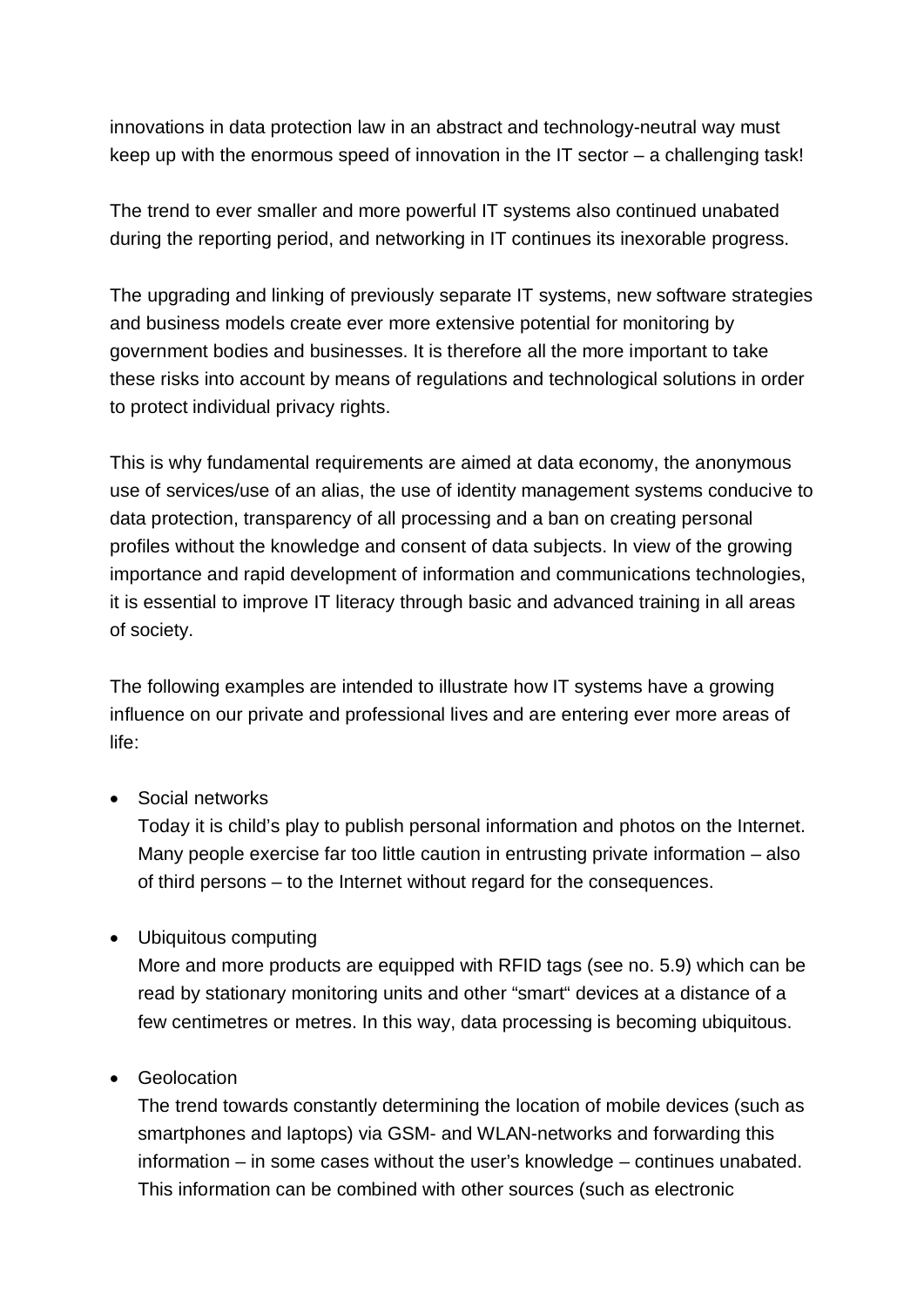innovations in data protection law in an abstract and technology-neutral way must keep up with the enormous speed of innovation in the IT sector – a challenging task!

The trend to ever smaller and more powerful IT systems also continued unabated during the reporting period, and networking in IT continues its inexorable progress.

The upgrading and linking of previously separate IT systems, new software strategies and business models create ever more extensive potential for monitoring by government bodies and businesses. It is therefore all the more important to take these risks into account by means of regulations and technological solutions in order to protect individual privacy rights.

This is why fundamental requirements are aimed at data economy, the anonymous use of services/use of an alias, the use of identity management systems conducive to data protection, transparency of all processing and a ban on creating personal profiles without the knowledge and consent of data subjects. In view of the growing importance and rapid development of information and communications technologies, it is essential to improve IT literacy through basic and advanced training in all areas of society.

The following examples are intended to illustrate how IT systems have a growing influence on our private and professional lives and are entering ever more areas of life:

- Social networks
  Today it is child's play to publish personal information and photos on the Internet. Many people exercise far too little caution in entrusting private information – also of third persons – to the Internet without regard for the consequences.

- Ubiquitous computing
  More and more products are equipped with RFID tags (see no. 5.9) which can be read by stationary monitoring units and other "smart" devices at a distance of a few centimetres or metres. In this way, data processing is becoming ubiquitous.

- Geolocation
  The trend towards constantly determining the location of mobile devices (such as smartphones and laptops) via GSM- and WLAN-networks and forwarding this information – in some cases without the user's knowledge – continues unabated. This information can be combined with other sources (such as electronic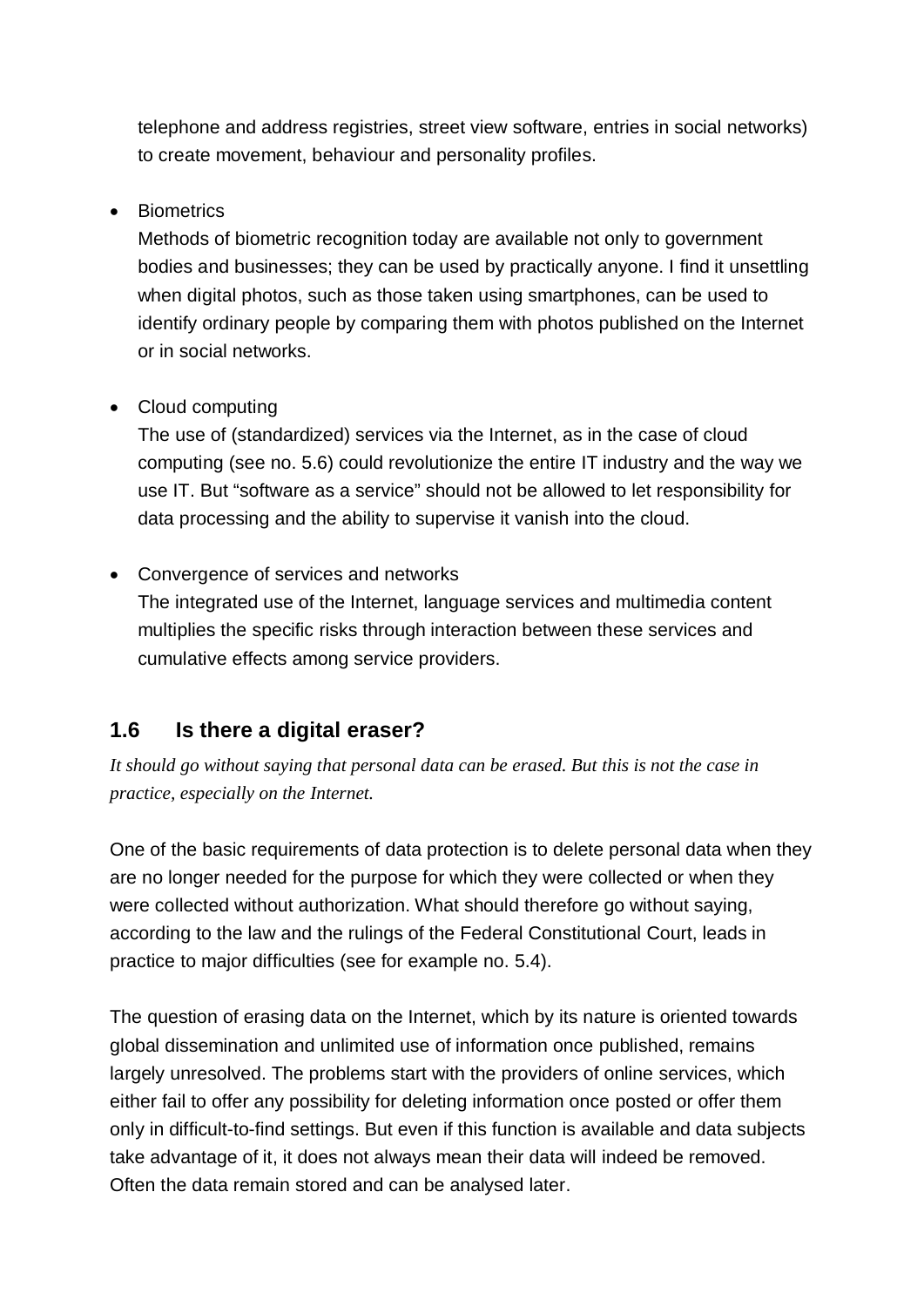telephone and address registries, street view software, entries in social networks) to create movement, behaviour and personality profiles.

- Biometrics
  Methods of biometric recognition today are available not only to government bodies and businesses; they can be used by practically anyone. I find it unsettling when digital photos, such as those taken using smartphones, can be used to identify ordinary people by comparing them with photos published on the Internet or in social networks.

- Cloud computing
  The use of (standardized) services via the Internet, as in the case of cloud computing (see no. 5.6) could revolutionize the entire IT industry and the way we use IT. But "software as a service" should not be allowed to let responsibility for data processing and the ability to supervise it vanish into the cloud.

- Convergence of services and networks
  The integrated use of the Internet, language services and multimedia content multiplies the specific risks through interaction between these services and cumulative effects among service providers.

## 1.6 Is there a digital eraser?

*It should go without saying that personal data can be erased. But this is not the case in practice, especially on the Internet.*

One of the basic requirements of data protection is to delete personal data when they are no longer needed for the purpose for which they were collected or when they were collected without authorization. What should therefore go without saying, according to the law and the rulings of the Federal Constitutional Court, leads in practice to major difficulties (see for example no. 5.4).

The question of erasing data on the Internet, which by its nature is oriented towards global dissemination and unlimited use of information once published, remains largely unresolved. The problems start with the providers of online services, which either fail to offer any possibility for deleting information once posted or offer them only in difficult-to-find settings. But even if this function is available and data subjects take advantage of it, it does not always mean their data will indeed be removed. Often the data remain stored and can be analysed later.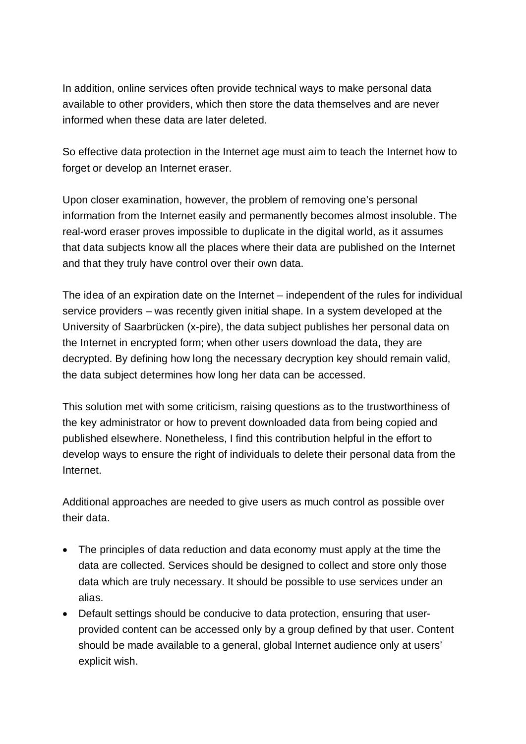In addition, online services often provide technical ways to make personal data available to other providers, which then store the data themselves and are never informed when these data are later deleted.

So effective data protection in the Internet age must aim to teach the Internet how to forget or develop an Internet eraser.

Upon closer examination, however, the problem of removing one's personal information from the Internet easily and permanently becomes almost insoluble. The real-word eraser proves impossible to duplicate in the digital world, as it assumes that data subjects know all the places where their data are published on the Internet and that they truly have control over their own data.

The idea of an expiration date on the Internet – independent of the rules for individual service providers – was recently given initial shape. In a system developed at the University of Saarbrücken (x-pire), the data subject publishes her personal data on the Internet in encrypted form; when other users download the data, they are decrypted. By defining how long the necessary decryption key should remain valid, the data subject determines how long her data can be accessed.

This solution met with some criticism, raising questions as to the trustworthiness of the key administrator or how to prevent downloaded data from being copied and published elsewhere. Nonetheless, I find this contribution helpful in the effort to develop ways to ensure the right of individuals to delete their personal data from the Internet.

Additional approaches are needed to give users as much control as possible over their data.

- The principles of data reduction and data economy must apply at the time the data are collected. Services should be designed to collect and store only those data which are truly necessary. It should be possible to use services under an alias.
- Default settings should be conducive to data protection, ensuring that user-provided content can be accessed only by a group defined by that user. Content should be made available to a general, global Internet audience only at users' explicit wish.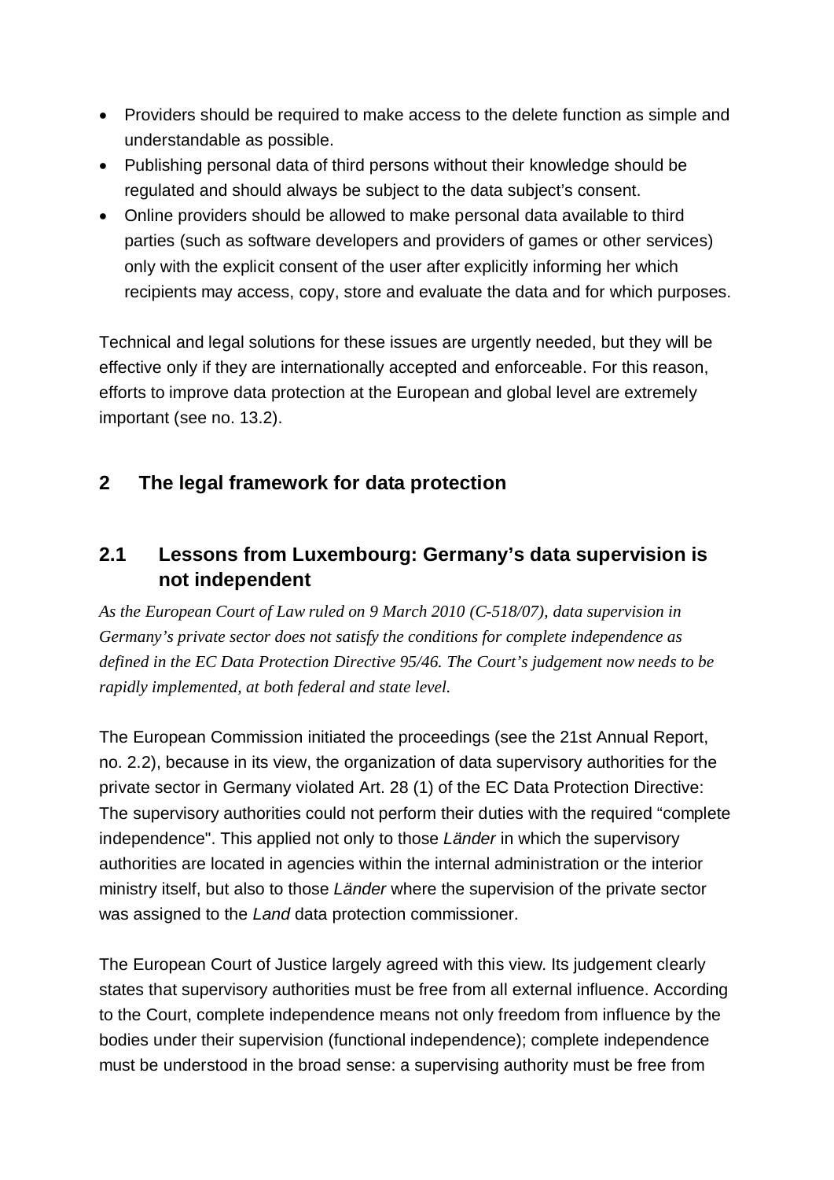- Providers should be required to make access to the delete function as simple and understandable as possible.
- Publishing personal data of third persons without their knowledge should be regulated and should always be subject to the data subject's consent.
- Online providers should be allowed to make personal data available to third parties (such as software developers and providers of games or other services) only with the explicit consent of the user after explicitly informing her which recipients may access, copy, store and evaluate the data and for which purposes.

Technical and legal solutions for these issues are urgently needed, but they will be effective only if they are internationally accepted and enforceable. For this reason, efforts to improve data protection at the European and global level are extremely important (see no. 13.2).

## 2 The legal framework for data protection

### 2.1 Lessons from Luxembourg: Germany's data supervision is not independent

*As the European Court of Law ruled on 9 March 2010 (C-518/07), data supervision in Germany's private sector does not satisfy the conditions for complete independence as defined in the EC Data Protection Directive 95/46. The Court's judgement now needs to be rapidly implemented, at both federal and state level.*

The European Commission initiated the proceedings (see the 21st Annual Report, no. 2.2), because in its view, the organization of data supervisory authorities for the private sector in Germany violated Art. 28 (1) of the EC Data Protection Directive: The supervisory authorities could not perform their duties with the required "complete independence". This applied not only to those *Länder* in which the supervisory authorities are located in agencies within the internal administration or the interior ministry itself, but also to those *Länder* where the supervision of the private sector was assigned to the *Land* data protection commissioner.

The European Court of Justice largely agreed with this view. Its judgement clearly states that supervisory authorities must be free from all external influence. According to the Court, complete independence means not only freedom from influence by the bodies under their supervision (functional independence); complete independence must be understood in the broad sense: a supervising authority must be free from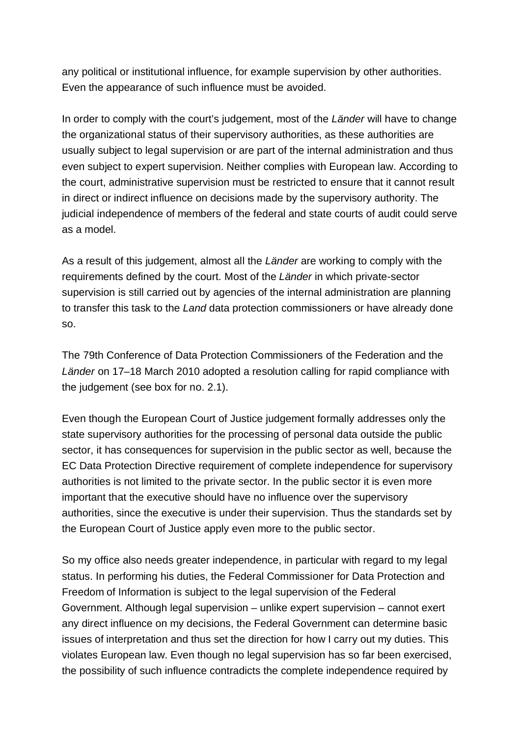any political or institutional influence, for example supervision by other authorities. Even the appearance of such influence must be avoided.

In order to comply with the court's judgement, most of the *Länder* will have to change the organizational status of their supervisory authorities, as these authorities are usually subject to legal supervision or are part of the internal administration and thus even subject to expert supervision. Neither complies with European law. According to the court, administrative supervision must be restricted to ensure that it cannot result in direct or indirect influence on decisions made by the supervisory authority. The judicial independence of members of the federal and state courts of audit could serve as a model.

As a result of this judgement, almost all the *Länder* are working to comply with the requirements defined by the court. Most of the *Länder* in which private-sector supervision is still carried out by agencies of the internal administration are planning to transfer this task to the *Land* data protection commissioners or have already done so.

The 79th Conference of Data Protection Commissioners of the Federation and the *Länder* on 17–18 March 2010 adopted a resolution calling for rapid compliance with the judgement (see box for no. 2.1).

Even though the European Court of Justice judgement formally addresses only the state supervisory authorities for the processing of personal data outside the public sector, it has consequences for supervision in the public sector as well, because the EC Data Protection Directive requirement of complete independence for supervisory authorities is not limited to the private sector. In the public sector it is even more important that the executive should have no influence over the supervisory authorities, since the executive is under their supervision. Thus the standards set by the European Court of Justice apply even more to the public sector.

So my office also needs greater independence, in particular with regard to my legal status. In performing his duties, the Federal Commissioner for Data Protection and Freedom of Information is subject to the legal supervision of the Federal Government. Although legal supervision – unlike expert supervision – cannot exert any direct influence on my decisions, the Federal Government can determine basic issues of interpretation and thus set the direction for how I carry out my duties. This violates European law. Even though no legal supervision has so far been exercised, the possibility of such influence contradicts the complete independence required by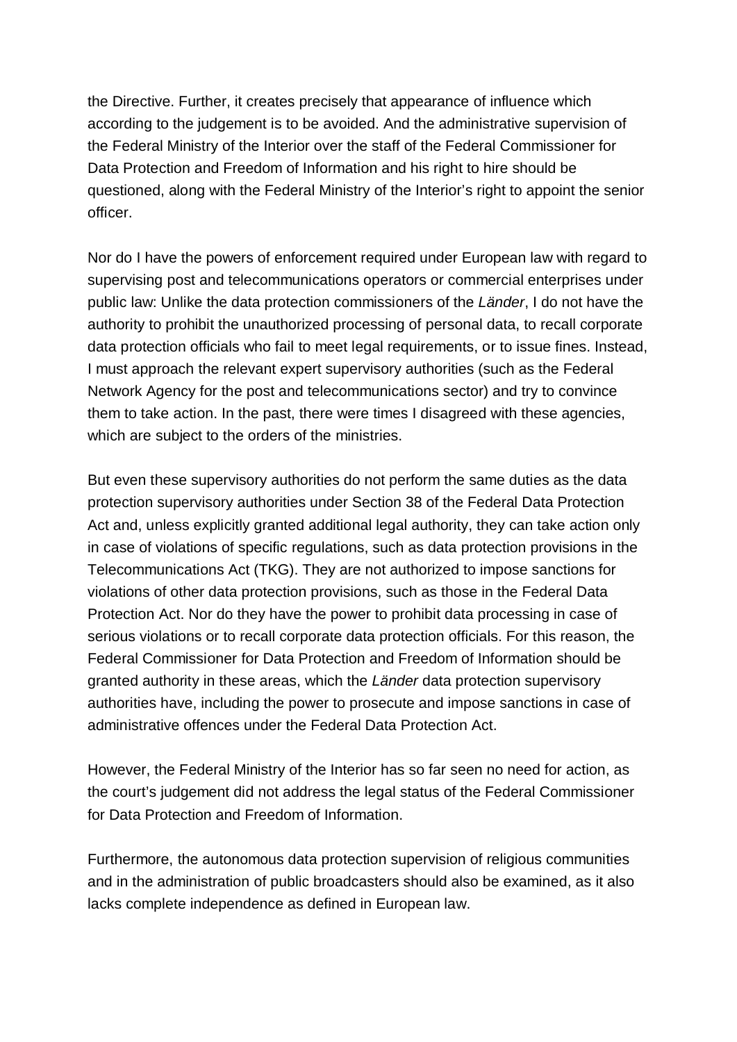the Directive. Further, it creates precisely that appearance of influence which according to the judgement is to be avoided. And the administrative supervision of the Federal Ministry of the Interior over the staff of the Federal Commissioner for Data Protection and Freedom of Information and his right to hire should be questioned, along with the Federal Ministry of the Interior's right to appoint the senior officer.

Nor do I have the powers of enforcement required under European law with regard to supervising post and telecommunications operators or commercial enterprises under public law: Unlike the data protection commissioners of the *Länder*, I do not have the authority to prohibit the unauthorized processing of personal data, to recall corporate data protection officials who fail to meet legal requirements, or to issue fines. Instead, I must approach the relevant expert supervisory authorities (such as the Federal Network Agency for the post and telecommunications sector) and try to convince them to take action. In the past, there were times I disagreed with these agencies, which are subject to the orders of the ministries.

But even these supervisory authorities do not perform the same duties as the data protection supervisory authorities under Section 38 of the Federal Data Protection Act and, unless explicitly granted additional legal authority, they can take action only in case of violations of specific regulations, such as data protection provisions in the Telecommunications Act (TKG). They are not authorized to impose sanctions for violations of other data protection provisions, such as those in the Federal Data Protection Act. Nor do they have the power to prohibit data processing in case of serious violations or to recall corporate data protection officials. For this reason, the Federal Commissioner for Data Protection and Freedom of Information should be granted authority in these areas, which the *Länder* data protection supervisory authorities have, including the power to prosecute and impose sanctions in case of administrative offences under the Federal Data Protection Act.

However, the Federal Ministry of the Interior has so far seen no need for action, as the court's judgement did not address the legal status of the Federal Commissioner for Data Protection and Freedom of Information.

Furthermore, the autonomous data protection supervision of religious communities and in the administration of public broadcasters should also be examined, as it also lacks complete independence as defined in European law.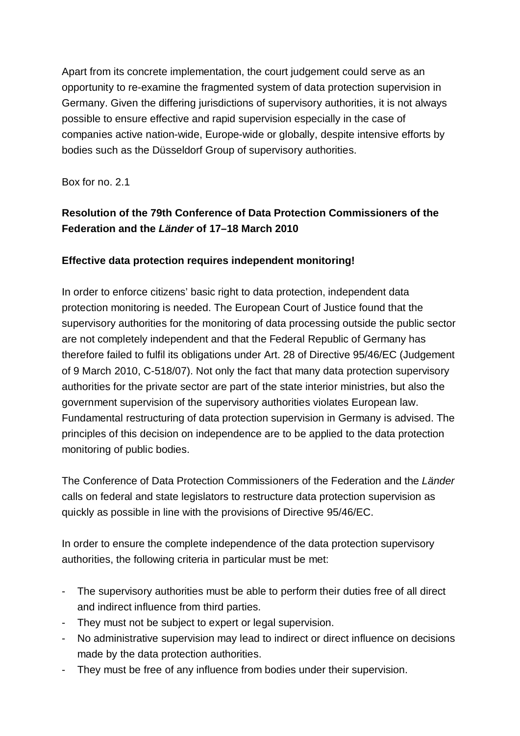Apart from its concrete implementation, the court judgement could serve as an opportunity to re-examine the fragmented system of data protection supervision in Germany. Given the differing jurisdictions of supervisory authorities, it is not always possible to ensure effective and rapid supervision especially in the case of companies active nation-wide, Europe-wide or globally, despite intensive efforts by bodies such as the Düsseldorf Group of supervisory authorities.

Box for no. 2.1

**Resolution of the 79th Conference of Data Protection Commissioners of the Federation and the *Länder* of 17–18 March 2010**

**Effective data protection requires independent monitoring!**

In order to enforce citizens' basic right to data protection, independent data protection monitoring is needed. The European Court of Justice found that the supervisory authorities for the monitoring of data processing outside the public sector are not completely independent and that the Federal Republic of Germany has therefore failed to fulfil its obligations under Art. 28 of Directive 95/46/EC (Judgement of 9 March 2010, C-518/07). Not only the fact that many data protection supervisory authorities for the private sector are part of the state interior ministries, but also the government supervision of the supervisory authorities violates European law. Fundamental restructuring of data protection supervision in Germany is advised. The principles of this decision on independence are to be applied to the data protection monitoring of public bodies.

The Conference of Data Protection Commissioners of the Federation and the *Länder* calls on federal and state legislators to restructure data protection supervision as quickly as possible in line with the provisions of Directive 95/46/EC.

In order to ensure the complete independence of the data protection supervisory authorities, the following criteria in particular must be met:

- The supervisory authorities must be able to perform their duties free of all direct and indirect influence from third parties.
- They must not be subject to expert or legal supervision.
- No administrative supervision may lead to indirect or direct influence on decisions made by the data protection authorities.
- They must be free of any influence from bodies under their supervision.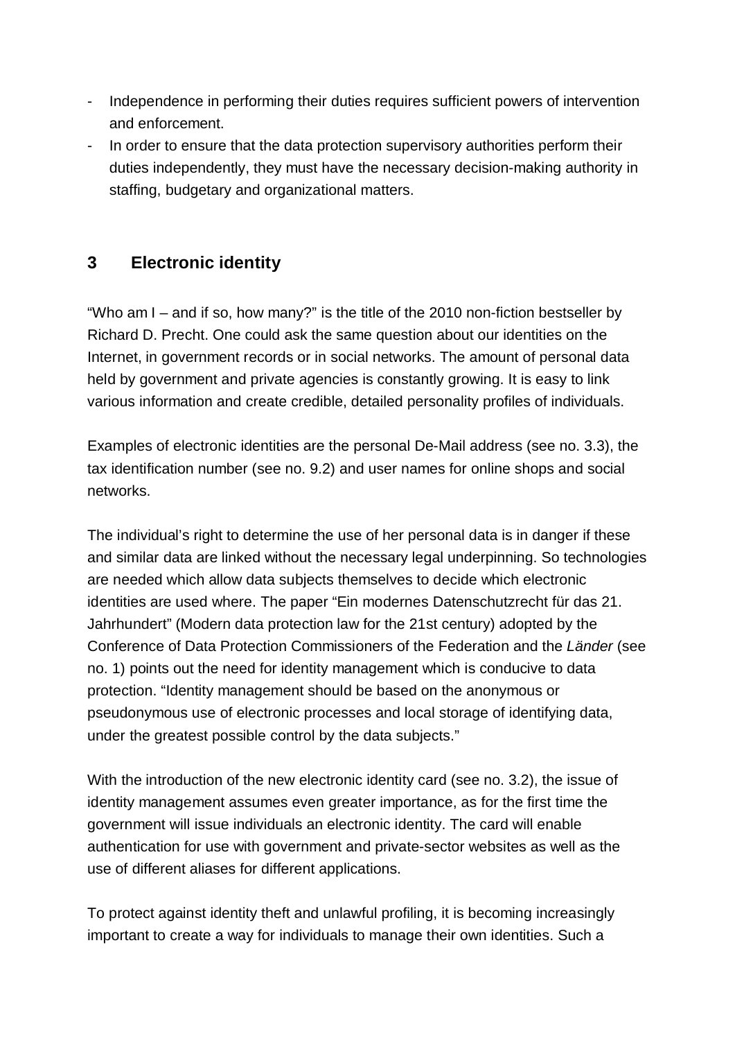- Independence in performing their duties requires sufficient powers of intervention and enforcement.
- In order to ensure that the data protection supervisory authorities perform their duties independently, they must have the necessary decision-making authority in staffing, budgetary and organizational matters.

## 3 Electronic identity

"Who am I – and if so, how many?" is the title of the 2010 non-fiction bestseller by Richard D. Precht. One could ask the same question about our identities on the Internet, in government records or in social networks. The amount of personal data held by government and private agencies is constantly growing. It is easy to link various information and create credible, detailed personality profiles of individuals.

Examples of electronic identities are the personal De-Mail address (see no. 3.3), the tax identification number (see no. 9.2) and user names for online shops and social networks.

The individual's right to determine the use of her personal data is in danger if these and similar data are linked without the necessary legal underpinning. So technologies are needed which allow data subjects themselves to decide which electronic identities are used where. The paper "Ein modernes Datenschutzrecht für das 21. Jahrhundert" (Modern data protection law for the 21st century) adopted by the Conference of Data Protection Commissioners of the Federation and the *Länder* (see no. 1) points out the need for identity management which is conducive to data protection. "Identity management should be based on the anonymous or pseudonymous use of electronic processes and local storage of identifying data, under the greatest possible control by the data subjects."

With the introduction of the new electronic identity card (see no. 3.2), the issue of identity management assumes even greater importance, as for the first time the government will issue individuals an electronic identity. The card will enable authentication for use with government and private-sector websites as well as the use of different aliases for different applications.

To protect against identity theft and unlawful profiling, it is becoming increasingly important to create a way for individuals to manage their own identities. Such a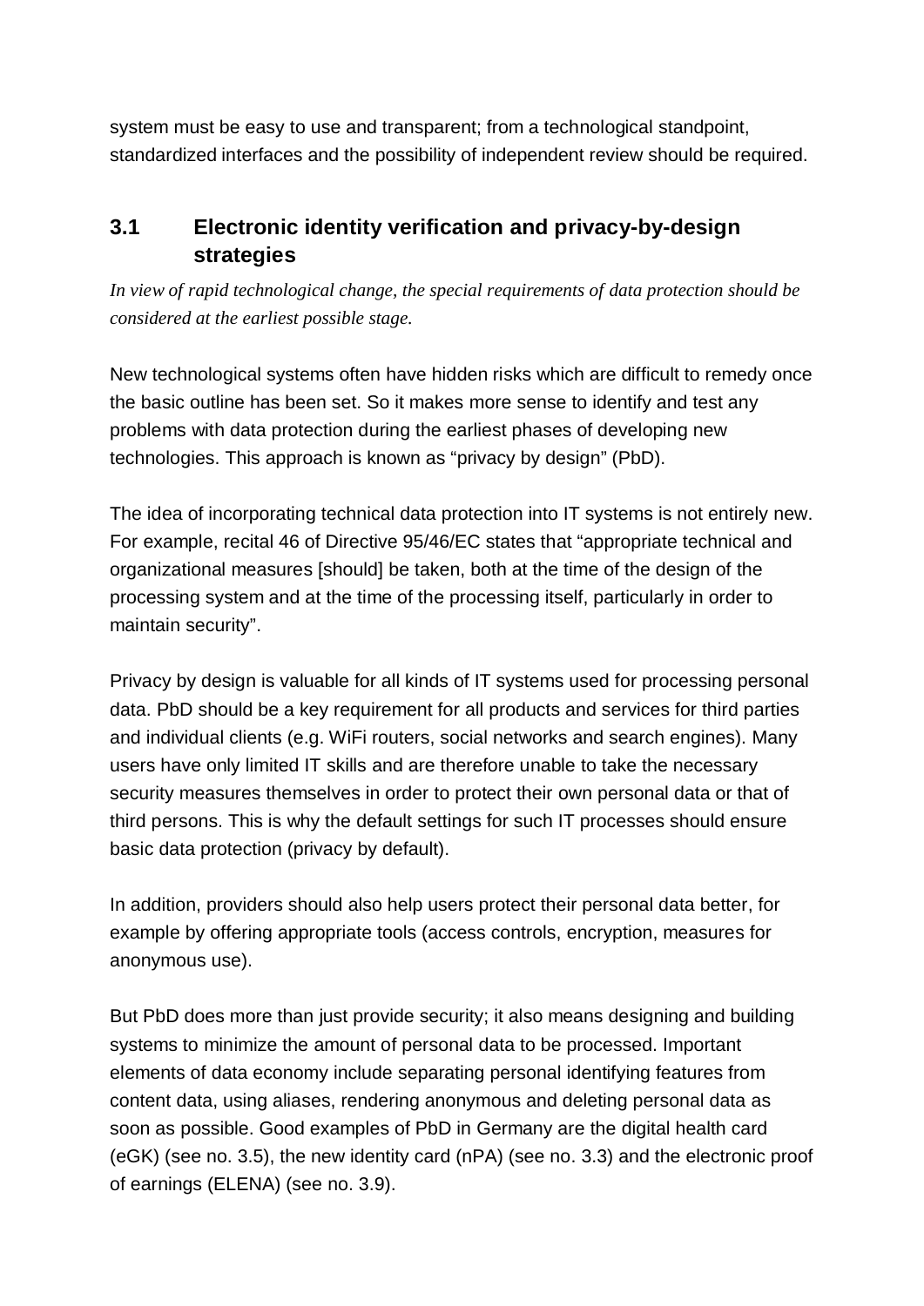system must be easy to use and transparent; from a technological standpoint, standardized interfaces and the possibility of independent review should be required.

## 3.1 Electronic identity verification and privacy-by-design strategies

*In view of rapid technological change, the special requirements of data protection should be considered at the earliest possible stage.*

New technological systems often have hidden risks which are difficult to remedy once the basic outline has been set. So it makes more sense to identify and test any problems with data protection during the earliest phases of developing new technologies. This approach is known as “privacy by design” (PbD).

The idea of incorporating technical data protection into IT systems is not entirely new. For example, recital 46 of Directive 95/46/EC states that “appropriate technical and organizational measures [should] be taken, both at the time of the design of the processing system and at the time of the processing itself, particularly in order to maintain security”.

Privacy by design is valuable for all kinds of IT systems used for processing personal data. PbD should be a key requirement for all products and services for third parties and individual clients (e.g. WiFi routers, social networks and search engines). Many users have only limited IT skills and are therefore unable to take the necessary security measures themselves in order to protect their own personal data or that of third persons. This is why the default settings for such IT processes should ensure basic data protection (privacy by default).

In addition, providers should also help users protect their personal data better, for example by offering appropriate tools (access controls, encryption, measures for anonymous use).

But PbD does more than just provide security; it also means designing and building systems to minimize the amount of personal data to be processed. Important elements of data economy include separating personal identifying features from content data, using aliases, rendering anonymous and deleting personal data as soon as possible. Good examples of PbD in Germany are the digital health card (eGK) (see no. 3.5), the new identity card (nPA) (see no. 3.3) and the electronic proof of earnings (ELENA) (see no. 3.9).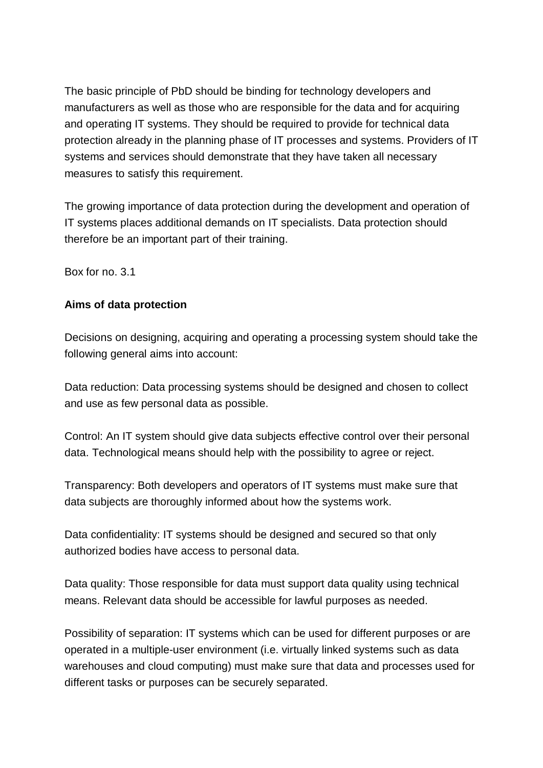The basic principle of PbD should be binding for technology developers and manufacturers as well as those who are responsible for the data and for acquiring and operating IT systems. They should be required to provide for technical data protection already in the planning phase of IT processes and systems. Providers of IT systems and services should demonstrate that they have taken all necessary measures to satisfy this requirement.

The growing importance of data protection during the development and operation of IT systems places additional demands on IT specialists. Data protection should therefore be an important part of their training.

Box for no. 3.1

**Aims of data protection**

Decisions on designing, acquiring and operating a processing system should take the following general aims into account:

Data reduction: Data processing systems should be designed and chosen to collect and use as few personal data as possible.

Control: An IT system should give data subjects effective control over their personal data. Technological means should help with the possibility to agree or reject.

Transparency: Both developers and operators of IT systems must make sure that data subjects are thoroughly informed about how the systems work.

Data confidentiality: IT systems should be designed and secured so that only authorized bodies have access to personal data.

Data quality: Those responsible for data must support data quality using technical means. Relevant data should be accessible for lawful purposes as needed.

Possibility of separation: IT systems which can be used for different purposes or are operated in a multiple-user environment (i.e. virtually linked systems such as data warehouses and cloud computing) must make sure that data and processes used for different tasks or purposes can be securely separated.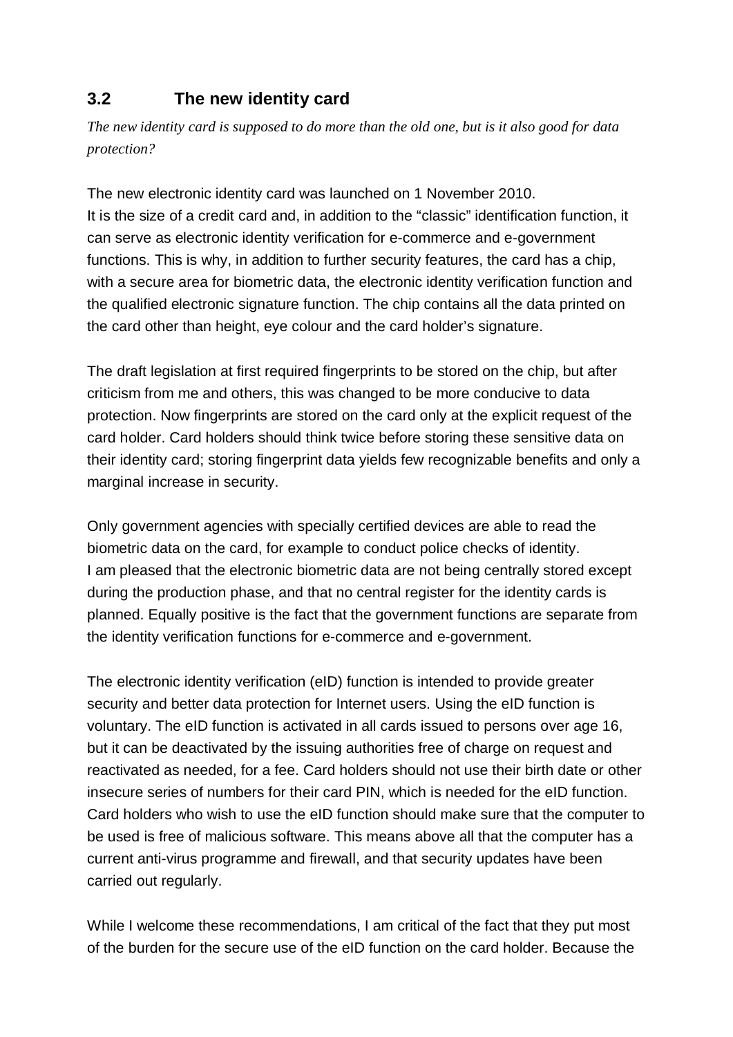## 3.2 The new identity card

*The new identity card is supposed to do more than the old one, but is it also good for data protection?*

The new electronic identity card was launched on 1 November 2010.
It is the size of a credit card and, in addition to the "classic" identification function, it can serve as electronic identity verification for e-commerce and e-government functions. This is why, in addition to further security features, the card has a chip, with a secure area for biometric data, the electronic identity verification function and the qualified electronic signature function. The chip contains all the data printed on the card other than height, eye colour and the card holder's signature.

The draft legislation at first required fingerprints to be stored on the chip, but after criticism from me and others, this was changed to be more conducive to data protection. Now fingerprints are stored on the card only at the explicit request of the card holder. Card holders should think twice before storing these sensitive data on their identity card; storing fingerprint data yields few recognizable benefits and only a marginal increase in security.

Only government agencies with specially certified devices are able to read the biometric data on the card, for example to conduct police checks of identity.
I am pleased that the electronic biometric data are not being centrally stored except during the production phase, and that no central register for the identity cards is planned. Equally positive is the fact that the government functions are separate from the identity verification functions for e-commerce and e-government.

The electronic identity verification (eID) function is intended to provide greater security and better data protection for Internet users. Using the eID function is voluntary. The eID function is activated in all cards issued to persons over age 16, but it can be deactivated by the issuing authorities free of charge on request and reactivated as needed, for a fee. Card holders should not use their birth date or other insecure series of numbers for their card PIN, which is needed for the eID function. Card holders who wish to use the eID function should make sure that the computer to be used is free of malicious software. This means above all that the computer has a current anti-virus programme and firewall, and that security updates have been carried out regularly.

While I welcome these recommendations, I am critical of the fact that they put most of the burden for the secure use of the eID function on the card holder. Because the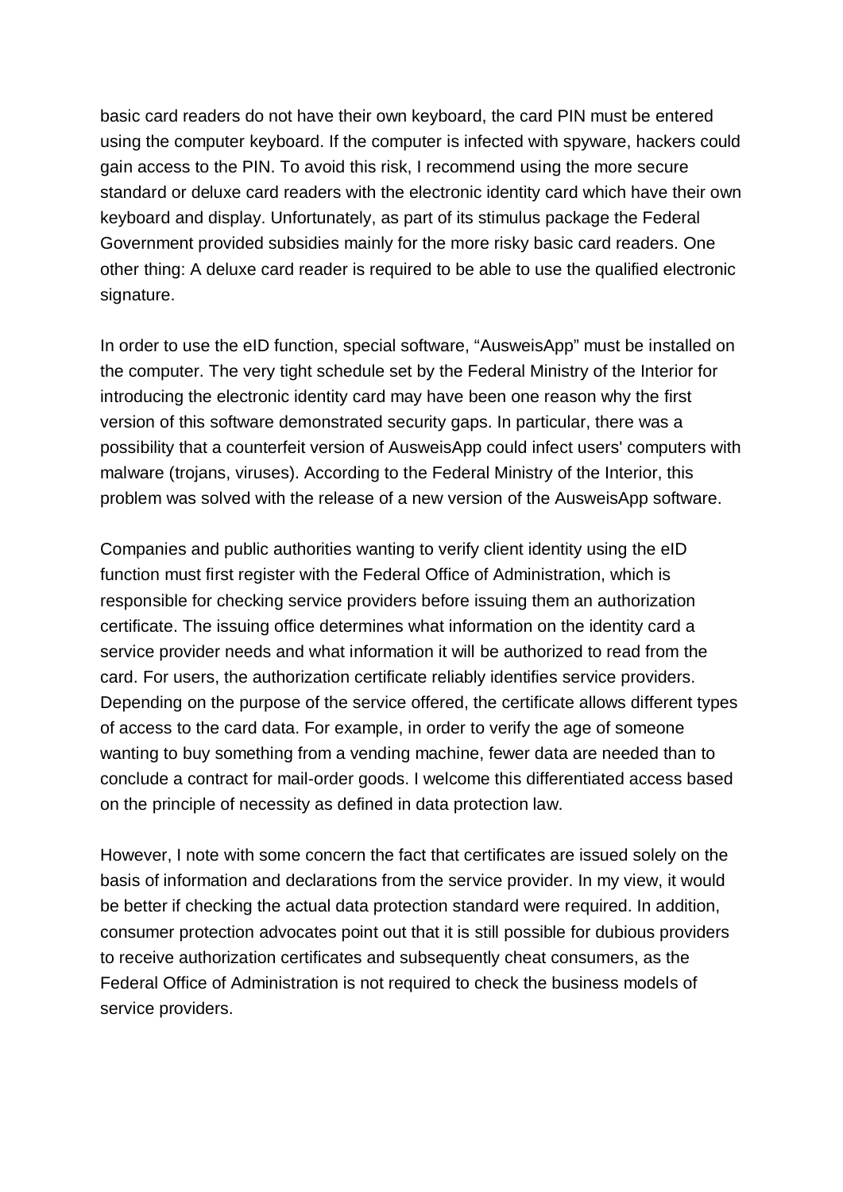basic card readers do not have their own keyboard, the card PIN must be entered using the computer keyboard. If the computer is infected with spyware, hackers could gain access to the PIN. To avoid this risk, I recommend using the more secure standard or deluxe card readers with the electronic identity card which have their own keyboard and display. Unfortunately, as part of its stimulus package the Federal Government provided subsidies mainly for the more risky basic card readers. One other thing: A deluxe card reader is required to be able to use the qualified electronic signature.

In order to use the eID function, special software, "AusweisApp" must be installed on the computer. The very tight schedule set by the Federal Ministry of the Interior for introducing the electronic identity card may have been one reason why the first version of this software demonstrated security gaps. In particular, there was a possibility that a counterfeit version of AusweisApp could infect users' computers with malware (trojans, viruses). According to the Federal Ministry of the Interior, this problem was solved with the release of a new version of the AusweisApp software.

Companies and public authorities wanting to verify client identity using the eID function must first register with the Federal Office of Administration, which is responsible for checking service providers before issuing them an authorization certificate. The issuing office determines what information on the identity card a service provider needs and what information it will be authorized to read from the card. For users, the authorization certificate reliably identifies service providers. Depending on the purpose of the service offered, the certificate allows different types of access to the card data. For example, in order to verify the age of someone wanting to buy something from a vending machine, fewer data are needed than to conclude a contract for mail-order goods. I welcome this differentiated access based on the principle of necessity as defined in data protection law.

However, I note with some concern the fact that certificates are issued solely on the basis of information and declarations from the service provider. In my view, it would be better if checking the actual data protection standard were required. In addition, consumer protection advocates point out that it is still possible for dubious providers to receive authorization certificates and subsequently cheat consumers, as the Federal Office of Administration is not required to check the business models of service providers.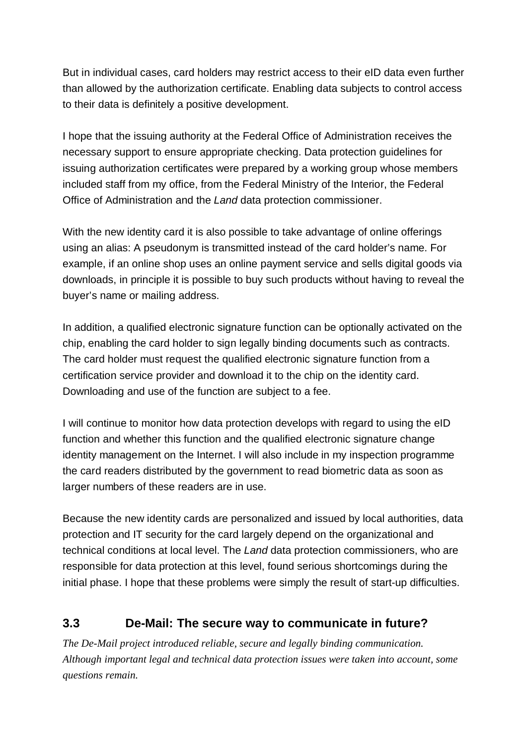But in individual cases, card holders may restrict access to their eID data even further than allowed by the authorization certificate. Enabling data subjects to control access to their data is definitely a positive development.

I hope that the issuing authority at the Federal Office of Administration receives the necessary support to ensure appropriate checking. Data protection guidelines for issuing authorization certificates were prepared by a working group whose members included staff from my office, from the Federal Ministry of the Interior, the Federal Office of Administration and the *Land* data protection commissioner.

With the new identity card it is also possible to take advantage of online offerings using an alias: A pseudonym is transmitted instead of the card holder's name. For example, if an online shop uses an online payment service and sells digital goods via downloads, in principle it is possible to buy such products without having to reveal the buyer's name or mailing address.

In addition, a qualified electronic signature function can be optionally activated on the chip, enabling the card holder to sign legally binding documents such as contracts. The card holder must request the qualified electronic signature function from a certification service provider and download it to the chip on the identity card. Downloading and use of the function are subject to a fee.

I will continue to monitor how data protection develops with regard to using the eID function and whether this function and the qualified electronic signature change identity management on the Internet. I will also include in my inspection programme the card readers distributed by the government to read biometric data as soon as larger numbers of these readers are in use.

Because the new identity cards are personalized and issued by local authorities, data protection and IT security for the card largely depend on the organizational and technical conditions at local level. The *Land* data protection commissioners, who are responsible for data protection at this level, found serious shortcomings during the initial phase. I hope that these problems were simply the result of start-up difficulties.

## 3.3 De-Mail: The secure way to communicate in future?

*The De-Mail project introduced reliable, secure and legally binding communication. Although important legal and technical data protection issues were taken into account, some questions remain.*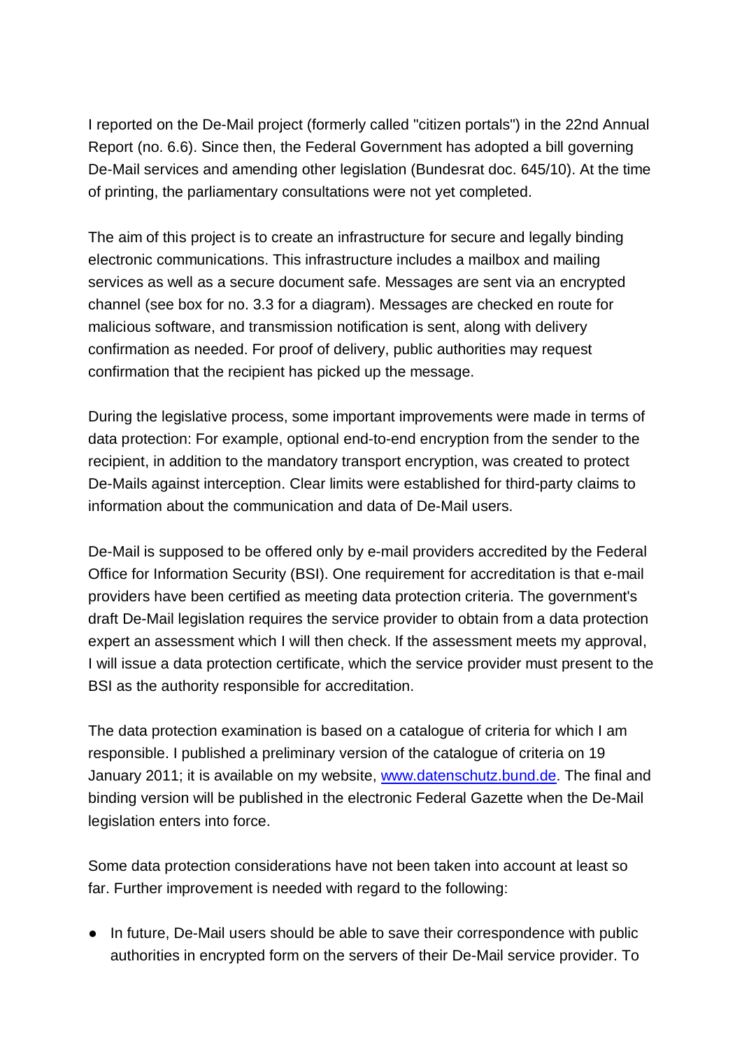I reported on the De-Mail project (formerly called "citizen portals") in the 22nd Annual Report (no. 6.6). Since then, the Federal Government has adopted a bill governing De-Mail services and amending other legislation (Bundesrat doc. 645/10). At the time of printing, the parliamentary consultations were not yet completed.

The aim of this project is to create an infrastructure for secure and legally binding electronic communications. This infrastructure includes a mailbox and mailing services as well as a secure document safe. Messages are sent via an encrypted channel (see box for no. 3.3 for a diagram). Messages are checked en route for malicious software, and transmission notification is sent, along with delivery confirmation as needed. For proof of delivery, public authorities may request confirmation that the recipient has picked up the message.

During the legislative process, some important improvements were made in terms of data protection: For example, optional end-to-end encryption from the sender to the recipient, in addition to the mandatory transport encryption, was created to protect De-Mails against interception. Clear limits were established for third-party claims to information about the communication and data of De-Mail users.

De-Mail is supposed to be offered only by e-mail providers accredited by the Federal Office for Information Security (BSI). One requirement for accreditation is that e-mail providers have been certified as meeting data protection criteria. The government's draft De-Mail legislation requires the service provider to obtain from a data protection expert an assessment which I will then check. If the assessment meets my approval, I will issue a data protection certificate, which the service provider must present to the BSI as the authority responsible for accreditation.

The data protection examination is based on a catalogue of criteria for which I am responsible. I published a preliminary version of the catalogue of criteria on 19 January 2011; it is available on my website, www.datenschutz.bund.de. The final and binding version will be published in the electronic Federal Gazette when the De-Mail legislation enters into force.

Some data protection considerations have not been taken into account at least so far. Further improvement is needed with regard to the following:

- In future, De-Mail users should be able to save their correspondence with public authorities in encrypted form on the servers of their De-Mail service provider. To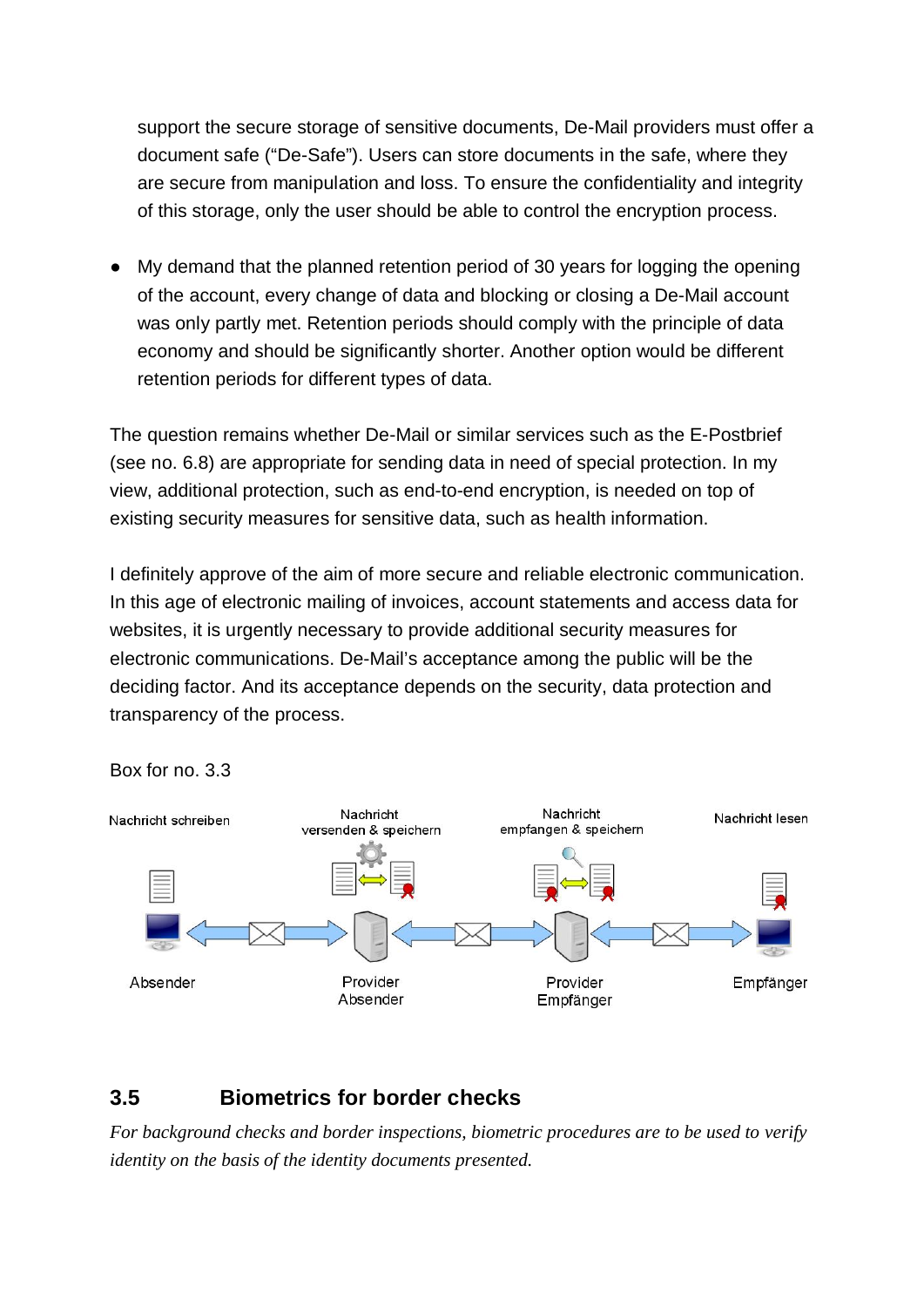support the secure storage of sensitive documents, De-Mail providers must offer a document safe ("De-Safe"). Users can store documents in the safe, where they are secure from manipulation and loss. To ensure the confidentiality and integrity of this storage, only the user should be able to control the encryption process.

- My demand that the planned retention period of 30 years for logging the opening of the account, every change of data and blocking or closing a De-Mail account was only partly met. Retention periods should comply with the principle of data economy and should be significantly shorter. Another option would be different retention periods for different types of data.

The question remains whether De-Mail or similar services such as the E-Postbrief (see no. 6.8) are appropriate for sending data in need of special protection. In my view, additional protection, such as end-to-end encryption, is needed on top of existing security measures for sensitive data, such as health information.

I definitely approve of the aim of more secure and reliable electronic communication. In this age of electronic mailing of invoices, account statements and access data for websites, it is urgently necessary to provide additional security measures for electronic communications. De-Mail's acceptance among the public will be the deciding factor. And its acceptance depends on the security, data protection and transparency of the process.

Box for no. 3.3

Nachricht schreiben — Nachricht versenden & speichern — Nachricht empfangen & speichern — Nachricht lesen

Absender — Provider Absender — Provider Empfänger — Empfänger

## 3.5 Biometrics for border checks

*For background checks and border inspections, biometric procedures are to be used to verify identity on the basis of the identity documents presented.*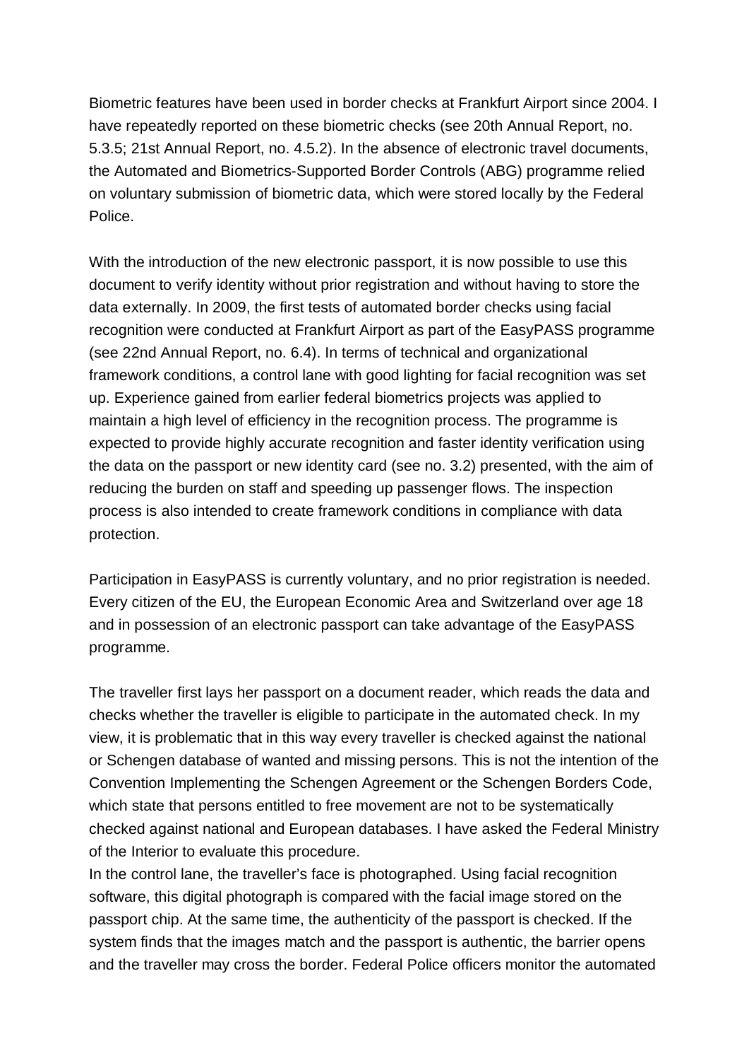Biometric features have been used in border checks at Frankfurt Airport since 2004. I have repeatedly reported on these biometric checks (see 20th Annual Report, no. 5.3.5; 21st Annual Report, no. 4.5.2). In the absence of electronic travel documents, the Automated and Biometrics-Supported Border Controls (ABG) programme relied on voluntary submission of biometric data, which were stored locally by the Federal Police.

With the introduction of the new electronic passport, it is now possible to use this document to verify identity without prior registration and without having to store the data externally. In 2009, the first tests of automated border checks using facial recognition were conducted at Frankfurt Airport as part of the EasyPASS programme (see 22nd Annual Report, no. 6.4). In terms of technical and organizational framework conditions, a control lane with good lighting for facial recognition was set up. Experience gained from earlier federal biometrics projects was applied to maintain a high level of efficiency in the recognition process. The programme is expected to provide highly accurate recognition and faster identity verification using the data on the passport or new identity card (see no. 3.2) presented, with the aim of reducing the burden on staff and speeding up passenger flows. The inspection process is also intended to create framework conditions in compliance with data protection.

Participation in EasyPASS is currently voluntary, and no prior registration is needed. Every citizen of the EU, the European Economic Area and Switzerland over age 18 and in possession of an electronic passport can take advantage of the EasyPASS programme.

The traveller first lays her passport on a document reader, which reads the data and checks whether the traveller is eligible to participate in the automated check. In my view, it is problematic that in this way every traveller is checked against the national or Schengen database of wanted and missing persons. This is not the intention of the Convention Implementing the Schengen Agreement or the Schengen Borders Code, which state that persons entitled to free movement are not to be systematically checked against national and European databases. I have asked the Federal Ministry of the Interior to evaluate this procedure.
In the control lane, the traveller's face is photographed. Using facial recognition software, this digital photograph is compared with the facial image stored on the passport chip. At the same time, the authenticity of the passport is checked. If the system finds that the images match and the passport is authentic, the barrier opens and the traveller may cross the border. Federal Police officers monitor the automated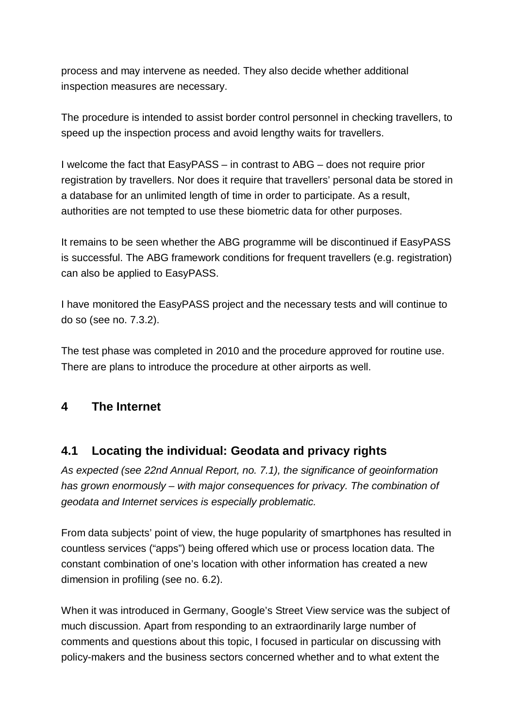process and may intervene as needed. They also decide whether additional inspection measures are necessary.

The procedure is intended to assist border control personnel in checking travellers, to speed up the inspection process and avoid lengthy waits for travellers.

I welcome the fact that EasyPASS – in contrast to ABG – does not require prior registration by travellers. Nor does it require that travellers' personal data be stored in a database for an unlimited length of time in order to participate. As a result, authorities are not tempted to use these biometric data for other purposes.

It remains to be seen whether the ABG programme will be discontinued if EasyPASS is successful. The ABG framework conditions for frequent travellers (e.g. registration) can also be applied to EasyPASS.

I have monitored the EasyPASS project and the necessary tests and will continue to do so (see no. 7.3.2).

The test phase was completed in 2010 and the procedure approved for routine use. There are plans to introduce the procedure at other airports as well.

# 4 The Internet

## 4.1 Locating the individual: Geodata and privacy rights

*As expected (see 22nd Annual Report, no. 7.1), the significance of geoinformation has grown enormously – with major consequences for privacy. The combination of geodata and Internet services is especially problematic.*

From data subjects' point of view, the huge popularity of smartphones has resulted in countless services ("apps") being offered which use or process location data. The constant combination of one's location with other information has created a new dimension in profiling (see no. 6.2).

When it was introduced in Germany, Google's Street View service was the subject of much discussion. Apart from responding to an extraordinarily large number of comments and questions about this topic, I focused in particular on discussing with policy-makers and the business sectors concerned whether and to what extent the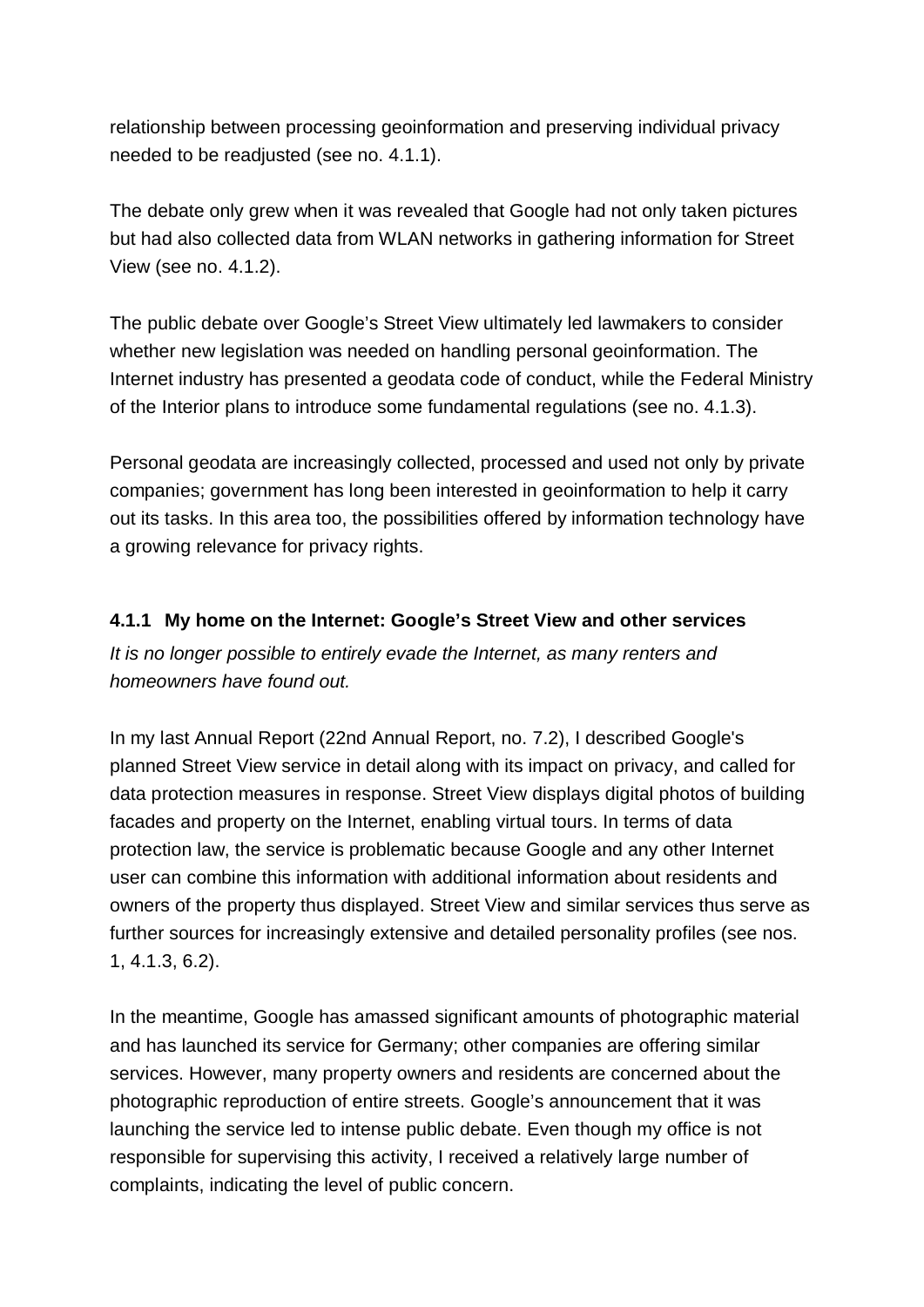relationship between processing geoinformation and preserving individual privacy needed to be readjusted (see no. 4.1.1).

The debate only grew when it was revealed that Google had not only taken pictures but had also collected data from WLAN networks in gathering information for Street View (see no. 4.1.2).

The public debate over Google's Street View ultimately led lawmakers to consider whether new legislation was needed on handling personal geoinformation. The Internet industry has presented a geodata code of conduct, while the Federal Ministry of the Interior plans to introduce some fundamental regulations (see no. 4.1.3).

Personal geodata are increasingly collected, processed and used not only by private companies; government has long been interested in geoinformation to help it carry out its tasks. In this area too, the possibilities offered by information technology have a growing relevance for privacy rights.

### 4.1.1 My home on the Internet: Google's Street View and other services

*It is no longer possible to entirely evade the Internet, as many renters and homeowners have found out.*

In my last Annual Report (22nd Annual Report, no. 7.2), I described Google's planned Street View service in detail along with its impact on privacy, and called for data protection measures in response. Street View displays digital photos of building facades and property on the Internet, enabling virtual tours. In terms of data protection law, the service is problematic because Google and any other Internet user can combine this information with additional information about residents and owners of the property thus displayed. Street View and similar services thus serve as further sources for increasingly extensive and detailed personality profiles (see nos. 1, 4.1.3, 6.2).

In the meantime, Google has amassed significant amounts of photographic material and has launched its service for Germany; other companies are offering similar services. However, many property owners and residents are concerned about the photographic reproduction of entire streets. Google's announcement that it was launching the service led to intense public debate. Even though my office is not responsible for supervising this activity, I received a relatively large number of complaints, indicating the level of public concern.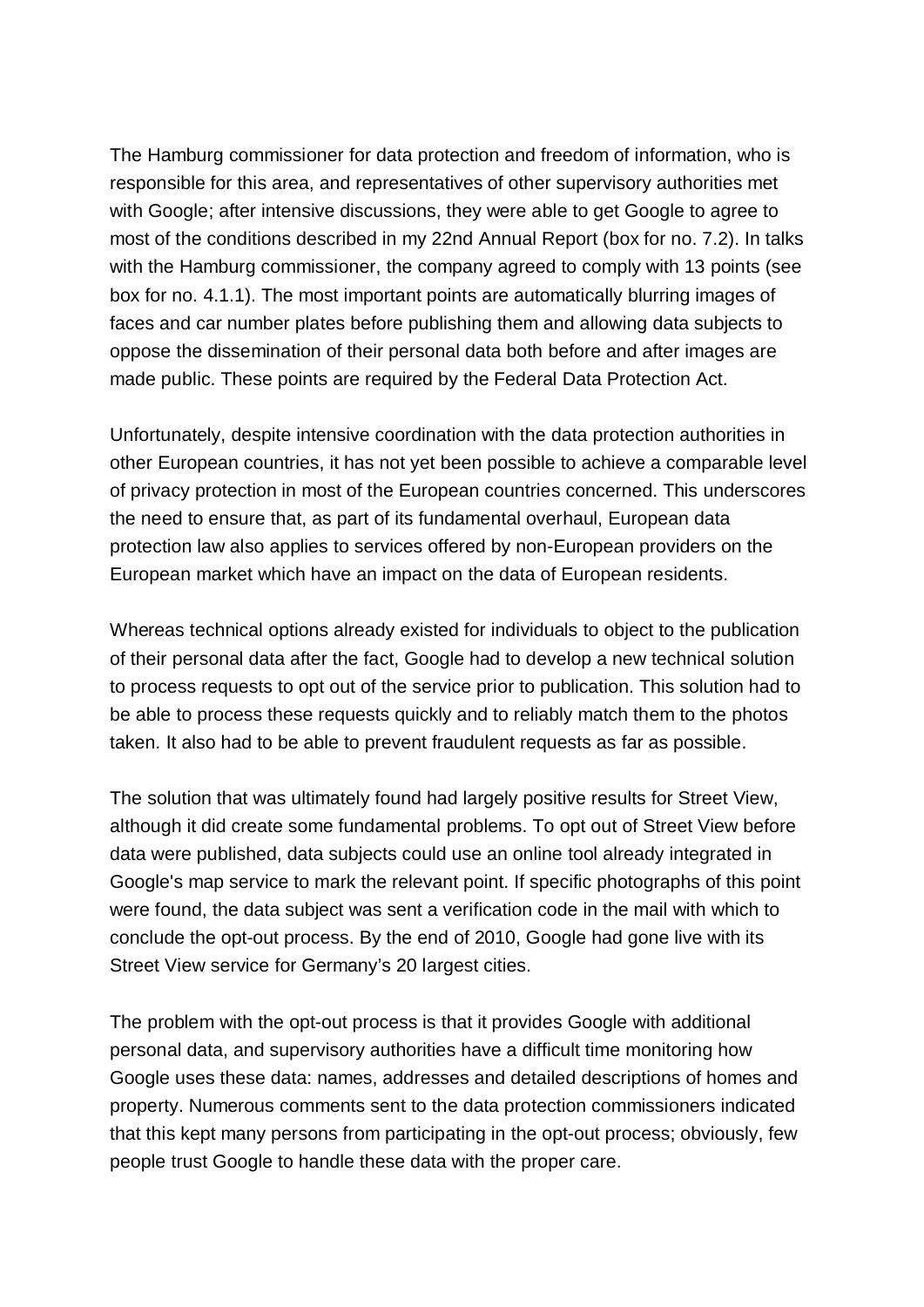The Hamburg commissioner for data protection and freedom of information, who is responsible for this area, and representatives of other supervisory authorities met with Google; after intensive discussions, they were able to get Google to agree to most of the conditions described in my 22nd Annual Report (box for no. 7.2). In talks with the Hamburg commissioner, the company agreed to comply with 13 points (see box for no. 4.1.1). The most important points are automatically blurring images of faces and car number plates before publishing them and allowing data subjects to oppose the dissemination of their personal data both before and after images are made public. These points are required by the Federal Data Protection Act.

Unfortunately, despite intensive coordination with the data protection authorities in other European countries, it has not yet been possible to achieve a comparable level of privacy protection in most of the European countries concerned. This underscores the need to ensure that, as part of its fundamental overhaul, European data protection law also applies to services offered by non-European providers on the European market which have an impact on the data of European residents.

Whereas technical options already existed for individuals to object to the publication of their personal data after the fact, Google had to develop a new technical solution to process requests to opt out of the service prior to publication. This solution had to be able to process these requests quickly and to reliably match them to the photos taken. It also had to be able to prevent fraudulent requests as far as possible.

The solution that was ultimately found had largely positive results for Street View, although it did create some fundamental problems. To opt out of Street View before data were published, data subjects could use an online tool already integrated in Google's map service to mark the relevant point. If specific photographs of this point were found, the data subject was sent a verification code in the mail with which to conclude the opt-out process. By the end of 2010, Google had gone live with its Street View service for Germany's 20 largest cities.

The problem with the opt-out process is that it provides Google with additional personal data, and supervisory authorities have a difficult time monitoring how Google uses these data: names, addresses and detailed descriptions of homes and property. Numerous comments sent to the data protection commissioners indicated that this kept many persons from participating in the opt-out process; obviously, few people trust Google to handle these data with the proper care.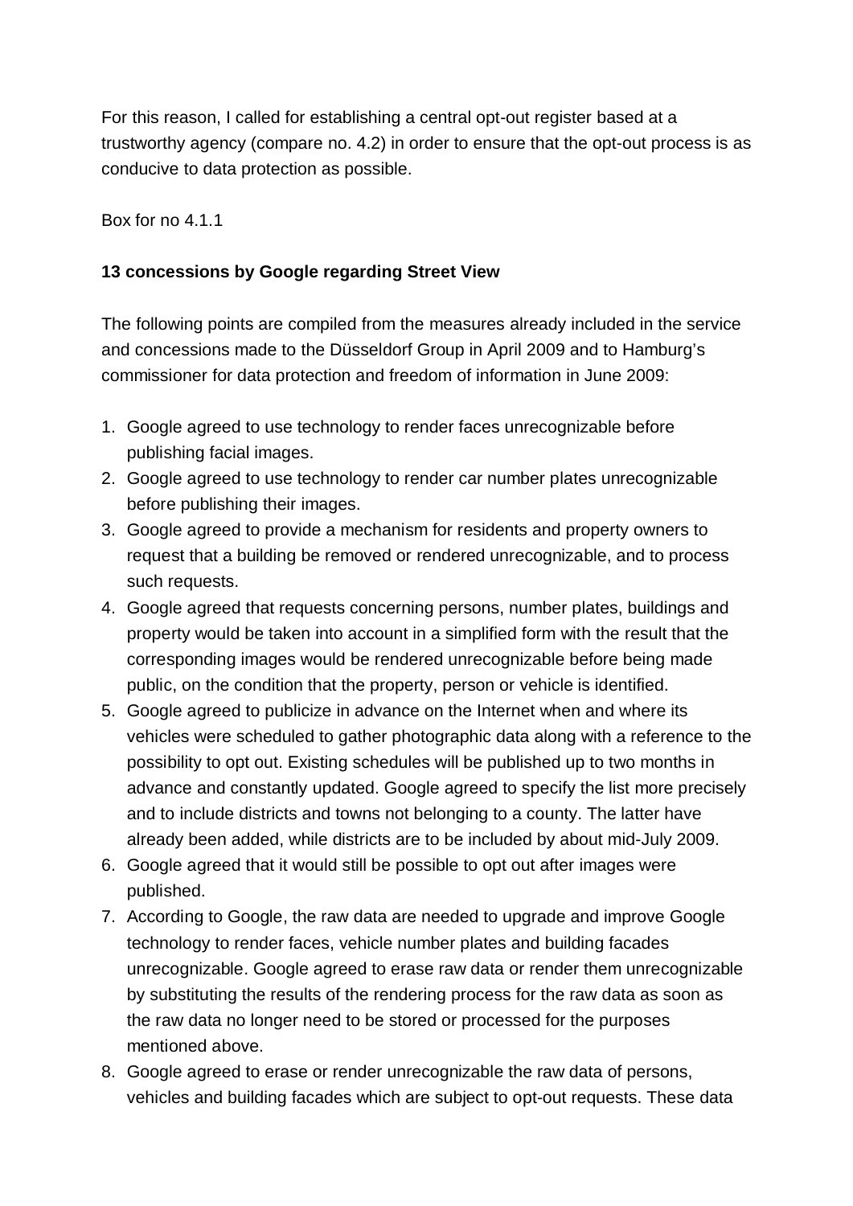For this reason, I called for establishing a central opt-out register based at a trustworthy agency (compare no. 4.2) in order to ensure that the opt-out process is as conducive to data protection as possible.

Box for no 4.1.1

**13 concessions by Google regarding Street View**

The following points are compiled from the measures already included in the service and concessions made to the Düsseldorf Group in April 2009 and to Hamburg's commissioner for data protection and freedom of information in June 2009:

1. Google agreed to use technology to render faces unrecognizable before publishing facial images.
2. Google agreed to use technology to render car number plates unrecognizable before publishing their images.
3. Google agreed to provide a mechanism for residents and property owners to request that a building be removed or rendered unrecognizable, and to process such requests.
4. Google agreed that requests concerning persons, number plates, buildings and property would be taken into account in a simplified form with the result that the corresponding images would be rendered unrecognizable before being made public, on the condition that the property, person or vehicle is identified.
5. Google agreed to publicize in advance on the Internet when and where its vehicles were scheduled to gather photographic data along with a reference to the possibility to opt out. Existing schedules will be published up to two months in advance and constantly updated. Google agreed to specify the list more precisely and to include districts and towns not belonging to a county. The latter have already been added, while districts are to be included by about mid-July 2009.
6. Google agreed that it would still be possible to opt out after images were published.
7. According to Google, the raw data are needed to upgrade and improve Google technology to render faces, vehicle number plates and building facades unrecognizable. Google agreed to erase raw data or render them unrecognizable by substituting the results of the rendering process for the raw data as soon as the raw data no longer need to be stored or processed for the purposes mentioned above.
8. Google agreed to erase or render unrecognizable the raw data of persons, vehicles and building facades which are subject to opt-out requests. These data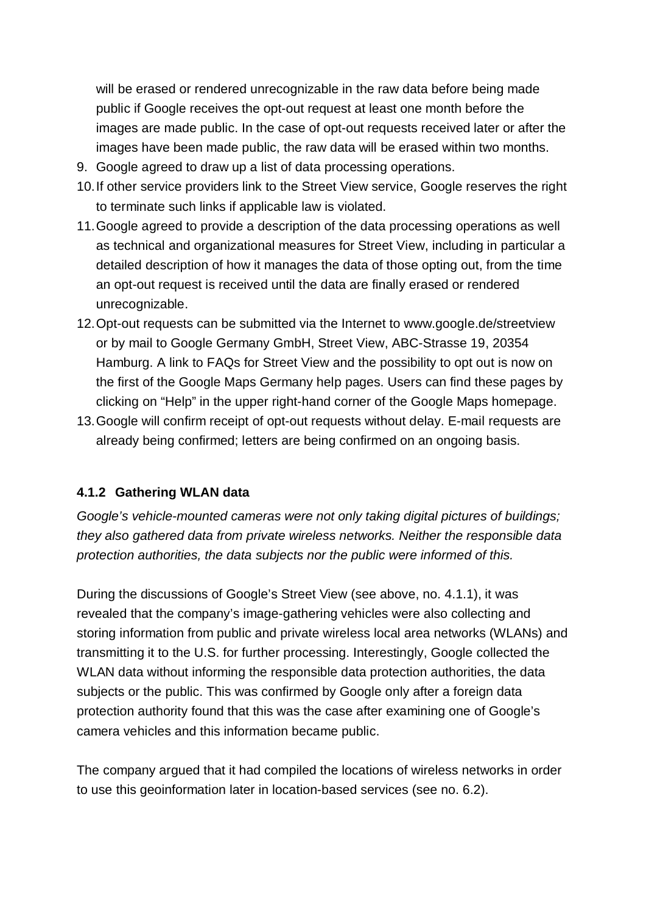will be erased or rendered unrecognizable in the raw data before being made public if Google receives the opt-out request at least one month before the images are made public. In the case of opt-out requests received later or after the images have been made public, the raw data will be erased within two months.

9. Google agreed to draw up a list of data processing operations.
10. If other service providers link to the Street View service, Google reserves the right to terminate such links if applicable law is violated.
11. Google agreed to provide a description of the data processing operations as well as technical and organizational measures for Street View, including in particular a detailed description of how it manages the data of those opting out, from the time an opt-out request is received until the data are finally erased or rendered unrecognizable.
12. Opt-out requests can be submitted via the Internet to www.google.de/streetview or by mail to Google Germany GmbH, Street View, ABC-Strasse 19, 20354 Hamburg. A link to FAQs for Street View and the possibility to opt out is now on the first of the Google Maps Germany help pages. Users can find these pages by clicking on "Help" in the upper right-hand corner of the Google Maps homepage.
13. Google will confirm receipt of opt-out requests without delay. E-mail requests are already being confirmed; letters are being confirmed on an ongoing basis.

#### 4.1.2 Gathering WLAN data

*Google's vehicle-mounted cameras were not only taking digital pictures of buildings; they also gathered data from private wireless networks. Neither the responsible data protection authorities, the data subjects nor the public were informed of this.*

During the discussions of Google's Street View (see above, no. 4.1.1), it was revealed that the company's image-gathering vehicles were also collecting and storing information from public and private wireless local area networks (WLANs) and transmitting it to the U.S. for further processing. Interestingly, Google collected the WLAN data without informing the responsible data protection authorities, the data subjects or the public. This was confirmed by Google only after a foreign data protection authority found that this was the case after examining one of Google's camera vehicles and this information became public.

The company argued that it had compiled the locations of wireless networks in order to use this geoinformation later in location-based services (see no. 6.2).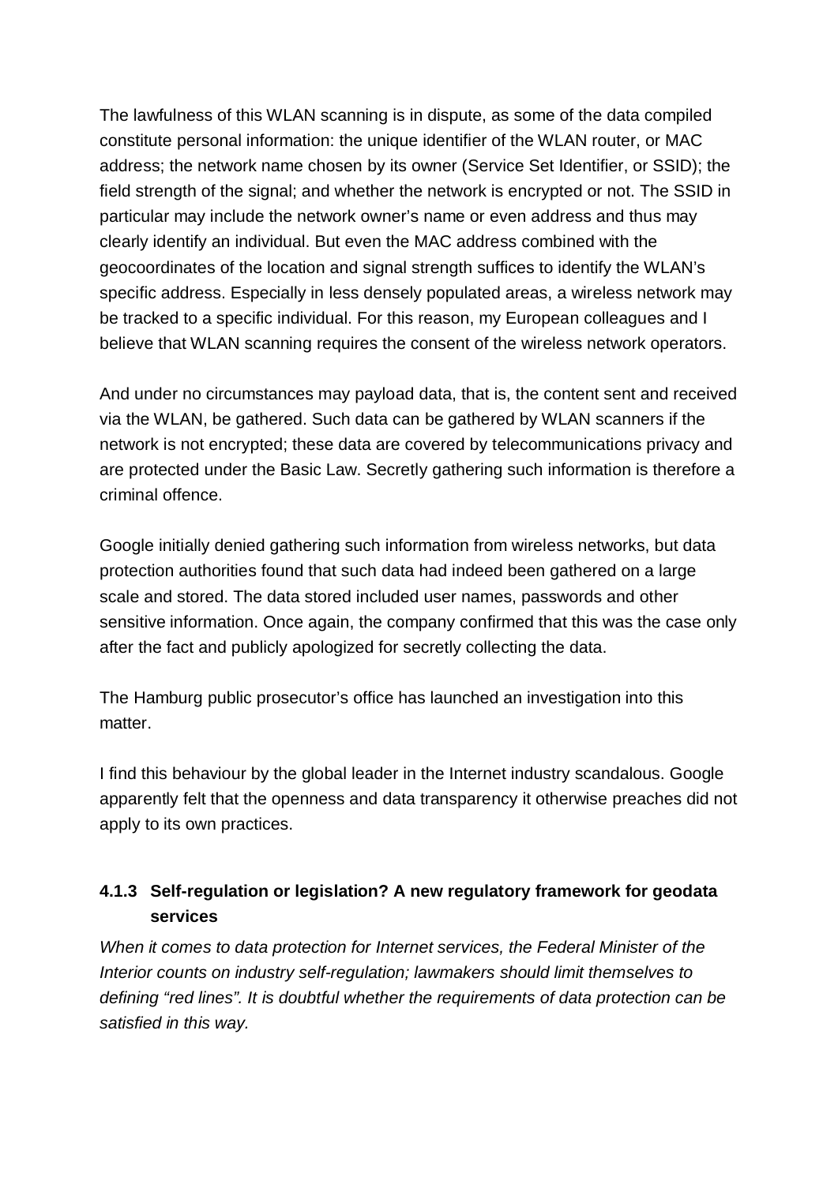The lawfulness of this WLAN scanning is in dispute, as some of the data compiled constitute personal information: the unique identifier of the WLAN router, or MAC address; the network name chosen by its owner (Service Set Identifier, or SSID); the field strength of the signal; and whether the network is encrypted or not. The SSID in particular may include the network owner's name or even address and thus may clearly identify an individual. But even the MAC address combined with the geocoordinates of the location and signal strength suffices to identify the WLAN's specific address. Especially in less densely populated areas, a wireless network may be tracked to a specific individual. For this reason, my European colleagues and I believe that WLAN scanning requires the consent of the wireless network operators.

And under no circumstances may payload data, that is, the content sent and received via the WLAN, be gathered. Such data can be gathered by WLAN scanners if the network is not encrypted; these data are covered by telecommunications privacy and are protected under the Basic Law. Secretly gathering such information is therefore a criminal offence.

Google initially denied gathering such information from wireless networks, but data protection authorities found that such data had indeed been gathered on a large scale and stored. The data stored included user names, passwords and other sensitive information. Once again, the company confirmed that this was the case only after the fact and publicly apologized for secretly collecting the data.

The Hamburg public prosecutor's office has launched an investigation into this matter.

I find this behaviour by the global leader in the Internet industry scandalous. Google apparently felt that the openness and data transparency it otherwise preaches did not apply to its own practices.

#### 4.1.3 Self-regulation or legislation? A new regulatory framework for geodata services

*When it comes to data protection for Internet services, the Federal Minister of the Interior counts on industry self-regulation; lawmakers should limit themselves to defining "red lines". It is doubtful whether the requirements of data protection can be satisfied in this way.*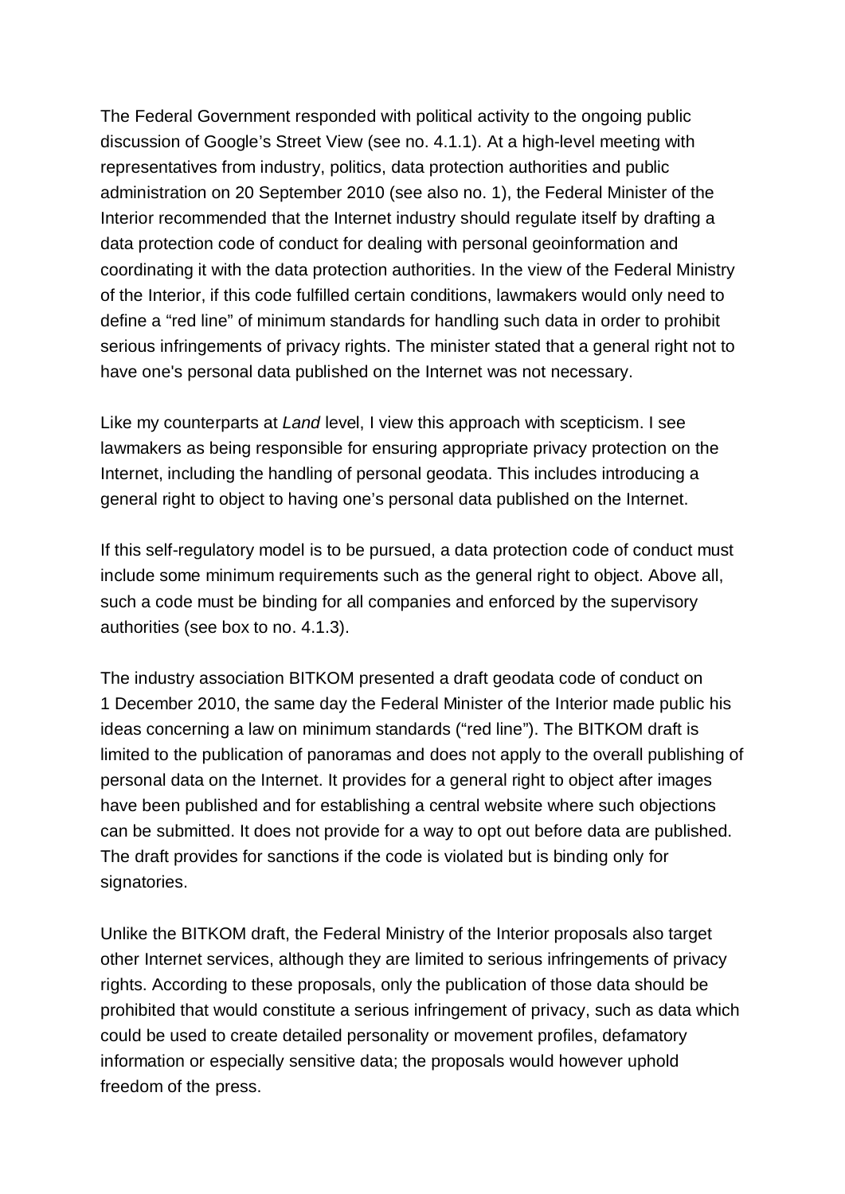The Federal Government responded with political activity to the ongoing public discussion of Google's Street View (see no. 4.1.1). At a high-level meeting with representatives from industry, politics, data protection authorities and public administration on 20 September 2010 (see also no. 1), the Federal Minister of the Interior recommended that the Internet industry should regulate itself by drafting a data protection code of conduct for dealing with personal geoinformation and coordinating it with the data protection authorities. In the view of the Federal Ministry of the Interior, if this code fulfilled certain conditions, lawmakers would only need to define a "red line" of minimum standards for handling such data in order to prohibit serious infringements of privacy rights. The minister stated that a general right not to have one's personal data published on the Internet was not necessary.

Like my counterparts at *Land* level, I view this approach with scepticism. I see lawmakers as being responsible for ensuring appropriate privacy protection on the Internet, including the handling of personal geodata. This includes introducing a general right to object to having one's personal data published on the Internet.

If this self-regulatory model is to be pursued, a data protection code of conduct must include some minimum requirements such as the general right to object. Above all, such a code must be binding for all companies and enforced by the supervisory authorities (see box to no. 4.1.3).

The industry association BITKOM presented a draft geodata code of conduct on 1 December 2010, the same day the Federal Minister of the Interior made public his ideas concerning a law on minimum standards ("red line"). The BITKOM draft is limited to the publication of panoramas and does not apply to the overall publishing of personal data on the Internet. It provides for a general right to object after images have been published and for establishing a central website where such objections can be submitted. It does not provide for a way to opt out before data are published. The draft provides for sanctions if the code is violated but is binding only for signatories.

Unlike the BITKOM draft, the Federal Ministry of the Interior proposals also target other Internet services, although they are limited to serious infringements of privacy rights. According to these proposals, only the publication of those data should be prohibited that would constitute a serious infringement of privacy, such as data which could be used to create detailed personality or movement profiles, defamatory information or especially sensitive data; the proposals would however uphold freedom of the press.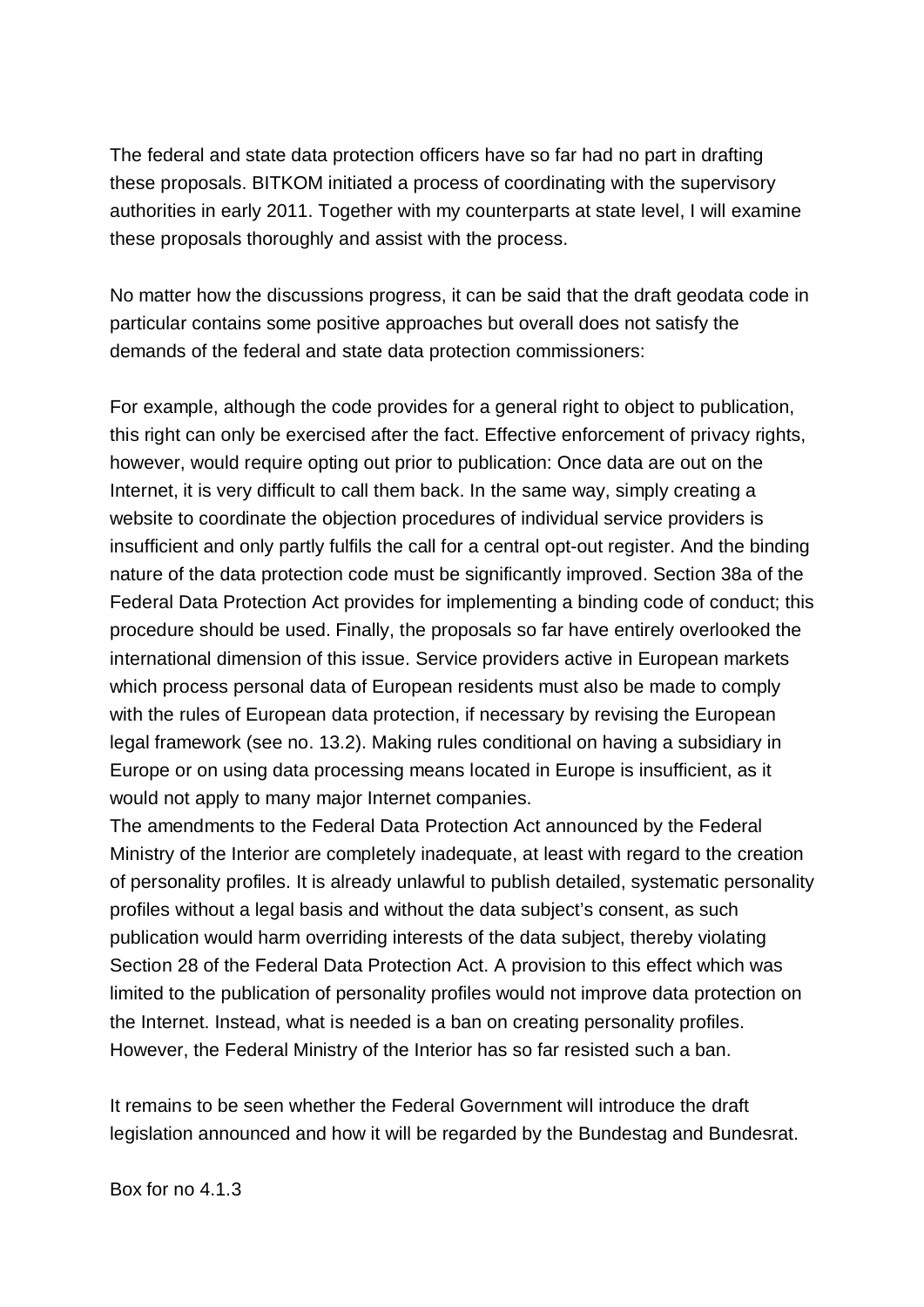The federal and state data protection officers have so far had no part in drafting these proposals. BITKOM initiated a process of coordinating with the supervisory authorities in early 2011. Together with my counterparts at state level, I will examine these proposals thoroughly and assist with the process.

No matter how the discussions progress, it can be said that the draft geodata code in particular contains some positive approaches but overall does not satisfy the demands of the federal and state data protection commissioners:

For example, although the code provides for a general right to object to publication, this right can only be exercised after the fact. Effective enforcement of privacy rights, however, would require opting out prior to publication: Once data are out on the Internet, it is very difficult to call them back. In the same way, simply creating a website to coordinate the objection procedures of individual service providers is insufficient and only partly fulfils the call for a central opt-out register. And the binding nature of the data protection code must be significantly improved. Section 38a of the Federal Data Protection Act provides for implementing a binding code of conduct; this procedure should be used. Finally, the proposals so far have entirely overlooked the international dimension of this issue. Service providers active in European markets which process personal data of European residents must also be made to comply with the rules of European data protection, if necessary by revising the European legal framework (see no. 13.2). Making rules conditional on having a subsidiary in Europe or on using data processing means located in Europe is insufficient, as it would not apply to many major Internet companies.

The amendments to the Federal Data Protection Act announced by the Federal Ministry of the Interior are completely inadequate, at least with regard to the creation of personality profiles. It is already unlawful to publish detailed, systematic personality profiles without a legal basis and without the data subject's consent, as such publication would harm overriding interests of the data subject, thereby violating Section 28 of the Federal Data Protection Act. A provision to this effect which was limited to the publication of personality profiles would not improve data protection on the Internet. Instead, what is needed is a ban on creating personality profiles. However, the Federal Ministry of the Interior has so far resisted such a ban.

It remains to be seen whether the Federal Government will introduce the draft legislation announced and how it will be regarded by the Bundestag and Bundesrat.

Box for no 4.1.3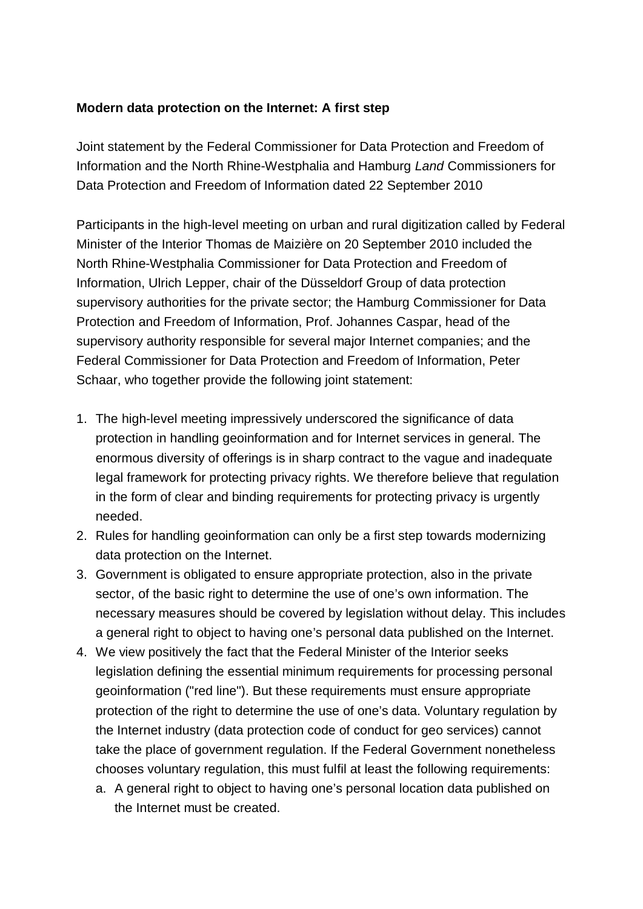**Modern data protection on the Internet: A first step**

Joint statement by the Federal Commissioner for Data Protection and Freedom of Information and the North Rhine-Westphalia and Hamburg *Land* Commissioners for Data Protection and Freedom of Information dated 22 September 2010

Participants in the high-level meeting on urban and rural digitization called by Federal Minister of the Interior Thomas de Maizière on 20 September 2010 included the North Rhine-Westphalia Commissioner for Data Protection and Freedom of Information, Ulrich Lepper, chair of the Düsseldorf Group of data protection supervisory authorities for the private sector; the Hamburg Commissioner for Data Protection and Freedom of Information, Prof. Johannes Caspar, head of the supervisory authority responsible for several major Internet companies; and the Federal Commissioner for Data Protection and Freedom of Information, Peter Schaar, who together provide the following joint statement:

1. The high-level meeting impressively underscored the significance of data protection in handling geoinformation and for Internet services in general. The enormous diversity of offerings is in sharp contract to the vague and inadequate legal framework for protecting privacy rights. We therefore believe that regulation in the form of clear and binding requirements for protecting privacy is urgently needed.
2. Rules for handling geoinformation can only be a first step towards modernizing data protection on the Internet.
3. Government is obligated to ensure appropriate protection, also in the private sector, of the basic right to determine the use of one's own information. The necessary measures should be covered by legislation without delay. This includes a general right to object to having one's personal data published on the Internet.
4. We view positively the fact that the Federal Minister of the Interior seeks legislation defining the essential minimum requirements for processing personal geoinformation ("red line"). But these requirements must ensure appropriate protection of the right to determine the use of one's data. Voluntary regulation by the Internet industry (data protection code of conduct for geo services) cannot take the place of government regulation. If the Federal Government nonetheless chooses voluntary regulation, this must fulfil at least the following requirements:
   a. A general right to object to having one's personal location data published on the Internet must be created.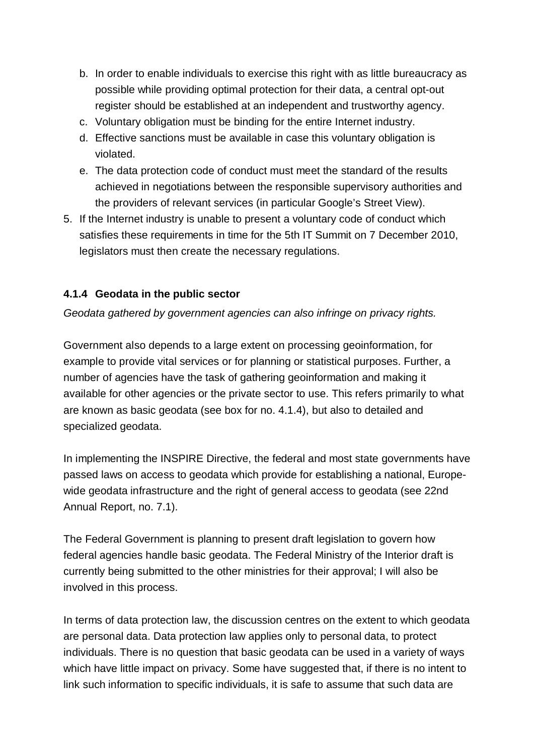b. In order to enable individuals to exercise this right with as little bureaucracy as possible while providing optimal protection for their data, a central opt-out register should be established at an independent and trustworthy agency.
c. Voluntary obligation must be binding for the entire Internet industry.
d. Effective sanctions must be available in case this voluntary obligation is violated.
e. The data protection code of conduct must meet the standard of the results achieved in negotiations between the responsible supervisory authorities and the providers of relevant services (in particular Google's Street View).

5. If the Internet industry is unable to present a voluntary code of conduct which satisfies these requirements in time for the 5th IT Summit on 7 December 2010, legislators must then create the necessary regulations.

#### 4.1.4 Geodata in the public sector

*Geodata gathered by government agencies can also infringe on privacy rights.*

Government also depends to a large extent on processing geoinformation, for example to provide vital services or for planning or statistical purposes. Further, a number of agencies have the task of gathering geoinformation and making it available for other agencies or the private sector to use. This refers primarily to what are known as basic geodata (see box for no. 4.1.4), but also to detailed and specialized geodata.

In implementing the INSPIRE Directive, the federal and most state governments have passed laws on access to geodata which provide for establishing a national, Europe-wide geodata infrastructure and the right of general access to geodata (see 22nd Annual Report, no. 7.1).

The Federal Government is planning to present draft legislation to govern how federal agencies handle basic geodata. The Federal Ministry of the Interior draft is currently being submitted to the other ministries for their approval; I will also be involved in this process.

In terms of data protection law, the discussion centres on the extent to which geodata are personal data. Data protection law applies only to personal data, to protect individuals. There is no question that basic geodata can be used in a variety of ways which have little impact on privacy. Some have suggested that, if there is no intent to link such information to specific individuals, it is safe to assume that such data are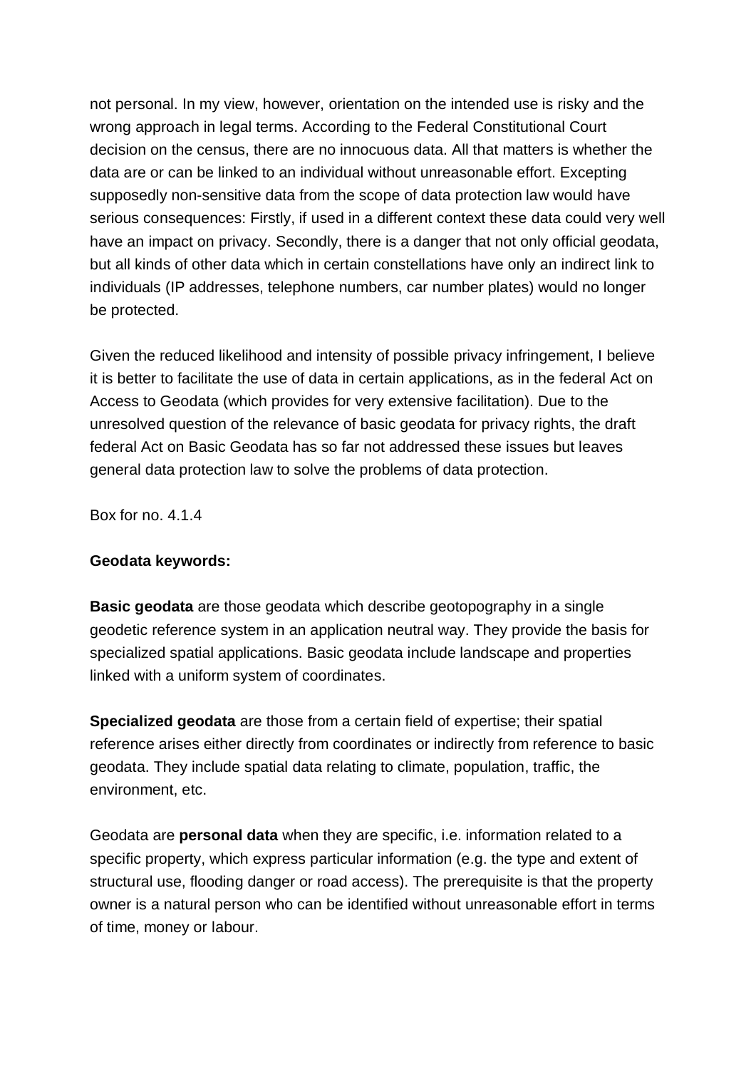not personal. In my view, however, orientation on the intended use is risky and the wrong approach in legal terms. According to the Federal Constitutional Court decision on the census, there are no innocuous data. All that matters is whether the data are or can be linked to an individual without unreasonable effort. Excepting supposedly non-sensitive data from the scope of data protection law would have serious consequences: Firstly, if used in a different context these data could very well have an impact on privacy. Secondly, there is a danger that not only official geodata, but all kinds of other data which in certain constellations have only an indirect link to individuals (IP addresses, telephone numbers, car number plates) would no longer be protected.

Given the reduced likelihood and intensity of possible privacy infringement, I believe it is better to facilitate the use of data in certain applications, as in the federal Act on Access to Geodata (which provides for very extensive facilitation). Due to the unresolved question of the relevance of basic geodata for privacy rights, the draft federal Act on Basic Geodata has so far not addressed these issues but leaves general data protection law to solve the problems of data protection.

Box for no. 4.1.4

**Geodata keywords:**

**Basic geodata** are those geodata which describe geotopography in a single geodetic reference system in an application neutral way. They provide the basis for specialized spatial applications. Basic geodata include landscape and properties linked with a uniform system of coordinates.

**Specialized geodata** are those from a certain field of expertise; their spatial reference arises either directly from coordinates or indirectly from reference to basic geodata. They include spatial data relating to climate, population, traffic, the environment, etc.

Geodata are **personal data** when they are specific, i.e. information related to a specific property, which express particular information (e.g. the type and extent of structural use, flooding danger or road access). The prerequisite is that the property owner is a natural person who can be identified without unreasonable effort in terms of time, money or labour.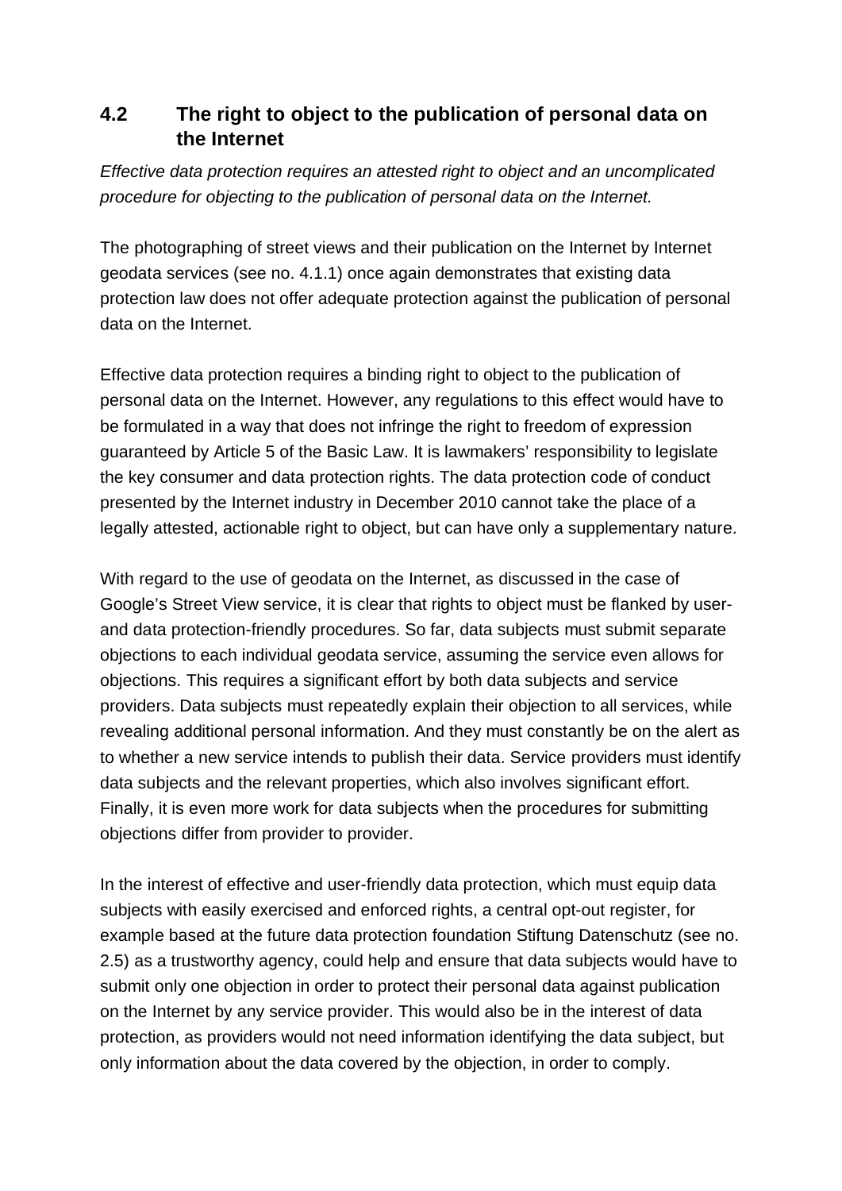## 4.2 The right to object to the publication of personal data on the Internet

*Effective data protection requires an attested right to object and an uncomplicated procedure for objecting to the publication of personal data on the Internet.*

The photographing of street views and their publication on the Internet by Internet geodata services (see no. 4.1.1) once again demonstrates that existing data protection law does not offer adequate protection against the publication of personal data on the Internet.

Effective data protection requires a binding right to object to the publication of personal data on the Internet. However, any regulations to this effect would have to be formulated in a way that does not infringe the right to freedom of expression guaranteed by Article 5 of the Basic Law. It is lawmakers' responsibility to legislate the key consumer and data protection rights. The data protection code of conduct presented by the Internet industry in December 2010 cannot take the place of a legally attested, actionable right to object, but can have only a supplementary nature.

With regard to the use of geodata on the Internet, as discussed in the case of Google's Street View service, it is clear that rights to object must be flanked by user- and data protection-friendly procedures. So far, data subjects must submit separate objections to each individual geodata service, assuming the service even allows for objections. This requires a significant effort by both data subjects and service providers. Data subjects must repeatedly explain their objection to all services, while revealing additional personal information. And they must constantly be on the alert as to whether a new service intends to publish their data. Service providers must identify data subjects and the relevant properties, which also involves significant effort. Finally, it is even more work for data subjects when the procedures for submitting objections differ from provider to provider.

In the interest of effective and user-friendly data protection, which must equip data subjects with easily exercised and enforced rights, a central opt-out register, for example based at the future data protection foundation Stiftung Datenschutz (see no. 2.5) as a trustworthy agency, could help and ensure that data subjects would have to submit only one objection in order to protect their personal data against publication on the Internet by any service provider. This would also be in the interest of data protection, as providers would not need information identifying the data subject, but only information about the data covered by the objection, in order to comply.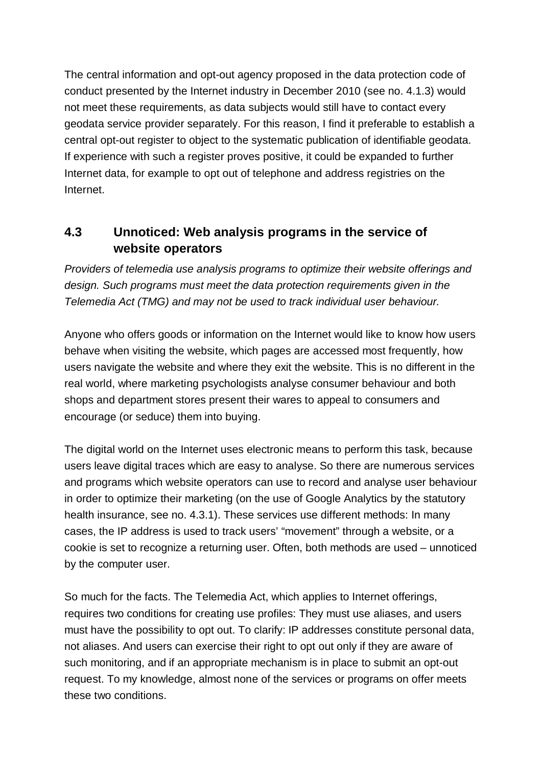The central information and opt-out agency proposed in the data protection code of conduct presented by the Internet industry in December 2010 (see no. 4.1.3) would not meet these requirements, as data subjects would still have to contact every geodata service provider separately. For this reason, I find it preferable to establish a central opt-out register to object to the systematic publication of identifiable geodata. If experience with such a register proves positive, it could be expanded to further Internet data, for example to opt out of telephone and address registries on the Internet.

## 4.3 Unnoticed: Web analysis programs in the service of website operators

*Providers of telemedia use analysis programs to optimize their website offerings and design. Such programs must meet the data protection requirements given in the Telemedia Act (TMG) and may not be used to track individual user behaviour.*

Anyone who offers goods or information on the Internet would like to know how users behave when visiting the website, which pages are accessed most frequently, how users navigate the website and where they exit the website. This is no different in the real world, where marketing psychologists analyse consumer behaviour and both shops and department stores present their wares to appeal to consumers and encourage (or seduce) them into buying.

The digital world on the Internet uses electronic means to perform this task, because users leave digital traces which are easy to analyse. So there are numerous services and programs which website operators can use to record and analyse user behaviour in order to optimize their marketing (on the use of Google Analytics by the statutory health insurance, see no. 4.3.1). These services use different methods: In many cases, the IP address is used to track users' "movement" through a website, or a cookie is set to recognize a returning user. Often, both methods are used – unnoticed by the computer user.

So much for the facts. The Telemedia Act, which applies to Internet offerings, requires two conditions for creating use profiles: They must use aliases, and users must have the possibility to opt out. To clarify: IP addresses constitute personal data, not aliases. And users can exercise their right to opt out only if they are aware of such monitoring, and if an appropriate mechanism is in place to submit an opt-out request. To my knowledge, almost none of the services or programs on offer meets these two conditions.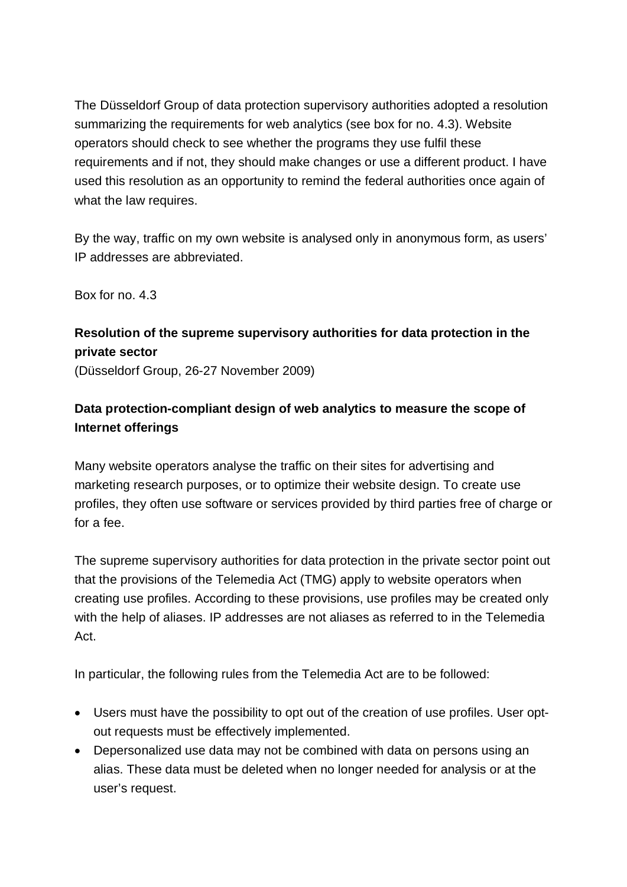The Düsseldorf Group of data protection supervisory authorities adopted a resolution summarizing the requirements for web analytics (see box for no. 4.3). Website operators should check to see whether the programs they use fulfil these requirements and if not, they should make changes or use a different product. I have used this resolution as an opportunity to remind the federal authorities once again of what the law requires.

By the way, traffic on my own website is analysed only in anonymous form, as users' IP addresses are abbreviated.

Box for no. 4.3

**Resolution of the supreme supervisory authorities for data protection in the private sector**
(Düsseldorf Group, 26-27 November 2009)

**Data protection-compliant design of web analytics to measure the scope of Internet offerings**

Many website operators analyse the traffic on their sites for advertising and marketing research purposes, or to optimize their website design. To create use profiles, they often use software or services provided by third parties free of charge or for a fee.

The supreme supervisory authorities for data protection in the private sector point out that the provisions of the Telemedia Act (TMG) apply to website operators when creating use profiles. According to these provisions, use profiles may be created only with the help of aliases. IP addresses are not aliases as referred to in the Telemedia Act.

In particular, the following rules from the Telemedia Act are to be followed:

- Users must have the possibility to opt out of the creation of use profiles. User opt-out requests must be effectively implemented.
- Depersonalized use data may not be combined with data on persons using an alias. These data must be deleted when no longer needed for analysis or at the user's request.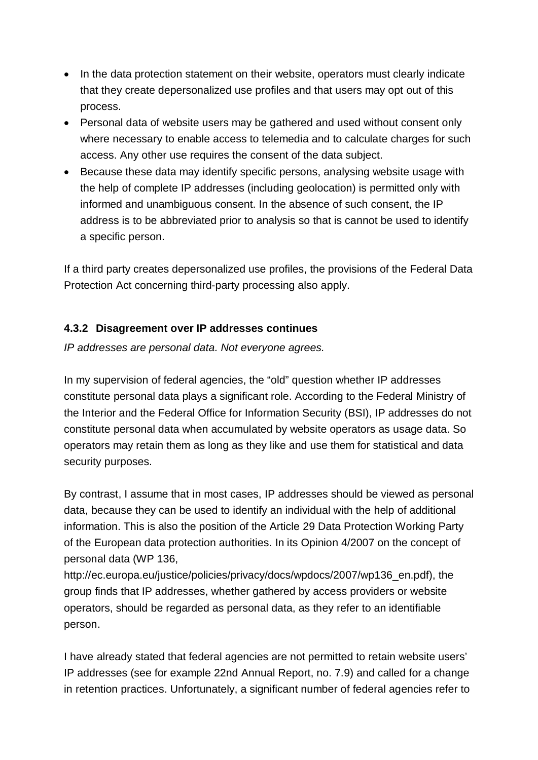- In the data protection statement on their website, operators must clearly indicate that they create depersonalized use profiles and that users may opt out of this process.
- Personal data of website users may be gathered and used without consent only where necessary to enable access to telemedia and to calculate charges for such access. Any other use requires the consent of the data subject.
- Because these data may identify specific persons, analysing website usage with the help of complete IP addresses (including geolocation) is permitted only with informed and unambiguous consent. In the absence of such consent, the IP address is to be abbreviated prior to analysis so that is cannot be used to identify a specific person.

If a third party creates depersonalized use profiles, the provisions of the Federal Data Protection Act concerning third-party processing also apply.

#### 4.3.2 Disagreement over IP addresses continues

*IP addresses are personal data. Not everyone agrees.*

In my supervision of federal agencies, the "old" question whether IP addresses constitute personal data plays a significant role. According to the Federal Ministry of the Interior and the Federal Office for Information Security (BSI), IP addresses do not constitute personal data when accumulated by website operators as usage data. So operators may retain them as long as they like and use them for statistical and data security purposes.

By contrast, I assume that in most cases, IP addresses should be viewed as personal data, because they can be used to identify an individual with the help of additional information. This is also the position of the Article 29 Data Protection Working Party of the European data protection authorities. In its Opinion 4/2007 on the concept of personal data (WP 136, http://ec.europa.eu/justice/policies/privacy/docs/wpdocs/2007/wp136_en.pdf), the group finds that IP addresses, whether gathered by access providers or website operators, should be regarded as personal data, as they refer to an identifiable person.

I have already stated that federal agencies are not permitted to retain website users' IP addresses (see for example 22nd Annual Report, no. 7.9) and called for a change in retention practices. Unfortunately, a significant number of federal agencies refer to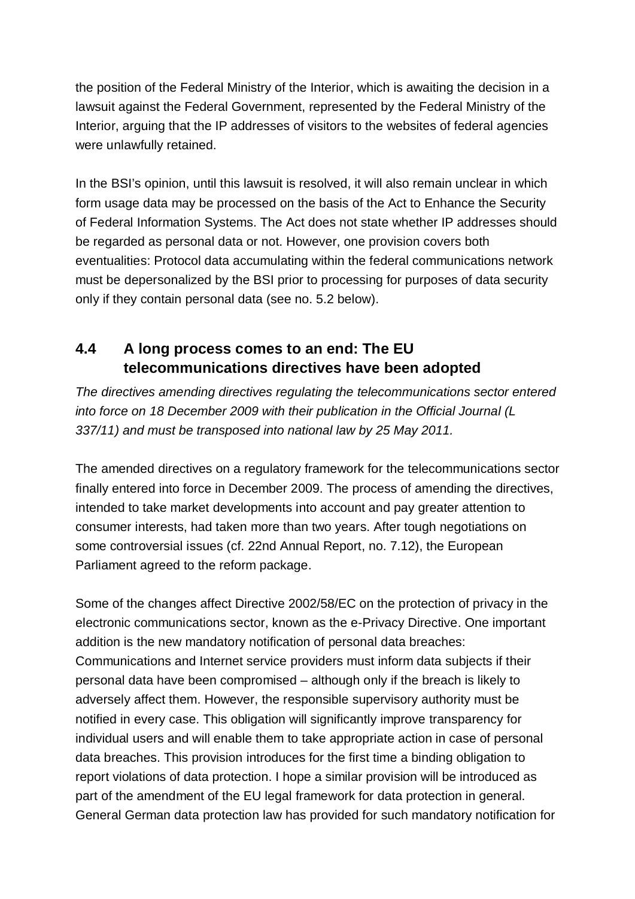the position of the Federal Ministry of the Interior, which is awaiting the decision in a lawsuit against the Federal Government, represented by the Federal Ministry of the Interior, arguing that the IP addresses of visitors to the websites of federal agencies were unlawfully retained.

In the BSI's opinion, until this lawsuit is resolved, it will also remain unclear in which form usage data may be processed on the basis of the Act to Enhance the Security of Federal Information Systems. The Act does not state whether IP addresses should be regarded as personal data or not. However, one provision covers both eventualities: Protocol data accumulating within the federal communications network must be depersonalized by the BSI prior to processing for purposes of data security only if they contain personal data (see no. 5.2 below).

## 4.4 A long process comes to an end: The EU telecommunications directives have been adopted

*The directives amending directives regulating the telecommunications sector entered into force on 18 December 2009 with their publication in the Official Journal (L 337/11) and must be transposed into national law by 25 May 2011.*

The amended directives on a regulatory framework for the telecommunications sector finally entered into force in December 2009. The process of amending the directives, intended to take market developments into account and pay greater attention to consumer interests, had taken more than two years. After tough negotiations on some controversial issues (cf. 22nd Annual Report, no. 7.12), the European Parliament agreed to the reform package.

Some of the changes affect Directive 2002/58/EC on the protection of privacy in the electronic communications sector, known as the e-Privacy Directive. One important addition is the new mandatory notification of personal data breaches: Communications and Internet service providers must inform data subjects if their personal data have been compromised – although only if the breach is likely to adversely affect them. However, the responsible supervisory authority must be notified in every case. This obligation will significantly improve transparency for individual users and will enable them to take appropriate action in case of personal data breaches. This provision introduces for the first time a binding obligation to report violations of data protection. I hope a similar provision will be introduced as part of the amendment of the EU legal framework for data protection in general. General German data protection law has provided for such mandatory notification for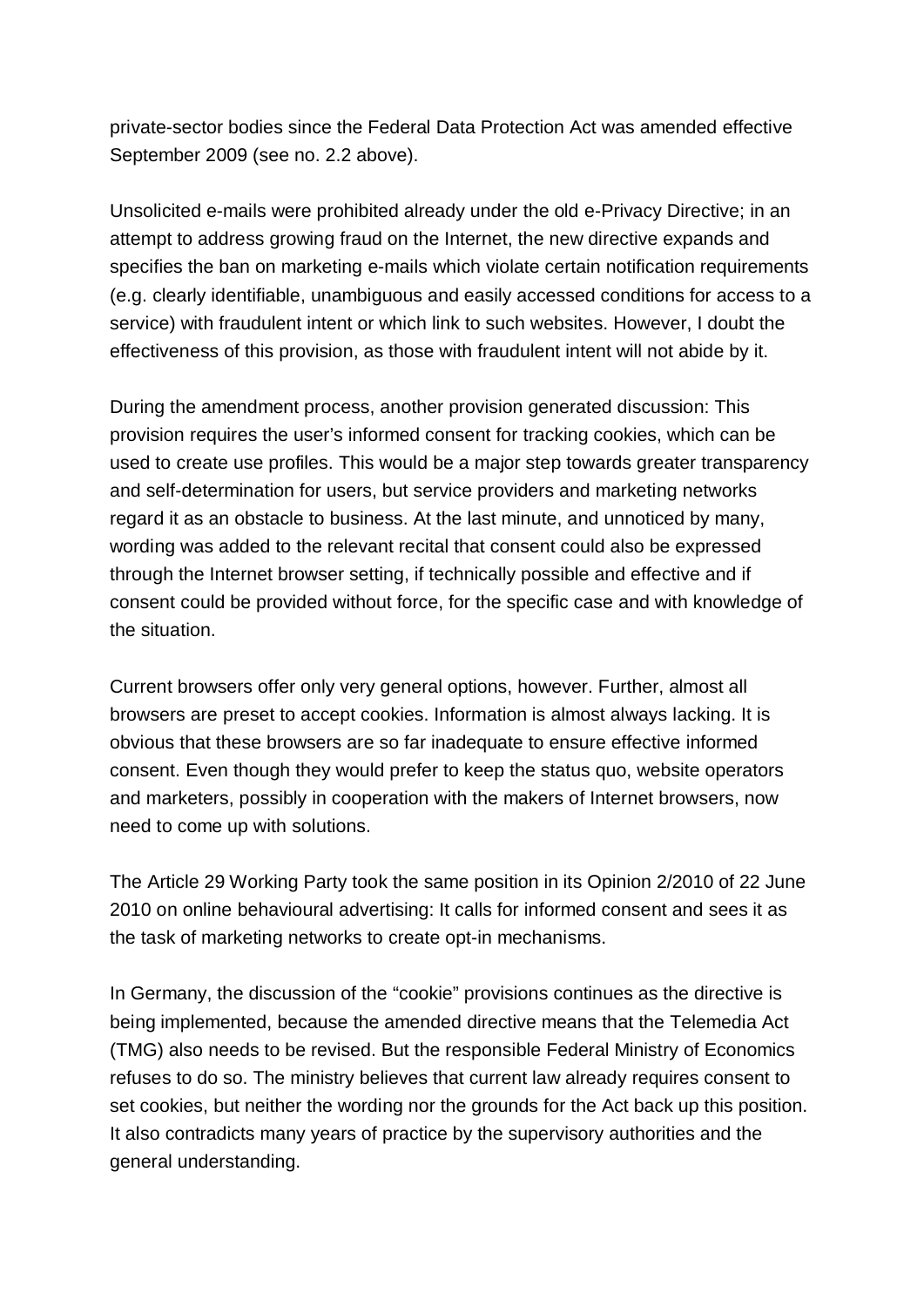private-sector bodies since the Federal Data Protection Act was amended effective September 2009 (see no. 2.2 above).

Unsolicited e-mails were prohibited already under the old e-Privacy Directive; in an attempt to address growing fraud on the Internet, the new directive expands and specifies the ban on marketing e-mails which violate certain notification requirements (e.g. clearly identifiable, unambiguous and easily accessed conditions for access to a service) with fraudulent intent or which link to such websites. However, I doubt the effectiveness of this provision, as those with fraudulent intent will not abide by it.

During the amendment process, another provision generated discussion: This provision requires the user's informed consent for tracking cookies, which can be used to create use profiles. This would be a major step towards greater transparency and self-determination for users, but service providers and marketing networks regard it as an obstacle to business. At the last minute, and unnoticed by many, wording was added to the relevant recital that consent could also be expressed through the Internet browser setting, if technically possible and effective and if consent could be provided without force, for the specific case and with knowledge of the situation.

Current browsers offer only very general options, however. Further, almost all browsers are preset to accept cookies. Information is almost always lacking. It is obvious that these browsers are so far inadequate to ensure effective informed consent. Even though they would prefer to keep the status quo, website operators and marketers, possibly in cooperation with the makers of Internet browsers, now need to come up with solutions.

The Article 29 Working Party took the same position in its Opinion 2/2010 of 22 June 2010 on online behavioural advertising: It calls for informed consent and sees it as the task of marketing networks to create opt-in mechanisms.

In Germany, the discussion of the "cookie" provisions continues as the directive is being implemented, because the amended directive means that the Telemedia Act (TMG) also needs to be revised. But the responsible Federal Ministry of Economics refuses to do so. The ministry believes that current law already requires consent to set cookies, but neither the wording nor the grounds for the Act back up this position. It also contradicts many years of practice by the supervisory authorities and the general understanding.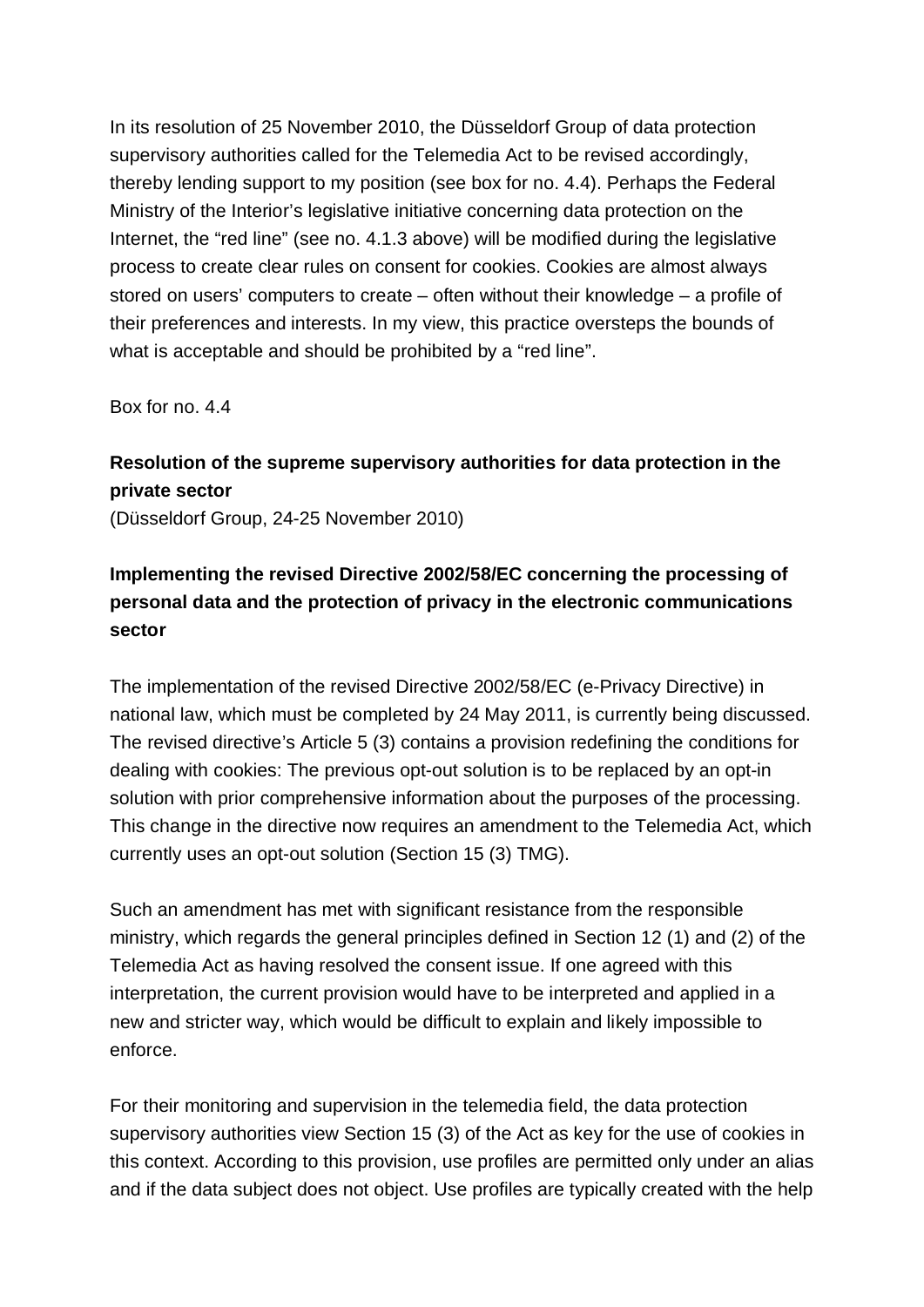In its resolution of 25 November 2010, the Düsseldorf Group of data protection supervisory authorities called for the Telemedia Act to be revised accordingly, thereby lending support to my position (see box for no. 4.4). Perhaps the Federal Ministry of the Interior's legislative initiative concerning data protection on the Internet, the "red line" (see no. 4.1.3 above) will be modified during the legislative process to create clear rules on consent for cookies. Cookies are almost always stored on users' computers to create – often without their knowledge – a profile of their preferences and interests. In my view, this practice oversteps the bounds of what is acceptable and should be prohibited by a "red line".

Box for no. 4.4

**Resolution of the supreme supervisory authorities for data protection in the private sector**
(Düsseldorf Group, 24-25 November 2010)

**Implementing the revised Directive 2002/58/EC concerning the processing of personal data and the protection of privacy in the electronic communications sector**

The implementation of the revised Directive 2002/58/EC (e-Privacy Directive) in national law, which must be completed by 24 May 2011, is currently being discussed. The revised directive's Article 5 (3) contains a provision redefining the conditions for dealing with cookies: The previous opt-out solution is to be replaced by an opt-in solution with prior comprehensive information about the purposes of the processing. This change in the directive now requires an amendment to the Telemedia Act, which currently uses an opt-out solution (Section 15 (3) TMG).

Such an amendment has met with significant resistance from the responsible ministry, which regards the general principles defined in Section 12 (1) and (2) of the Telemedia Act as having resolved the consent issue. If one agreed with this interpretation, the current provision would have to be interpreted and applied in a new and stricter way, which would be difficult to explain and likely impossible to enforce.

For their monitoring and supervision in the telemedia field, the data protection supervisory authorities view Section 15 (3) of the Act as key for the use of cookies in this context. According to this provision, use profiles are permitted only under an alias and if the data subject does not object. Use profiles are typically created with the help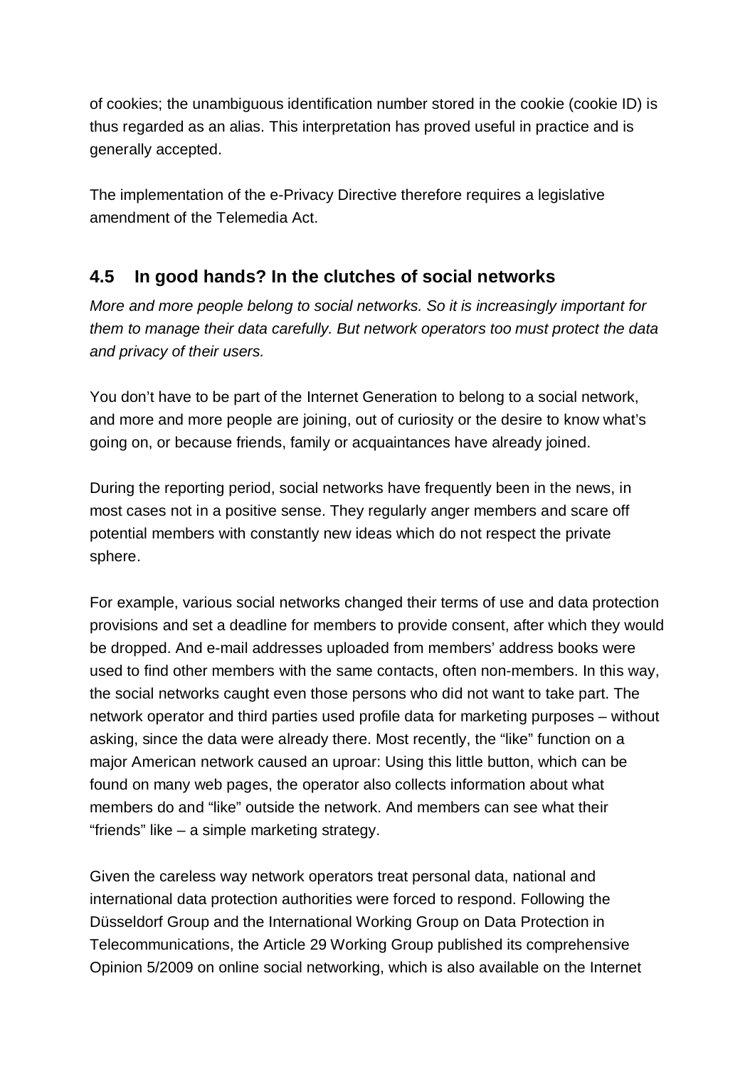of cookies; the unambiguous identification number stored in the cookie (cookie ID) is thus regarded as an alias. This interpretation has proved useful in practice and is generally accepted.

The implementation of the e-Privacy Directive therefore requires a legislative amendment of the Telemedia Act.

## 4.5 In good hands? In the clutches of social networks

*More and more people belong to social networks. So it is increasingly important for them to manage their data carefully. But network operators too must protect the data and privacy of their users.*

You don't have to be part of the Internet Generation to belong to a social network, and more and more people are joining, out of curiosity or the desire to know what's going on, or because friends, family or acquaintances have already joined.

During the reporting period, social networks have frequently been in the news, in most cases not in a positive sense. They regularly anger members and scare off potential members with constantly new ideas which do not respect the private sphere.

For example, various social networks changed their terms of use and data protection provisions and set a deadline for members to provide consent, after which they would be dropped. And e-mail addresses uploaded from members' address books were used to find other members with the same contacts, often non-members. In this way, the social networks caught even those persons who did not want to take part. The network operator and third parties used profile data for marketing purposes – without asking, since the data were already there. Most recently, the "like" function on a major American network caused an uproar: Using this little button, which can be found on many web pages, the operator also collects information about what members do and "like" outside the network. And members can see what their "friends" like – a simple marketing strategy.

Given the careless way network operators treat personal data, national and international data protection authorities were forced to respond. Following the Düsseldorf Group and the International Working Group on Data Protection in Telecommunications, the Article 29 Working Group published its comprehensive Opinion 5/2009 on online social networking, which is also available on the Internet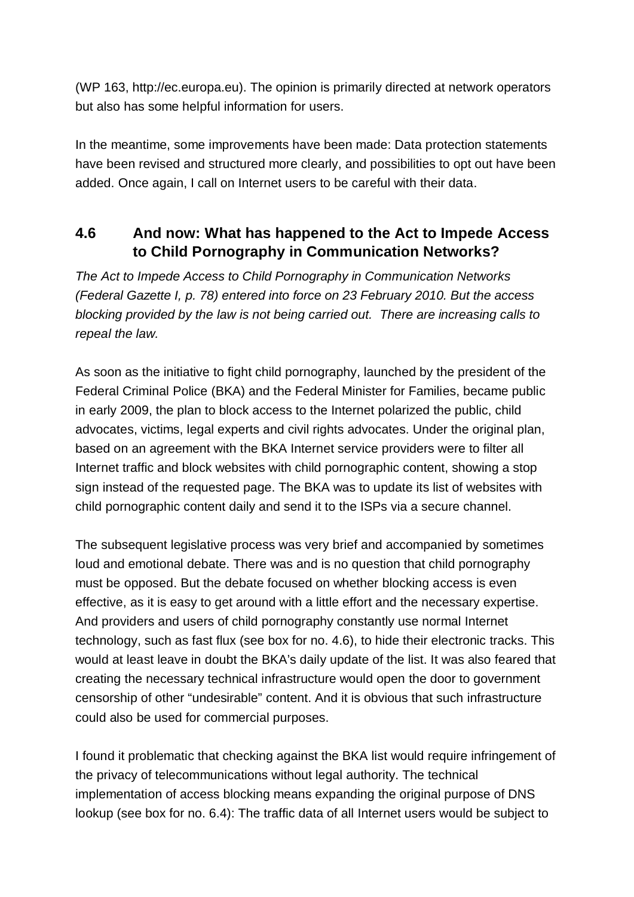(WP 163, http://ec.europa.eu). The opinion is primarily directed at network operators but also has some helpful information for users.

In the meantime, some improvements have been made: Data protection statements have been revised and structured more clearly, and possibilities to opt out have been added. Once again, I call on Internet users to be careful with their data.

## 4.6 And now: What has happened to the Act to Impede Access to Child Pornography in Communication Networks?

*The Act to Impede Access to Child Pornography in Communication Networks (Federal Gazette I, p. 78) entered into force on 23 February 2010. But the access blocking provided by the law is not being carried out. There are increasing calls to repeal the law.*

As soon as the initiative to fight child pornography, launched by the president of the Federal Criminal Police (BKA) and the Federal Minister for Families, became public in early 2009, the plan to block access to the Internet polarized the public, child advocates, victims, legal experts and civil rights advocates. Under the original plan, based on an agreement with the BKA Internet service providers were to filter all Internet traffic and block websites with child pornographic content, showing a stop sign instead of the requested page. The BKA was to update its list of websites with child pornographic content daily and send it to the ISPs via a secure channel.

The subsequent legislative process was very brief and accompanied by sometimes loud and emotional debate. There was and is no question that child pornography must be opposed. But the debate focused on whether blocking access is even effective, as it is easy to get around with a little effort and the necessary expertise. And providers and users of child pornography constantly use normal Internet technology, such as fast flux (see box for no. 4.6), to hide their electronic tracks. This would at least leave in doubt the BKA's daily update of the list. It was also feared that creating the necessary technical infrastructure would open the door to government censorship of other "undesirable" content. And it is obvious that such infrastructure could also be used for commercial purposes.

I found it problematic that checking against the BKA list would require infringement of the privacy of telecommunications without legal authority. The technical implementation of access blocking means expanding the original purpose of DNS lookup (see box for no. 6.4): The traffic data of all Internet users would be subject to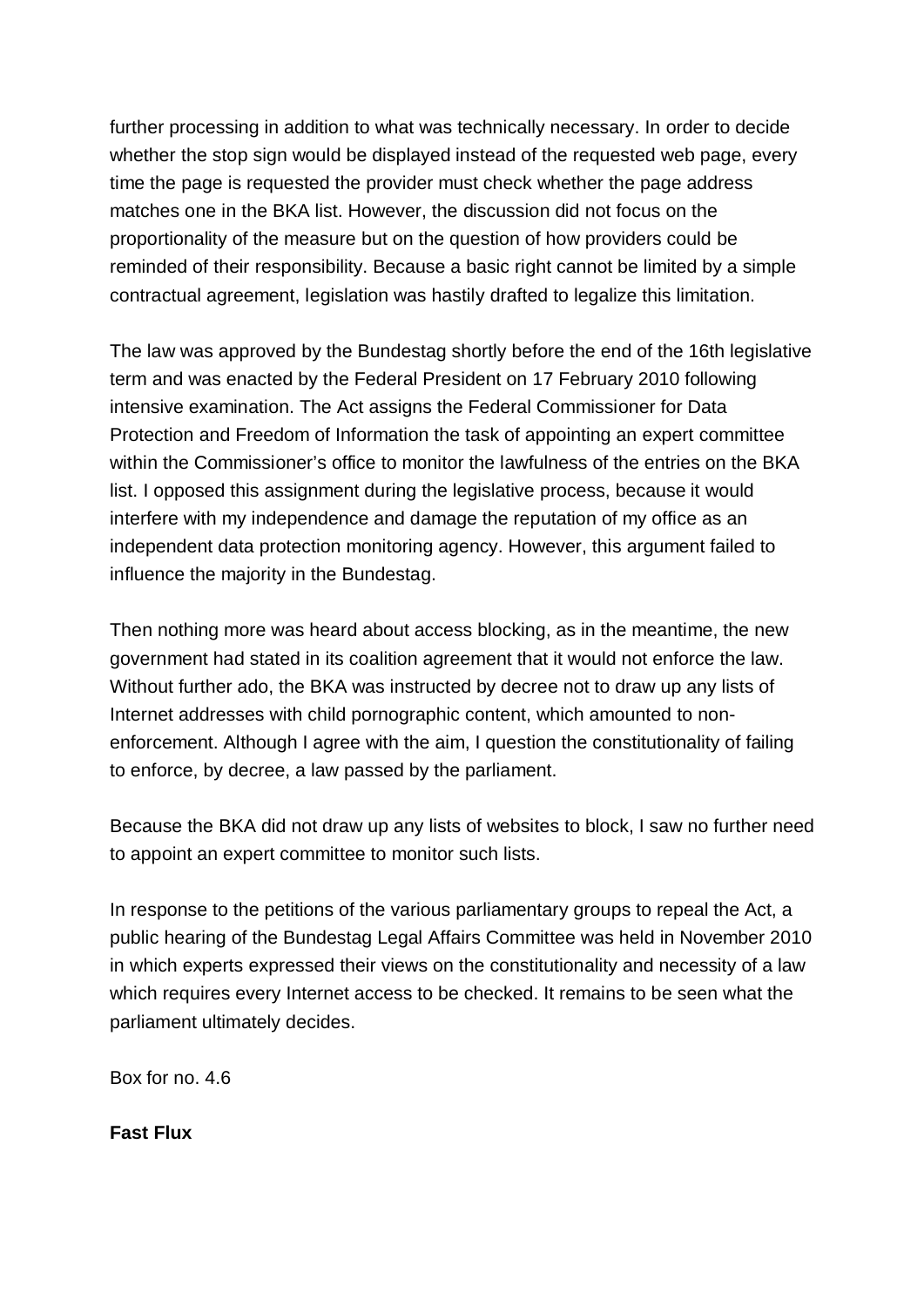further processing in addition to what was technically necessary. In order to decide whether the stop sign would be displayed instead of the requested web page, every time the page is requested the provider must check whether the page address matches one in the BKA list. However, the discussion did not focus on the proportionality of the measure but on the question of how providers could be reminded of their responsibility. Because a basic right cannot be limited by a simple contractual agreement, legislation was hastily drafted to legalize this limitation.

The law was approved by the Bundestag shortly before the end of the 16th legislative term and was enacted by the Federal President on 17 February 2010 following intensive examination. The Act assigns the Federal Commissioner for Data Protection and Freedom of Information the task of appointing an expert committee within the Commissioner's office to monitor the lawfulness of the entries on the BKA list. I opposed this assignment during the legislative process, because it would interfere with my independence and damage the reputation of my office as an independent data protection monitoring agency. However, this argument failed to influence the majority in the Bundestag.

Then nothing more was heard about access blocking, as in the meantime, the new government had stated in its coalition agreement that it would not enforce the law. Without further ado, the BKA was instructed by decree not to draw up any lists of Internet addresses with child pornographic content, which amounted to non-enforcement. Although I agree with the aim, I question the constitutionality of failing to enforce, by decree, a law passed by the parliament.

Because the BKA did not draw up any lists of websites to block, I saw no further need to appoint an expert committee to monitor such lists.

In response to the petitions of the various parliamentary groups to repeal the Act, a public hearing of the Bundestag Legal Affairs Committee was held in November 2010 in which experts expressed their views on the constitutionality and necessity of a law which requires every Internet access to be checked. It remains to be seen what the parliament ultimately decides.

Box for no. 4.6

**Fast Flux**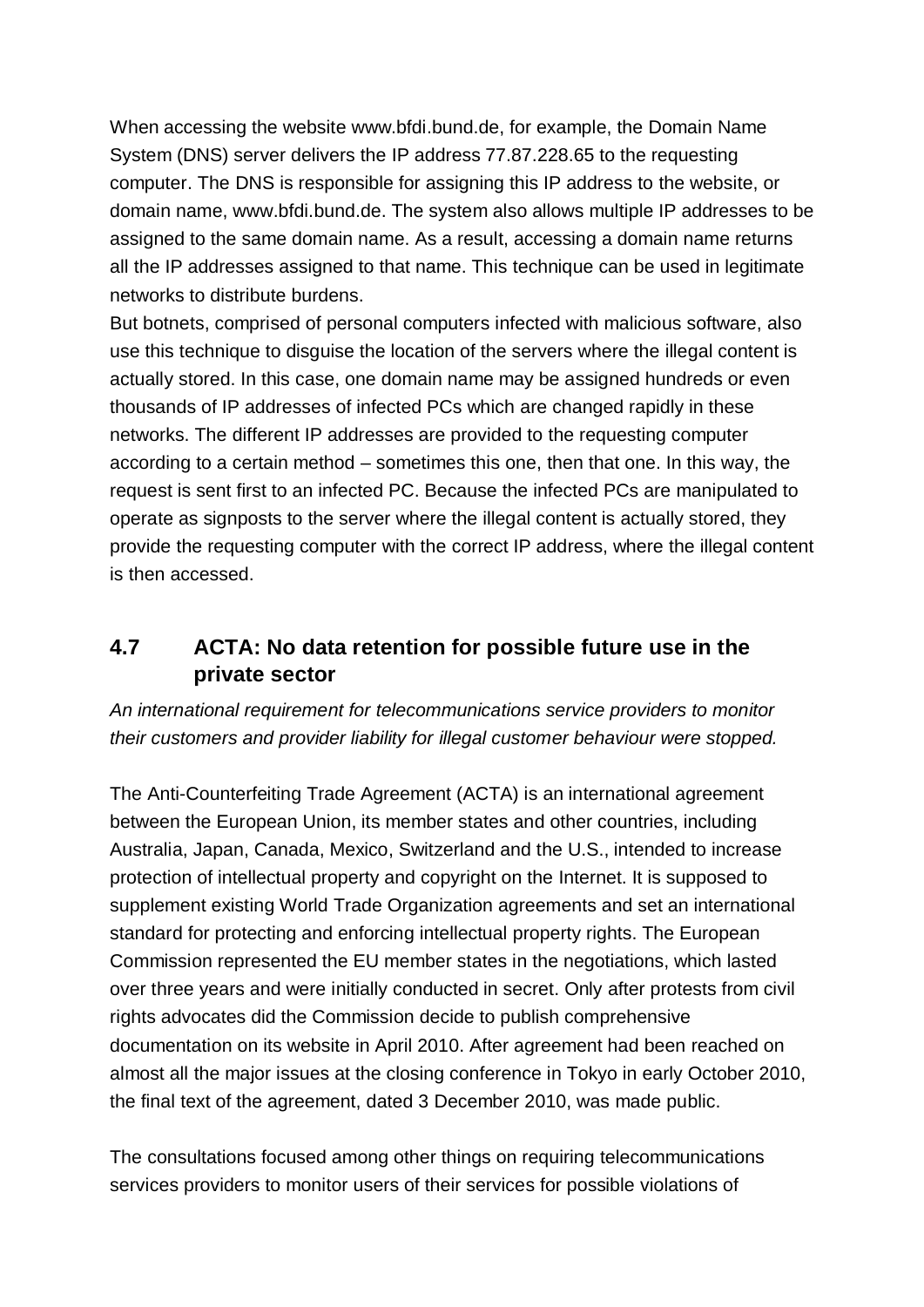When accessing the website www.bfdi.bund.de, for example, the Domain Name System (DNS) server delivers the IP address 77.87.228.65 to the requesting computer. The DNS is responsible for assigning this IP address to the website, or domain name, www.bfdi.bund.de. The system also allows multiple IP addresses to be assigned to the same domain name. As a result, accessing a domain name returns all the IP addresses assigned to that name. This technique can be used in legitimate networks to distribute burdens.
But botnets, comprised of personal computers infected with malicious software, also use this technique to disguise the location of the servers where the illegal content is actually stored. In this case, one domain name may be assigned hundreds or even thousands of IP addresses of infected PCs which are changed rapidly in these networks. The different IP addresses are provided to the requesting computer according to a certain method – sometimes this one, then that one. In this way, the request is sent first to an infected PC. Because the infected PCs are manipulated to operate as signposts to the server where the illegal content is actually stored, they provide the requesting computer with the correct IP address, where the illegal content is then accessed.

## 4.7 ACTA: No data retention for possible future use in the private sector

*An international requirement for telecommunications service providers to monitor their customers and provider liability for illegal customer behaviour were stopped.*

The Anti-Counterfeiting Trade Agreement (ACTA) is an international agreement between the European Union, its member states and other countries, including Australia, Japan, Canada, Mexico, Switzerland and the U.S., intended to increase protection of intellectual property and copyright on the Internet. It is supposed to supplement existing World Trade Organization agreements and set an international standard for protecting and enforcing intellectual property rights. The European Commission represented the EU member states in the negotiations, which lasted over three years and were initially conducted in secret. Only after protests from civil rights advocates did the Commission decide to publish comprehensive documentation on its website in April 2010. After agreement had been reached on almost all the major issues at the closing conference in Tokyo in early October 2010, the final text of the agreement, dated 3 December 2010, was made public.

The consultations focused among other things on requiring telecommunications services providers to monitor users of their services for possible violations of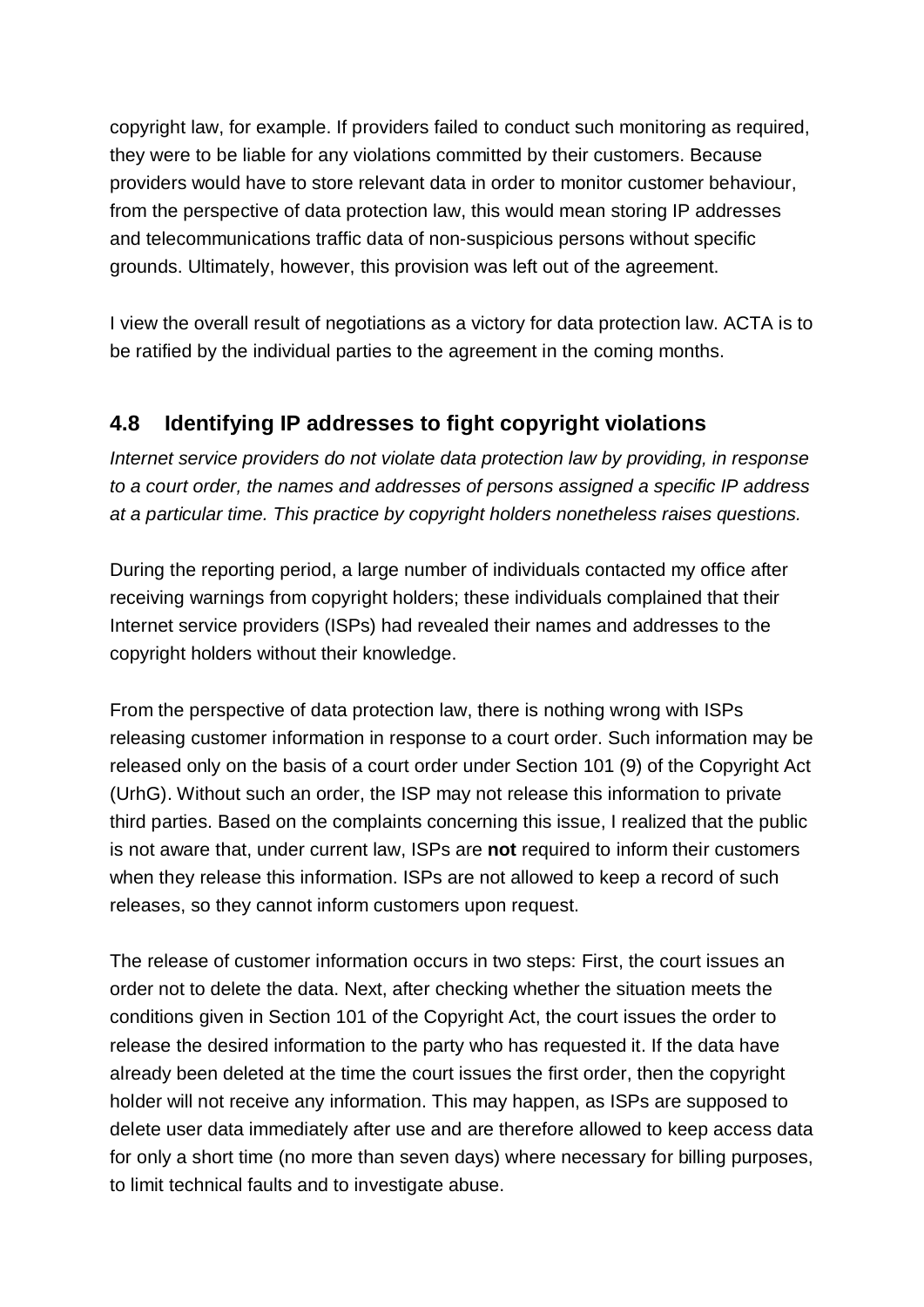copyright law, for example. If providers failed to conduct such monitoring as required, they were to be liable for any violations committed by their customers. Because providers would have to store relevant data in order to monitor customer behaviour, from the perspective of data protection law, this would mean storing IP addresses and telecommunications traffic data of non-suspicious persons without specific grounds. Ultimately, however, this provision was left out of the agreement.

I view the overall result of negotiations as a victory for data protection law. ACTA is to be ratified by the individual parties to the agreement in the coming months.

## 4.8 Identifying IP addresses to fight copyright violations

*Internet service providers do not violate data protection law by providing, in response to a court order, the names and addresses of persons assigned a specific IP address at a particular time. This practice by copyright holders nonetheless raises questions.*

During the reporting period, a large number of individuals contacted my office after receiving warnings from copyright holders; these individuals complained that their Internet service providers (ISPs) had revealed their names and addresses to the copyright holders without their knowledge.

From the perspective of data protection law, there is nothing wrong with ISPs releasing customer information in response to a court order. Such information may be released only on the basis of a court order under Section 101 (9) of the Copyright Act (UrhG). Without such an order, the ISP may not release this information to private third parties. Based on the complaints concerning this issue, I realized that the public is not aware that, under current law, ISPs are **not** required to inform their customers when they release this information. ISPs are not allowed to keep a record of such releases, so they cannot inform customers upon request.

The release of customer information occurs in two steps: First, the court issues an order not to delete the data. Next, after checking whether the situation meets the conditions given in Section 101 of the Copyright Act, the court issues the order to release the desired information to the party who has requested it. If the data have already been deleted at the time the court issues the first order, then the copyright holder will not receive any information. This may happen, as ISPs are supposed to delete user data immediately after use and are therefore allowed to keep access data for only a short time (no more than seven days) where necessary for billing purposes, to limit technical faults and to investigate abuse.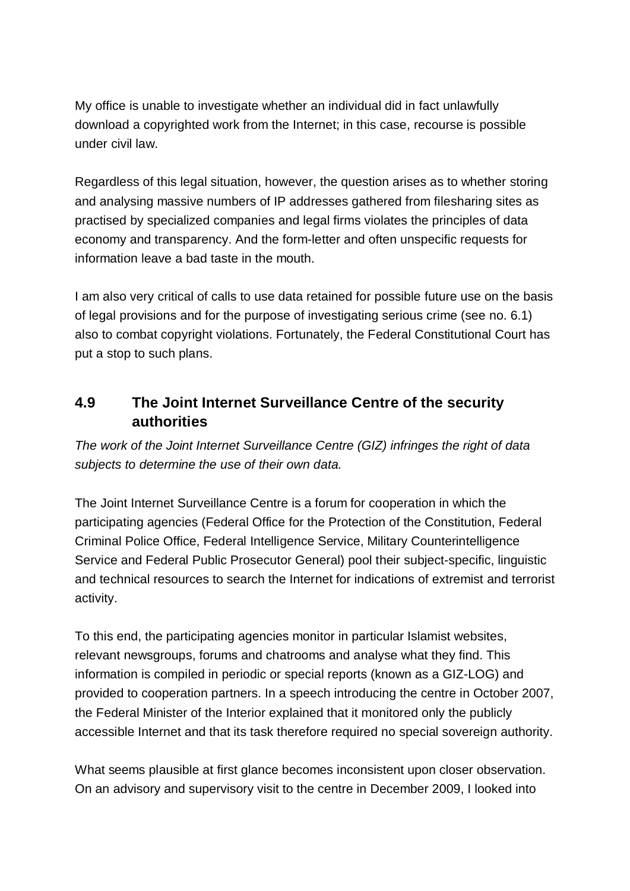My office is unable to investigate whether an individual did in fact unlawfully download a copyrighted work from the Internet; in this case, recourse is possible under civil law.

Regardless of this legal situation, however, the question arises as to whether storing and analysing massive numbers of IP addresses gathered from filesharing sites as practised by specialized companies and legal firms violates the principles of data economy and transparency. And the form-letter and often unspecific requests for information leave a bad taste in the mouth.

I am also very critical of calls to use data retained for possible future use on the basis of legal provisions and for the purpose of investigating serious crime (see no. 6.1) also to combat copyright violations. Fortunately, the Federal Constitutional Court has put a stop to such plans.

## 4.9 The Joint Internet Surveillance Centre of the security authorities

*The work of the Joint Internet Surveillance Centre (GIZ) infringes the right of data subjects to determine the use of their own data.*

The Joint Internet Surveillance Centre is a forum for cooperation in which the participating agencies (Federal Office for the Protection of the Constitution, Federal Criminal Police Office, Federal Intelligence Service, Military Counterintelligence Service and Federal Public Prosecutor General) pool their subject-specific, linguistic and technical resources to search the Internet for indications of extremist and terrorist activity.

To this end, the participating agencies monitor in particular Islamist websites, relevant newsgroups, forums and chatrooms and analyse what they find. This information is compiled in periodic or special reports (known as a GIZ-LOG) and provided to cooperation partners. In a speech introducing the centre in October 2007, the Federal Minister of the Interior explained that it monitored only the publicly accessible Internet and that its task therefore required no special sovereign authority.

What seems plausible at first glance becomes inconsistent upon closer observation. On an advisory and supervisory visit to the centre in December 2009, I looked into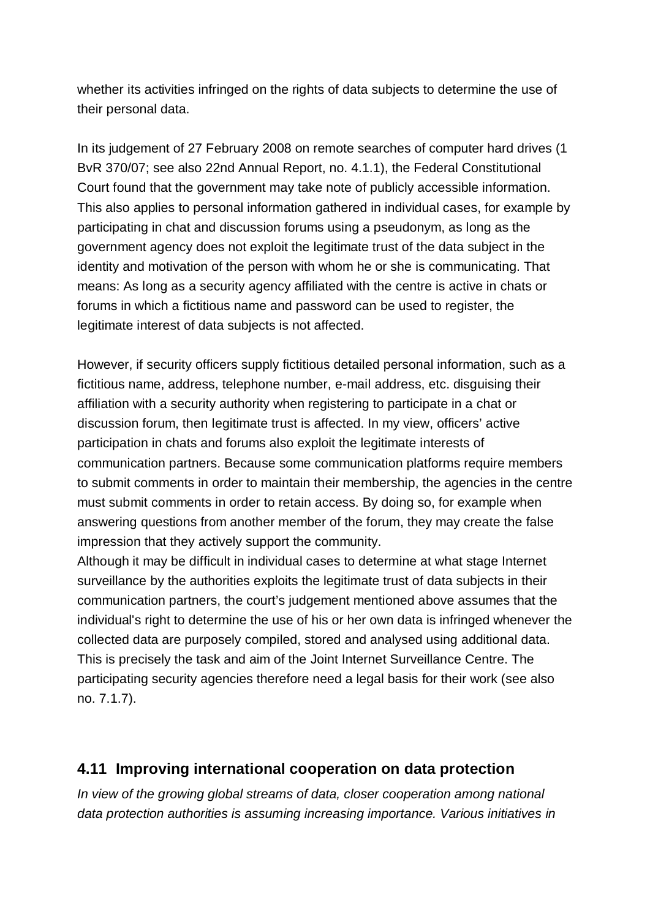whether its activities infringed on the rights of data subjects to determine the use of their personal data.

In its judgement of 27 February 2008 on remote searches of computer hard drives (1 BvR 370/07; see also 22nd Annual Report, no. 4.1.1), the Federal Constitutional Court found that the government may take note of publicly accessible information. This also applies to personal information gathered in individual cases, for example by participating in chat and discussion forums using a pseudonym, as long as the government agency does not exploit the legitimate trust of the data subject in the identity and motivation of the person with whom he or she is communicating. That means: As long as a security agency affiliated with the centre is active in chats or forums in which a fictitious name and password can be used to register, the legitimate interest of data subjects is not affected.

However, if security officers supply fictitious detailed personal information, such as a fictitious name, address, telephone number, e-mail address, etc. disguising their affiliation with a security authority when registering to participate in a chat or discussion forum, then legitimate trust is affected. In my view, officers' active participation in chats and forums also exploit the legitimate interests of communication partners. Because some communication platforms require members to submit comments in order to maintain their membership, the agencies in the centre must submit comments in order to retain access. By doing so, for example when answering questions from another member of the forum, they may create the false impression that they actively support the community.
Although it may be difficult in individual cases to determine at what stage Internet surveillance by the authorities exploits the legitimate trust of data subjects in their communication partners, the court's judgement mentioned above assumes that the individual's right to determine the use of his or her own data is infringed whenever the collected data are purposely compiled, stored and analysed using additional data. This is precisely the task and aim of the Joint Internet Surveillance Centre. The participating security agencies therefore need a legal basis for their work (see also no. 7.1.7).

## 4.11 Improving international cooperation on data protection

*In view of the growing global streams of data, closer cooperation among national data protection authorities is assuming increasing importance. Various initiatives in*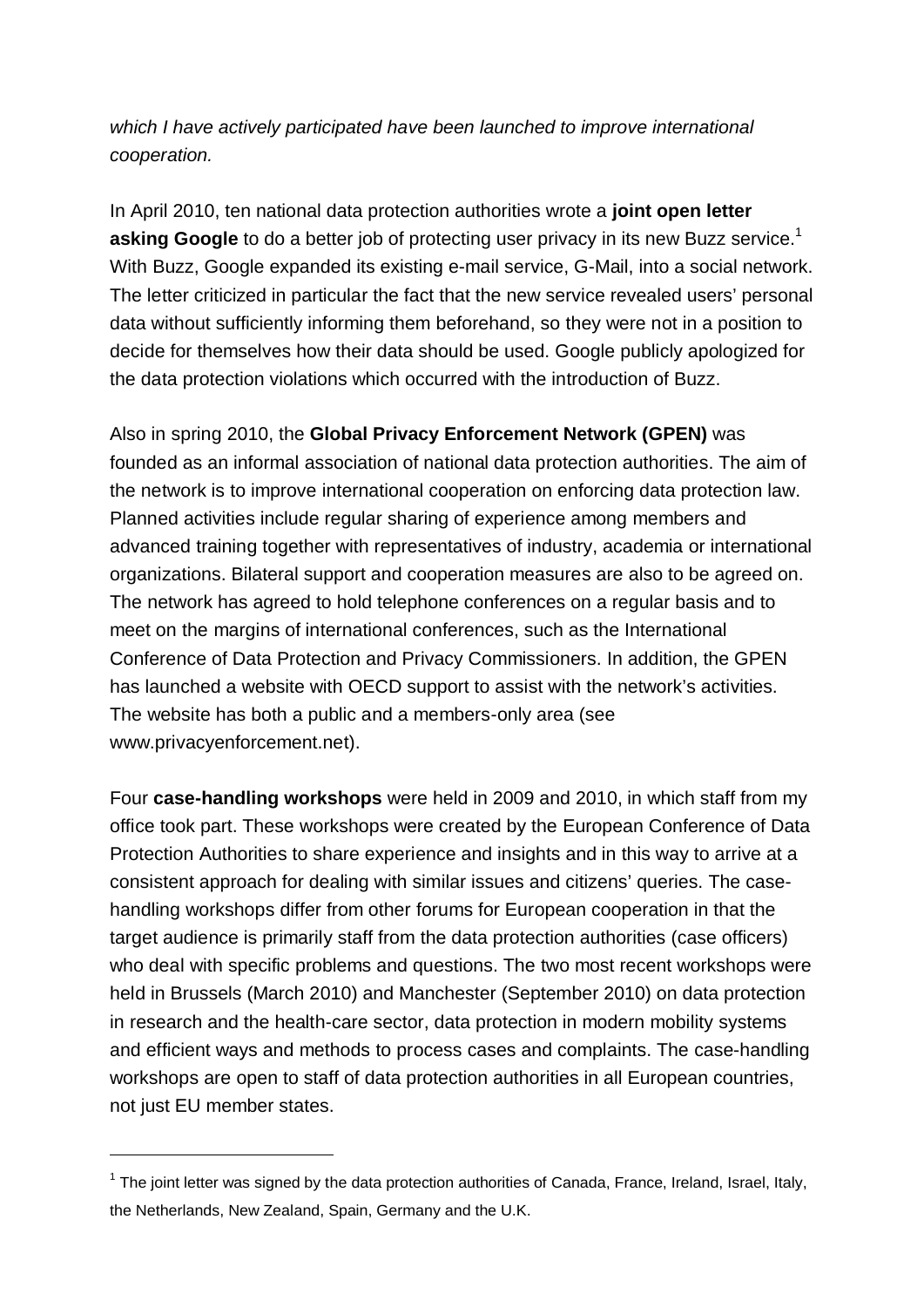*which I have actively participated have been launched to improve international cooperation.*

In April 2010, ten national data protection authorities wrote a **joint open letter asking Google** to do a better job of protecting user privacy in its new Buzz service.[1] With Buzz, Google expanded its existing e-mail service, G-Mail, into a social network. The letter criticized in particular the fact that the new service revealed users' personal data without sufficiently informing them beforehand, so they were not in a position to decide for themselves how their data should be used. Google publicly apologized for the data protection violations which occurred with the introduction of Buzz.

Also in spring 2010, the **Global Privacy Enforcement Network (GPEN)** was founded as an informal association of national data protection authorities. The aim of the network is to improve international cooperation on enforcing data protection law. Planned activities include regular sharing of experience among members and advanced training together with representatives of industry, academia or international organizations. Bilateral support and cooperation measures are also to be agreed on. The network has agreed to hold telephone conferences on a regular basis and to meet on the margins of international conferences, such as the International Conference of Data Protection and Privacy Commissioners. In addition, the GPEN has launched a website with OECD support to assist with the network's activities. The website has both a public and a members-only area (see www.privacyenforcement.net).

Four **case-handling workshops** were held in 2009 and 2010, in which staff from my office took part. These workshops were created by the European Conference of Data Protection Authorities to share experience and insights and in this way to arrive at a consistent approach for dealing with similar issues and citizens' queries. The case-handling workshops differ from other forums for European cooperation in that the target audience is primarily staff from the data protection authorities (case officers) who deal with specific problems and questions. The two most recent workshops were held in Brussels (March 2010) and Manchester (September 2010) on data protection in research and the health-care sector, data protection in modern mobility systems and efficient ways and methods to process cases and complaints. The case-handling workshops are open to staff of data protection authorities in all European countries, not just EU member states.

---

[1] The joint letter was signed by the data protection authorities of Canada, France, Ireland, Israel, Italy, the Netherlands, New Zealand, Spain, Germany and the U.K.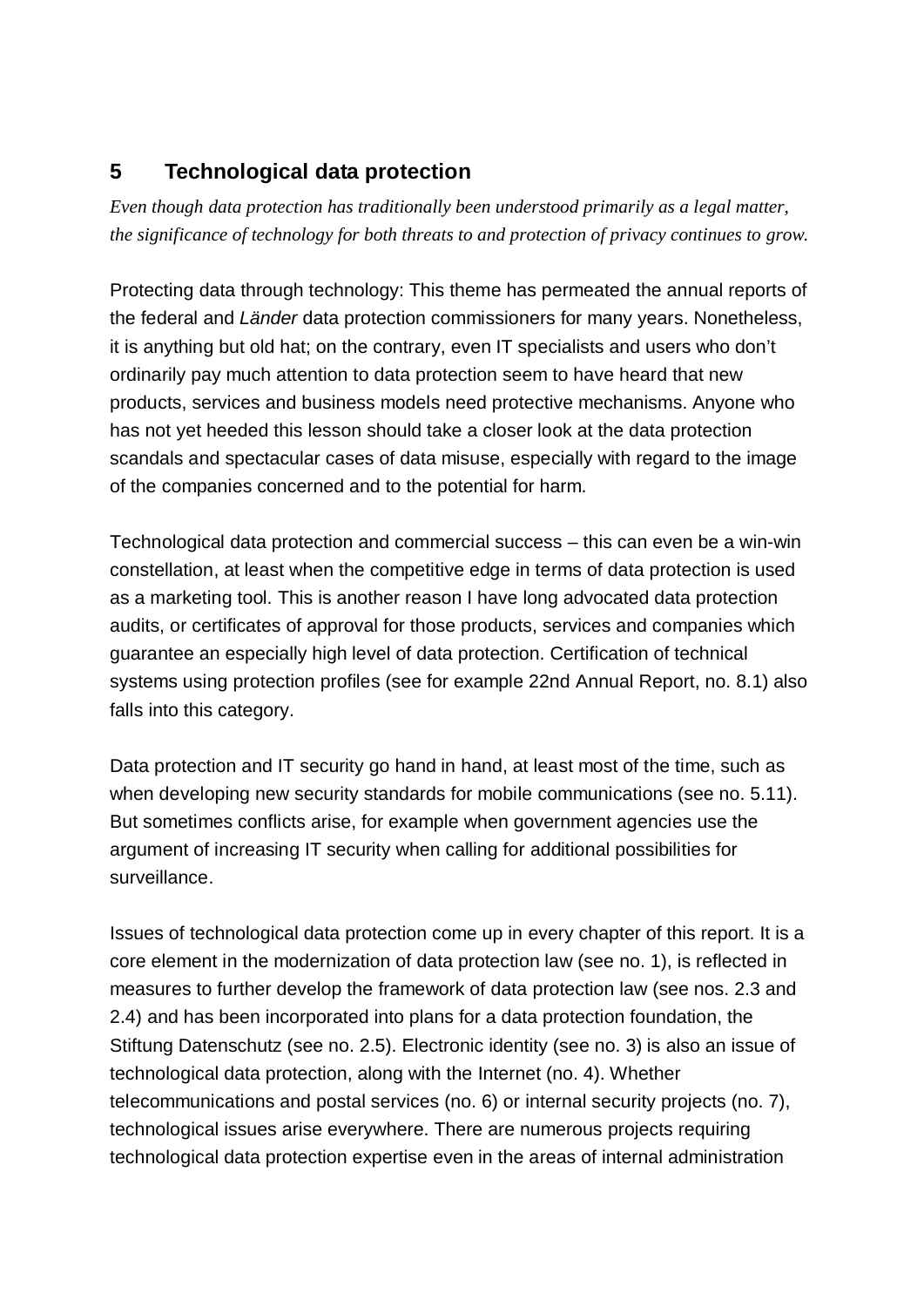## 5 Technological data protection

*Even though data protection has traditionally been understood primarily as a legal matter, the significance of technology for both threats to and protection of privacy continues to grow.*

Protecting data through technology: This theme has permeated the annual reports of the federal and *Länder* data protection commissioners for many years. Nonetheless, it is anything but old hat; on the contrary, even IT specialists and users who don't ordinarily pay much attention to data protection seem to have heard that new products, services and business models need protective mechanisms. Anyone who has not yet heeded this lesson should take a closer look at the data protection scandals and spectacular cases of data misuse, especially with regard to the image of the companies concerned and to the potential for harm.

Technological data protection and commercial success – this can even be a win-win constellation, at least when the competitive edge in terms of data protection is used as a marketing tool. This is another reason I have long advocated data protection audits, or certificates of approval for those products, services and companies which guarantee an especially high level of data protection. Certification of technical systems using protection profiles (see for example 22nd Annual Report, no. 8.1) also falls into this category.

Data protection and IT security go hand in hand, at least most of the time, such as when developing new security standards for mobile communications (see no. 5.11). But sometimes conflicts arise, for example when government agencies use the argument of increasing IT security when calling for additional possibilities for surveillance.

Issues of technological data protection come up in every chapter of this report. It is a core element in the modernization of data protection law (see no. 1), is reflected in measures to further develop the framework of data protection law (see nos. 2.3 and 2.4) and has been incorporated into plans for a data protection foundation, the Stiftung Datenschutz (see no. 2.5). Electronic identity (see no. 3) is also an issue of technological data protection, along with the Internet (no. 4). Whether telecommunications and postal services (no. 6) or internal security projects (no. 7), technological issues arise everywhere. There are numerous projects requiring technological data protection expertise even in the areas of internal administration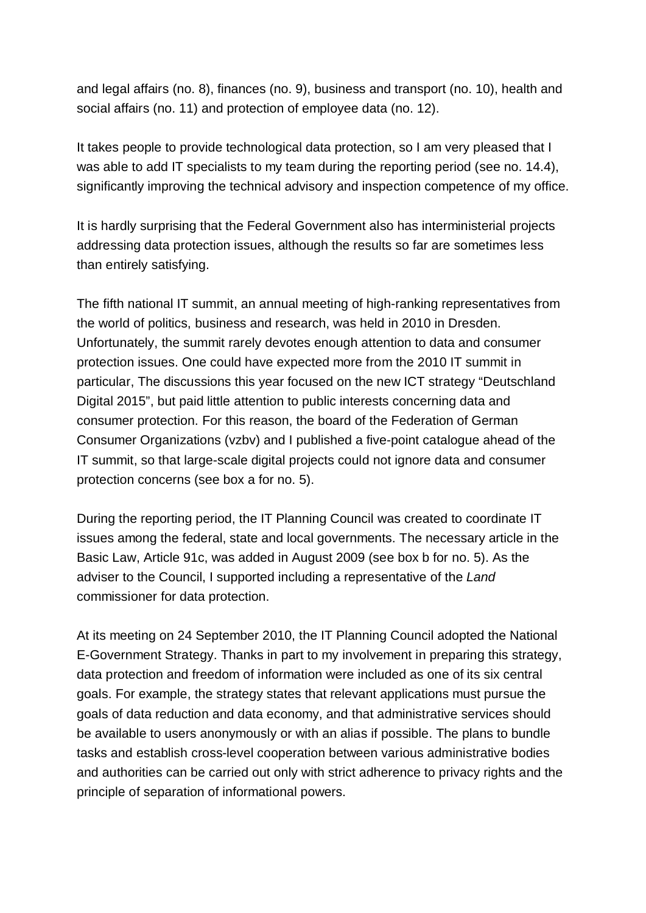and legal affairs (no. 8), finances (no. 9), business and transport (no. 10), health and social affairs (no. 11) and protection of employee data (no. 12).

It takes people to provide technological data protection, so I am very pleased that I was able to add IT specialists to my team during the reporting period (see no. 14.4), significantly improving the technical advisory and inspection competence of my office.

It is hardly surprising that the Federal Government also has interministerial projects addressing data protection issues, although the results so far are sometimes less than entirely satisfying.

The fifth national IT summit, an annual meeting of high-ranking representatives from the world of politics, business and research, was held in 2010 in Dresden. Unfortunately, the summit rarely devotes enough attention to data and consumer protection issues. One could have expected more from the 2010 IT summit in particular, The discussions this year focused on the new ICT strategy "Deutschland Digital 2015", but paid little attention to public interests concerning data and consumer protection. For this reason, the board of the Federation of German Consumer Organizations (vzbv) and I published a five-point catalogue ahead of the IT summit, so that large-scale digital projects could not ignore data and consumer protection concerns (see box a for no. 5).

During the reporting period, the IT Planning Council was created to coordinate IT issues among the federal, state and local governments. The necessary article in the Basic Law, Article 91c, was added in August 2009 (see box b for no. 5). As the adviser to the Council, I supported including a representative of the *Land* commissioner for data protection.

At its meeting on 24 September 2010, the IT Planning Council adopted the National E-Government Strategy. Thanks in part to my involvement in preparing this strategy, data protection and freedom of information were included as one of its six central goals. For example, the strategy states that relevant applications must pursue the goals of data reduction and data economy, and that administrative services should be available to users anonymously or with an alias if possible. The plans to bundle tasks and establish cross-level cooperation between various administrative bodies and authorities can be carried out only with strict adherence to privacy rights and the principle of separation of informational powers.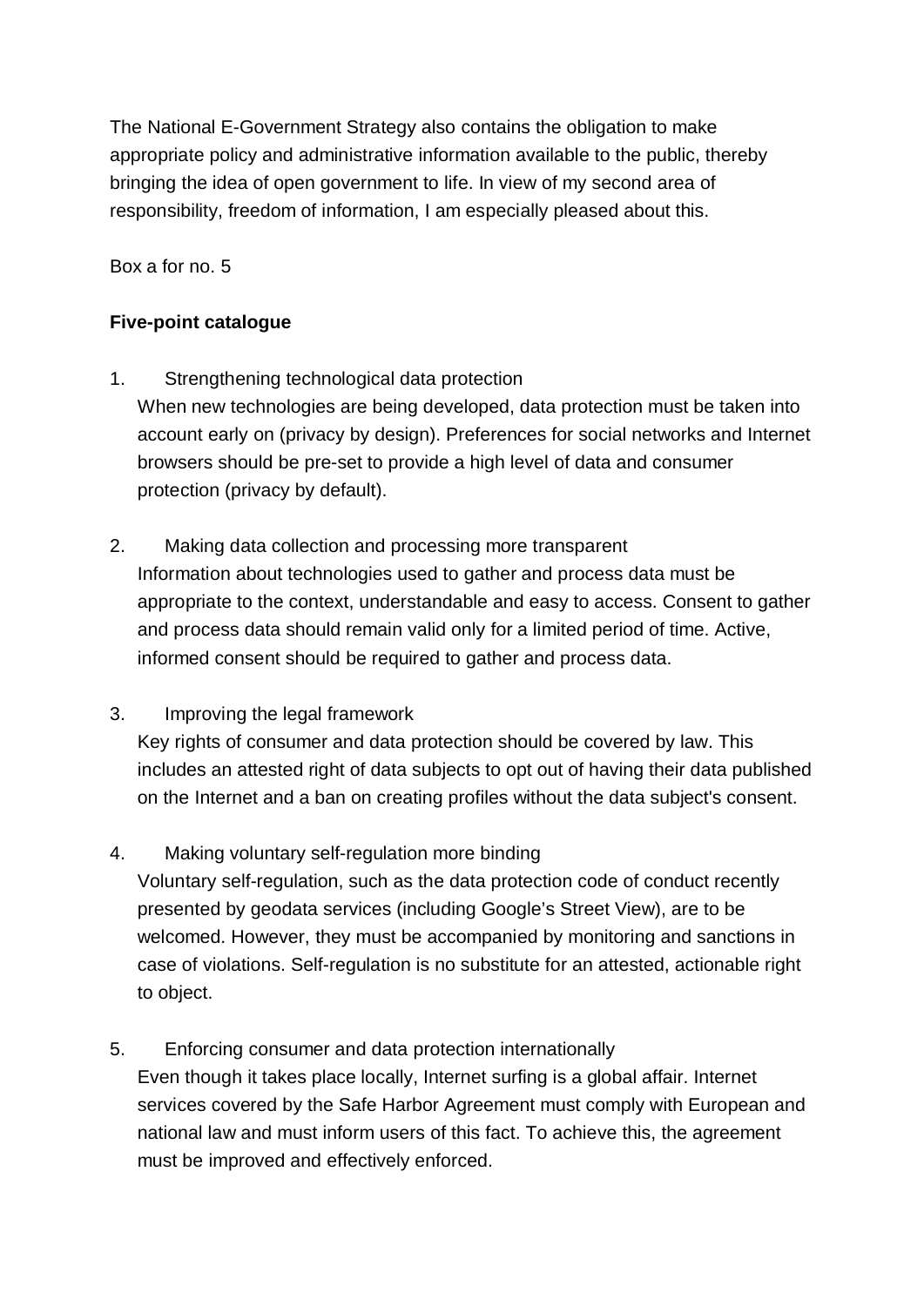The National E-Government Strategy also contains the obligation to make appropriate policy and administrative information available to the public, thereby bringing the idea of open government to life. In view of my second area of responsibility, freedom of information, I am especially pleased about this.

Box a for no. 5

**Five-point catalogue**

1. Strengthening technological data protection
   When new technologies are being developed, data protection must be taken into account early on (privacy by design). Preferences for social networks and Internet browsers should be pre-set to provide a high level of data and consumer protection (privacy by default).

2. Making data collection and processing more transparent
   Information about technologies used to gather and process data must be appropriate to the context, understandable and easy to access. Consent to gather and process data should remain valid only for a limited period of time. Active, informed consent should be required to gather and process data.

3. Improving the legal framework
   Key rights of consumer and data protection should be covered by law. This includes an attested right of data subjects to opt out of having their data published on the Internet and a ban on creating profiles without the data subject's consent.

4. Making voluntary self-regulation more binding
   Voluntary self-regulation, such as the data protection code of conduct recently presented by geodata services (including Google's Street View), are to be welcomed. However, they must be accompanied by monitoring and sanctions in case of violations. Self-regulation is no substitute for an attested, actionable right to object.

5. Enforcing consumer and data protection internationally
   Even though it takes place locally, Internet surfing is a global affair. Internet services covered by the Safe Harbor Agreement must comply with European and national law and must inform users of this fact. To achieve this, the agreement must be improved and effectively enforced.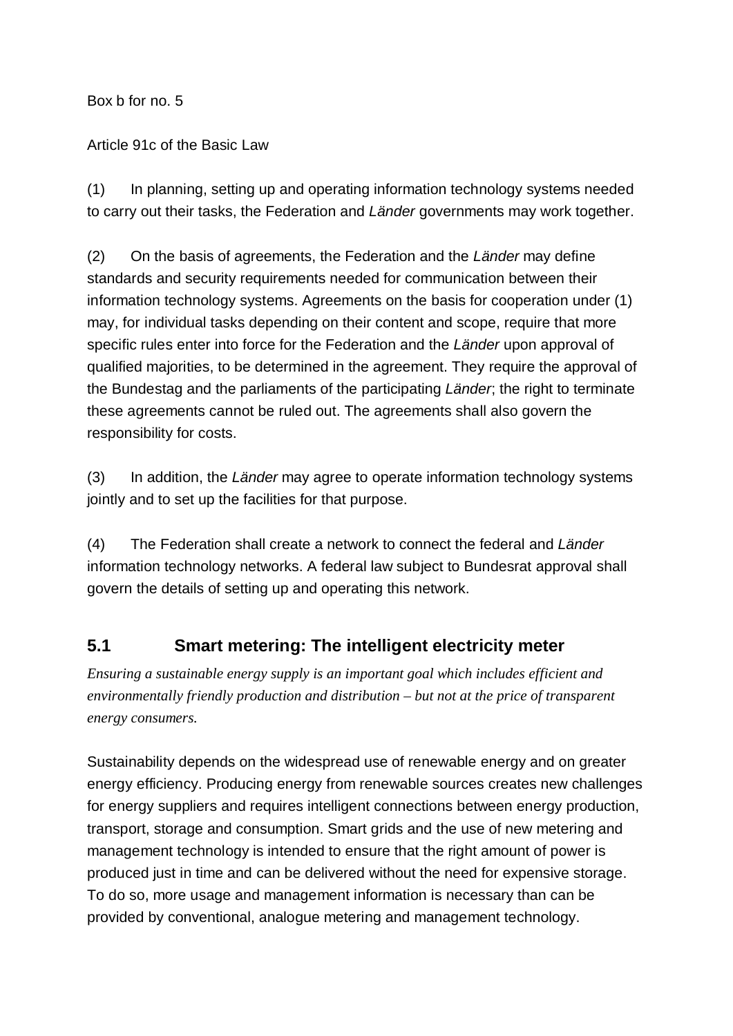Box b for no. 5

Article 91c of the Basic Law

(1) In planning, setting up and operating information technology systems needed to carry out their tasks, the Federation and *Länder* governments may work together.

(2) On the basis of agreements, the Federation and the *Länder* may define standards and security requirements needed for communication between their information technology systems. Agreements on the basis for cooperation under (1) may, for individual tasks depending on their content and scope, require that more specific rules enter into force for the Federation and the *Länder* upon approval of qualified majorities, to be determined in the agreement. They require the approval of the Bundestag and the parliaments of the participating *Länder*; the right to terminate these agreements cannot be ruled out. The agreements shall also govern the responsibility for costs.

(3) In addition, the *Länder* may agree to operate information technology systems jointly and to set up the facilities for that purpose.

(4) The Federation shall create a network to connect the federal and *Länder* information technology networks. A federal law subject to Bundesrat approval shall govern the details of setting up and operating this network.

## 5.1 Smart metering: The intelligent electricity meter

*Ensuring a sustainable energy supply is an important goal which includes efficient and environmentally friendly production and distribution – but not at the price of transparent energy consumers.*

Sustainability depends on the widespread use of renewable energy and on greater energy efficiency. Producing energy from renewable sources creates new challenges for energy suppliers and requires intelligent connections between energy production, transport, storage and consumption. Smart grids and the use of new metering and management technology is intended to ensure that the right amount of power is produced just in time and can be delivered without the need for expensive storage. To do so, more usage and management information is necessary than can be provided by conventional, analogue metering and management technology.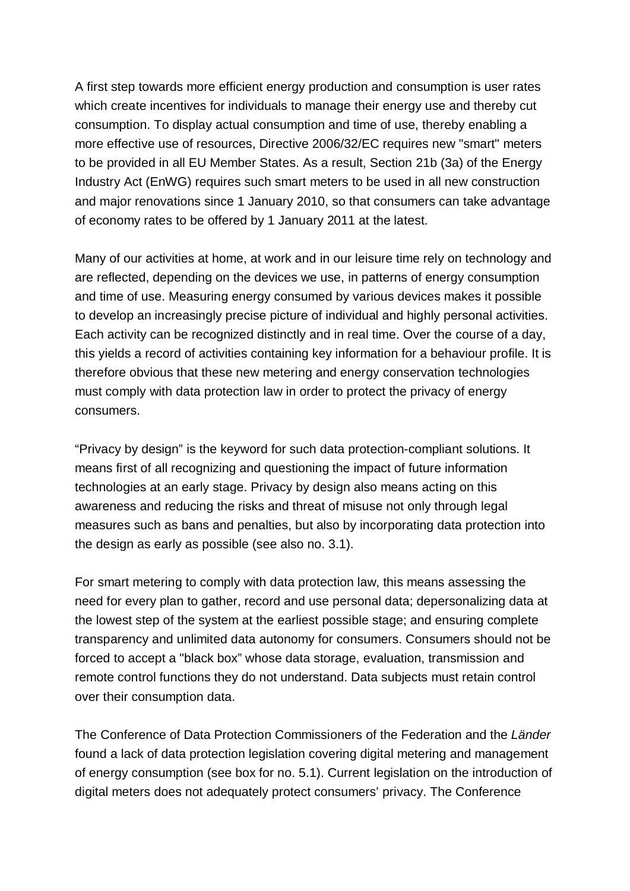A first step towards more efficient energy production and consumption is user rates which create incentives for individuals to manage their energy use and thereby cut consumption. To display actual consumption and time of use, thereby enabling a more effective use of resources, Directive 2006/32/EC requires new "smart" meters to be provided in all EU Member States. As a result, Section 21b (3a) of the Energy Industry Act (EnWG) requires such smart meters to be used in all new construction and major renovations since 1 January 2010, so that consumers can take advantage of economy rates to be offered by 1 January 2011 at the latest.

Many of our activities at home, at work and in our leisure time rely on technology and are reflected, depending on the devices we use, in patterns of energy consumption and time of use. Measuring energy consumed by various devices makes it possible to develop an increasingly precise picture of individual and highly personal activities. Each activity can be recognized distinctly and in real time. Over the course of a day, this yields a record of activities containing key information for a behaviour profile. It is therefore obvious that these new metering and energy conservation technologies must comply with data protection law in order to protect the privacy of energy consumers.

“Privacy by design” is the keyword for such data protection-compliant solutions. It means first of all recognizing and questioning the impact of future information technologies at an early stage. Privacy by design also means acting on this awareness and reducing the risks and threat of misuse not only through legal measures such as bans and penalties, but also by incorporating data protection into the design as early as possible (see also no. 3.1).

For smart metering to comply with data protection law, this means assessing the need for every plan to gather, record and use personal data; depersonalizing data at the lowest step of the system at the earliest possible stage; and ensuring complete transparency and unlimited data autonomy for consumers. Consumers should not be forced to accept a "black box” whose data storage, evaluation, transmission and remote control functions they do not understand. Data subjects must retain control over their consumption data.

The Conference of Data Protection Commissioners of the Federation and the *Länder* found a lack of data protection legislation covering digital metering and management of energy consumption (see box for no. 5.1). Current legislation on the introduction of digital meters does not adequately protect consumers’ privacy. The Conference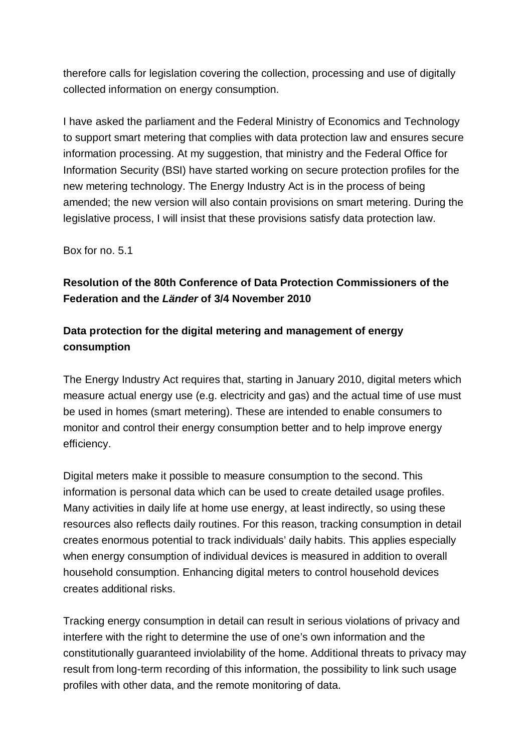therefore calls for legislation covering the collection, processing and use of digitally collected information on energy consumption.

I have asked the parliament and the Federal Ministry of Economics and Technology to support smart metering that complies with data protection law and ensures secure information processing. At my suggestion, that ministry and the Federal Office for Information Security (BSI) have started working on secure protection profiles for the new metering technology. The Energy Industry Act is in the process of being amended; the new version will also contain provisions on smart metering. During the legislative process, I will insist that these provisions satisfy data protection law.

Box for no. 5.1

**Resolution of the 80th Conference of Data Protection Commissioners of the Federation and the *Länder* of 3/4 November 2010**

**Data protection for the digital metering and management of energy consumption**

The Energy Industry Act requires that, starting in January 2010, digital meters which measure actual energy use (e.g. electricity and gas) and the actual time of use must be used in homes (smart metering). These are intended to enable consumers to monitor and control their energy consumption better and to help improve energy efficiency.

Digital meters make it possible to measure consumption to the second. This information is personal data which can be used to create detailed usage profiles. Many activities in daily life at home use energy, at least indirectly, so using these resources also reflects daily routines. For this reason, tracking consumption in detail creates enormous potential to track individuals' daily habits. This applies especially when energy consumption of individual devices is measured in addition to overall household consumption. Enhancing digital meters to control household devices creates additional risks.

Tracking energy consumption in detail can result in serious violations of privacy and interfere with the right to determine the use of one's own information and the constitutionally guaranteed inviolability of the home. Additional threats to privacy may result from long-term recording of this information, the possibility to link such usage profiles with other data, and the remote monitoring of data.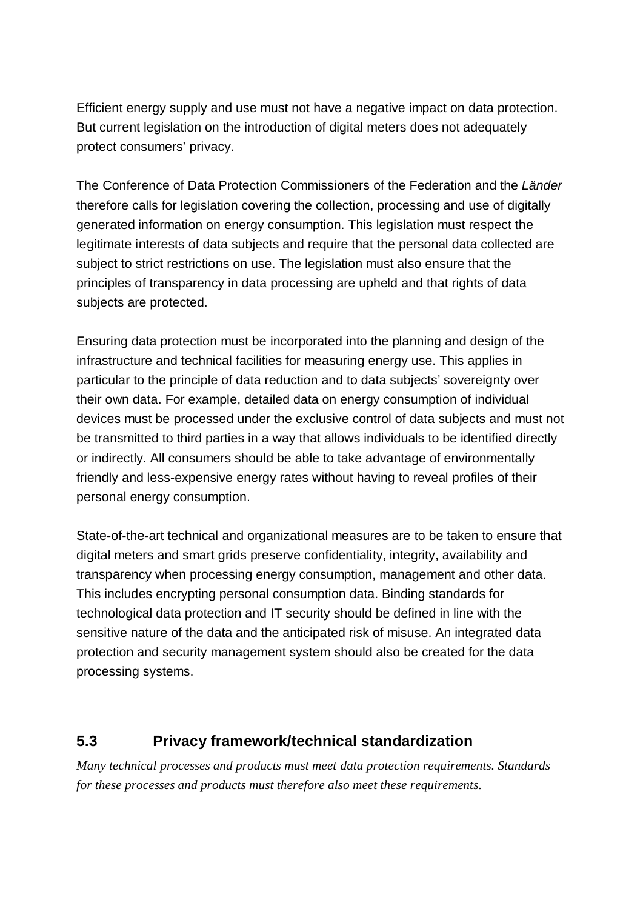Efficient energy supply and use must not have a negative impact on data protection. But current legislation on the introduction of digital meters does not adequately protect consumers' privacy.

The Conference of Data Protection Commissioners of the Federation and the *Länder* therefore calls for legislation covering the collection, processing and use of digitally generated information on energy consumption. This legislation must respect the legitimate interests of data subjects and require that the personal data collected are subject to strict restrictions on use. The legislation must also ensure that the principles of transparency in data processing are upheld and that rights of data subjects are protected.

Ensuring data protection must be incorporated into the planning and design of the infrastructure and technical facilities for measuring energy use. This applies in particular to the principle of data reduction and to data subjects' sovereignty over their own data. For example, detailed data on energy consumption of individual devices must be processed under the exclusive control of data subjects and must not be transmitted to third parties in a way that allows individuals to be identified directly or indirectly. All consumers should be able to take advantage of environmentally friendly and less-expensive energy rates without having to reveal profiles of their personal energy consumption.

State-of-the-art technical and organizational measures are to be taken to ensure that digital meters and smart grids preserve confidentiality, integrity, availability and transparency when processing energy consumption, management and other data. This includes encrypting personal consumption data. Binding standards for technological data protection and IT security should be defined in line with the sensitive nature of the data and the anticipated risk of misuse. An integrated data protection and security management system should also be created for the data processing systems.

## 5.3 Privacy framework/technical standardization

*Many technical processes and products must meet data protection requirements. Standards for these processes and products must therefore also meet these requirements.*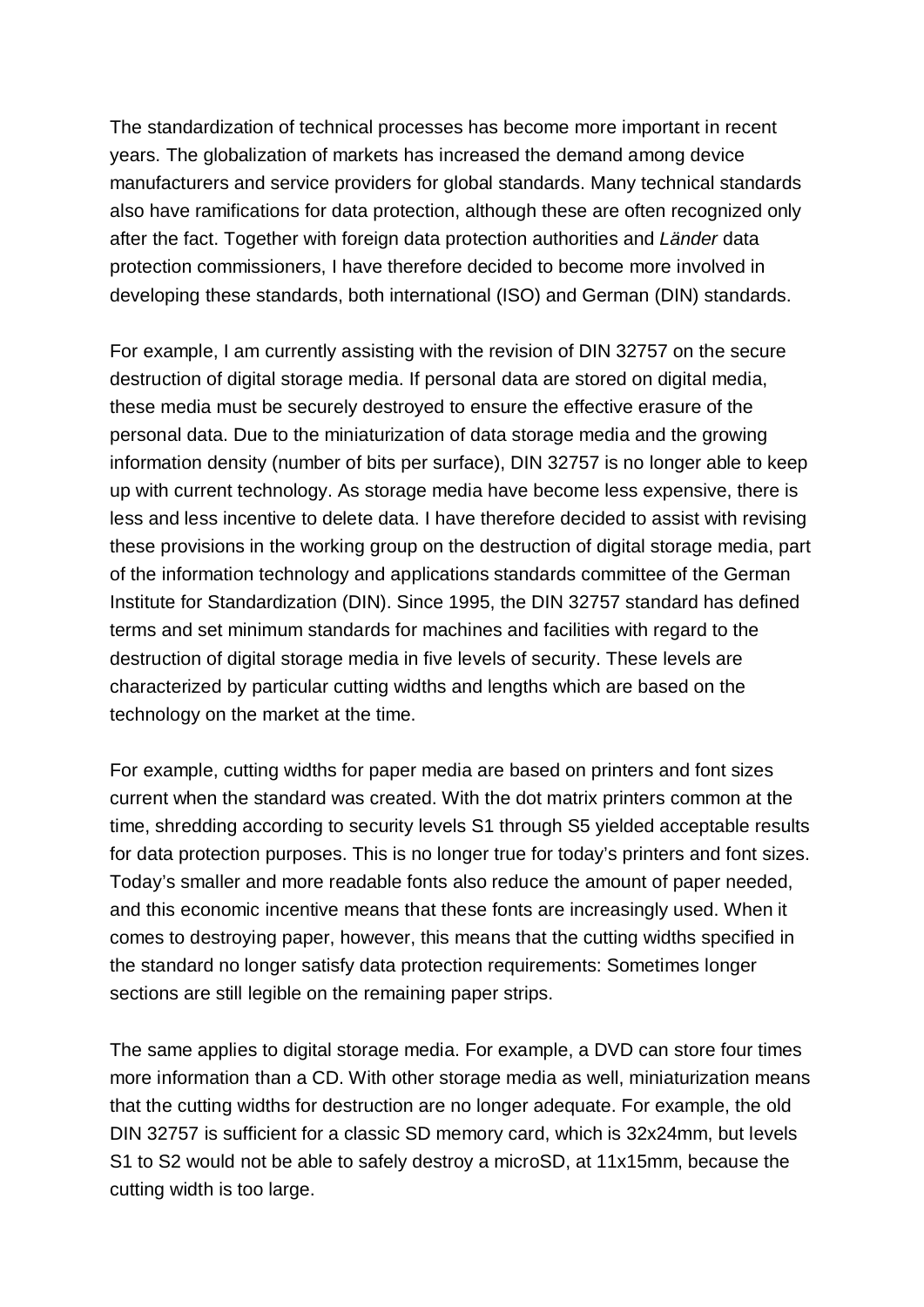The standardization of technical processes has become more important in recent years. The globalization of markets has increased the demand among device manufacturers and service providers for global standards. Many technical standards also have ramifications for data protection, although these are often recognized only after the fact. Together with foreign data protection authorities and *Länder* data protection commissioners, I have therefore decided to become more involved in developing these standards, both international (ISO) and German (DIN) standards.

For example, I am currently assisting with the revision of DIN 32757 on the secure destruction of digital storage media. If personal data are stored on digital media, these media must be securely destroyed to ensure the effective erasure of the personal data. Due to the miniaturization of data storage media and the growing information density (number of bits per surface), DIN 32757 is no longer able to keep up with current technology. As storage media have become less expensive, there is less and less incentive to delete data. I have therefore decided to assist with revising these provisions in the working group on the destruction of digital storage media, part of the information technology and applications standards committee of the German Institute for Standardization (DIN). Since 1995, the DIN 32757 standard has defined terms and set minimum standards for machines and facilities with regard to the destruction of digital storage media in five levels of security. These levels are characterized by particular cutting widths and lengths which are based on the technology on the market at the time.

For example, cutting widths for paper media are based on printers and font sizes current when the standard was created. With the dot matrix printers common at the time, shredding according to security levels S1 through S5 yielded acceptable results for data protection purposes. This is no longer true for today's printers and font sizes. Today's smaller and more readable fonts also reduce the amount of paper needed, and this economic incentive means that these fonts are increasingly used. When it comes to destroying paper, however, this means that the cutting widths specified in the standard no longer satisfy data protection requirements: Sometimes longer sections are still legible on the remaining paper strips.

The same applies to digital storage media. For example, a DVD can store four times more information than a CD. With other storage media as well, miniaturization means that the cutting widths for destruction are no longer adequate. For example, the old DIN 32757 is sufficient for a classic SD memory card, which is 32x24mm, but levels S1 to S2 would not be able to safely destroy a microSD, at 11x15mm, because the cutting width is too large.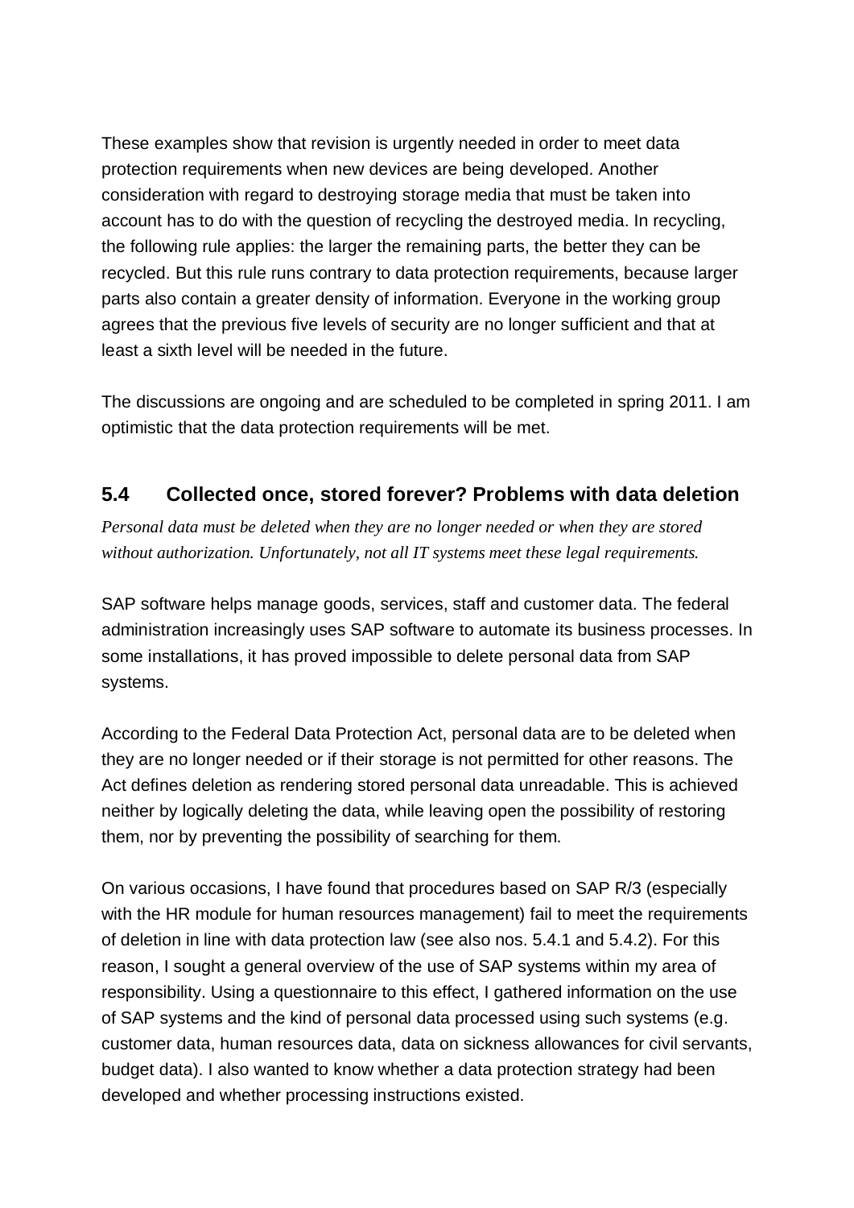These examples show that revision is urgently needed in order to meet data protection requirements when new devices are being developed. Another consideration with regard to destroying storage media that must be taken into account has to do with the question of recycling the destroyed media. In recycling, the following rule applies: the larger the remaining parts, the better they can be recycled. But this rule runs contrary to data protection requirements, because larger parts also contain a greater density of information. Everyone in the working group agrees that the previous five levels of security are no longer sufficient and that at least a sixth level will be needed in the future.

The discussions are ongoing and are scheduled to be completed in spring 2011. I am optimistic that the data protection requirements will be met.

## 5.4 Collected once, stored forever? Problems with data deletion

*Personal data must be deleted when they are no longer needed or when they are stored without authorization. Unfortunately, not all IT systems meet these legal requirements.*

SAP software helps manage goods, services, staff and customer data. The federal administration increasingly uses SAP software to automate its business processes. In some installations, it has proved impossible to delete personal data from SAP systems.

According to the Federal Data Protection Act, personal data are to be deleted when they are no longer needed or if their storage is not permitted for other reasons. The Act defines deletion as rendering stored personal data unreadable. This is achieved neither by logically deleting the data, while leaving open the possibility of restoring them, nor by preventing the possibility of searching for them.

On various occasions, I have found that procedures based on SAP R/3 (especially with the HR module for human resources management) fail to meet the requirements of deletion in line with data protection law (see also nos. 5.4.1 and 5.4.2). For this reason, I sought a general overview of the use of SAP systems within my area of responsibility. Using a questionnaire to this effect, I gathered information on the use of SAP systems and the kind of personal data processed using such systems (e.g. customer data, human resources data, data on sickness allowances for civil servants, budget data). I also wanted to know whether a data protection strategy had been developed and whether processing instructions existed.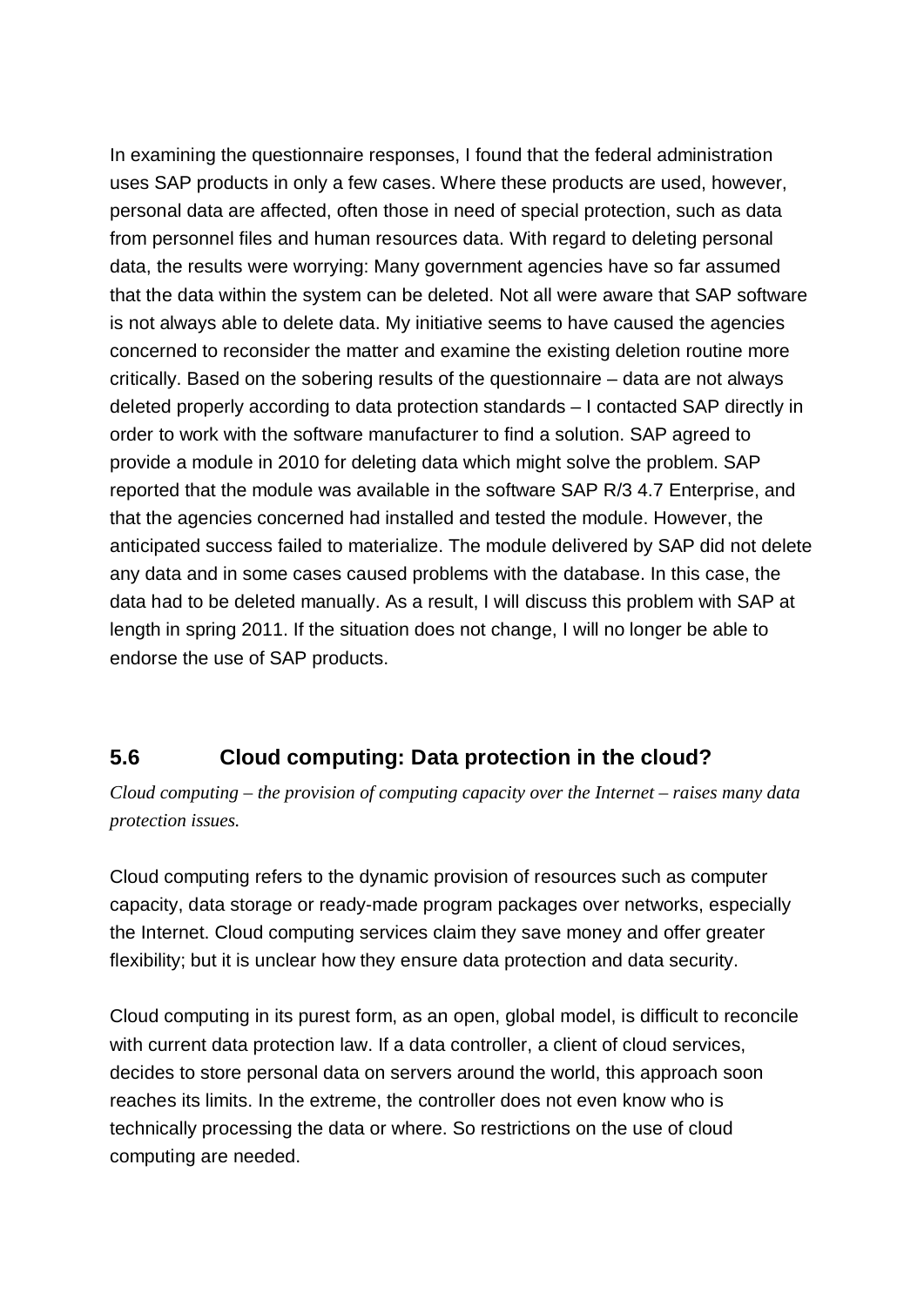In examining the questionnaire responses, I found that the federal administration uses SAP products in only a few cases. Where these products are used, however, personal data are affected, often those in need of special protection, such as data from personnel files and human resources data. With regard to deleting personal data, the results were worrying: Many government agencies have so far assumed that the data within the system can be deleted. Not all were aware that SAP software is not always able to delete data. My initiative seems to have caused the agencies concerned to reconsider the matter and examine the existing deletion routine more critically. Based on the sobering results of the questionnaire – data are not always deleted properly according to data protection standards – I contacted SAP directly in order to work with the software manufacturer to find a solution. SAP agreed to provide a module in 2010 for deleting data which might solve the problem. SAP reported that the module was available in the software SAP R/3 4.7 Enterprise, and that the agencies concerned had installed and tested the module. However, the anticipated success failed to materialize. The module delivered by SAP did not delete any data and in some cases caused problems with the database. In this case, the data had to be deleted manually. As a result, I will discuss this problem with SAP at length in spring 2011. If the situation does not change, I will no longer be able to endorse the use of SAP products.

## 5.6 Cloud computing: Data protection in the cloud?

*Cloud computing – the provision of computing capacity over the Internet – raises many data protection issues.*

Cloud computing refers to the dynamic provision of resources such as computer capacity, data storage or ready-made program packages over networks, especially the Internet. Cloud computing services claim they save money and offer greater flexibility; but it is unclear how they ensure data protection and data security.

Cloud computing in its purest form, as an open, global model, is difficult to reconcile with current data protection law. If a data controller, a client of cloud services, decides to store personal data on servers around the world, this approach soon reaches its limits. In the extreme, the controller does not even know who is technically processing the data or where. So restrictions on the use of cloud computing are needed.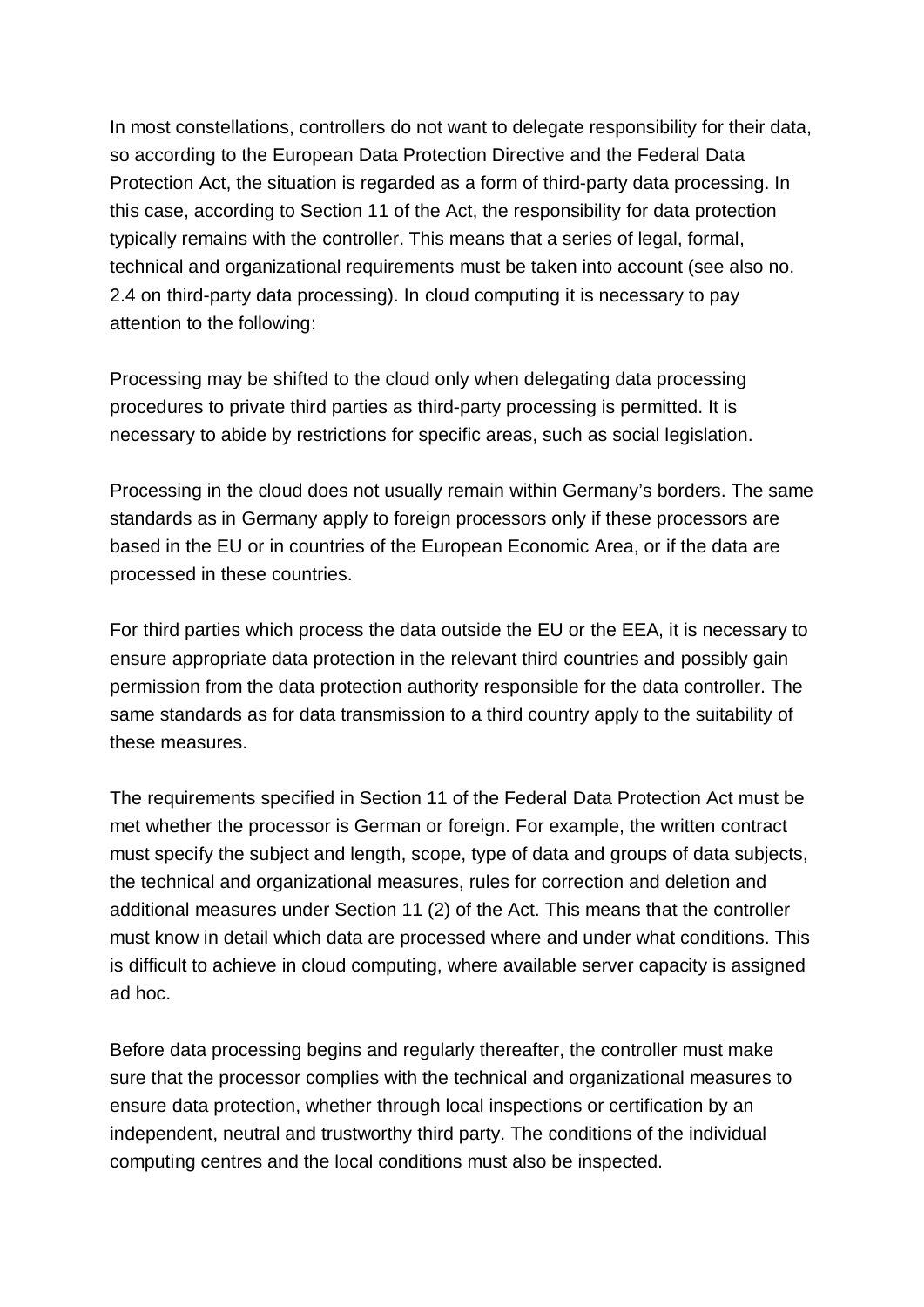In most constellations, controllers do not want to delegate responsibility for their data, so according to the European Data Protection Directive and the Federal Data Protection Act, the situation is regarded as a form of third-party data processing. In this case, according to Section 11 of the Act, the responsibility for data protection typically remains with the controller. This means that a series of legal, formal, technical and organizational requirements must be taken into account (see also no. 2.4 on third-party data processing). In cloud computing it is necessary to pay attention to the following:

Processing may be shifted to the cloud only when delegating data processing procedures to private third parties as third-party processing is permitted. It is necessary to abide by restrictions for specific areas, such as social legislation.

Processing in the cloud does not usually remain within Germany's borders. The same standards as in Germany apply to foreign processors only if these processors are based in the EU or in countries of the European Economic Area, or if the data are processed in these countries.

For third parties which process the data outside the EU or the EEA, it is necessary to ensure appropriate data protection in the relevant third countries and possibly gain permission from the data protection authority responsible for the data controller. The same standards as for data transmission to a third country apply to the suitability of these measures.

The requirements specified in Section 11 of the Federal Data Protection Act must be met whether the processor is German or foreign. For example, the written contract must specify the subject and length, scope, type of data and groups of data subjects, the technical and organizational measures, rules for correction and deletion and additional measures under Section 11 (2) of the Act. This means that the controller must know in detail which data are processed where and under what conditions. This is difficult to achieve in cloud computing, where available server capacity is assigned ad hoc.

Before data processing begins and regularly thereafter, the controller must make sure that the processor complies with the technical and organizational measures to ensure data protection, whether through local inspections or certification by an independent, neutral and trustworthy third party. The conditions of the individual computing centres and the local conditions must also be inspected.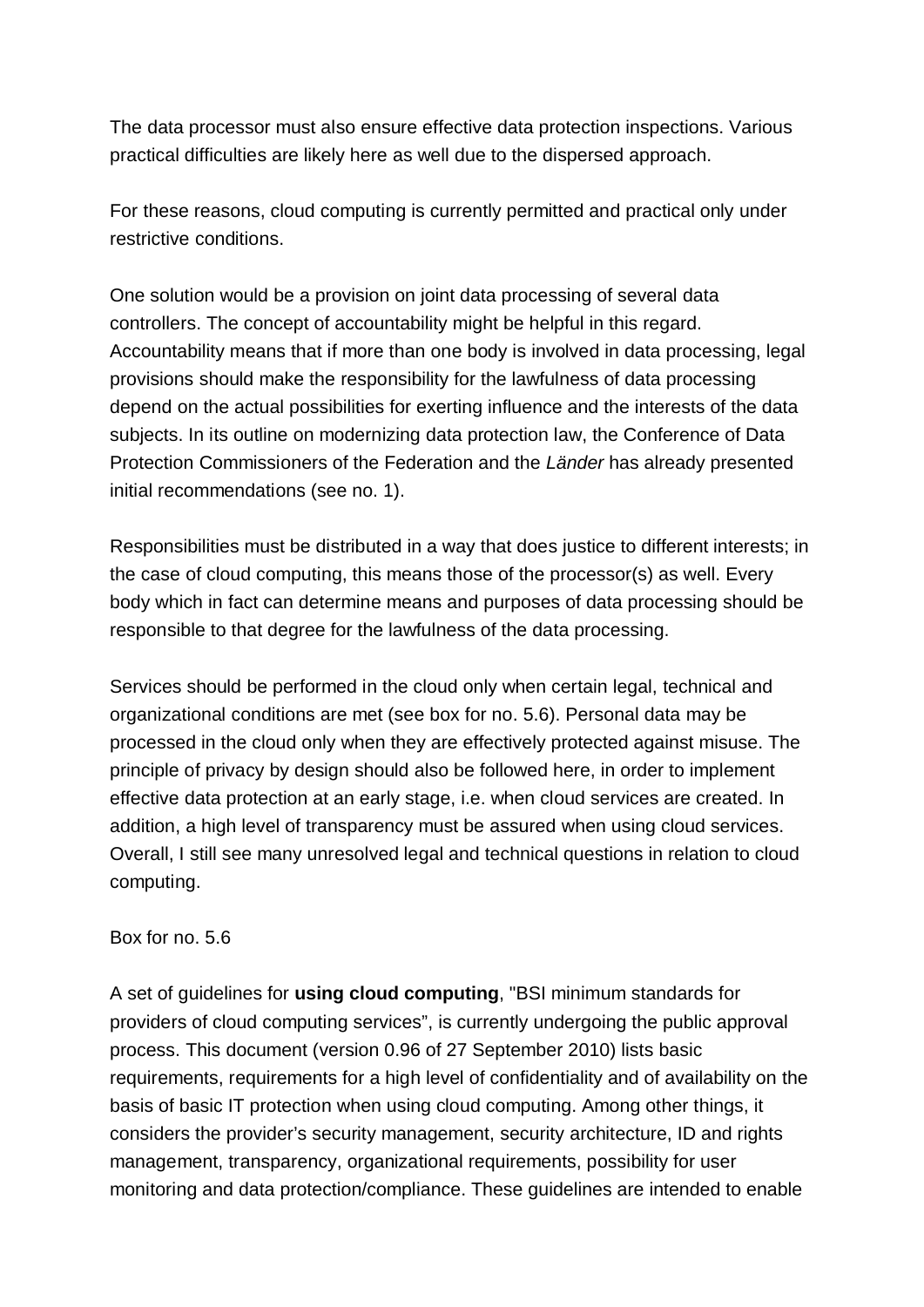The data processor must also ensure effective data protection inspections. Various practical difficulties are likely here as well due to the dispersed approach.

For these reasons, cloud computing is currently permitted and practical only under restrictive conditions.

One solution would be a provision on joint data processing of several data controllers. The concept of accountability might be helpful in this regard. Accountability means that if more than one body is involved in data processing, legal provisions should make the responsibility for the lawfulness of data processing depend on the actual possibilities for exerting influence and the interests of the data subjects. In its outline on modernizing data protection law, the Conference of Data Protection Commissioners of the Federation and the *Länder* has already presented initial recommendations (see no. 1).

Responsibilities must be distributed in a way that does justice to different interests; in the case of cloud computing, this means those of the processor(s) as well. Every body which in fact can determine means and purposes of data processing should be responsible to that degree for the lawfulness of the data processing.

Services should be performed in the cloud only when certain legal, technical and organizational conditions are met (see box for no. 5.6). Personal data may be processed in the cloud only when they are effectively protected against misuse. The principle of privacy by design should also be followed here, in order to implement effective data protection at an early stage, i.e. when cloud services are created. In addition, a high level of transparency must be assured when using cloud services. Overall, I still see many unresolved legal and technical questions in relation to cloud computing.

Box for no. 5.6

A set of guidelines for **using cloud computing**, "BSI minimum standards for providers of cloud computing services", is currently undergoing the public approval process. This document (version 0.96 of 27 September 2010) lists basic requirements, requirements for a high level of confidentiality and of availability on the basis of basic IT protection when using cloud computing. Among other things, it considers the provider's security management, security architecture, ID and rights management, transparency, organizational requirements, possibility for user monitoring and data protection/compliance. These guidelines are intended to enable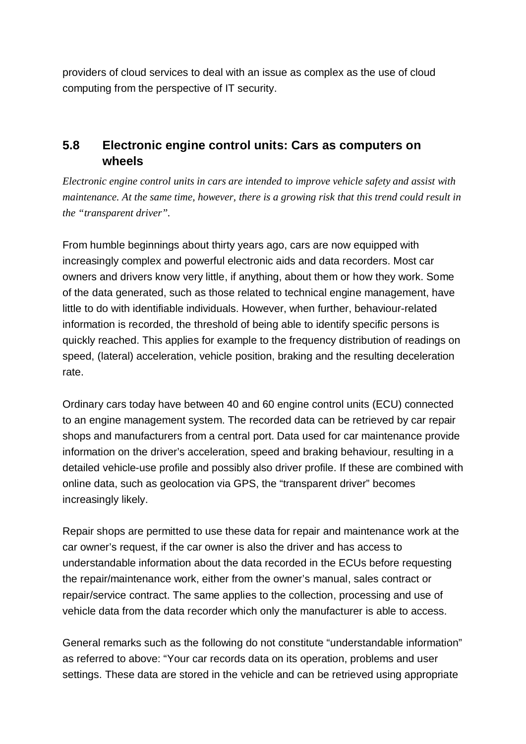providers of cloud services to deal with an issue as complex as the use of cloud computing from the perspective of IT security.

## 5.8 Electronic engine control units: Cars as computers on wheels

*Electronic engine control units in cars are intended to improve vehicle safety and assist with maintenance. At the same time, however, there is a growing risk that this trend could result in the "transparent driver".*

From humble beginnings about thirty years ago, cars are now equipped with increasingly complex and powerful electronic aids and data recorders. Most car owners and drivers know very little, if anything, about them or how they work. Some of the data generated, such as those related to technical engine management, have little to do with identifiable individuals. However, when further, behaviour-related information is recorded, the threshold of being able to identify specific persons is quickly reached. This applies for example to the frequency distribution of readings on speed, (lateral) acceleration, vehicle position, braking and the resulting deceleration rate.

Ordinary cars today have between 40 and 60 engine control units (ECU) connected to an engine management system. The recorded data can be retrieved by car repair shops and manufacturers from a central port. Data used for car maintenance provide information on the driver's acceleration, speed and braking behaviour, resulting in a detailed vehicle-use profile and possibly also driver profile. If these are combined with online data, such as geolocation via GPS, the "transparent driver" becomes increasingly likely.

Repair shops are permitted to use these data for repair and maintenance work at the car owner's request, if the car owner is also the driver and has access to understandable information about the data recorded in the ECUs before requesting the repair/maintenance work, either from the owner's manual, sales contract or repair/service contract. The same applies to the collection, processing and use of vehicle data from the data recorder which only the manufacturer is able to access.

General remarks such as the following do not constitute "understandable information" as referred to above: "Your car records data on its operation, problems and user settings. These data are stored in the vehicle and can be retrieved using appropriate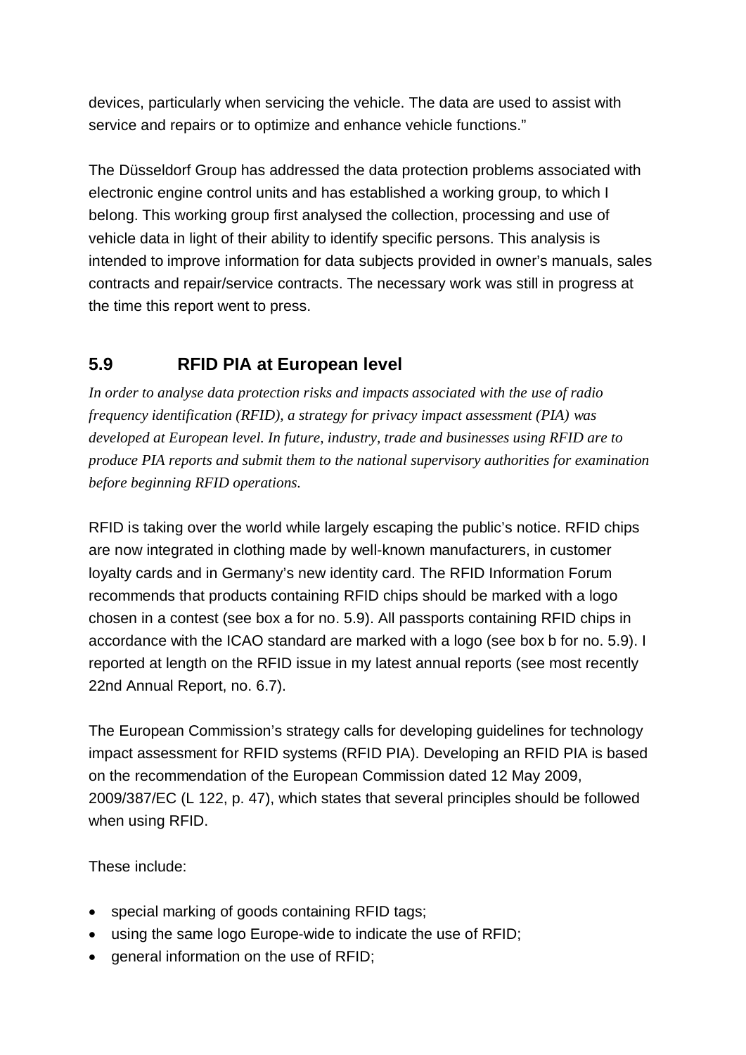devices, particularly when servicing the vehicle. The data are used to assist with service and repairs or to optimize and enhance vehicle functions."

The Düsseldorf Group has addressed the data protection problems associated with electronic engine control units and has established a working group, to which I belong. This working group first analysed the collection, processing and use of vehicle data in light of their ability to identify specific persons. This analysis is intended to improve information for data subjects provided in owner's manuals, sales contracts and repair/service contracts. The necessary work was still in progress at the time this report went to press.

## 5.9 RFID PIA at European level

*In order to analyse data protection risks and impacts associated with the use of radio frequency identification (RFID), a strategy for privacy impact assessment (PIA) was developed at European level. In future, industry, trade and businesses using RFID are to produce PIA reports and submit them to the national supervisory authorities for examination before beginning RFID operations.*

RFID is taking over the world while largely escaping the public's notice. RFID chips are now integrated in clothing made by well-known manufacturers, in customer loyalty cards and in Germany's new identity card. The RFID Information Forum recommends that products containing RFID chips should be marked with a logo chosen in a contest (see box a for no. 5.9). All passports containing RFID chips in accordance with the ICAO standard are marked with a logo (see box b for no. 5.9). I reported at length on the RFID issue in my latest annual reports (see most recently 22nd Annual Report, no. 6.7).

The European Commission's strategy calls for developing guidelines for technology impact assessment for RFID systems (RFID PIA). Developing an RFID PIA is based on the recommendation of the European Commission dated 12 May 2009, 2009/387/EC (L 122, p. 47), which states that several principles should be followed when using RFID.

These include:

- special marking of goods containing RFID tags;
- using the same logo Europe-wide to indicate the use of RFID;
- general information on the use of RFID;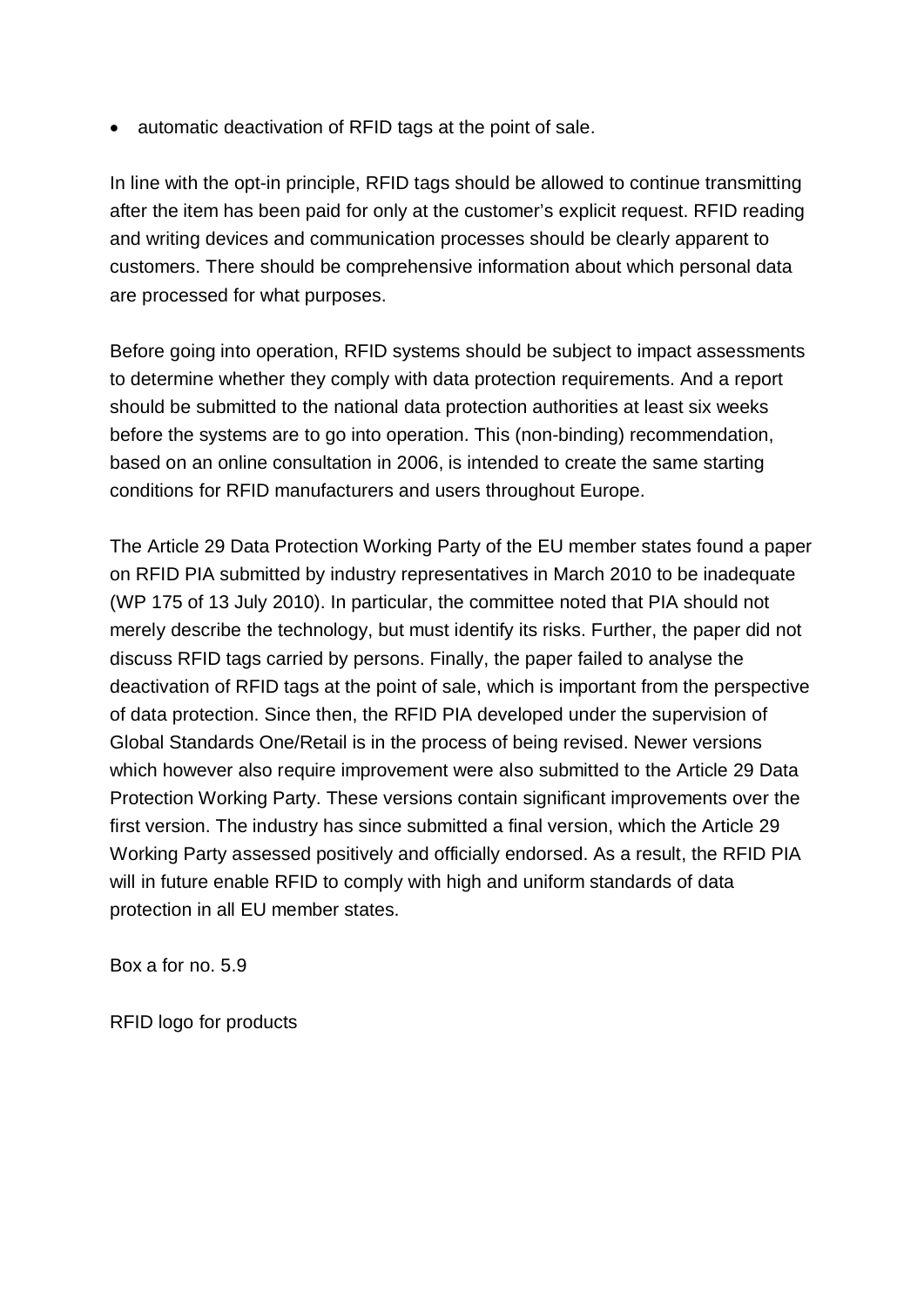- automatic deactivation of RFID tags at the point of sale.

In line with the opt-in principle, RFID tags should be allowed to continue transmitting after the item has been paid for only at the customer's explicit request. RFID reading and writing devices and communication processes should be clearly apparent to customers. There should be comprehensive information about which personal data are processed for what purposes.

Before going into operation, RFID systems should be subject to impact assessments to determine whether they comply with data protection requirements. And a report should be submitted to the national data protection authorities at least six weeks before the systems are to go into operation. This (non-binding) recommendation, based on an online consultation in 2006, is intended to create the same starting conditions for RFID manufacturers and users throughout Europe.

The Article 29 Data Protection Working Party of the EU member states found a paper on RFID PIA submitted by industry representatives in March 2010 to be inadequate (WP 175 of 13 July 2010). In particular, the committee noted that PIA should not merely describe the technology, but must identify its risks. Further, the paper did not discuss RFID tags carried by persons. Finally, the paper failed to analyse the deactivation of RFID tags at the point of sale, which is important from the perspective of data protection. Since then, the RFID PIA developed under the supervision of Global Standards One/Retail is in the process of being revised. Newer versions which however also require improvement were also submitted to the Article 29 Data Protection Working Party. These versions contain significant improvements over the first version. The industry has since submitted a final version, which the Article 29 Working Party assessed positively and officially endorsed. As a result, the RFID PIA will in future enable RFID to comply with high and uniform standards of data protection in all EU member states.

Box a for no. 5.9

RFID logo for products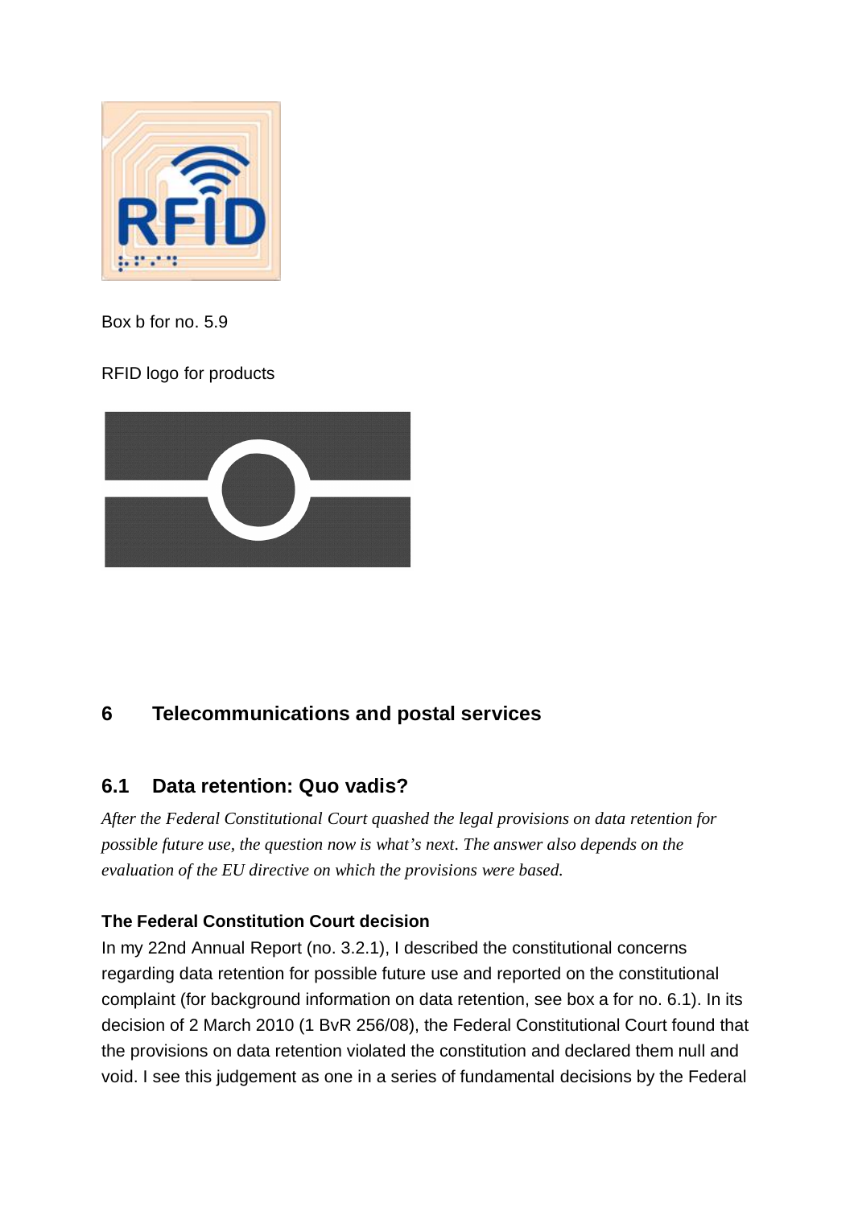Box b for no. 5.9

RFID logo for products

## 6 Telecommunications and postal services

### 6.1 Data retention: Quo vadis?

*After the Federal Constitutional Court quashed the legal provisions on data retention for possible future use, the question now is what's next. The answer also depends on the evaluation of the EU directive on which the provisions were based.*

**The Federal Constitution Court decision**

In my 22nd Annual Report (no. 3.2.1), I described the constitutional concerns regarding data retention for possible future use and reported on the constitutional complaint (for background information on data retention, see box a for no. 6.1). In its decision of 2 March 2010 (1 BvR 256/08), the Federal Constitutional Court found that the provisions on data retention violated the constitution and declared them null and void. I see this judgement as one in a series of fundamental decisions by the Federal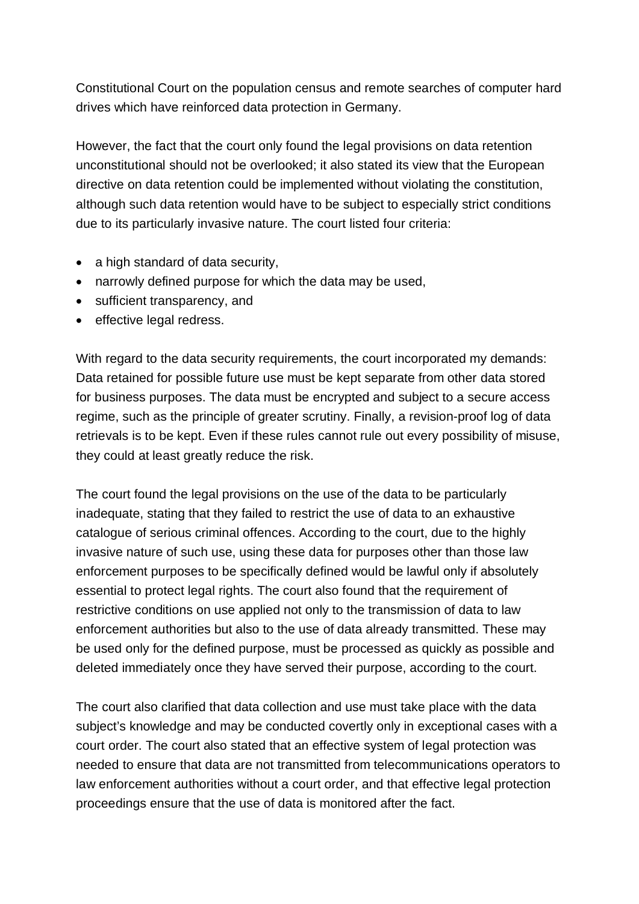Constitutional Court on the population census and remote searches of computer hard drives which have reinforced data protection in Germany.

However, the fact that the court only found the legal provisions on data retention unconstitutional should not be overlooked; it also stated its view that the European directive on data retention could be implemented without violating the constitution, although such data retention would have to be subject to especially strict conditions due to its particularly invasive nature. The court listed four criteria:

- a high standard of data security,
- narrowly defined purpose for which the data may be used,
- sufficient transparency, and
- effective legal redress.

With regard to the data security requirements, the court incorporated my demands: Data retained for possible future use must be kept separate from other data stored for business purposes. The data must be encrypted and subject to a secure access regime, such as the principle of greater scrutiny. Finally, a revision-proof log of data retrievals is to be kept. Even if these rules cannot rule out every possibility of misuse, they could at least greatly reduce the risk.

The court found the legal provisions on the use of the data to be particularly inadequate, stating that they failed to restrict the use of data to an exhaustive catalogue of serious criminal offences. According to the court, due to the highly invasive nature of such use, using these data for purposes other than those law enforcement purposes to be specifically defined would be lawful only if absolutely essential to protect legal rights. The court also found that the requirement of restrictive conditions on use applied not only to the transmission of data to law enforcement authorities but also to the use of data already transmitted. These may be used only for the defined purpose, must be processed as quickly as possible and deleted immediately once they have served their purpose, according to the court.

The court also clarified that data collection and use must take place with the data subject's knowledge and may be conducted covertly only in exceptional cases with a court order. The court also stated that an effective system of legal protection was needed to ensure that data are not transmitted from telecommunications operators to law enforcement authorities without a court order, and that effective legal protection proceedings ensure that the use of data is monitored after the fact.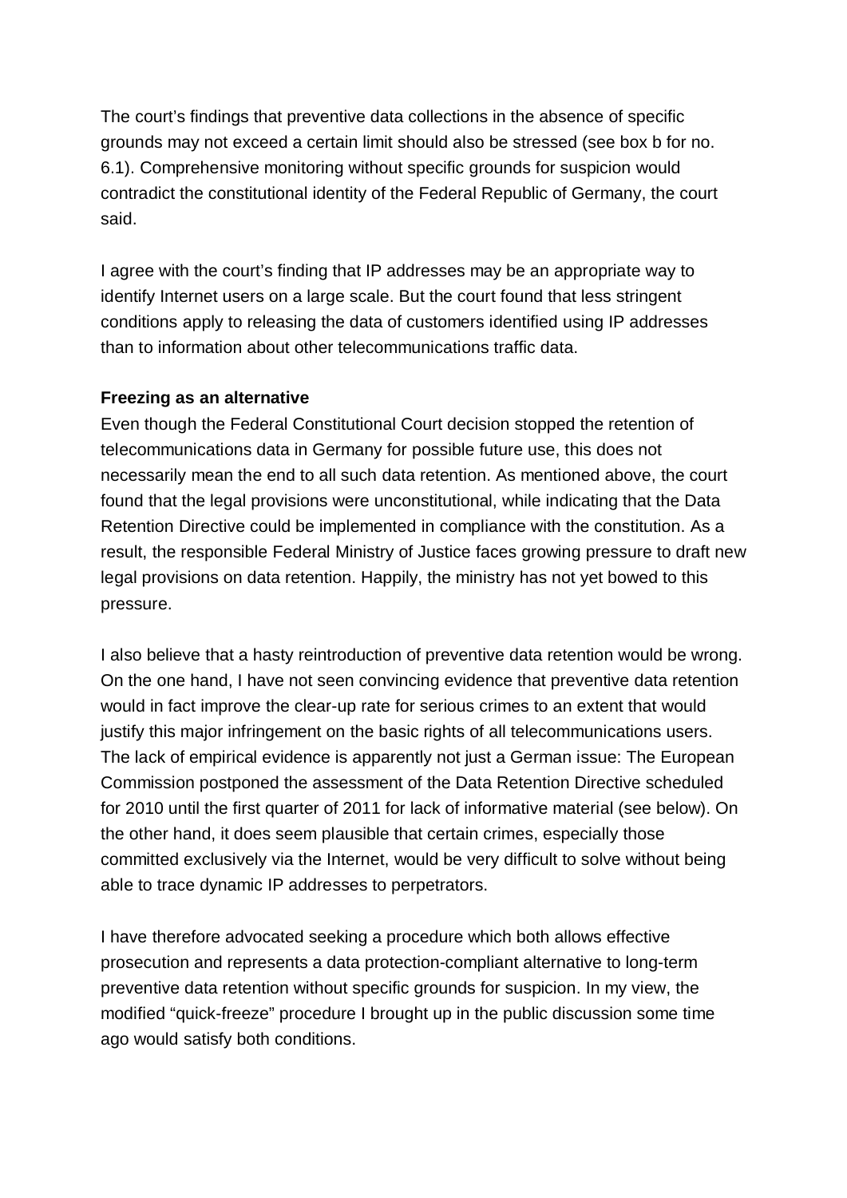The court's findings that preventive data collections in the absence of specific grounds may not exceed a certain limit should also be stressed (see box b for no. 6.1). Comprehensive monitoring without specific grounds for suspicion would contradict the constitutional identity of the Federal Republic of Germany, the court said.

I agree with the court's finding that IP addresses may be an appropriate way to identify Internet users on a large scale. But the court found that less stringent conditions apply to releasing the data of customers identified using IP addresses than to information about other telecommunications traffic data.

**Freezing as an alternative**

Even though the Federal Constitutional Court decision stopped the retention of telecommunications data in Germany for possible future use, this does not necessarily mean the end to all such data retention. As mentioned above, the court found that the legal provisions were unconstitutional, while indicating that the Data Retention Directive could be implemented in compliance with the constitution. As a result, the responsible Federal Ministry of Justice faces growing pressure to draft new legal provisions on data retention. Happily, the ministry has not yet bowed to this pressure.

I also believe that a hasty reintroduction of preventive data retention would be wrong. On the one hand, I have not seen convincing evidence that preventive data retention would in fact improve the clear-up rate for serious crimes to an extent that would justify this major infringement on the basic rights of all telecommunications users. The lack of empirical evidence is apparently not just a German issue: The European Commission postponed the assessment of the Data Retention Directive scheduled for 2010 until the first quarter of 2011 for lack of informative material (see below). On the other hand, it does seem plausible that certain crimes, especially those committed exclusively via the Internet, would be very difficult to solve without being able to trace dynamic IP addresses to perpetrators.

I have therefore advocated seeking a procedure which both allows effective prosecution and represents a data protection-compliant alternative to long-term preventive data retention without specific grounds for suspicion. In my view, the modified "quick-freeze" procedure I brought up in the public discussion some time ago would satisfy both conditions.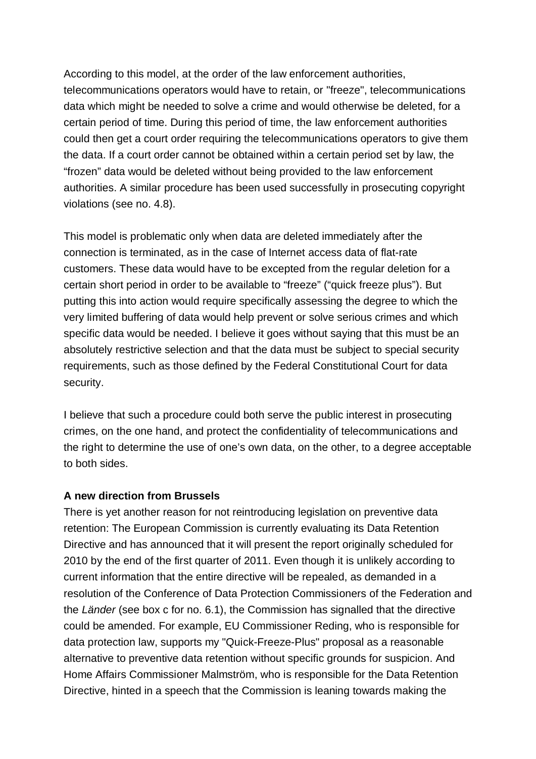According to this model, at the order of the law enforcement authorities, telecommunications operators would have to retain, or "freeze", telecommunications data which might be needed to solve a crime and would otherwise be deleted, for a certain period of time. During this period of time, the law enforcement authorities could then get a court order requiring the telecommunications operators to give them the data. If a court order cannot be obtained within a certain period set by law, the “frozen” data would be deleted without being provided to the law enforcement authorities. A similar procedure has been used successfully in prosecuting copyright violations (see no. 4.8).

This model is problematic only when data are deleted immediately after the connection is terminated, as in the case of Internet access data of flat-rate customers. These data would have to be excepted from the regular deletion for a certain short period in order to be available to “freeze” (“quick freeze plus”). But putting this into action would require specifically assessing the degree to which the very limited buffering of data would help prevent or solve serious crimes and which specific data would be needed. I believe it goes without saying that this must be an absolutely restrictive selection and that the data must be subject to special security requirements, such as those defined by the Federal Constitutional Court for data security.

I believe that such a procedure could both serve the public interest in prosecuting crimes, on the one hand, and protect the confidentiality of telecommunications and the right to determine the use of one’s own data, on the other, to a degree acceptable to both sides.

**A new direction from Brussels**

There is yet another reason for not reintroducing legislation on preventive data retention: The European Commission is currently evaluating its Data Retention Directive and has announced that it will present the report originally scheduled for 2010 by the end of the first quarter of 2011. Even though it is unlikely according to current information that the entire directive will be repealed, as demanded in a resolution of the Conference of Data Protection Commissioners of the Federation and the *Länder* (see box c for no. 6.1), the Commission has signalled that the directive could be amended. For example, EU Commissioner Reding, who is responsible for data protection law, supports my "Quick-Freeze-Plus" proposal as a reasonable alternative to preventive data retention without specific grounds for suspicion. And Home Affairs Commissioner Malmström, who is responsible for the Data Retention Directive, hinted in a speech that the Commission is leaning towards making the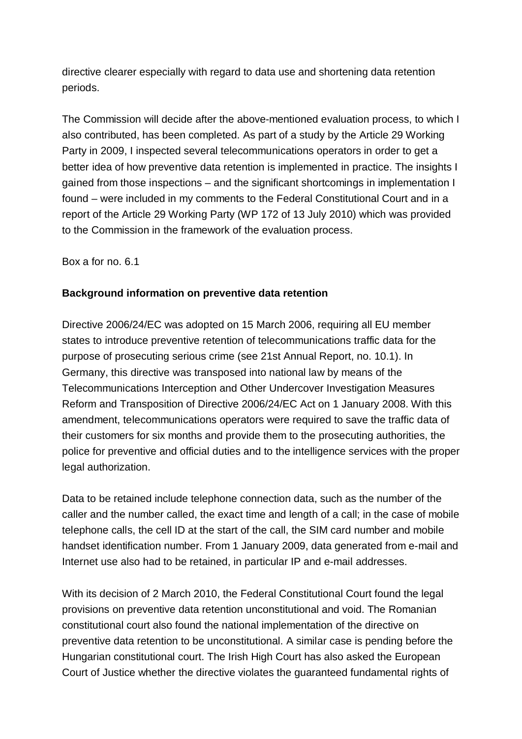directive clearer especially with regard to data use and shortening data retention periods.

The Commission will decide after the above-mentioned evaluation process, to which I also contributed, has been completed. As part of a study by the Article 29 Working Party in 2009, I inspected several telecommunications operators in order to get a better idea of how preventive data retention is implemented in practice. The insights I gained from those inspections – and the significant shortcomings in implementation I found – were included in my comments to the Federal Constitutional Court and in a report of the Article 29 Working Party (WP 172 of 13 July 2010) which was provided to the Commission in the framework of the evaluation process.

Box a for no. 6.1

**Background information on preventive data retention**

Directive 2006/24/EC was adopted on 15 March 2006, requiring all EU member states to introduce preventive retention of telecommunications traffic data for the purpose of prosecuting serious crime (see 21st Annual Report, no. 10.1). In Germany, this directive was transposed into national law by means of the Telecommunications Interception and Other Undercover Investigation Measures Reform and Transposition of Directive 2006/24/EC Act on 1 January 2008. With this amendment, telecommunications operators were required to save the traffic data of their customers for six months and provide them to the prosecuting authorities, the police for preventive and official duties and to the intelligence services with the proper legal authorization.

Data to be retained include telephone connection data, such as the number of the caller and the number called, the exact time and length of a call; in the case of mobile telephone calls, the cell ID at the start of the call, the SIM card number and mobile handset identification number. From 1 January 2009, data generated from e-mail and Internet use also had to be retained, in particular IP and e-mail addresses.

With its decision of 2 March 2010, the Federal Constitutional Court found the legal provisions on preventive data retention unconstitutional and void. The Romanian constitutional court also found the national implementation of the directive on preventive data retention to be unconstitutional. A similar case is pending before the Hungarian constitutional court. The Irish High Court has also asked the European Court of Justice whether the directive violates the guaranteed fundamental rights of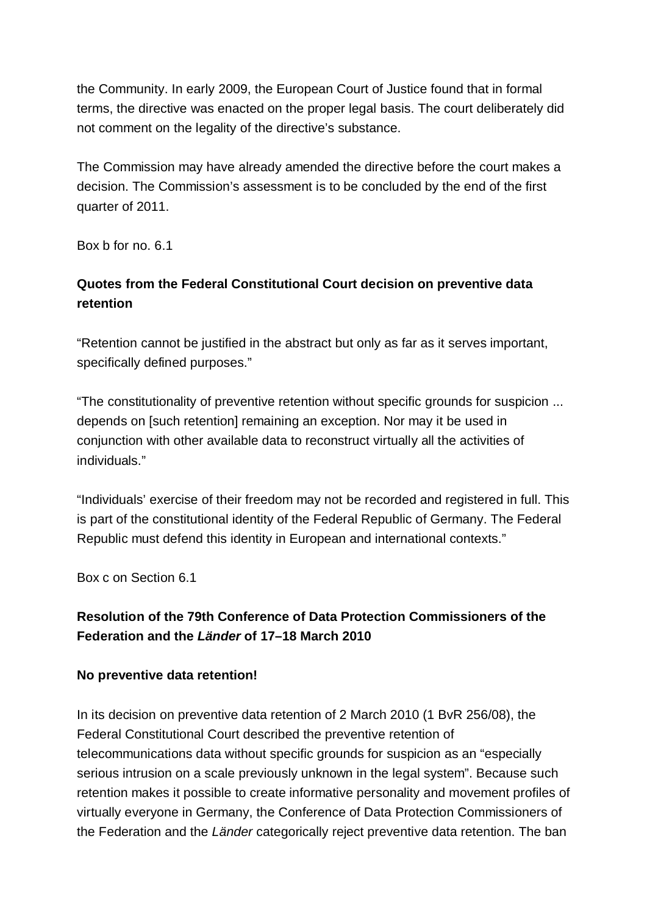the Community. In early 2009, the European Court of Justice found that in formal terms, the directive was enacted on the proper legal basis. The court deliberately did not comment on the legality of the directive's substance.

The Commission may have already amended the directive before the court makes a decision. The Commission's assessment is to be concluded by the end of the first quarter of 2011.

Box b for no. 6.1

**Quotes from the Federal Constitutional Court decision on preventive data retention**

"Retention cannot be justified in the abstract but only as far as it serves important, specifically defined purposes."

"The constitutionality of preventive retention without specific grounds for suspicion ... depends on [such retention] remaining an exception. Nor may it be used in conjunction with other available data to reconstruct virtually all the activities of individuals."

"Individuals' exercise of their freedom may not be recorded and registered in full. This is part of the constitutional identity of the Federal Republic of Germany. The Federal Republic must defend this identity in European and international contexts."

Box c on Section 6.1

**Resolution of the 79th Conference of Data Protection Commissioners of the Federation and the *Länder* of 17–18 March 2010**

**No preventive data retention!**

In its decision on preventive data retention of 2 March 2010 (1 BvR 256/08), the Federal Constitutional Court described the preventive retention of telecommunications data without specific grounds for suspicion as an "especially serious intrusion on a scale previously unknown in the legal system". Because such retention makes it possible to create informative personality and movement profiles of virtually everyone in Germany, the Conference of Data Protection Commissioners of the Federation and the *Länder* categorically reject preventive data retention. The ban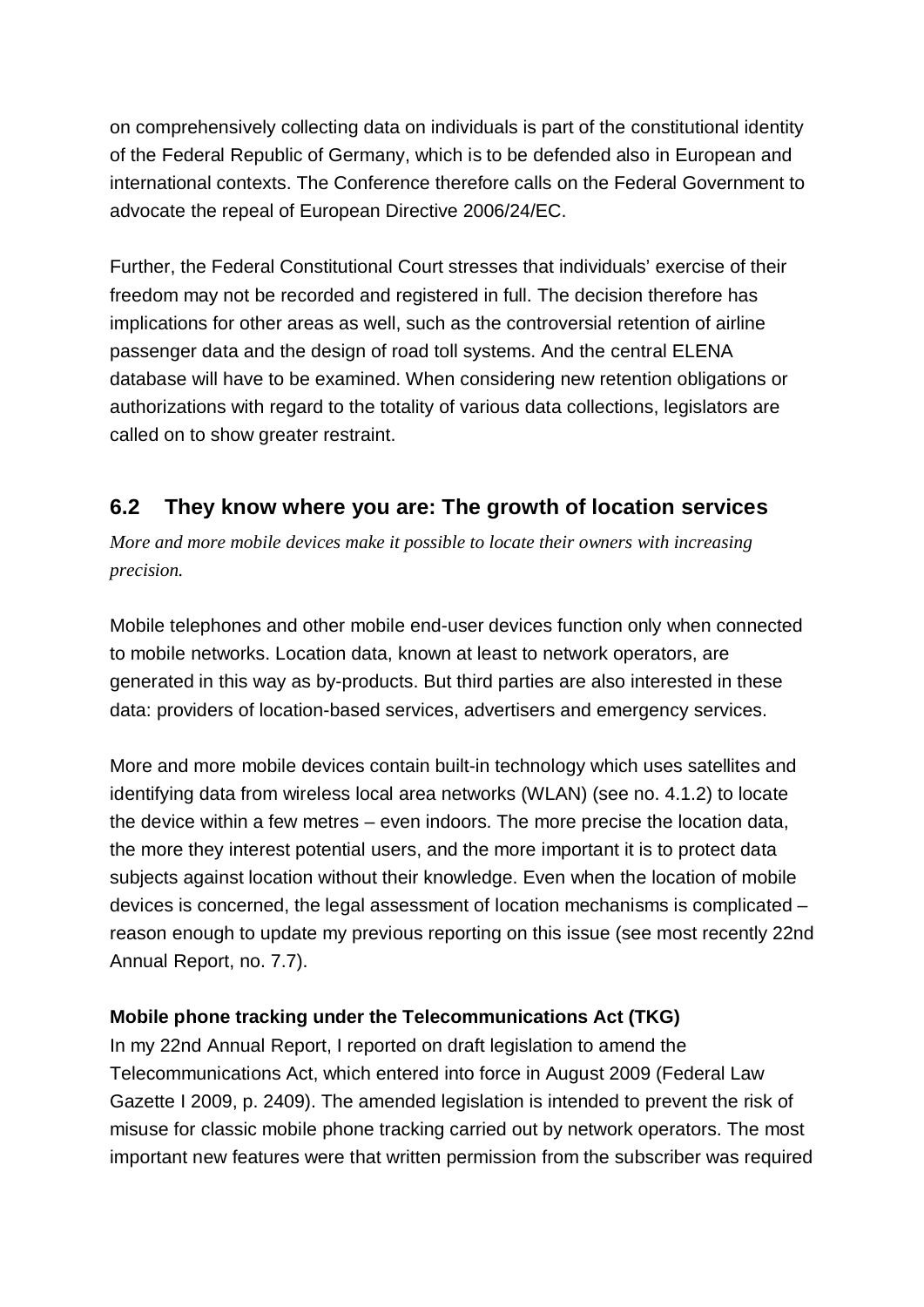on comprehensively collecting data on individuals is part of the constitutional identity of the Federal Republic of Germany, which is to be defended also in European and international contexts. The Conference therefore calls on the Federal Government to advocate the repeal of European Directive 2006/24/EC.

Further, the Federal Constitutional Court stresses that individuals' exercise of their freedom may not be recorded and registered in full. The decision therefore has implications for other areas as well, such as the controversial retention of airline passenger data and the design of road toll systems. And the central ELENA database will have to be examined. When considering new retention obligations or authorizations with regard to the totality of various data collections, legislators are called on to show greater restraint.

## 6.2 They know where you are: The growth of location services

*More and more mobile devices make it possible to locate their owners with increasing precision.*

Mobile telephones and other mobile end-user devices function only when connected to mobile networks. Location data, known at least to network operators, are generated in this way as by-products. But third parties are also interested in these data: providers of location-based services, advertisers and emergency services.

More and more mobile devices contain built-in technology which uses satellites and identifying data from wireless local area networks (WLAN) (see no. 4.1.2) to locate the device within a few metres – even indoors. The more precise the location data, the more they interest potential users, and the more important it is to protect data subjects against location without their knowledge. Even when the location of mobile devices is concerned, the legal assessment of location mechanisms is complicated – reason enough to update my previous reporting on this issue (see most recently 22nd Annual Report, no. 7.7).

**Mobile phone tracking under the Telecommunications Act (TKG)**

In my 22nd Annual Report, I reported on draft legislation to amend the Telecommunications Act, which entered into force in August 2009 (Federal Law Gazette I 2009, p. 2409). The amended legislation is intended to prevent the risk of misuse for classic mobile phone tracking carried out by network operators. The most important new features were that written permission from the subscriber was required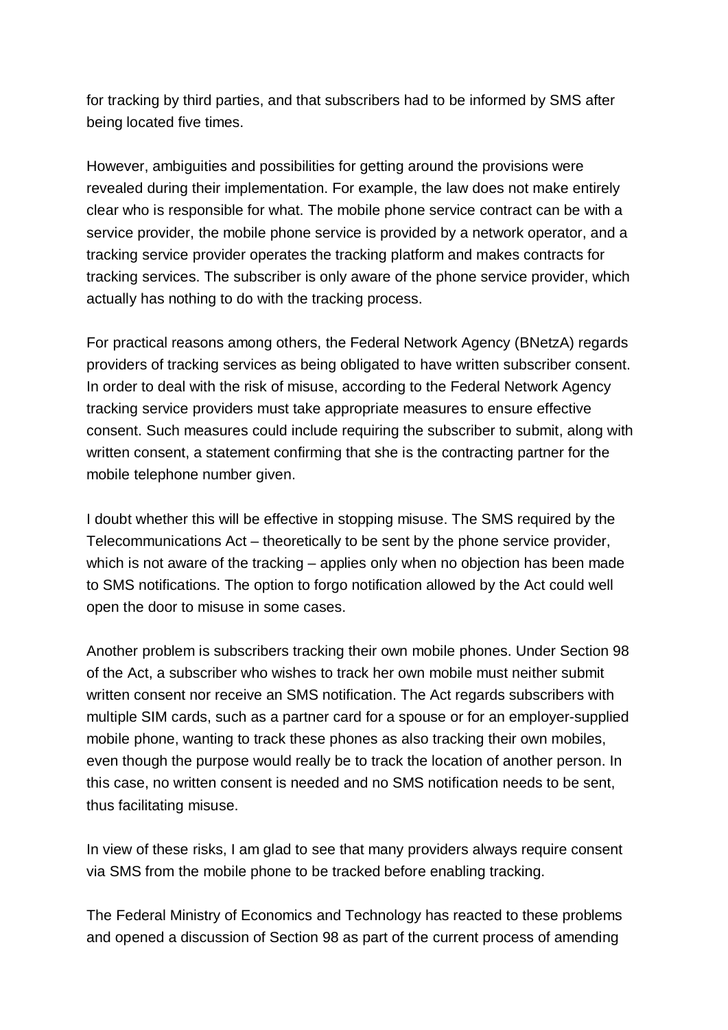for tracking by third parties, and that subscribers had to be informed by SMS after being located five times.

However, ambiguities and possibilities for getting around the provisions were revealed during their implementation. For example, the law does not make entirely clear who is responsible for what. The mobile phone service contract can be with a service provider, the mobile phone service is provided by a network operator, and a tracking service provider operates the tracking platform and makes contracts for tracking services. The subscriber is only aware of the phone service provider, which actually has nothing to do with the tracking process.

For practical reasons among others, the Federal Network Agency (BNetzA) regards providers of tracking services as being obligated to have written subscriber consent. In order to deal with the risk of misuse, according to the Federal Network Agency tracking service providers must take appropriate measures to ensure effective consent. Such measures could include requiring the subscriber to submit, along with written consent, a statement confirming that she is the contracting partner for the mobile telephone number given.

I doubt whether this will be effective in stopping misuse. The SMS required by the Telecommunications Act – theoretically to be sent by the phone service provider, which is not aware of the tracking – applies only when no objection has been made to SMS notifications. The option to forgo notification allowed by the Act could well open the door to misuse in some cases.

Another problem is subscribers tracking their own mobile phones. Under Section 98 of the Act, a subscriber who wishes to track her own mobile must neither submit written consent nor receive an SMS notification. The Act regards subscribers with multiple SIM cards, such as a partner card for a spouse or for an employer-supplied mobile phone, wanting to track these phones as also tracking their own mobiles, even though the purpose would really be to track the location of another person. In this case, no written consent is needed and no SMS notification needs to be sent, thus facilitating misuse.

In view of these risks, I am glad to see that many providers always require consent via SMS from the mobile phone to be tracked before enabling tracking.

The Federal Ministry of Economics and Technology has reacted to these problems and opened a discussion of Section 98 as part of the current process of amending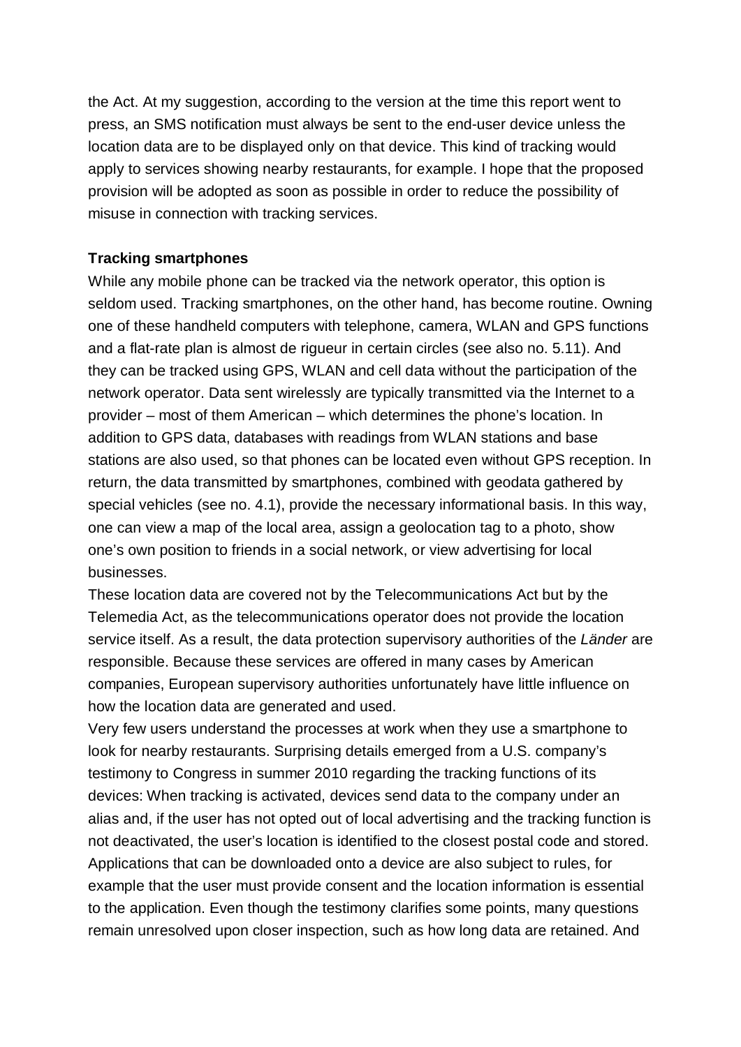the Act. At my suggestion, according to the version at the time this report went to press, an SMS notification must always be sent to the end-user device unless the location data are to be displayed only on that device. This kind of tracking would apply to services showing nearby restaurants, for example. I hope that the proposed provision will be adopted as soon as possible in order to reduce the possibility of misuse in connection with tracking services.

**Tracking smartphones**

While any mobile phone can be tracked via the network operator, this option is seldom used. Tracking smartphones, on the other hand, has become routine. Owning one of these handheld computers with telephone, camera, WLAN and GPS functions and a flat-rate plan is almost de rigueur in certain circles (see also no. 5.11). And they can be tracked using GPS, WLAN and cell data without the participation of the network operator. Data sent wirelessly are typically transmitted via the Internet to a provider – most of them American – which determines the phone's location. In addition to GPS data, databases with readings from WLAN stations and base stations are also used, so that phones can be located even without GPS reception. In return, the data transmitted by smartphones, combined with geodata gathered by special vehicles (see no. 4.1), provide the necessary informational basis. In this way, one can view a map of the local area, assign a geolocation tag to a photo, show one's own position to friends in a social network, or view advertising for local businesses.

These location data are covered not by the Telecommunications Act but by the Telemedia Act, as the telecommunications operator does not provide the location service itself. As a result, the data protection supervisory authorities of the *Länder* are responsible. Because these services are offered in many cases by American companies, European supervisory authorities unfortunately have little influence on how the location data are generated and used.

Very few users understand the processes at work when they use a smartphone to look for nearby restaurants. Surprising details emerged from a U.S. company's testimony to Congress in summer 2010 regarding the tracking functions of its devices: When tracking is activated, devices send data to the company under an alias and, if the user has not opted out of local advertising and the tracking function is not deactivated, the user's location is identified to the closest postal code and stored. Applications that can be downloaded onto a device are also subject to rules, for example that the user must provide consent and the location information is essential to the application. Even though the testimony clarifies some points, many questions remain unresolved upon closer inspection, such as how long data are retained. And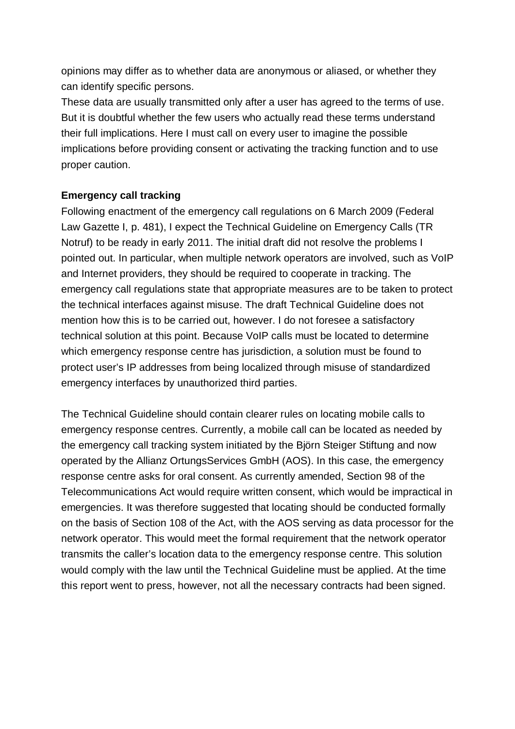opinions may differ as to whether data are anonymous or aliased, or whether they can identify specific persons.

These data are usually transmitted only after a user has agreed to the terms of use. But it is doubtful whether the few users who actually read these terms understand their full implications. Here I must call on every user to imagine the possible implications before providing consent or activating the tracking function and to use proper caution.

**Emergency call tracking**

Following enactment of the emergency call regulations on 6 March 2009 (Federal Law Gazette I, p. 481), I expect the Technical Guideline on Emergency Calls (TR Notruf) to be ready in early 2011. The initial draft did not resolve the problems I pointed out. In particular, when multiple network operators are involved, such as VoIP and Internet providers, they should be required to cooperate in tracking. The emergency call regulations state that appropriate measures are to be taken to protect the technical interfaces against misuse. The draft Technical Guideline does not mention how this is to be carried out, however. I do not foresee a satisfactory technical solution at this point. Because VoIP calls must be located to determine which emergency response centre has jurisdiction, a solution must be found to protect user's IP addresses from being localized through misuse of standardized emergency interfaces by unauthorized third parties.

The Technical Guideline should contain clearer rules on locating mobile calls to emergency response centres. Currently, a mobile call can be located as needed by the emergency call tracking system initiated by the Björn Steiger Stiftung and now operated by the Allianz OrtungsServices GmbH (AOS). In this case, the emergency response centre asks for oral consent. As currently amended, Section 98 of the Telecommunications Act would require written consent, which would be impractical in emergencies. It was therefore suggested that locating should be conducted formally on the basis of Section 108 of the Act, with the AOS serving as data processor for the network operator. This would meet the formal requirement that the network operator transmits the caller's location data to the emergency response centre. This solution would comply with the law until the Technical Guideline must be applied. At the time this report went to press, however, not all the necessary contracts had been signed.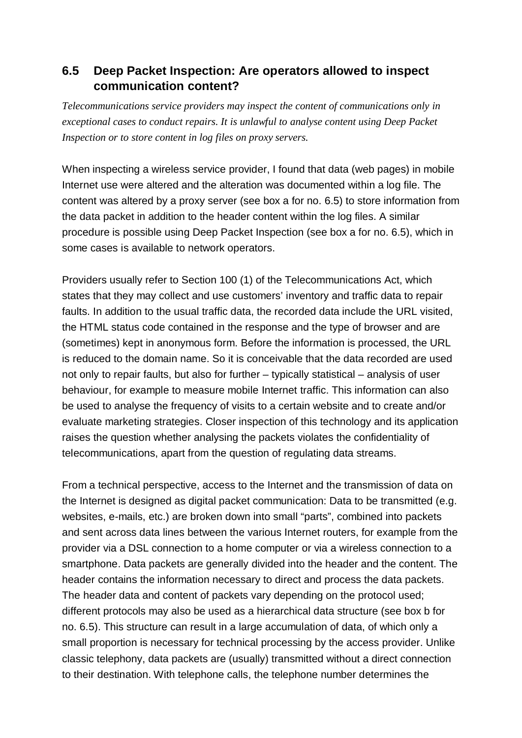## 6.5 Deep Packet Inspection: Are operators allowed to inspect communication content?

*Telecommunications service providers may inspect the content of communications only in exceptional cases to conduct repairs. It is unlawful to analyse content using Deep Packet Inspection or to store content in log files on proxy servers.*

When inspecting a wireless service provider, I found that data (web pages) in mobile Internet use were altered and the alteration was documented within a log file. The content was altered by a proxy server (see box a for no. 6.5) to store information from the data packet in addition to the header content within the log files. A similar procedure is possible using Deep Packet Inspection (see box a for no. 6.5), which in some cases is available to network operators.

Providers usually refer to Section 100 (1) of the Telecommunications Act, which states that they may collect and use customers' inventory and traffic data to repair faults. In addition to the usual traffic data, the recorded data include the URL visited, the HTML status code contained in the response and the type of browser and are (sometimes) kept in anonymous form. Before the information is processed, the URL is reduced to the domain name. So it is conceivable that the data recorded are used not only to repair faults, but also for further – typically statistical – analysis of user behaviour, for example to measure mobile Internet traffic. This information can also be used to analyse the frequency of visits to a certain website and to create and/or evaluate marketing strategies. Closer inspection of this technology and its application raises the question whether analysing the packets violates the confidentiality of telecommunications, apart from the question of regulating data streams.

From a technical perspective, access to the Internet and the transmission of data on the Internet is designed as digital packet communication: Data to be transmitted (e.g. websites, e-mails, etc.) are broken down into small "parts", combined into packets and sent across data lines between the various Internet routers, for example from the provider via a DSL connection to a home computer or via a wireless connection to a smartphone. Data packets are generally divided into the header and the content. The header contains the information necessary to direct and process the data packets. The header data and content of packets vary depending on the protocol used; different protocols may also be used as a hierarchical data structure (see box b for no. 6.5). This structure can result in a large accumulation of data, of which only a small proportion is necessary for technical processing by the access provider. Unlike classic telephony, data packets are (usually) transmitted without a direct connection to their destination. With telephone calls, the telephone number determines the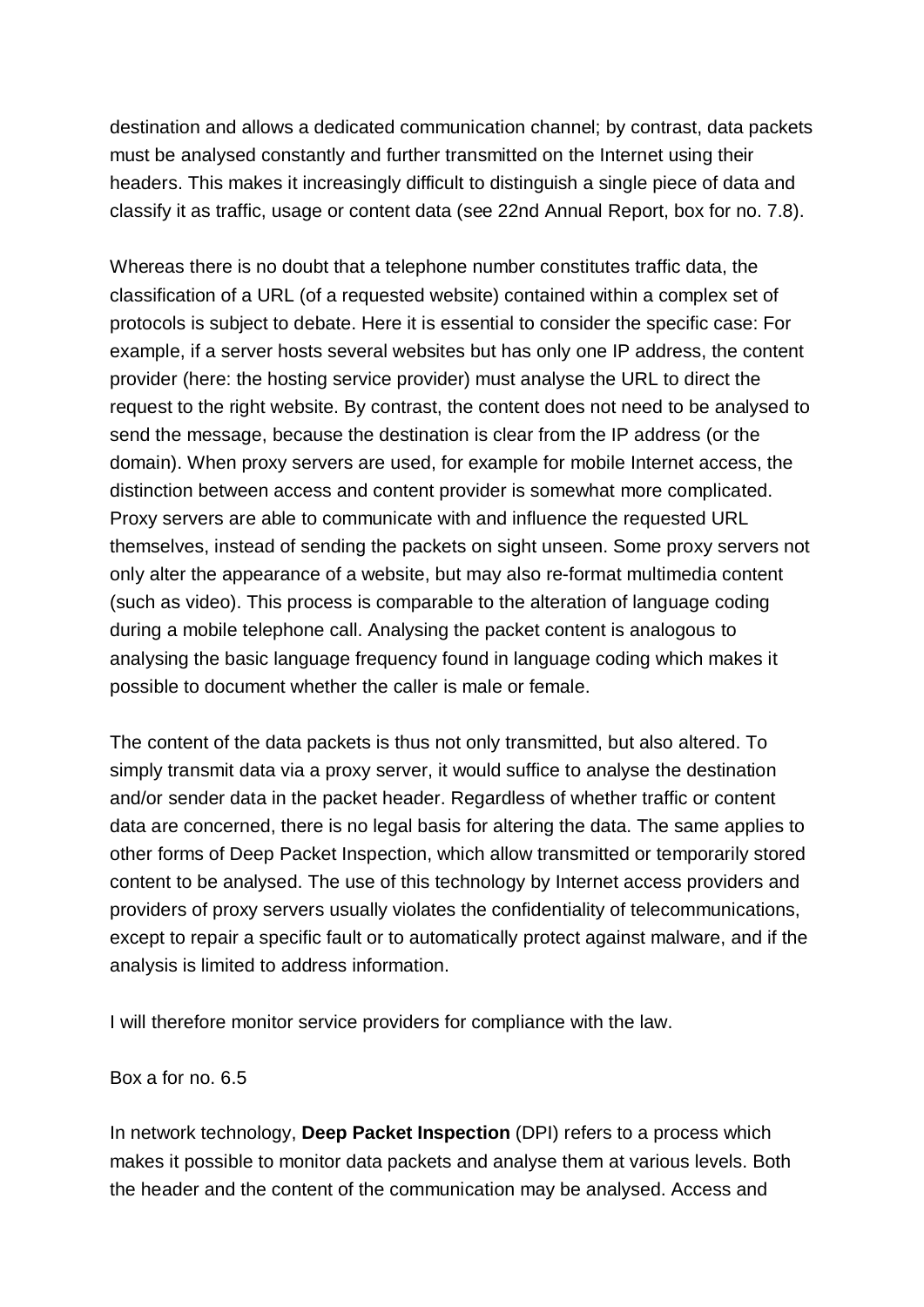destination and allows a dedicated communication channel; by contrast, data packets must be analysed constantly and further transmitted on the Internet using their headers. This makes it increasingly difficult to distinguish a single piece of data and classify it as traffic, usage or content data (see 22nd Annual Report, box for no. 7.8).

Whereas there is no doubt that a telephone number constitutes traffic data, the classification of a URL (of a requested website) contained within a complex set of protocols is subject to debate. Here it is essential to consider the specific case: For example, if a server hosts several websites but has only one IP address, the content provider (here: the hosting service provider) must analyse the URL to direct the request to the right website. By contrast, the content does not need to be analysed to send the message, because the destination is clear from the IP address (or the domain). When proxy servers are used, for example for mobile Internet access, the distinction between access and content provider is somewhat more complicated. Proxy servers are able to communicate with and influence the requested URL themselves, instead of sending the packets on sight unseen. Some proxy servers not only alter the appearance of a website, but may also re-format multimedia content (such as video). This process is comparable to the alteration of language coding during a mobile telephone call. Analysing the packet content is analogous to analysing the basic language frequency found in language coding which makes it possible to document whether the caller is male or female.

The content of the data packets is thus not only transmitted, but also altered. To simply transmit data via a proxy server, it would suffice to analyse the destination and/or sender data in the packet header. Regardless of whether traffic or content data are concerned, there is no legal basis for altering the data. The same applies to other forms of Deep Packet Inspection, which allow transmitted or temporarily stored content to be analysed. The use of this technology by Internet access providers and providers of proxy servers usually violates the confidentiality of telecommunications, except to repair a specific fault or to automatically protect against malware, and if the analysis is limited to address information.

I will therefore monitor service providers for compliance with the law.

Box a for no. 6.5

In network technology, **Deep Packet Inspection** (DPI) refers to a process which makes it possible to monitor data packets and analyse them at various levels. Both the header and the content of the communication may be analysed. Access and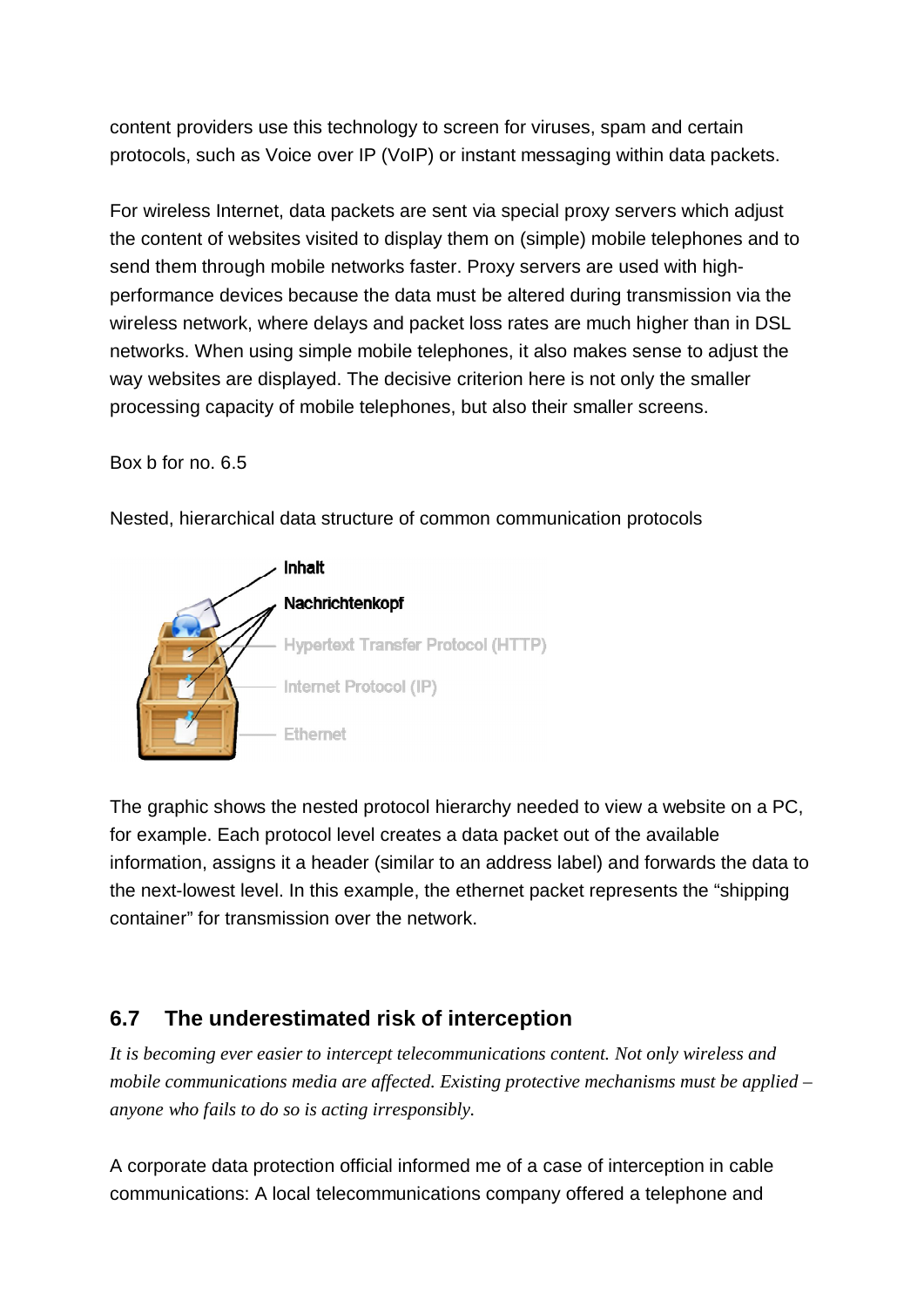content providers use this technology to screen for viruses, spam and certain protocols, such as Voice over IP (VoIP) or instant messaging within data packets.

For wireless Internet, data packets are sent via special proxy servers which adjust the content of websites visited to display them on (simple) mobile telephones and to send them through mobile networks faster. Proxy servers are used with high-performance devices because the data must be altered during transmission via the wireless network, where delays and packet loss rates are much higher than in DSL networks. When using simple mobile telephones, it also makes sense to adjust the way websites are displayed. The decisive criterion here is not only the smaller processing capacity of mobile telephones, but also their smaller screens.

Box b for no. 6.5

Nested, hierarchical data structure of common communication protocols

Inhalt

Nachrichtenkopf

Hypertext Transfer Protocol (HTTP)

Internet Protocol (IP)

Ethernet

The graphic shows the nested protocol hierarchy needed to view a website on a PC, for example. Each protocol level creates a data packet out of the available information, assigns it a header (similar to an address label) and forwards the data to the next-lowest level. In this example, the ethernet packet represents the "shipping container" for transmission over the network.

## 6.7 The underestimated risk of interception

*It is becoming ever easier to intercept telecommunications content. Not only wireless and mobile communications media are affected. Existing protective mechanisms must be applied – anyone who fails to do so is acting irresponsibly.*

A corporate data protection official informed me of a case of interception in cable communications: A local telecommunications company offered a telephone and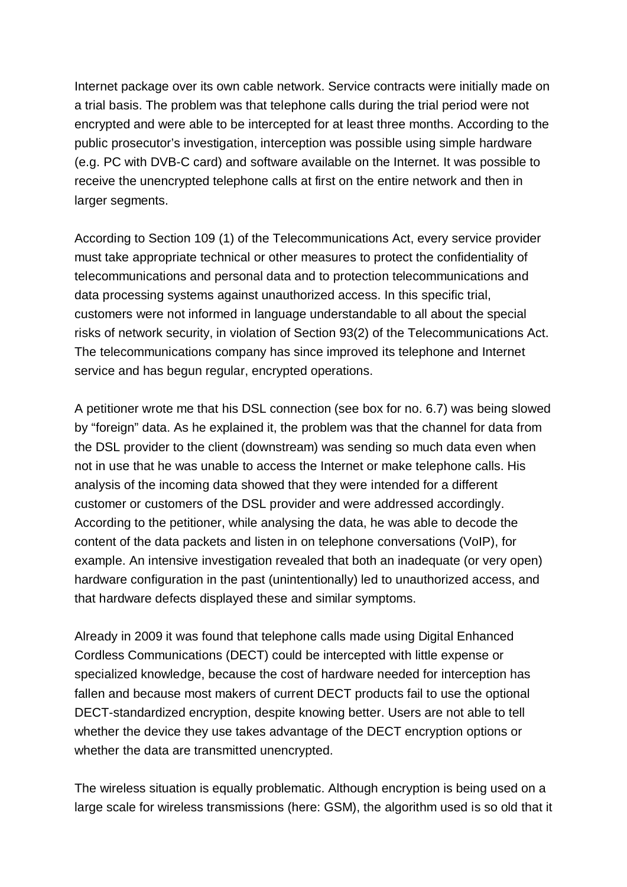Internet package over its own cable network. Service contracts were initially made on a trial basis. The problem was that telephone calls during the trial period were not encrypted and were able to be intercepted for at least three months. According to the public prosecutor's investigation, interception was possible using simple hardware (e.g. PC with DVB-C card) and software available on the Internet. It was possible to receive the unencrypted telephone calls at first on the entire network and then in larger segments.

According to Section 109 (1) of the Telecommunications Act, every service provider must take appropriate technical or other measures to protect the confidentiality of telecommunications and personal data and to protection telecommunications and data processing systems against unauthorized access. In this specific trial, customers were not informed in language understandable to all about the special risks of network security, in violation of Section 93(2) of the Telecommunications Act. The telecommunications company has since improved its telephone and Internet service and has begun regular, encrypted operations.

A petitioner wrote me that his DSL connection (see box for no. 6.7) was being slowed by "foreign" data. As he explained it, the problem was that the channel for data from the DSL provider to the client (downstream) was sending so much data even when not in use that he was unable to access the Internet or make telephone calls. His analysis of the incoming data showed that they were intended for a different customer or customers of the DSL provider and were addressed accordingly. According to the petitioner, while analysing the data, he was able to decode the content of the data packets and listen in on telephone conversations (VoIP), for example. An intensive investigation revealed that both an inadequate (or very open) hardware configuration in the past (unintentionally) led to unauthorized access, and that hardware defects displayed these and similar symptoms.

Already in 2009 it was found that telephone calls made using Digital Enhanced Cordless Communications (DECT) could be intercepted with little expense or specialized knowledge, because the cost of hardware needed for interception has fallen and because most makers of current DECT products fail to use the optional DECT-standardized encryption, despite knowing better. Users are not able to tell whether the device they use takes advantage of the DECT encryption options or whether the data are transmitted unencrypted.

The wireless situation is equally problematic. Although encryption is being used on a large scale for wireless transmissions (here: GSM), the algorithm used is so old that it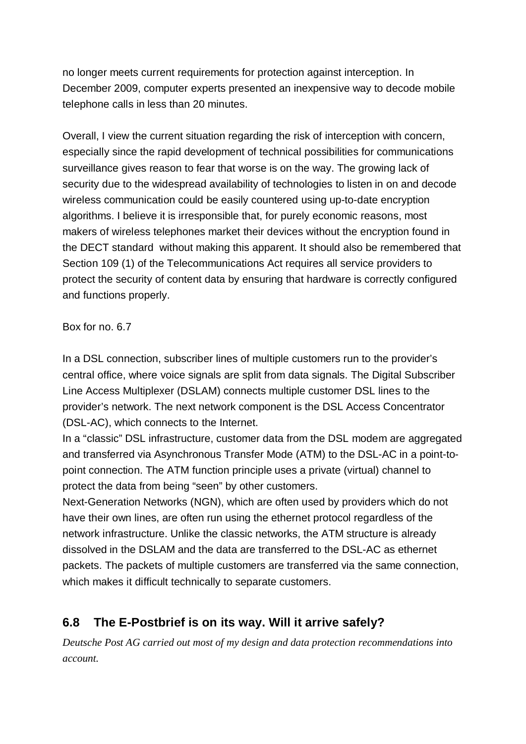no longer meets current requirements for protection against interception. In December 2009, computer experts presented an inexpensive way to decode mobile telephone calls in less than 20 minutes.

Overall, I view the current situation regarding the risk of interception with concern, especially since the rapid development of technical possibilities for communications surveillance gives reason to fear that worse is on the way. The growing lack of security due to the widespread availability of technologies to listen in on and decode wireless communication could be easily countered using up-to-date encryption algorithms. I believe it is irresponsible that, for purely economic reasons, most makers of wireless telephones market their devices without the encryption found in the DECT standard  without making this apparent. It should also be remembered that Section 109 (1) of the Telecommunications Act requires all service providers to protect the security of content data by ensuring that hardware is correctly configured and functions properly.

Box for no. 6.7

In a DSL connection, subscriber lines of multiple customers run to the provider's central office, where voice signals are split from data signals. The Digital Subscriber Line Access Multiplexer (DSLAM) connects multiple customer DSL lines to the provider's network. The next network component is the DSL Access Concentrator (DSL-AC), which connects to the Internet.
In a "classic" DSL infrastructure, customer data from the DSL modem are aggregated and transferred via Asynchronous Transfer Mode (ATM) to the DSL-AC in a point-to-point connection. The ATM function principle uses a private (virtual) channel to protect the data from being "seen" by other customers.
Next-Generation Networks (NGN), which are often used by providers which do not have their own lines, are often run using the ethernet protocol regardless of the network infrastructure. Unlike the classic networks, the ATM structure is already dissolved in the DSLAM and the data are transferred to the DSL-AC as ethernet packets. The packets of multiple customers are transferred via the same connection, which makes it difficult technically to separate customers.

## 6.8 The E-Postbrief is on its way. Will it arrive safely?

*Deutsche Post AG carried out most of my design and data protection recommendations into account.*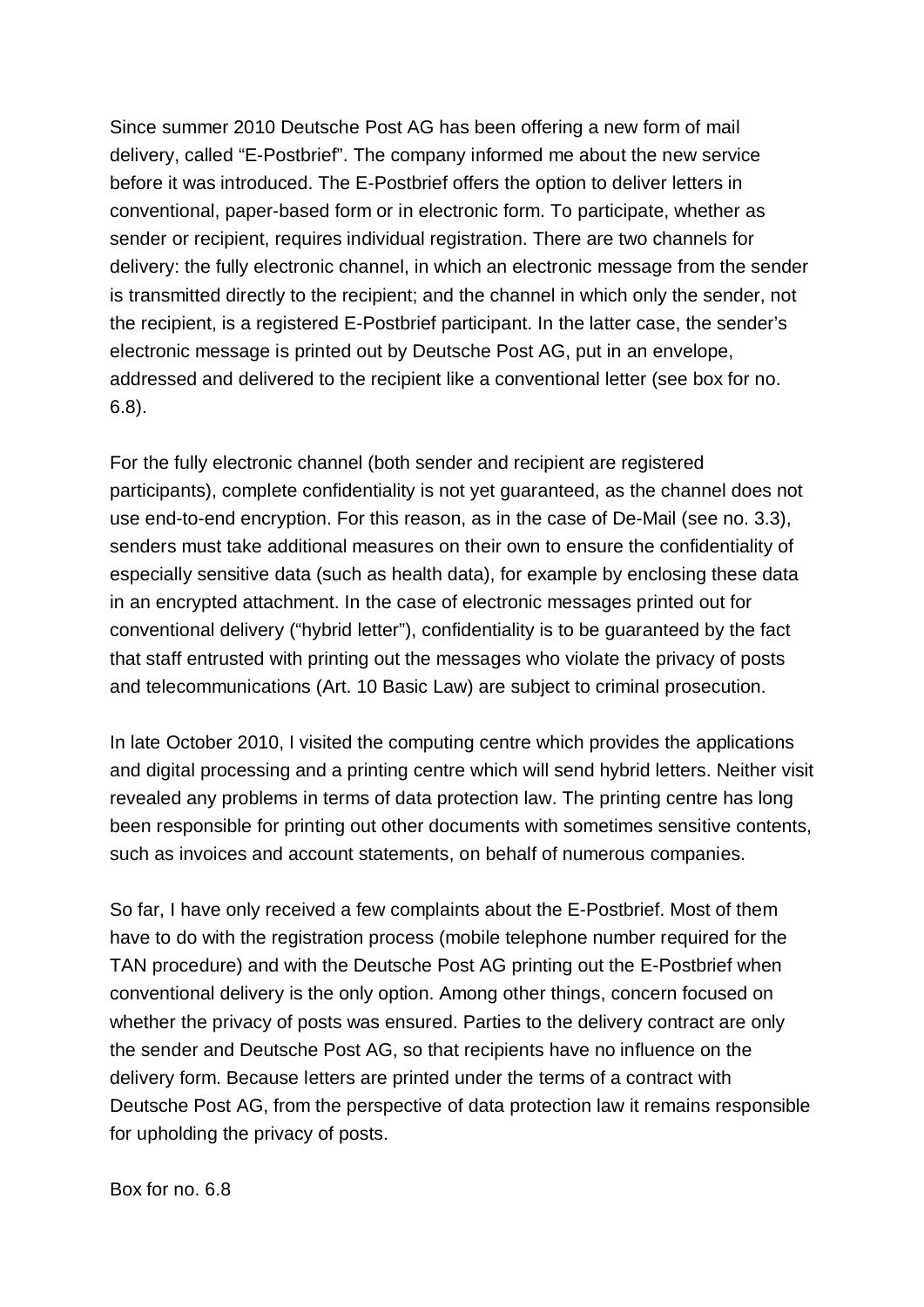Since summer 2010 Deutsche Post AG has been offering a new form of mail delivery, called “E-Postbrief”. The company informed me about the new service before it was introduced. The E-Postbrief offers the option to deliver letters in conventional, paper-based form or in electronic form. To participate, whether as sender or recipient, requires individual registration. There are two channels for delivery: the fully electronic channel, in which an electronic message from the sender is transmitted directly to the recipient; and the channel in which only the sender, not the recipient, is a registered E-Postbrief participant. In the latter case, the sender’s electronic message is printed out by Deutsche Post AG, put in an envelope, addressed and delivered to the recipient like a conventional letter (see box for no. 6.8).

For the fully electronic channel (both sender and recipient are registered participants), complete confidentiality is not yet guaranteed, as the channel does not use end-to-end encryption. For this reason, as in the case of De-Mail (see no. 3.3), senders must take additional measures on their own to ensure the confidentiality of especially sensitive data (such as health data), for example by enclosing these data in an encrypted attachment. In the case of electronic messages printed out for conventional delivery (“hybrid letter”), confidentiality is to be guaranteed by the fact that staff entrusted with printing out the messages who violate the privacy of posts and telecommunications (Art. 10 Basic Law) are subject to criminal prosecution.

In late October 2010, I visited the computing centre which provides the applications and digital processing and a printing centre which will send hybrid letters. Neither visit revealed any problems in terms of data protection law. The printing centre has long been responsible for printing out other documents with sometimes sensitive contents, such as invoices and account statements, on behalf of numerous companies.

So far, I have only received a few complaints about the E-Postbrief. Most of them have to do with the registration process (mobile telephone number required for the TAN procedure) and with the Deutsche Post AG printing out the E-Postbrief when conventional delivery is the only option. Among other things, concern focused on whether the privacy of posts was ensured. Parties to the delivery contract are only the sender and Deutsche Post AG, so that recipients have no influence on the delivery form. Because letters are printed under the terms of a contract with Deutsche Post AG, from the perspective of data protection law it remains responsible for upholding the privacy of posts.

Box for no. 6.8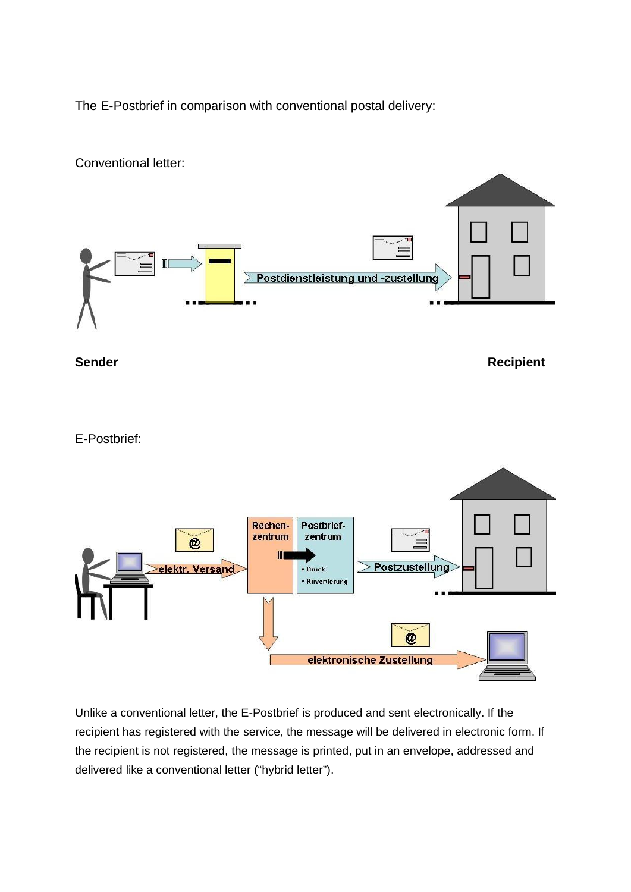The E-Postbrief in comparison with conventional postal delivery:

Conventional letter:

Postdienstleistung und -zustellung

**Sender** **Recipient**

E-Postbrief:

elektr. Versand

Rechenzentrum

Postbriefzentrum

- Druck
- Kuvertierung

Postzustellung

elektronische Zustellung

Unlike a conventional letter, the E-Postbrief is produced and sent electronically. If the recipient has registered with the service, the message will be delivered in electronic form. If the recipient is not registered, the message is printed, put in an envelope, addressed and delivered like a conventional letter ("hybrid letter").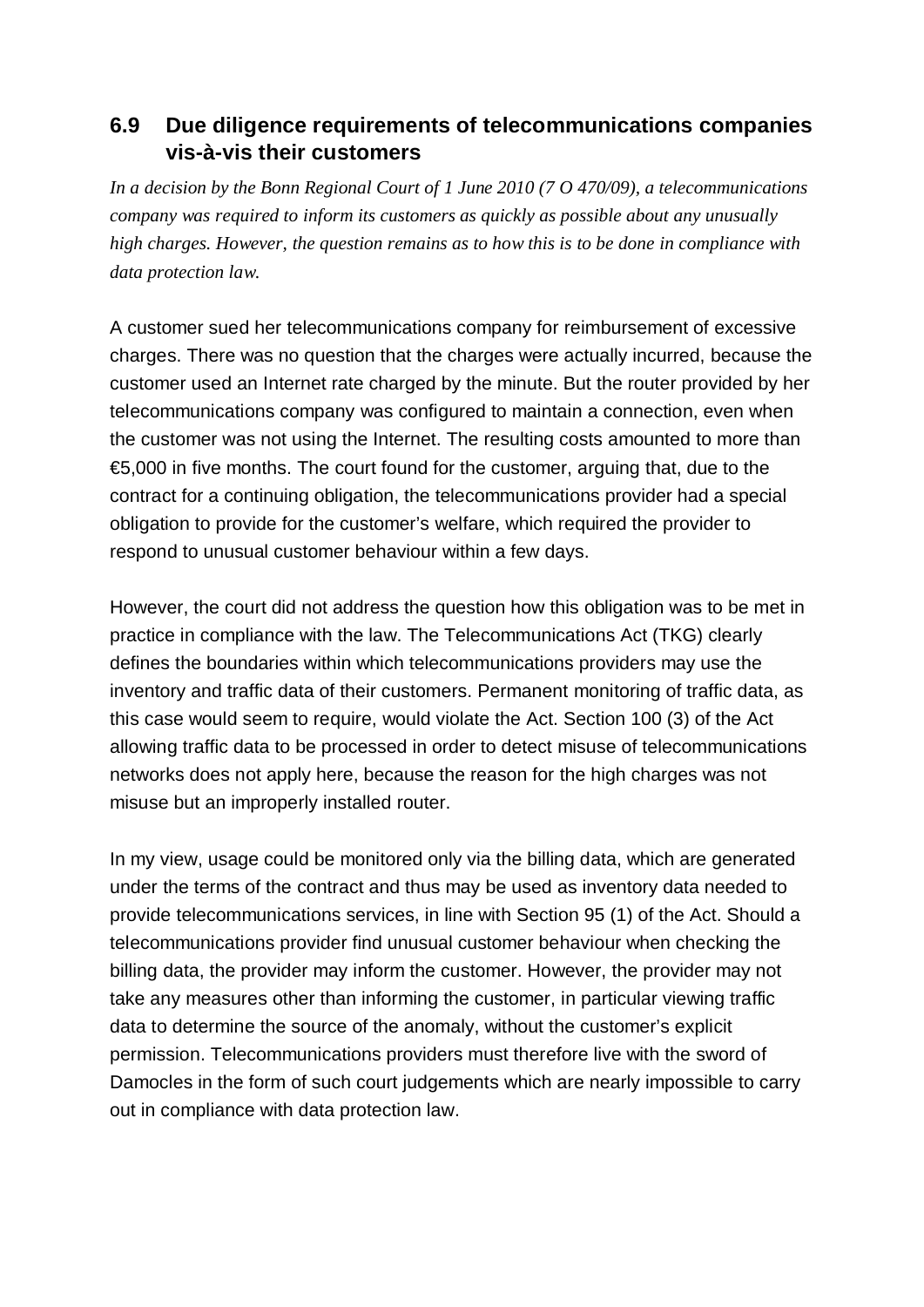## 6.9 Due diligence requirements of telecommunications companies vis-à-vis their customers

*In a decision by the Bonn Regional Court of 1 June 2010 (7 O 470/09), a telecommunications company was required to inform its customers as quickly as possible about any unusually high charges. However, the question remains as to how this is to be done in compliance with data protection law.*

A customer sued her telecommunications company for reimbursement of excessive charges. There was no question that the charges were actually incurred, because the customer used an Internet rate charged by the minute. But the router provided by her telecommunications company was configured to maintain a connection, even when the customer was not using the Internet. The resulting costs amounted to more than €5,000 in five months. The court found for the customer, arguing that, due to the contract for a continuing obligation, the telecommunications provider had a special obligation to provide for the customer's welfare, which required the provider to respond to unusual customer behaviour within a few days.

However, the court did not address the question how this obligation was to be met in practice in compliance with the law. The Telecommunications Act (TKG) clearly defines the boundaries within which telecommunications providers may use the inventory and traffic data of their customers. Permanent monitoring of traffic data, as this case would seem to require, would violate the Act. Section 100 (3) of the Act allowing traffic data to be processed in order to detect misuse of telecommunications networks does not apply here, because the reason for the high charges was not misuse but an improperly installed router.

In my view, usage could be monitored only via the billing data, which are generated under the terms of the contract and thus may be used as inventory data needed to provide telecommunications services, in line with Section 95 (1) of the Act. Should a telecommunications provider find unusual customer behaviour when checking the billing data, the provider may inform the customer. However, the provider may not take any measures other than informing the customer, in particular viewing traffic data to determine the source of the anomaly, without the customer's explicit permission. Telecommunications providers must therefore live with the sword of Damocles in the form of such court judgements which are nearly impossible to carry out in compliance with data protection law.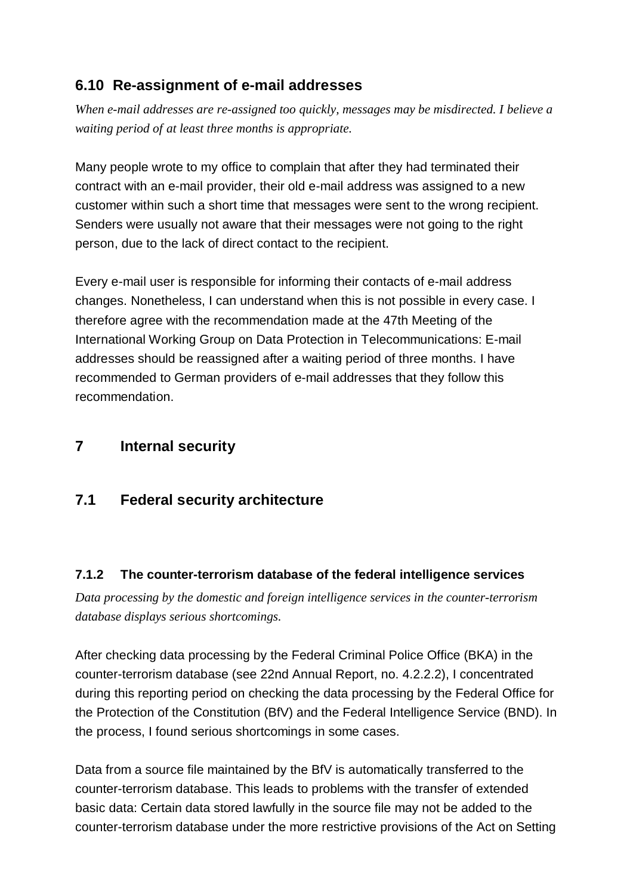### 6.10 Re-assignment of e-mail addresses

*When e-mail addresses are re-assigned too quickly, messages may be misdirected. I believe a waiting period of at least three months is appropriate.*

Many people wrote to my office to complain that after they had terminated their contract with an e-mail provider, their old e-mail address was assigned to a new customer within such a short time that messages were sent to the wrong recipient. Senders were usually not aware that their messages were not going to the right person, due to the lack of direct contact to the recipient.

Every e-mail user is responsible for informing their contacts of e-mail address changes. Nonetheless, I can understand when this is not possible in every case. I therefore agree with the recommendation made at the 47th Meeting of the International Working Group on Data Protection in Telecommunications: E-mail addresses should be reassigned after a waiting period of three months. I have recommended to German providers of e-mail addresses that they follow this recommendation.

## 7 Internal security

### 7.1 Federal security architecture

#### 7.1.2 The counter-terrorism database of the federal intelligence services

*Data processing by the domestic and foreign intelligence services in the counter-terrorism database displays serious shortcomings.*

After checking data processing by the Federal Criminal Police Office (BKA) in the counter-terrorism database (see 22nd Annual Report, no. 4.2.2.2), I concentrated during this reporting period on checking the data processing by the Federal Office for the Protection of the Constitution (BfV) and the Federal Intelligence Service (BND). In the process, I found serious shortcomings in some cases.

Data from a source file maintained by the BfV is automatically transferred to the counter-terrorism database. This leads to problems with the transfer of extended basic data: Certain data stored lawfully in the source file may not be added to the counter-terrorism database under the more restrictive provisions of the Act on Setting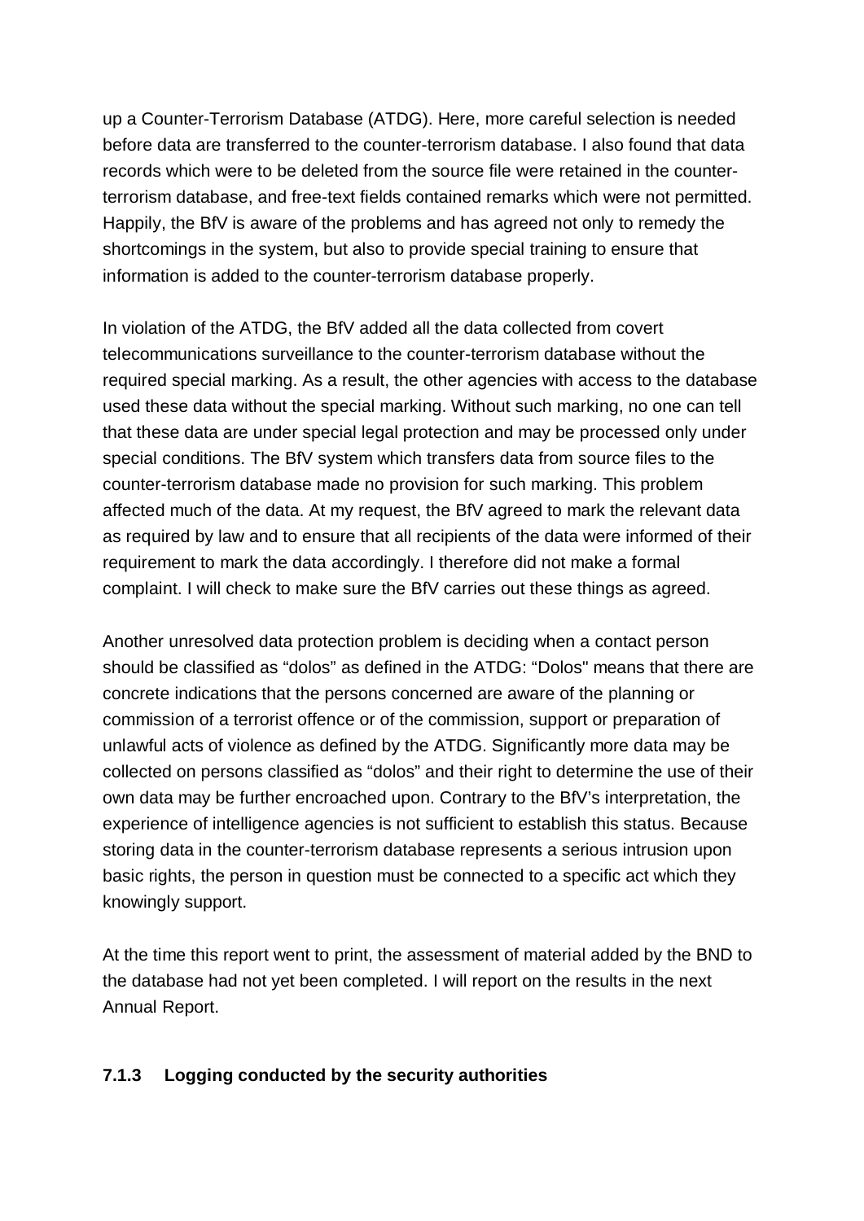up a Counter-Terrorism Database (ATDG). Here, more careful selection is needed before data are transferred to the counter-terrorism database. I also found that data records which were to be deleted from the source file were retained in the counter-terrorism database, and free-text fields contained remarks which were not permitted. Happily, the BfV is aware of the problems and has agreed not only to remedy the shortcomings in the system, but also to provide special training to ensure that information is added to the counter-terrorism database properly.

In violation of the ATDG, the BfV added all the data collected from covert telecommunications surveillance to the counter-terrorism database without the required special marking. As a result, the other agencies with access to the database used these data without the special marking. Without such marking, no one can tell that these data are under special legal protection and may be processed only under special conditions. The BfV system which transfers data from source files to the counter-terrorism database made no provision for such marking. This problem affected much of the data. At my request, the BfV agreed to mark the relevant data as required by law and to ensure that all recipients of the data were informed of their requirement to mark the data accordingly. I therefore did not make a formal complaint. I will check to make sure the BfV carries out these things as agreed.

Another unresolved data protection problem is deciding when a contact person should be classified as "dolos" as defined in the ATDG: "Dolos" means that there are concrete indications that the persons concerned are aware of the planning or commission of a terrorist offence or of the commission, support or preparation of unlawful acts of violence as defined by the ATDG. Significantly more data may be collected on persons classified as "dolos" and their right to determine the use of their own data may be further encroached upon. Contrary to the BfV's interpretation, the experience of intelligence agencies is not sufficient to establish this status. Because storing data in the counter-terrorism database represents a serious intrusion upon basic rights, the person in question must be connected to a specific act which they knowingly support.

At the time this report went to print, the assessment of material added by the BND to the database had not yet been completed. I will report on the results in the next Annual Report.

### 7.1.3 Logging conducted by the security authorities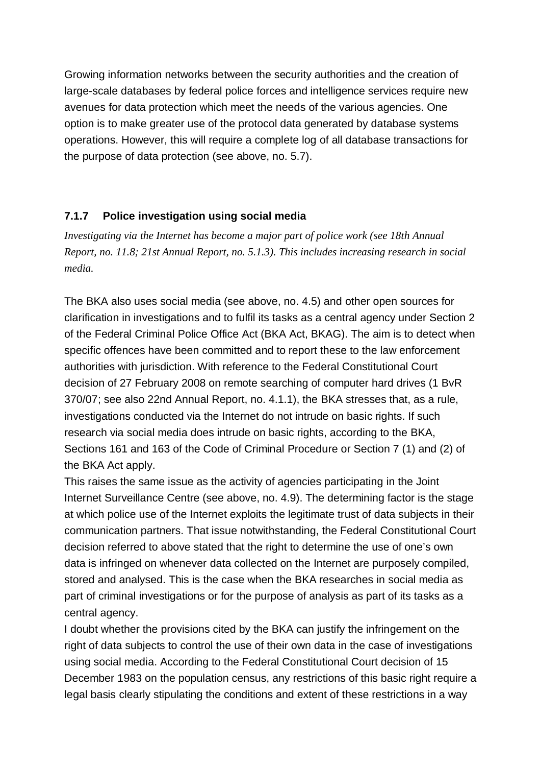Growing information networks between the security authorities and the creation of large-scale databases by federal police forces and intelligence services require new avenues for data protection which meet the needs of the various agencies. One option is to make greater use of the protocol data generated by database systems operations. However, this will require a complete log of all database transactions for the purpose of data protection (see above, no. 5.7).

### 7.1.7 Police investigation using social media

*Investigating via the Internet has become a major part of police work (see 18th Annual Report, no. 11.8; 21st Annual Report, no. 5.1.3). This includes increasing research in social media.*

The BKA also uses social media (see above, no. 4.5) and other open sources for clarification in investigations and to fulfil its tasks as a central agency under Section 2 of the Federal Criminal Police Office Act (BKA Act, BKAG). The aim is to detect when specific offences have been committed and to report these to the law enforcement authorities with jurisdiction. With reference to the Federal Constitutional Court decision of 27 February 2008 on remote searching of computer hard drives (1 BvR 370/07; see also 22nd Annual Report, no. 4.1.1), the BKA stresses that, as a rule, investigations conducted via the Internet do not intrude on basic rights. If such research via social media does intrude on basic rights, according to the BKA, Sections 161 and 163 of the Code of Criminal Procedure or Section 7 (1) and (2) of the BKA Act apply.

This raises the same issue as the activity of agencies participating in the Joint Internet Surveillance Centre (see above, no. 4.9). The determining factor is the stage at which police use of the Internet exploits the legitimate trust of data subjects in their communication partners. That issue notwithstanding, the Federal Constitutional Court decision referred to above stated that the right to determine the use of one's own data is infringed on whenever data collected on the Internet are purposely compiled, stored and analysed. This is the case when the BKA researches in social media as part of criminal investigations or for the purpose of analysis as part of its tasks as a central agency.

I doubt whether the provisions cited by the BKA can justify the infringement on the right of data subjects to control the use of their own data in the case of investigations using social media. According to the Federal Constitutional Court decision of 15 December 1983 on the population census, any restrictions of this basic right require a legal basis clearly stipulating the conditions and extent of these restrictions in a way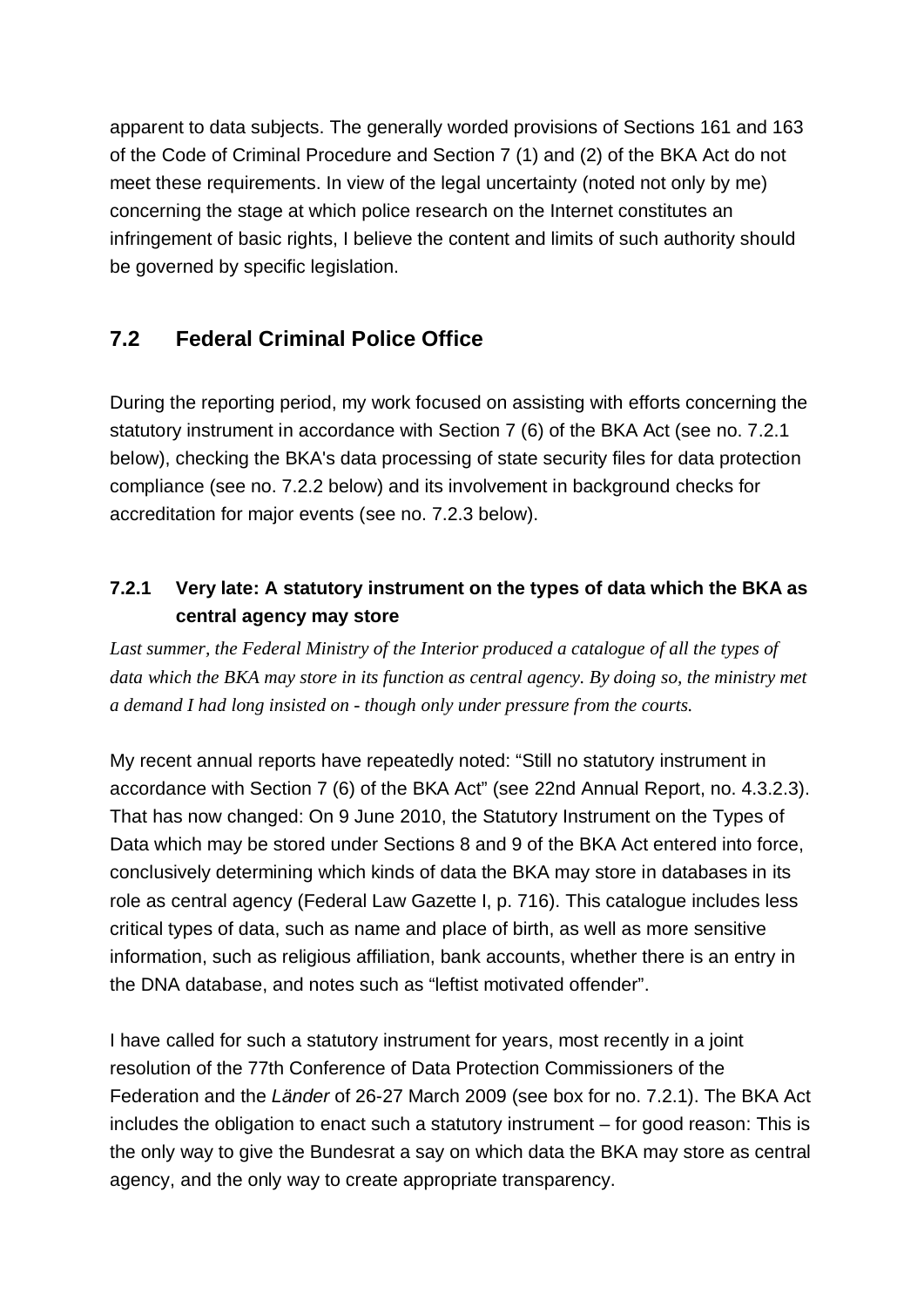apparent to data subjects. The generally worded provisions of Sections 161 and 163 of the Code of Criminal Procedure and Section 7 (1) and (2) of the BKA Act do not meet these requirements. In view of the legal uncertainty (noted not only by me) concerning the stage at which police research on the Internet constitutes an infringement of basic rights, I believe the content and limits of such authority should be governed by specific legislation.

## 7.2 Federal Criminal Police Office

During the reporting period, my work focused on assisting with efforts concerning the statutory instrument in accordance with Section 7 (6) of the BKA Act (see no. 7.2.1 below), checking the BKA's data processing of state security files for data protection compliance (see no. 7.2.2 below) and its involvement in background checks for accreditation for major events (see no. 7.2.3 below).

### 7.2.1 Very late: A statutory instrument on the types of data which the BKA as central agency may store

*Last summer, the Federal Ministry of the Interior produced a catalogue of all the types of data which the BKA may store in its function as central agency. By doing so, the ministry met a demand I had long insisted on - though only under pressure from the courts.*

My recent annual reports have repeatedly noted: “Still no statutory instrument in accordance with Section 7 (6) of the BKA Act” (see 22nd Annual Report, no. 4.3.2.3). That has now changed: On 9 June 2010, the Statutory Instrument on the Types of Data which may be stored under Sections 8 and 9 of the BKA Act entered into force, conclusively determining which kinds of data the BKA may store in databases in its role as central agency (Federal Law Gazette I, p. 716). This catalogue includes less critical types of data, such as name and place of birth, as well as more sensitive information, such as religious affiliation, bank accounts, whether there is an entry in the DNA database, and notes such as “leftist motivated offender”.

I have called for such a statutory instrument for years, most recently in a joint resolution of the 77th Conference of Data Protection Commissioners of the Federation and the *Länder* of 26-27 March 2009 (see box for no. 7.2.1). The BKA Act includes the obligation to enact such a statutory instrument – for good reason: This is the only way to give the Bundesrat a say on which data the BKA may store as central agency, and the only way to create appropriate transparency.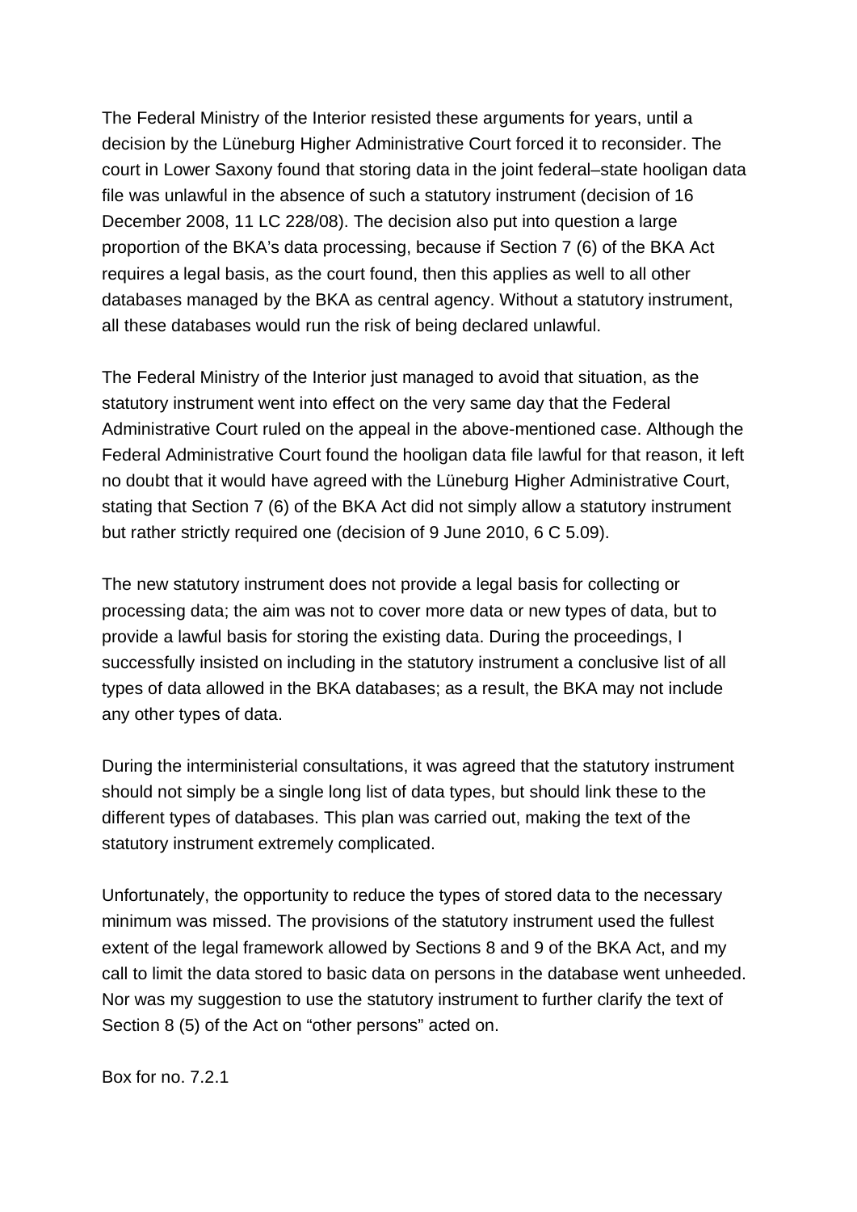The Federal Ministry of the Interior resisted these arguments for years, until a decision by the Lüneburg Higher Administrative Court forced it to reconsider. The court in Lower Saxony found that storing data in the joint federal–state hooligan data file was unlawful in the absence of such a statutory instrument (decision of 16 December 2008, 11 LC 228/08). The decision also put into question a large proportion of the BKA's data processing, because if Section 7 (6) of the BKA Act requires a legal basis, as the court found, then this applies as well to all other databases managed by the BKA as central agency. Without a statutory instrument, all these databases would run the risk of being declared unlawful.

The Federal Ministry of the Interior just managed to avoid that situation, as the statutory instrument went into effect on the very same day that the Federal Administrative Court ruled on the appeal in the above-mentioned case. Although the Federal Administrative Court found the hooligan data file lawful for that reason, it left no doubt that it would have agreed with the Lüneburg Higher Administrative Court, stating that Section 7 (6) of the BKA Act did not simply allow a statutory instrument but rather strictly required one (decision of 9 June 2010, 6 C 5.09).

The new statutory instrument does not provide a legal basis for collecting or processing data; the aim was not to cover more data or new types of data, but to provide a lawful basis for storing the existing data. During the proceedings, I successfully insisted on including in the statutory instrument a conclusive list of all types of data allowed in the BKA databases; as a result, the BKA may not include any other types of data.

During the interministerial consultations, it was agreed that the statutory instrument should not simply be a single long list of data types, but should link these to the different types of databases. This plan was carried out, making the text of the statutory instrument extremely complicated.

Unfortunately, the opportunity to reduce the types of stored data to the necessary minimum was missed. The provisions of the statutory instrument used the fullest extent of the legal framework allowed by Sections 8 and 9 of the BKA Act, and my call to limit the data stored to basic data on persons in the database went unheeded. Nor was my suggestion to use the statutory instrument to further clarify the text of Section 8 (5) of the Act on "other persons" acted on.

Box for no. 7.2.1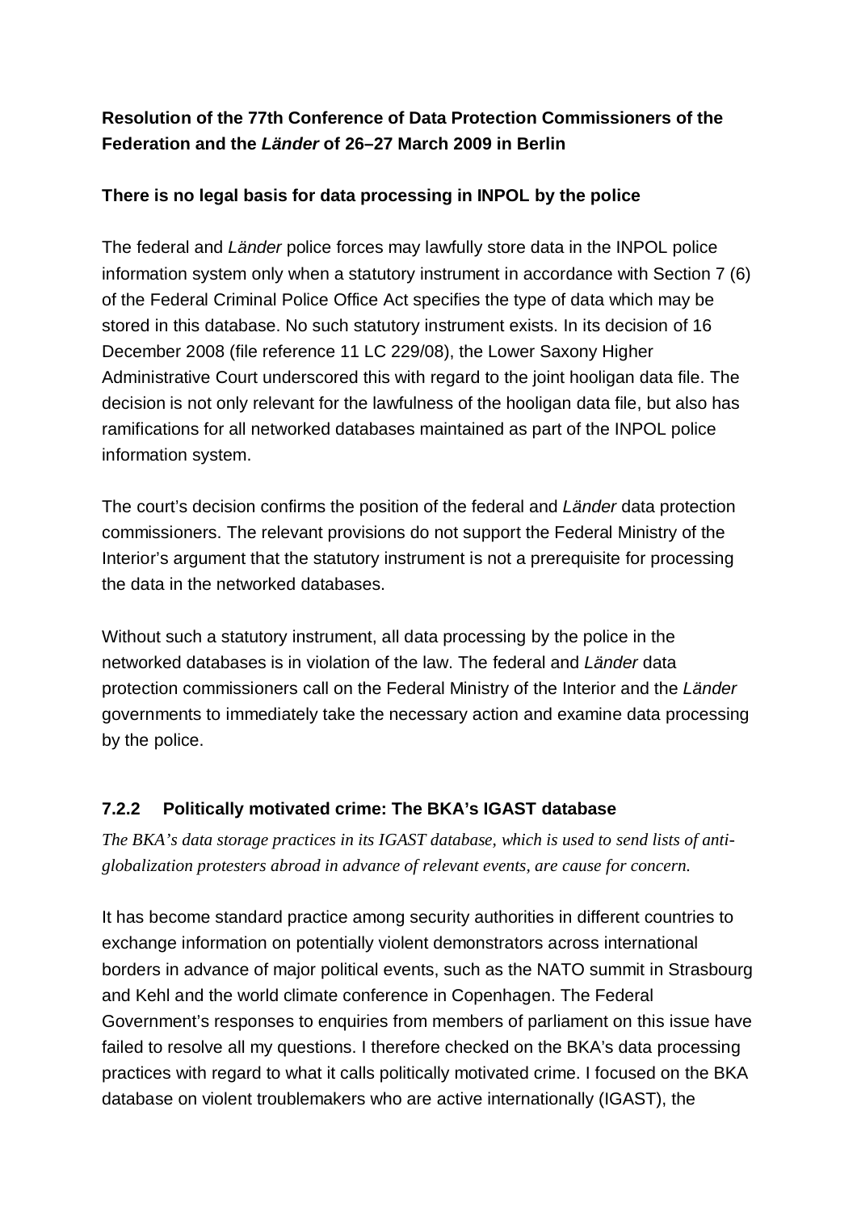**Resolution of the 77th Conference of Data Protection Commissioners of the Federation and the *Länder* of 26–27 March 2009 in Berlin**

**There is no legal basis for data processing in INPOL by the police**

The federal and *Länder* police forces may lawfully store data in the INPOL police information system only when a statutory instrument in accordance with Section 7 (6) of the Federal Criminal Police Office Act specifies the type of data which may be stored in this database. No such statutory instrument exists. In its decision of 16 December 2008 (file reference 11 LC 229/08), the Lower Saxony Higher Administrative Court underscored this with regard to the joint hooligan data file. The decision is not only relevant for the lawfulness of the hooligan data file, but also has ramifications for all networked databases maintained as part of the INPOL police information system.

The court's decision confirms the position of the federal and *Länder* data protection commissioners. The relevant provisions do not support the Federal Ministry of the Interior's argument that the statutory instrument is not a prerequisite for processing the data in the networked databases.

Without such a statutory instrument, all data processing by the police in the networked databases is in violation of the law. The federal and *Länder* data protection commissioners call on the Federal Ministry of the Interior and the *Länder* governments to immediately take the necessary action and examine data processing by the police.

### 7.2.2 Politically motivated crime: The BKA's IGAST database

*The BKA's data storage practices in its IGAST database, which is used to send lists of anti-globalization protesters abroad in advance of relevant events, are cause for concern.*

It has become standard practice among security authorities in different countries to exchange information on potentially violent demonstrators across international borders in advance of major political events, such as the NATO summit in Strasbourg and Kehl and the world climate conference in Copenhagen. The Federal Government's responses to enquiries from members of parliament on this issue have failed to resolve all my questions. I therefore checked on the BKA's data processing practices with regard to what it calls politically motivated crime. I focused on the BKA database on violent troublemakers who are active internationally (IGAST), the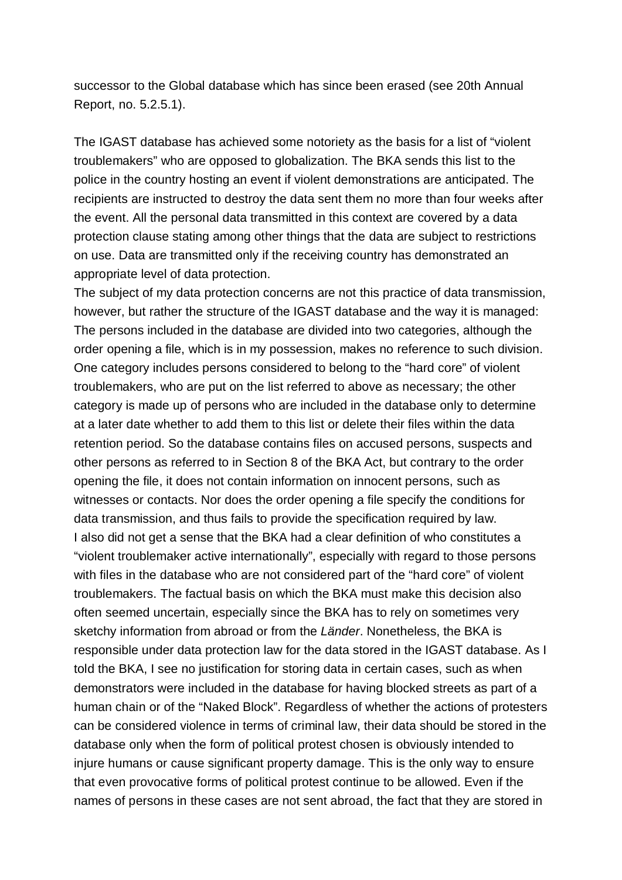successor to the Global database which has since been erased (see 20th Annual Report, no. 5.2.5.1).

The IGAST database has achieved some notoriety as the basis for a list of “violent troublemakers” who are opposed to globalization. The BKA sends this list to the police in the country hosting an event if violent demonstrations are anticipated. The recipients are instructed to destroy the data sent them no more than four weeks after the event. All the personal data transmitted in this context are covered by a data protection clause stating among other things that the data are subject to restrictions on use. Data are transmitted only if the receiving country has demonstrated an appropriate level of data protection.

The subject of my data protection concerns are not this practice of data transmission, however, but rather the structure of the IGAST database and the way it is managed: The persons included in the database are divided into two categories, although the order opening a file, which is in my possession, makes no reference to such division. One category includes persons considered to belong to the “hard core” of violent troublemakers, who are put on the list referred to above as necessary; the other category is made up of persons who are included in the database only to determine at a later date whether to add them to this list or delete their files within the data retention period. So the database contains files on accused persons, suspects and other persons as referred to in Section 8 of the BKA Act, but contrary to the order opening the file, it does not contain information on innocent persons, such as witnesses or contacts. Nor does the order opening a file specify the conditions for data transmission, and thus fails to provide the specification required by law.

I also did not get a sense that the BKA had a clear definition of who constitutes a “violent troublemaker active internationally”, especially with regard to those persons with files in the database who are not considered part of the “hard core” of violent troublemakers. The factual basis on which the BKA must make this decision also often seemed uncertain, especially since the BKA has to rely on sometimes very sketchy information from abroad or from the *Länder*. Nonetheless, the BKA is responsible under data protection law for the data stored in the IGAST database. As I told the BKA, I see no justification for storing data in certain cases, such as when demonstrators were included in the database for having blocked streets as part of a human chain or of the “Naked Block”. Regardless of whether the actions of protesters can be considered violence in terms of criminal law, their data should be stored in the database only when the form of political protest chosen is obviously intended to injure humans or cause significant property damage. This is the only way to ensure that even provocative forms of political protest continue to be allowed. Even if the names of persons in these cases are not sent abroad, the fact that they are stored in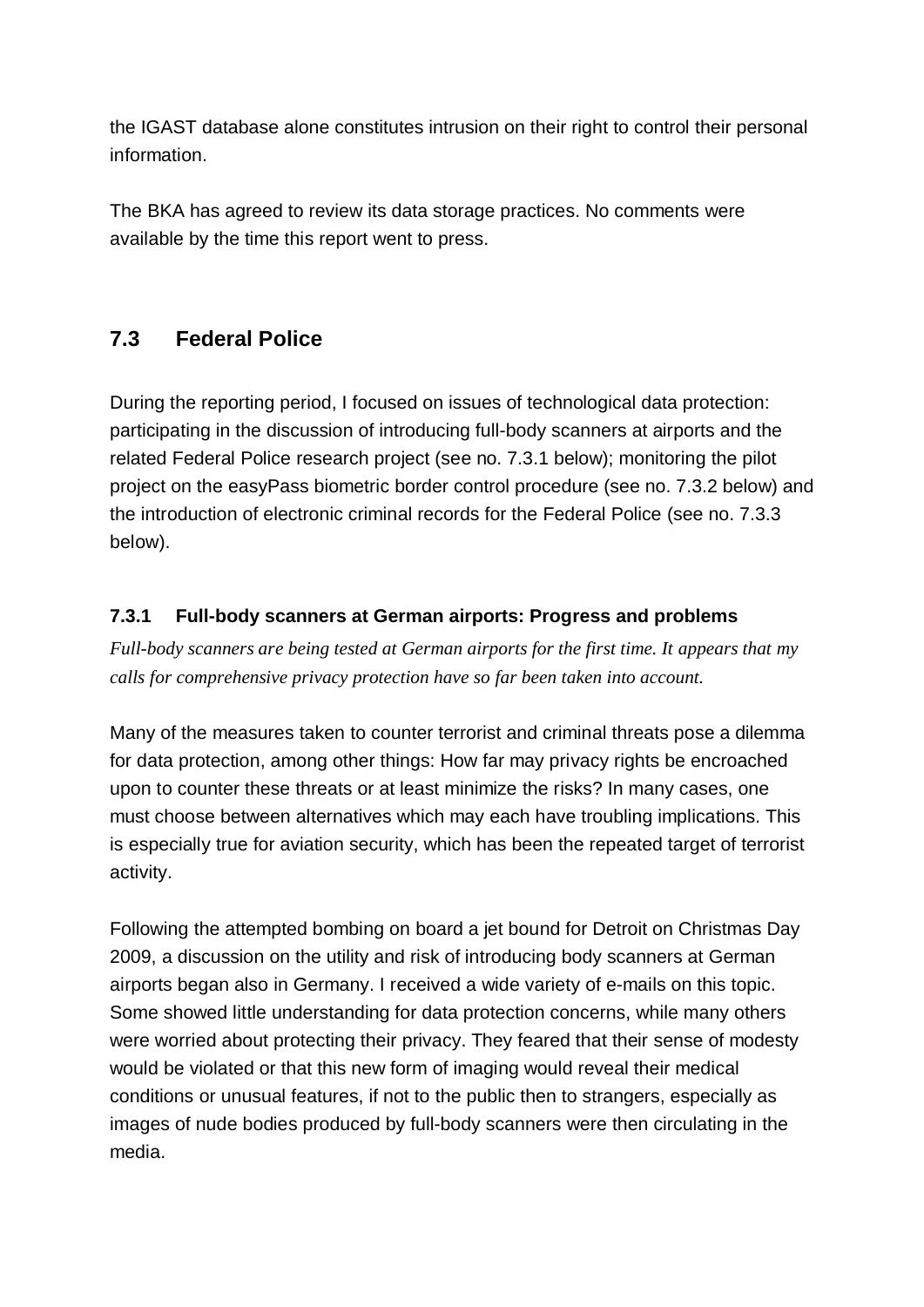the IGAST database alone constitutes intrusion on their right to control their personal information.

The BKA has agreed to review its data storage practices. No comments were available by the time this report went to press.

## 7.3 Federal Police

During the reporting period, I focused on issues of technological data protection: participating in the discussion of introducing full-body scanners at airports and the related Federal Police research project (see no. 7.3.1 below); monitoring the pilot project on the easyPass biometric border control procedure (see no. 7.3.2 below) and the introduction of electronic criminal records for the Federal Police (see no. 7.3.3 below).

### 7.3.1 Full-body scanners at German airports: Progress and problems

*Full-body scanners are being tested at German airports for the first time. It appears that my calls for comprehensive privacy protection have so far been taken into account.*

Many of the measures taken to counter terrorist and criminal threats pose a dilemma for data protection, among other things: How far may privacy rights be encroached upon to counter these threats or at least minimize the risks? In many cases, one must choose between alternatives which may each have troubling implications. This is especially true for aviation security, which has been the repeated target of terrorist activity.

Following the attempted bombing on board a jet bound for Detroit on Christmas Day 2009, a discussion on the utility and risk of introducing body scanners at German airports began also in Germany. I received a wide variety of e-mails on this topic. Some showed little understanding for data protection concerns, while many others were worried about protecting their privacy. They feared that their sense of modesty would be violated or that this new form of imaging would reveal their medical conditions or unusual features, if not to the public then to strangers, especially as images of nude bodies produced by full-body scanners were then circulating in the media.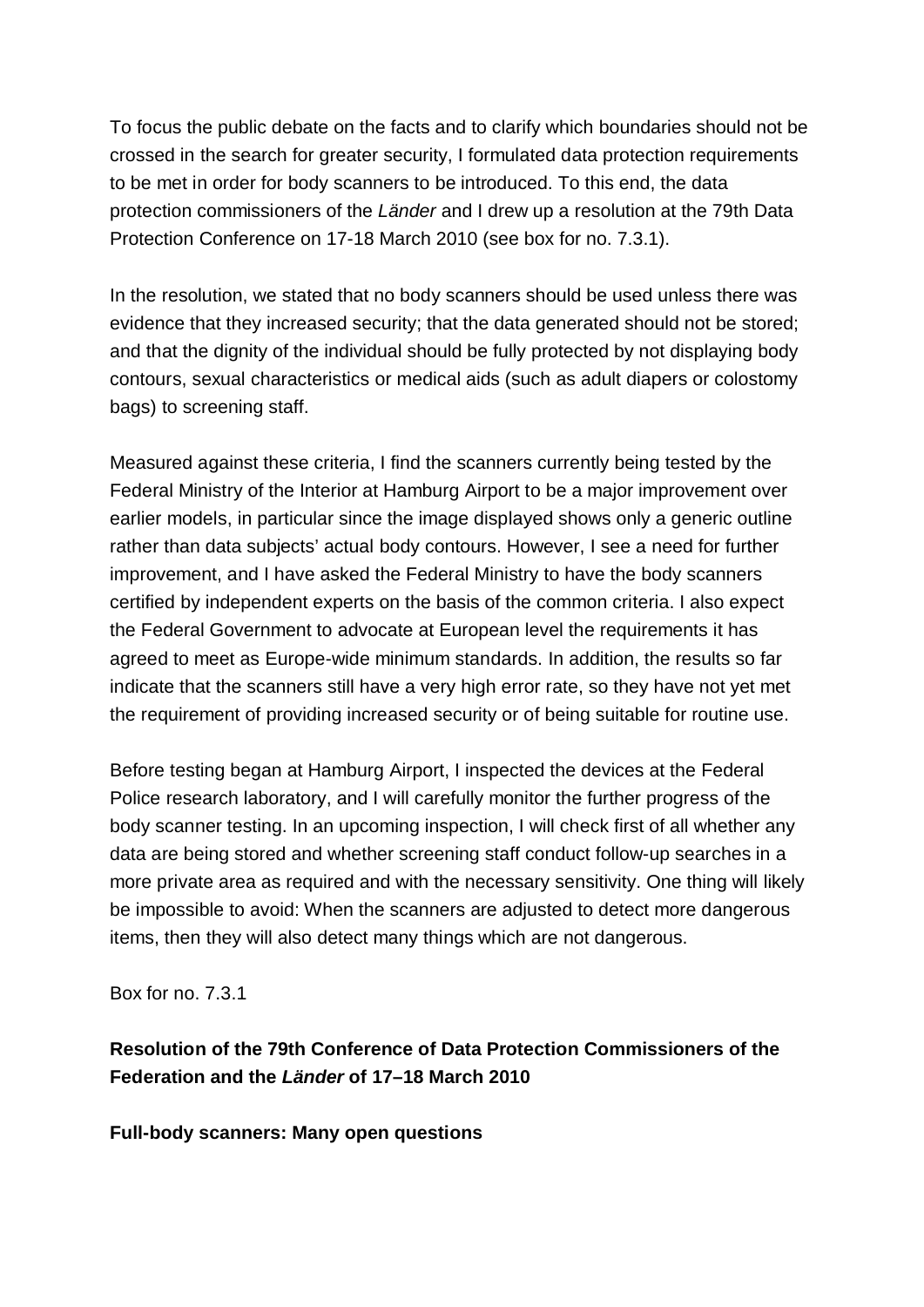To focus the public debate on the facts and to clarify which boundaries should not be crossed in the search for greater security, I formulated data protection requirements to be met in order for body scanners to be introduced. To this end, the data protection commissioners of the *Länder* and I drew up a resolution at the 79th Data Protection Conference on 17-18 March 2010 (see box for no. 7.3.1).

In the resolution, we stated that no body scanners should be used unless there was evidence that they increased security; that the data generated should not be stored; and that the dignity of the individual should be fully protected by not displaying body contours, sexual characteristics or medical aids (such as adult diapers or colostomy bags) to screening staff.

Measured against these criteria, I find the scanners currently being tested by the Federal Ministry of the Interior at Hamburg Airport to be a major improvement over earlier models, in particular since the image displayed shows only a generic outline rather than data subjects' actual body contours. However, I see a need for further improvement, and I have asked the Federal Ministry to have the body scanners certified by independent experts on the basis of the common criteria. I also expect the Federal Government to advocate at European level the requirements it has agreed to meet as Europe-wide minimum standards. In addition, the results so far indicate that the scanners still have a very high error rate, so they have not yet met the requirement of providing increased security or of being suitable for routine use.

Before testing began at Hamburg Airport, I inspected the devices at the Federal Police research laboratory, and I will carefully monitor the further progress of the body scanner testing. In an upcoming inspection, I will check first of all whether any data are being stored and whether screening staff conduct follow-up searches in a more private area as required and with the necessary sensitivity. One thing will likely be impossible to avoid: When the scanners are adjusted to detect more dangerous items, then they will also detect many things which are not dangerous.

Box for no. 7.3.1

**Resolution of the 79th Conference of Data Protection Commissioners of the Federation and the *Länder* of 17–18 March 2010**

**Full-body scanners: Many open questions**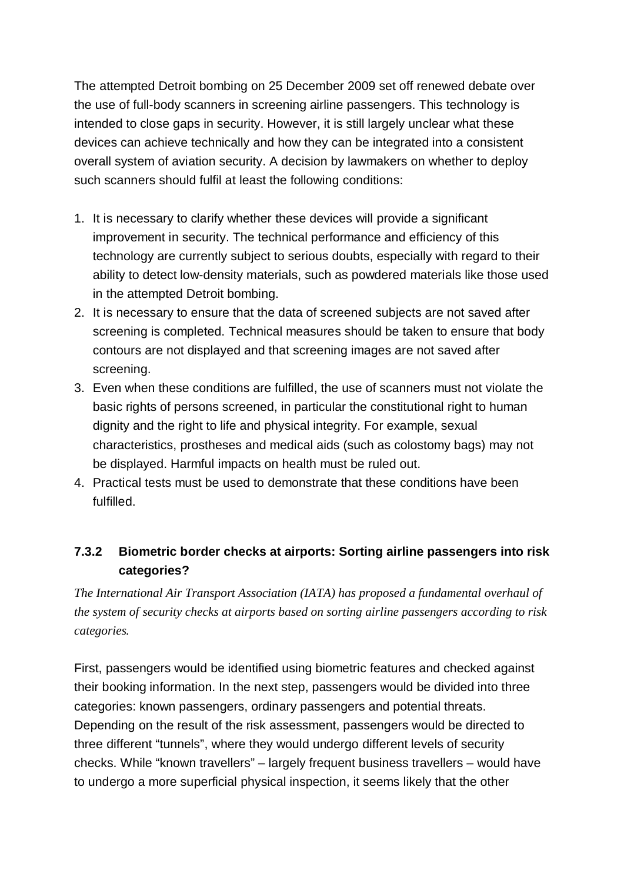The attempted Detroit bombing on 25 December 2009 set off renewed debate over the use of full-body scanners in screening airline passengers. This technology is intended to close gaps in security. However, it is still largely unclear what these devices can achieve technically and how they can be integrated into a consistent overall system of aviation security. A decision by lawmakers on whether to deploy such scanners should fulfil at least the following conditions:

1. It is necessary to clarify whether these devices will provide a significant improvement in security. The technical performance and efficiency of this technology are currently subject to serious doubts, especially with regard to their ability to detect low-density materials, such as powdered materials like those used in the attempted Detroit bombing.
2. It is necessary to ensure that the data of screened subjects are not saved after screening is completed. Technical measures should be taken to ensure that body contours are not displayed and that screening images are not saved after screening.
3. Even when these conditions are fulfilled, the use of scanners must not violate the basic rights of persons screened, in particular the constitutional right to human dignity and the right to life and physical integrity. For example, sexual characteristics, prostheses and medical aids (such as colostomy bags) may not be displayed. Harmful impacts on health must be ruled out.
4. Practical tests must be used to demonstrate that these conditions have been fulfilled.

### 7.3.2 Biometric border checks at airports: Sorting airline passengers into risk categories?

*The International Air Transport Association (IATA) has proposed a fundamental overhaul of the system of security checks at airports based on sorting airline passengers according to risk categories.*

First, passengers would be identified using biometric features and checked against their booking information. In the next step, passengers would be divided into three categories: known passengers, ordinary passengers and potential threats. Depending on the result of the risk assessment, passengers would be directed to three different “tunnels”, where they would undergo different levels of security checks. While “known travellers” – largely frequent business travellers – would have to undergo a more superficial physical inspection, it seems likely that the other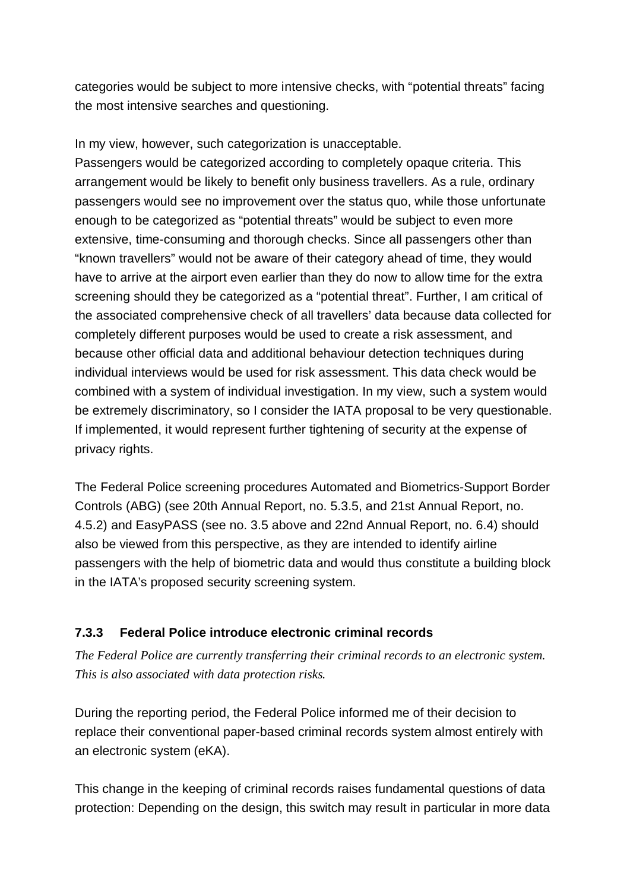categories would be subject to more intensive checks, with "potential threats" facing the most intensive searches and questioning.

In my view, however, such categorization is unacceptable.
Passengers would be categorized according to completely opaque criteria. This arrangement would be likely to benefit only business travellers. As a rule, ordinary passengers would see no improvement over the status quo, while those unfortunate enough to be categorized as "potential threats" would be subject to even more extensive, time-consuming and thorough checks. Since all passengers other than "known travellers" would not be aware of their category ahead of time, they would have to arrive at the airport even earlier than they do now to allow time for the extra screening should they be categorized as a "potential threat". Further, I am critical of the associated comprehensive check of all travellers' data because data collected for completely different purposes would be used to create a risk assessment, and because other official data and additional behaviour detection techniques during individual interviews would be used for risk assessment. This data check would be combined with a system of individual investigation. In my view, such a system would be extremely discriminatory, so I consider the IATA proposal to be very questionable. If implemented, it would represent further tightening of security at the expense of privacy rights.

The Federal Police screening procedures Automated and Biometrics-Support Border Controls (ABG) (see 20th Annual Report, no. 5.3.5, and 21st Annual Report, no. 4.5.2) and EasyPASS (see no. 3.5 above and 22nd Annual Report, no. 6.4) should also be viewed from this perspective, as they are intended to identify airline passengers with the help of biometric data and would thus constitute a building block in the IATA's proposed security screening system.

### 7.3.3 Federal Police introduce electronic criminal records

*The Federal Police are currently transferring their criminal records to an electronic system. This is also associated with data protection risks.*

During the reporting period, the Federal Police informed me of their decision to replace their conventional paper-based criminal records system almost entirely with an electronic system (eKA).

This change in the keeping of criminal records raises fundamental questions of data protection: Depending on the design, this switch may result in particular in more data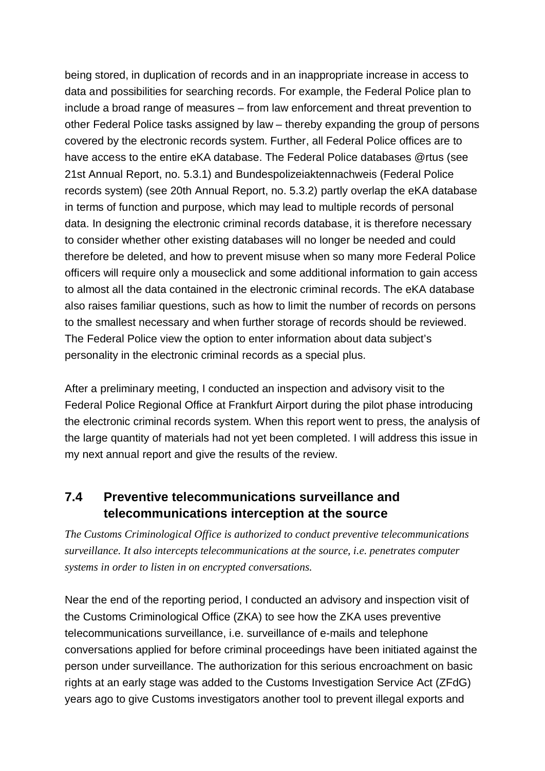being stored, in duplication of records and in an inappropriate increase in access to data and possibilities for searching records. For example, the Federal Police plan to include a broad range of measures – from law enforcement and threat prevention to other Federal Police tasks assigned by law – thereby expanding the group of persons covered by the electronic records system. Further, all Federal Police offices are to have access to the entire eKA database. The Federal Police databases @rtus (see 21st Annual Report, no. 5.3.1) and Bundespolizeiaktennachweis (Federal Police records system) (see 20th Annual Report, no. 5.3.2) partly overlap the eKA database in terms of function and purpose, which may lead to multiple records of personal data. In designing the electronic criminal records database, it is therefore necessary to consider whether other existing databases will no longer be needed and could therefore be deleted, and how to prevent misuse when so many more Federal Police officers will require only a mouseclick and some additional information to gain access to almost all the data contained in the electronic criminal records. The eKA database also raises familiar questions, such as how to limit the number of records on persons to the smallest necessary and when further storage of records should be reviewed. The Federal Police view the option to enter information about data subject's personality in the electronic criminal records as a special plus.

After a preliminary meeting, I conducted an inspection and advisory visit to the Federal Police Regional Office at Frankfurt Airport during the pilot phase introducing the electronic criminal records system. When this report went to press, the analysis of the large quantity of materials had not yet been completed. I will address this issue in my next annual report and give the results of the review.

## 7.4 Preventive telecommunications surveillance and telecommunications interception at the source

*The Customs Criminological Office is authorized to conduct preventive telecommunications surveillance. It also intercepts telecommunications at the source, i.e. penetrates computer systems in order to listen in on encrypted conversations.*

Near the end of the reporting period, I conducted an advisory and inspection visit of the Customs Criminological Office (ZKA) to see how the ZKA uses preventive telecommunications surveillance, i.e. surveillance of e-mails and telephone conversations applied for before criminal proceedings have been initiated against the person under surveillance. The authorization for this serious encroachment on basic rights at an early stage was added to the Customs Investigation Service Act (ZFdG) years ago to give Customs investigators another tool to prevent illegal exports and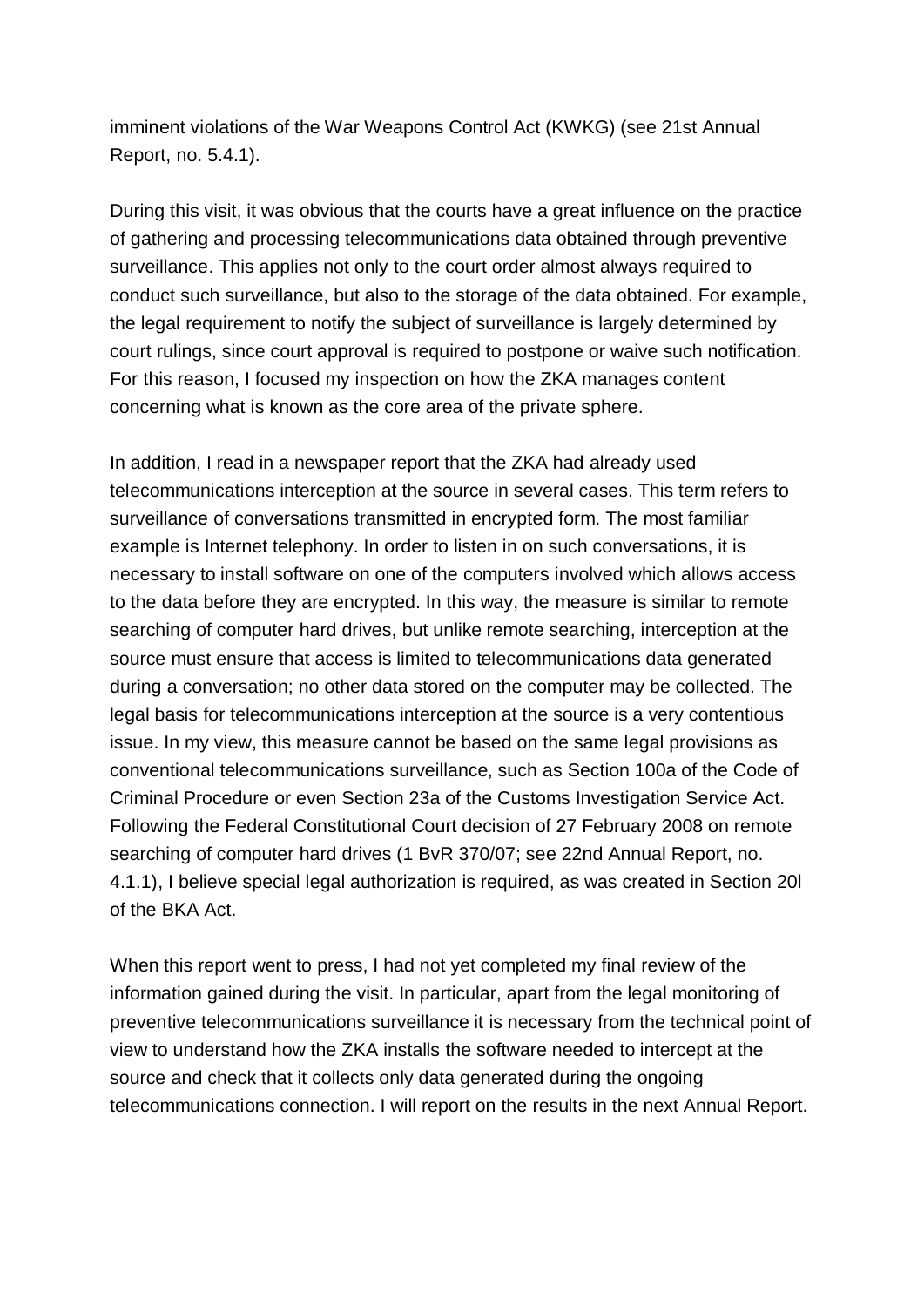imminent violations of the War Weapons Control Act (KWKG) (see 21st Annual Report, no. 5.4.1).

During this visit, it was obvious that the courts have a great influence on the practice of gathering and processing telecommunications data obtained through preventive surveillance. This applies not only to the court order almost always required to conduct such surveillance, but also to the storage of the data obtained. For example, the legal requirement to notify the subject of surveillance is largely determined by court rulings, since court approval is required to postpone or waive such notification. For this reason, I focused my inspection on how the ZKA manages content concerning what is known as the core area of the private sphere.

In addition, I read in a newspaper report that the ZKA had already used telecommunications interception at the source in several cases. This term refers to surveillance of conversations transmitted in encrypted form. The most familiar example is Internet telephony. In order to listen in on such conversations, it is necessary to install software on one of the computers involved which allows access to the data before they are encrypted. In this way, the measure is similar to remote searching of computer hard drives, but unlike remote searching, interception at the source must ensure that access is limited to telecommunications data generated during a conversation; no other data stored on the computer may be collected. The legal basis for telecommunications interception at the source is a very contentious issue. In my view, this measure cannot be based on the same legal provisions as conventional telecommunications surveillance, such as Section 100a of the Code of Criminal Procedure or even Section 23a of the Customs Investigation Service Act. Following the Federal Constitutional Court decision of 27 February 2008 on remote searching of computer hard drives (1 BvR 370/07; see 22nd Annual Report, no. 4.1.1), I believe special legal authorization is required, as was created in Section 20l of the BKA Act.

When this report went to press, I had not yet completed my final review of the information gained during the visit. In particular, apart from the legal monitoring of preventive telecommunications surveillance it is necessary from the technical point of view to understand how the ZKA installs the software needed to intercept at the source and check that it collects only data generated during the ongoing telecommunications connection. I will report on the results in the next Annual Report.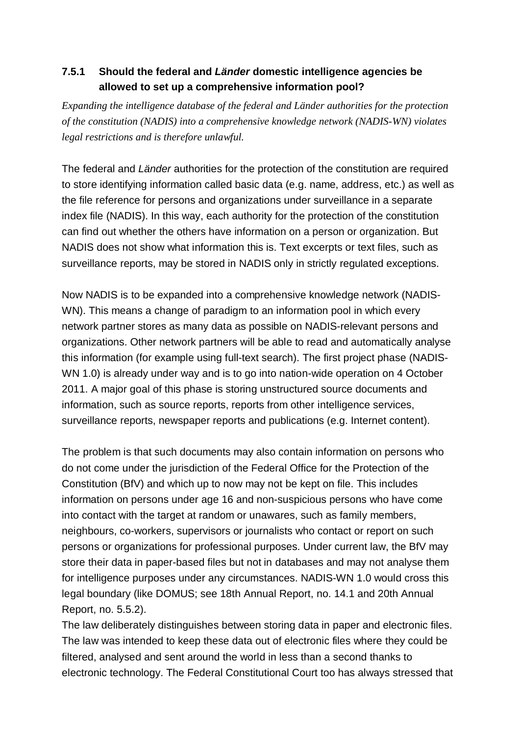### 7.5.1 Should the federal and *Länder* domestic intelligence agencies be allowed to set up a comprehensive information pool?

*Expanding the intelligence database of the federal and Länder authorities for the protection of the constitution (NADIS) into a comprehensive knowledge network (NADIS-WN) violates legal restrictions and is therefore unlawful.*

The federal and *Länder* authorities for the protection of the constitution are required to store identifying information called basic data (e.g. name, address, etc.) as well as the file reference for persons and organizations under surveillance in a separate index file (NADIS). In this way, each authority for the protection of the constitution can find out whether the others have information on a person or organization. But NADIS does not show what information this is. Text excerpts or text files, such as surveillance reports, may be stored in NADIS only in strictly regulated exceptions.

Now NADIS is to be expanded into a comprehensive knowledge network (NADIS-WN). This means a change of paradigm to an information pool in which every network partner stores as many data as possible on NADIS-relevant persons and organizations. Other network partners will be able to read and automatically analyse this information (for example using full-text search). The first project phase (NADIS-WN 1.0) is already under way and is to go into nation-wide operation on 4 October 2011. A major goal of this phase is storing unstructured source documents and information, such as source reports, reports from other intelligence services, surveillance reports, newspaper reports and publications (e.g. Internet content).

The problem is that such documents may also contain information on persons who do not come under the jurisdiction of the Federal Office for the Protection of the Constitution (BfV) and which up to now may not be kept on file. This includes information on persons under age 16 and non-suspicious persons who have come into contact with the target at random or unawares, such as family members, neighbours, co-workers, supervisors or journalists who contact or report on such persons or organizations for professional purposes. Under current law, the BfV may store their data in paper-based files but not in databases and may not analyse them for intelligence purposes under any circumstances. NADIS-WN 1.0 would cross this legal boundary (like DOMUS; see 18th Annual Report, no. 14.1 and 20th Annual Report, no. 5.5.2).

The law deliberately distinguishes between storing data in paper and electronic files. The law was intended to keep these data out of electronic files where they could be filtered, analysed and sent around the world in less than a second thanks to electronic technology. The Federal Constitutional Court too has always stressed that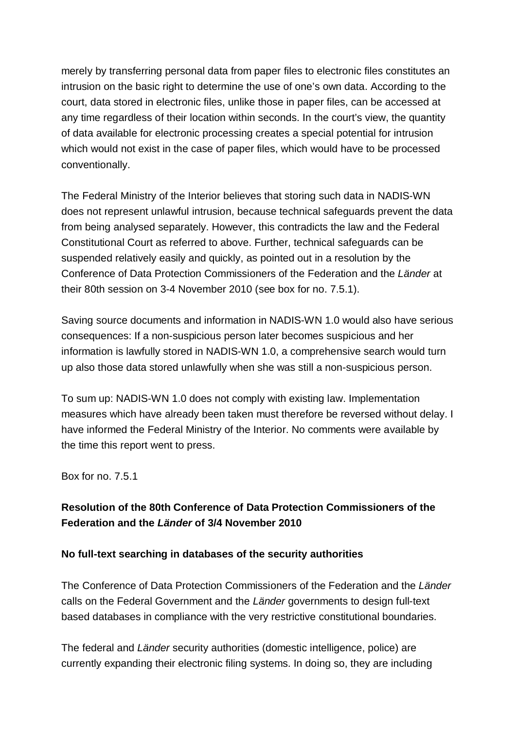merely by transferring personal data from paper files to electronic files constitutes an intrusion on the basic right to determine the use of one's own data. According to the court, data stored in electronic files, unlike those in paper files, can be accessed at any time regardless of their location within seconds. In the court's view, the quantity of data available for electronic processing creates a special potential for intrusion which would not exist in the case of paper files, which would have to be processed conventionally.

The Federal Ministry of the Interior believes that storing such data in NADIS-WN does not represent unlawful intrusion, because technical safeguards prevent the data from being analysed separately. However, this contradicts the law and the Federal Constitutional Court as referred to above. Further, technical safeguards can be suspended relatively easily and quickly, as pointed out in a resolution by the Conference of Data Protection Commissioners of the Federation and the *Länder* at their 80th session on 3-4 November 2010 (see box for no. 7.5.1).

Saving source documents and information in NADIS-WN 1.0 would also have serious consequences: If a non-suspicious person later becomes suspicious and her information is lawfully stored in NADIS-WN 1.0, a comprehensive search would turn up also those data stored unlawfully when she was still a non-suspicious person.

To sum up: NADIS-WN 1.0 does not comply with existing law. Implementation measures which have already been taken must therefore be reversed without delay. I have informed the Federal Ministry of the Interior. No comments were available by the time this report went to press.

Box for no. 7.5.1

**Resolution of the 80th Conference of Data Protection Commissioners of the Federation and the *Länder* of 3/4 November 2010**

**No full-text searching in databases of the security authorities**

The Conference of Data Protection Commissioners of the Federation and the *Länder* calls on the Federal Government and the *Länder* governments to design full-text based databases in compliance with the very restrictive constitutional boundaries.

The federal and *Länder* security authorities (domestic intelligence, police) are currently expanding their electronic filing systems. In doing so, they are including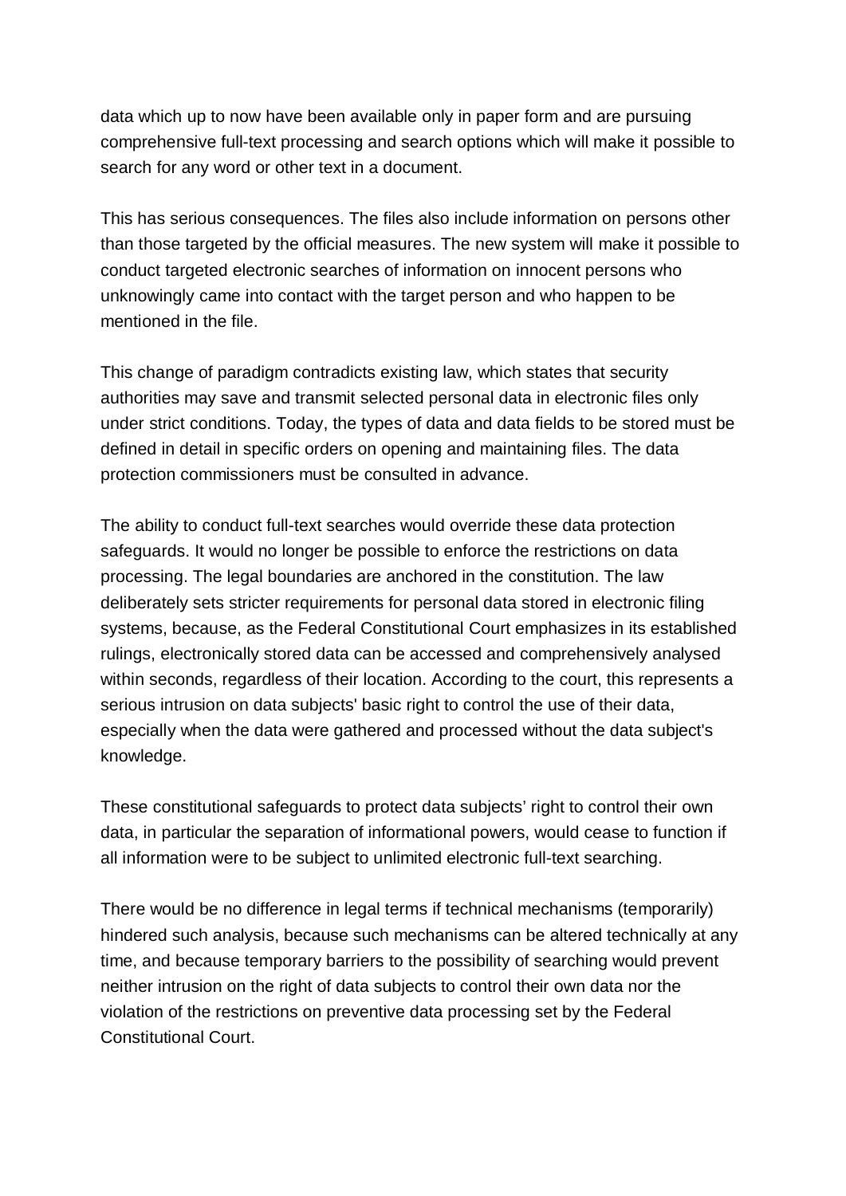data which up to now have been available only in paper form and are pursuing comprehensive full-text processing and search options which will make it possible to search for any word or other text in a document.

This has serious consequences. The files also include information on persons other than those targeted by the official measures. The new system will make it possible to conduct targeted electronic searches of information on innocent persons who unknowingly came into contact with the target person and who happen to be mentioned in the file.

This change of paradigm contradicts existing law, which states that security authorities may save and transmit selected personal data in electronic files only under strict conditions. Today, the types of data and data fields to be stored must be defined in detail in specific orders on opening and maintaining files. The data protection commissioners must be consulted in advance.

The ability to conduct full-text searches would override these data protection safeguards. It would no longer be possible to enforce the restrictions on data processing. The legal boundaries are anchored in the constitution. The law deliberately sets stricter requirements for personal data stored in electronic filing systems, because, as the Federal Constitutional Court emphasizes in its established rulings, electronically stored data can be accessed and comprehensively analysed within seconds, regardless of their location. According to the court, this represents a serious intrusion on data subjects' basic right to control the use of their data, especially when the data were gathered and processed without the data subject's knowledge.

These constitutional safeguards to protect data subjects' right to control their own data, in particular the separation of informational powers, would cease to function if all information were to be subject to unlimited electronic full-text searching.

There would be no difference in legal terms if technical mechanisms (temporarily) hindered such analysis, because such mechanisms can be altered technically at any time, and because temporary barriers to the possibility of searching would prevent neither intrusion on the right of data subjects to control their own data nor the violation of the restrictions on preventive data processing set by the Federal Constitutional Court.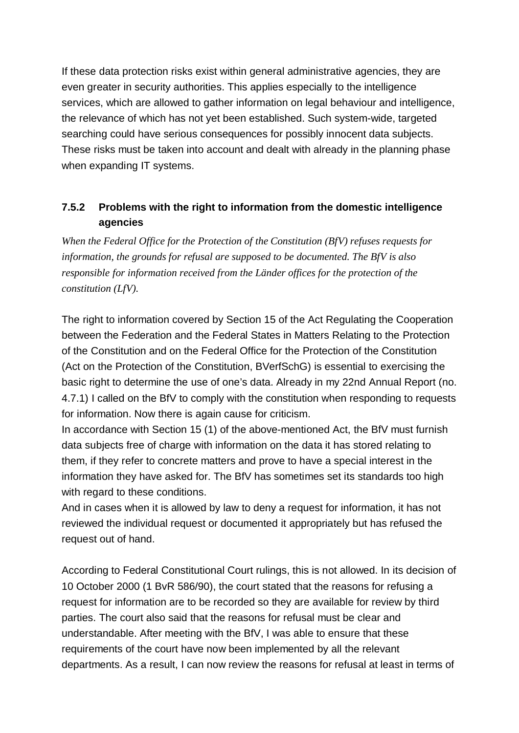If these data protection risks exist within general administrative agencies, they are even greater in security authorities. This applies especially to the intelligence services, which are allowed to gather information on legal behaviour and intelligence, the relevance of which has not yet been established. Such system-wide, targeted searching could have serious consequences for possibly innocent data subjects. These risks must be taken into account and dealt with already in the planning phase when expanding IT systems.

### 7.5.2 Problems with the right to information from the domestic intelligence agencies

*When the Federal Office for the Protection of the Constitution (BfV) refuses requests for information, the grounds for refusal are supposed to be documented. The BfV is also responsible for information received from the Länder offices for the protection of the constitution (LfV).*

The right to information covered by Section 15 of the Act Regulating the Cooperation between the Federation and the Federal States in Matters Relating to the Protection of the Constitution and on the Federal Office for the Protection of the Constitution (Act on the Protection of the Constitution, BVerfSchG) is essential to exercising the basic right to determine the use of one's data. Already in my 22nd Annual Report (no. 4.7.1) I called on the BfV to comply with the constitution when responding to requests for information. Now there is again cause for criticism.

In accordance with Section 15 (1) of the above-mentioned Act, the BfV must furnish data subjects free of charge with information on the data it has stored relating to them, if they refer to concrete matters and prove to have a special interest in the information they have asked for. The BfV has sometimes set its standards too high with regard to these conditions.

And in cases when it is allowed by law to deny a request for information, it has not reviewed the individual request or documented it appropriately but has refused the request out of hand.

According to Federal Constitutional Court rulings, this is not allowed. In its decision of 10 October 2000 (1 BvR 586/90), the court stated that the reasons for refusing a request for information are to be recorded so they are available for review by third parties. The court also said that the reasons for refusal must be clear and understandable. After meeting with the BfV, I was able to ensure that these requirements of the court have now been implemented by all the relevant departments. As a result, I can now review the reasons for refusal at least in terms of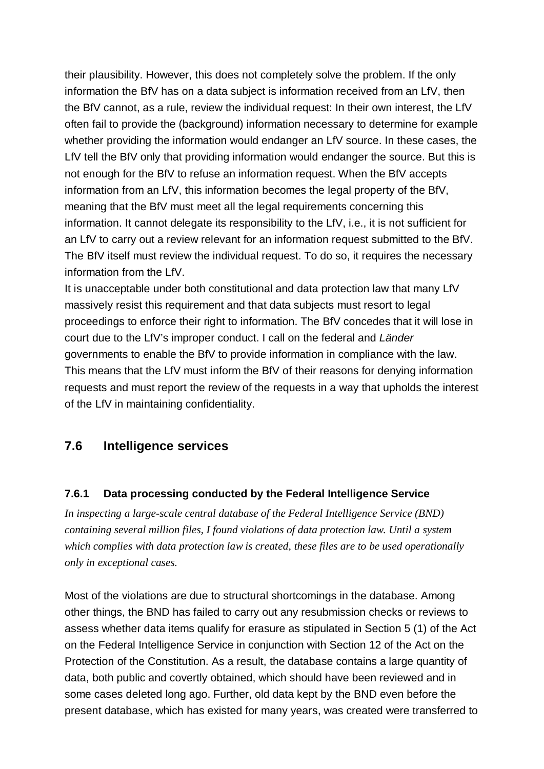their plausibility. However, this does not completely solve the problem. If the only information the BfV has on a data subject is information received from an LfV, then the BfV cannot, as a rule, review the individual request: In their own interest, the LfV often fail to provide the (background) information necessary to determine for example whether providing the information would endanger an LfV source. In these cases, the LfV tell the BfV only that providing information would endanger the source. But this is not enough for the BfV to refuse an information request. When the BfV accepts information from an LfV, this information becomes the legal property of the BfV, meaning that the BfV must meet all the legal requirements concerning this information. It cannot delegate its responsibility to the LfV, i.e., it is not sufficient for an LfV to carry out a review relevant for an information request submitted to the BfV. The BfV itself must review the individual request. To do so, it requires the necessary information from the LfV.

It is unacceptable under both constitutional and data protection law that many LfV massively resist this requirement and that data subjects must resort to legal proceedings to enforce their right to information. The BfV concedes that it will lose in court due to the LfV's improper conduct. I call on the federal and *Länder* governments to enable the BfV to provide information in compliance with the law. This means that the LfV must inform the BfV of their reasons for denying information requests and must report the review of the requests in a way that upholds the interest of the LfV in maintaining confidentiality.

## 7.6 Intelligence services

### 7.6.1 Data processing conducted by the Federal Intelligence Service

*In inspecting a large-scale central database of the Federal Intelligence Service (BND) containing several million files, I found violations of data protection law. Until a system which complies with data protection law is created, these files are to be used operationally only in exceptional cases.*

Most of the violations are due to structural shortcomings in the database. Among other things, the BND has failed to carry out any resubmission checks or reviews to assess whether data items qualify for erasure as stipulated in Section 5 (1) of the Act on the Federal Intelligence Service in conjunction with Section 12 of the Act on the Protection of the Constitution. As a result, the database contains a large quantity of data, both public and covertly obtained, which should have been reviewed and in some cases deleted long ago. Further, old data kept by the BND even before the present database, which has existed for many years, was created were transferred to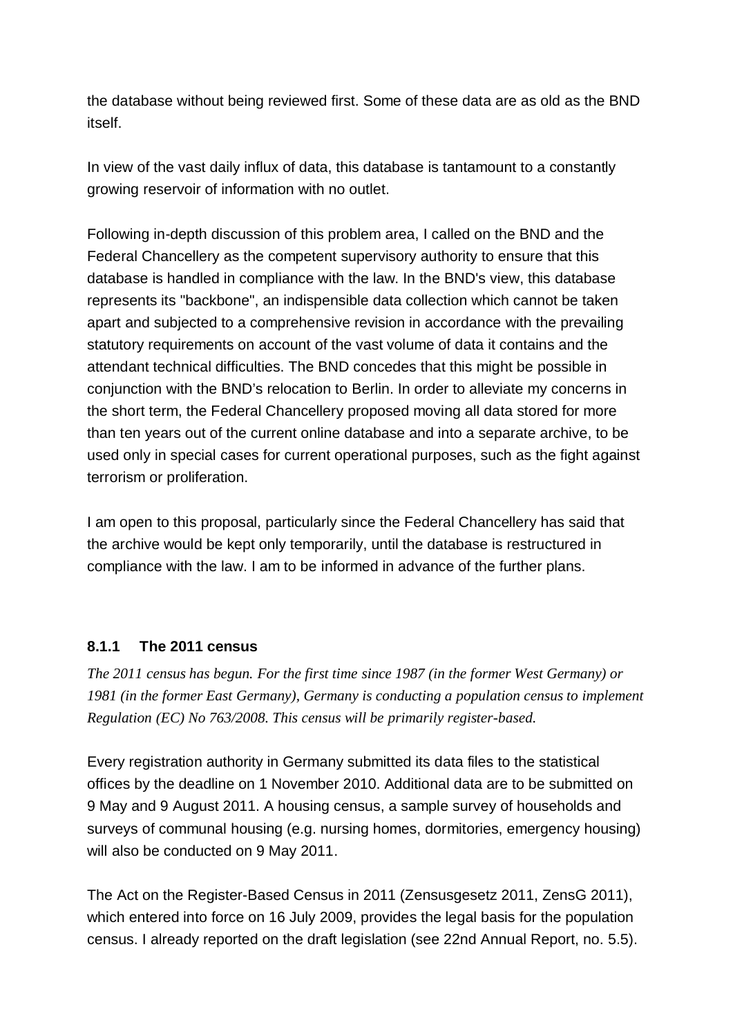the database without being reviewed first. Some of these data are as old as the BND itself.

In view of the vast daily influx of data, this database is tantamount to a constantly growing reservoir of information with no outlet.

Following in-depth discussion of this problem area, I called on the BND and the Federal Chancellery as the competent supervisory authority to ensure that this database is handled in compliance with the law. In the BND's view, this database represents its "backbone", an indispensible data collection which cannot be taken apart and subjected to a comprehensive revision in accordance with the prevailing statutory requirements on account of the vast volume of data it contains and the attendant technical difficulties. The BND concedes that this might be possible in conjunction with the BND's relocation to Berlin. In order to alleviate my concerns in the short term, the Federal Chancellery proposed moving all data stored for more than ten years out of the current online database and into a separate archive, to be used only in special cases for current operational purposes, such as the fight against terrorism or proliferation.

I am open to this proposal, particularly since the Federal Chancellery has said that the archive would be kept only temporarily, until the database is restructured in compliance with the law. I am to be informed in advance of the further plans.

### 8.1.1 The 2011 census

*The 2011 census has begun. For the first time since 1987 (in the former West Germany) or 1981 (in the former East Germany), Germany is conducting a population census to implement Regulation (EC) No 763/2008. This census will be primarily register-based.*

Every registration authority in Germany submitted its data files to the statistical offices by the deadline on 1 November 2010. Additional data are to be submitted on 9 May and 9 August 2011. A housing census, a sample survey of households and surveys of communal housing (e.g. nursing homes, dormitories, emergency housing) will also be conducted on 9 May 2011.

The Act on the Register-Based Census in 2011 (Zensusgesetz 2011, ZensG 2011), which entered into force on 16 July 2009, provides the legal basis for the population census. I already reported on the draft legislation (see 22nd Annual Report, no. 5.5).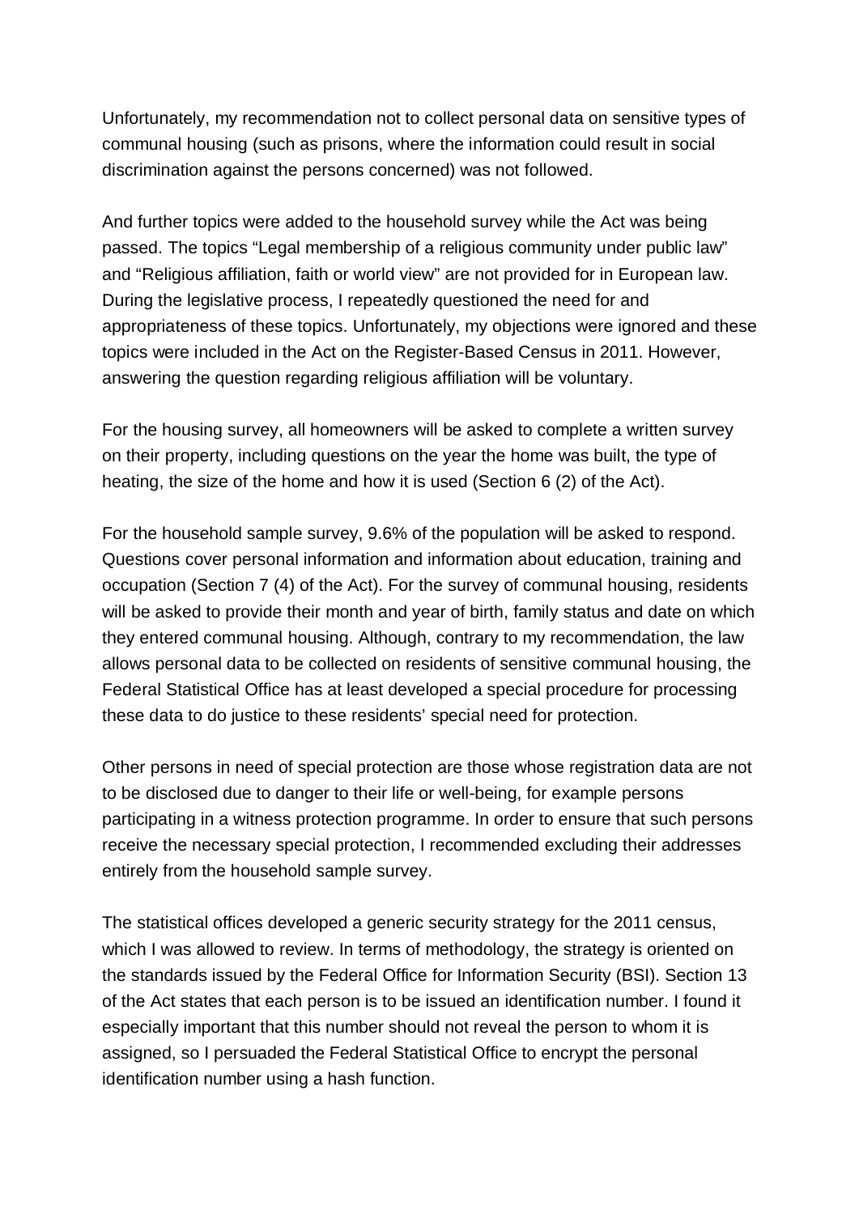Unfortunately, my recommendation not to collect personal data on sensitive types of communal housing (such as prisons, where the information could result in social discrimination against the persons concerned) was not followed.

And further topics were added to the household survey while the Act was being passed. The topics “Legal membership of a religious community under public law” and “Religious affiliation, faith or world view” are not provided for in European law. During the legislative process, I repeatedly questioned the need for and appropriateness of these topics. Unfortunately, my objections were ignored and these topics were included in the Act on the Register-Based Census in 2011. However, answering the question regarding religious affiliation will be voluntary.

For the housing survey, all homeowners will be asked to complete a written survey on their property, including questions on the year the home was built, the type of heating, the size of the home and how it is used (Section 6 (2) of the Act).

For the household sample survey, 9.6% of the population will be asked to respond. Questions cover personal information and information about education, training and occupation (Section 7 (4) of the Act). For the survey of communal housing, residents will be asked to provide their month and year of birth, family status and date on which they entered communal housing. Although, contrary to my recommendation, the law allows personal data to be collected on residents of sensitive communal housing, the Federal Statistical Office has at least developed a special procedure for processing these data to do justice to these residents’ special need for protection.

Other persons in need of special protection are those whose registration data are not to be disclosed due to danger to their life or well-being, for example persons participating in a witness protection programme. In order to ensure that such persons receive the necessary special protection, I recommended excluding their addresses entirely from the household sample survey.

The statistical offices developed a generic security strategy for the 2011 census, which I was allowed to review. In terms of methodology, the strategy is oriented on the standards issued by the Federal Office for Information Security (BSI). Section 13 of the Act states that each person is to be issued an identification number. I found it especially important that this number should not reveal the person to whom it is assigned, so I persuaded the Federal Statistical Office to encrypt the personal identification number using a hash function.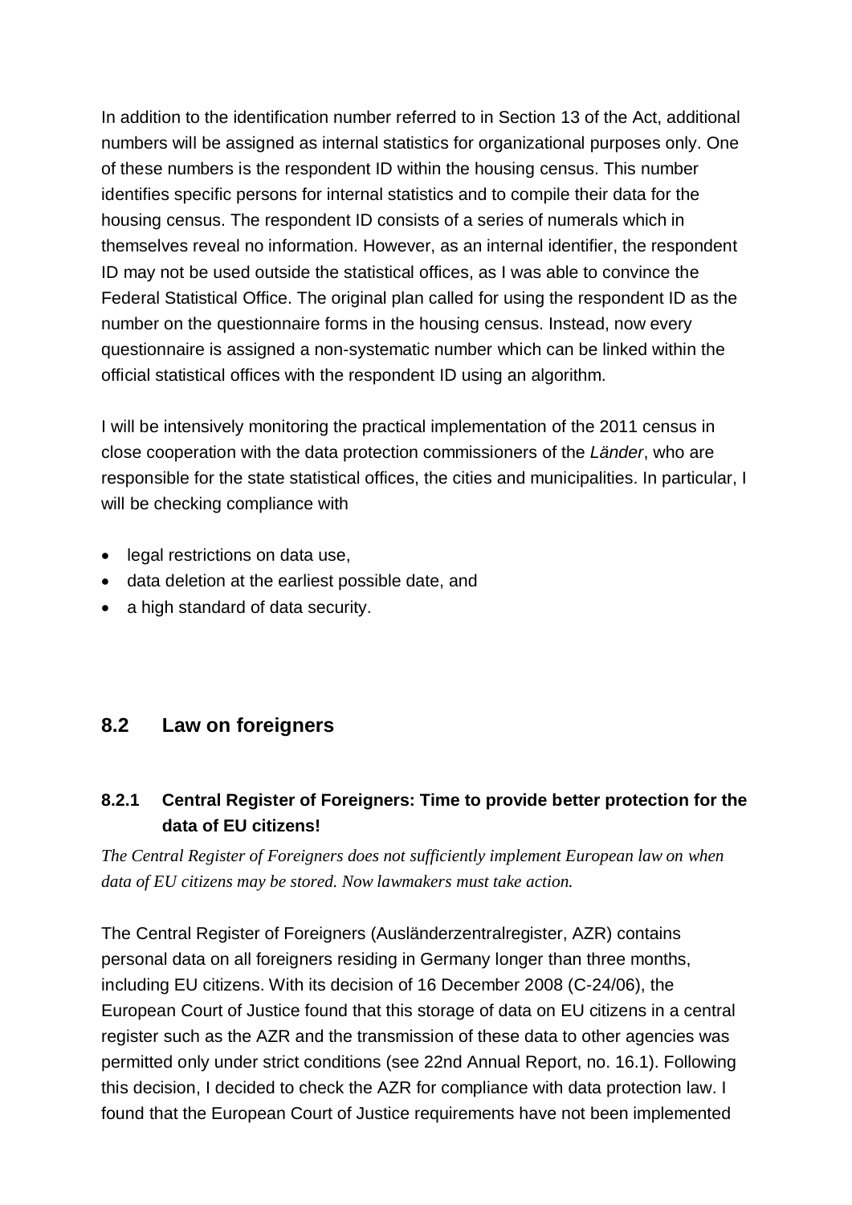In addition to the identification number referred to in Section 13 of the Act, additional numbers will be assigned as internal statistics for organizational purposes only. One of these numbers is the respondent ID within the housing census. This number identifies specific persons for internal statistics and to compile their data for the housing census. The respondent ID consists of a series of numerals which in themselves reveal no information. However, as an internal identifier, the respondent ID may not be used outside the statistical offices, as I was able to convince the Federal Statistical Office. The original plan called for using the respondent ID as the number on the questionnaire forms in the housing census. Instead, now every questionnaire is assigned a non-systematic number which can be linked within the official statistical offices with the respondent ID using an algorithm.

I will be intensively monitoring the practical implementation of the 2011 census in close cooperation with the data protection commissioners of the *Länder*, who are responsible for the state statistical offices, the cities and municipalities. In particular, I will be checking compliance with

- legal restrictions on data use,
- data deletion at the earliest possible date, and
- a high standard of data security.

## 8.2 Law on foreigners

### 8.2.1 Central Register of Foreigners: Time to provide better protection for the data of EU citizens!

*The Central Register of Foreigners does not sufficiently implement European law on when data of EU citizens may be stored. Now lawmakers must take action.*

The Central Register of Foreigners (Ausländerzentralregister, AZR) contains personal data on all foreigners residing in Germany longer than three months, including EU citizens. With its decision of 16 December 2008 (C-24/06), the European Court of Justice found that this storage of data on EU citizens in a central register such as the AZR and the transmission of these data to other agencies was permitted only under strict conditions (see 22nd Annual Report, no. 16.1). Following this decision, I decided to check the AZR for compliance with data protection law. I found that the European Court of Justice requirements have not been implemented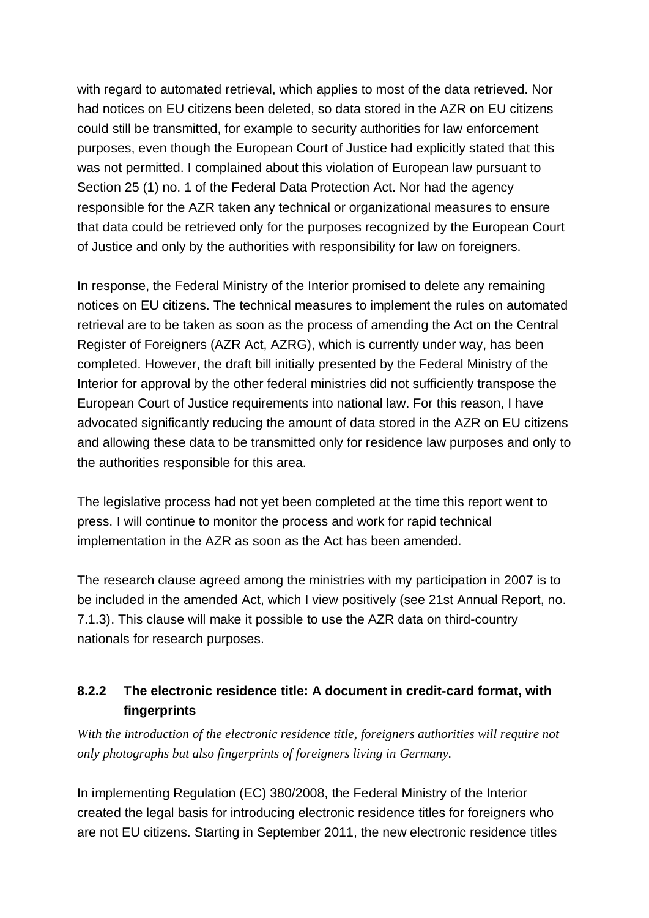with regard to automated retrieval, which applies to most of the data retrieved. Nor had notices on EU citizens been deleted, so data stored in the AZR on EU citizens could still be transmitted, for example to security authorities for law enforcement purposes, even though the European Court of Justice had explicitly stated that this was not permitted. I complained about this violation of European law pursuant to Section 25 (1) no. 1 of the Federal Data Protection Act. Nor had the agency responsible for the AZR taken any technical or organizational measures to ensure that data could be retrieved only for the purposes recognized by the European Court of Justice and only by the authorities with responsibility for law on foreigners.

In response, the Federal Ministry of the Interior promised to delete any remaining notices on EU citizens. The technical measures to implement the rules on automated retrieval are to be taken as soon as the process of amending the Act on the Central Register of Foreigners (AZR Act, AZRG), which is currently under way, has been completed. However, the draft bill initially presented by the Federal Ministry of the Interior for approval by the other federal ministries did not sufficiently transpose the European Court of Justice requirements into national law. For this reason, I have advocated significantly reducing the amount of data stored in the AZR on EU citizens and allowing these data to be transmitted only for residence law purposes and only to the authorities responsible for this area.

The legislative process had not yet been completed at the time this report went to press. I will continue to monitor the process and work for rapid technical implementation in the AZR as soon as the Act has been amended.

The research clause agreed among the ministries with my participation in 2007 is to be included in the amended Act, which I view positively (see 21st Annual Report, no. 7.1.3). This clause will make it possible to use the AZR data on third-country nationals for research purposes.

### 8.2.2 The electronic residence title: A document in credit-card format, with fingerprints

*With the introduction of the electronic residence title, foreigners authorities will require not only photographs but also fingerprints of foreigners living in Germany.*

In implementing Regulation (EC) 380/2008, the Federal Ministry of the Interior created the legal basis for introducing electronic residence titles for foreigners who are not EU citizens. Starting in September 2011, the new electronic residence titles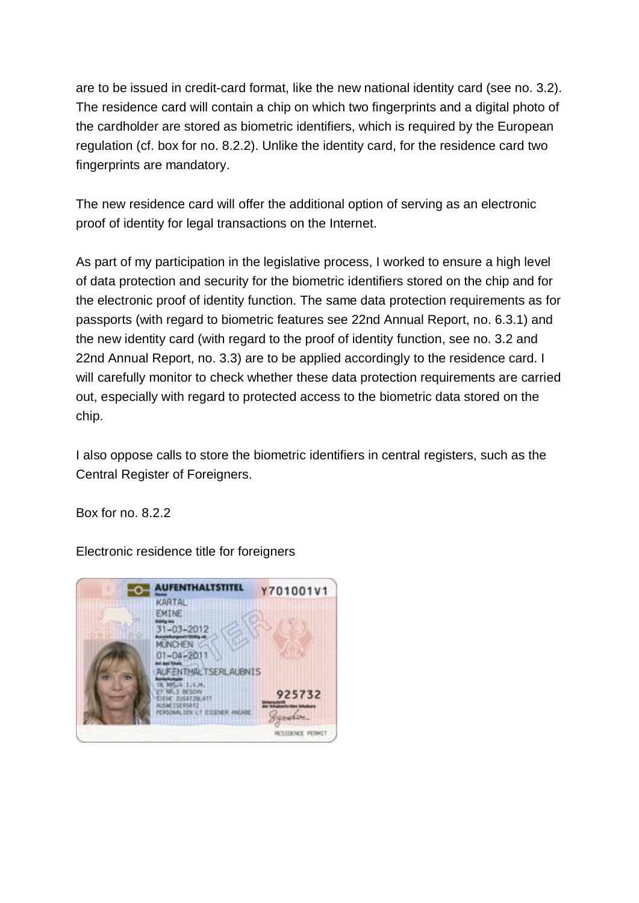are to be issued in credit-card format, like the new national identity card (see no. 3.2). The residence card will contain a chip on which two fingerprints and a digital photo of the cardholder are stored as biometric identifiers, which is required by the European regulation (cf. box for no. 8.2.2). Unlike the identity card, for the residence card two fingerprints are mandatory.

The new residence card will offer the additional option of serving as an electronic proof of identity for legal transactions on the Internet.

As part of my participation in the legislative process, I worked to ensure a high level of data protection and security for the biometric identifiers stored on the chip and for the electronic proof of identity function. The same data protection requirements as for passports (with regard to biometric features see 22nd Annual Report, no. 6.3.1) and the new identity card (with regard to the proof of identity function, see no. 3.2 and 22nd Annual Report, no. 3.3) are to be applied accordingly to the residence card. I will carefully monitor to check whether these data protection requirements are carried out, especially with regard to protected access to the biometric data stored on the chip.

I also oppose calls to store the biometric identifiers in central registers, such as the Central Register of Foreigners.

Box for no. 8.2.2

Electronic residence title for foreigners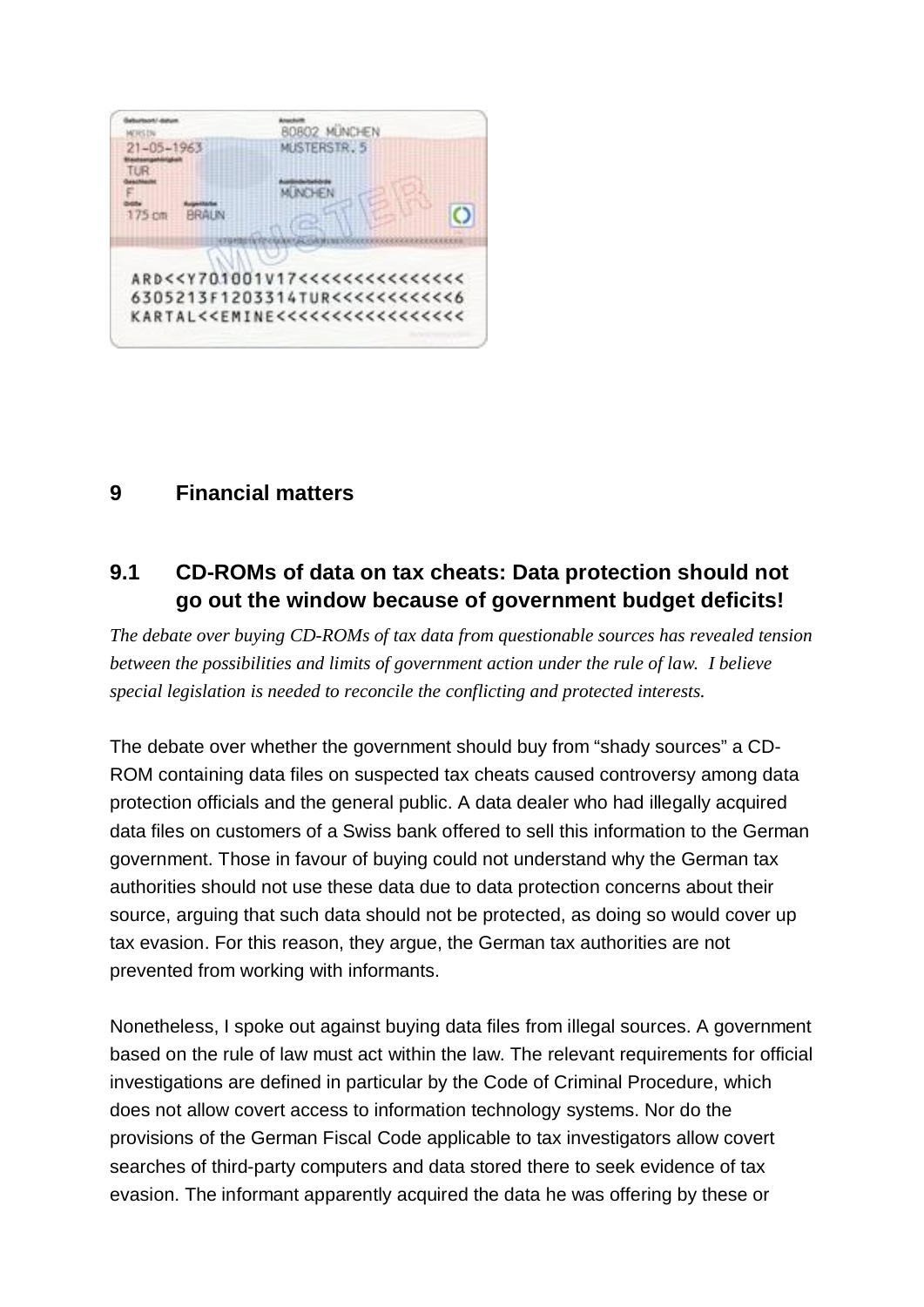## 9 Financial matters

### 9.1 CD-ROMs of data on tax cheats: Data protection should not go out the window because of government budget deficits!

*The debate over buying CD-ROMs of tax data from questionable sources has revealed tension between the possibilities and limits of government action under the rule of law. I believe special legislation is needed to reconcile the conflicting and protected interests.*

The debate over whether the government should buy from "shady sources" a CD-ROM containing data files on suspected tax cheats caused controversy among data protection officials and the general public. A data dealer who had illegally acquired data files on customers of a Swiss bank offered to sell this information to the German government. Those in favour of buying could not understand why the German tax authorities should not use these data due to data protection concerns about their source, arguing that such data should not be protected, as doing so would cover up tax evasion. For this reason, they argue, the German tax authorities are not prevented from working with informants.

Nonetheless, I spoke out against buying data files from illegal sources. A government based on the rule of law must act within the law. The relevant requirements for official investigations are defined in particular by the Code of Criminal Procedure, which does not allow covert access to information technology systems. Nor do the provisions of the German Fiscal Code applicable to tax investigators allow covert searches of third-party computers and data stored there to seek evidence of tax evasion. The informant apparently acquired the data he was offering by these or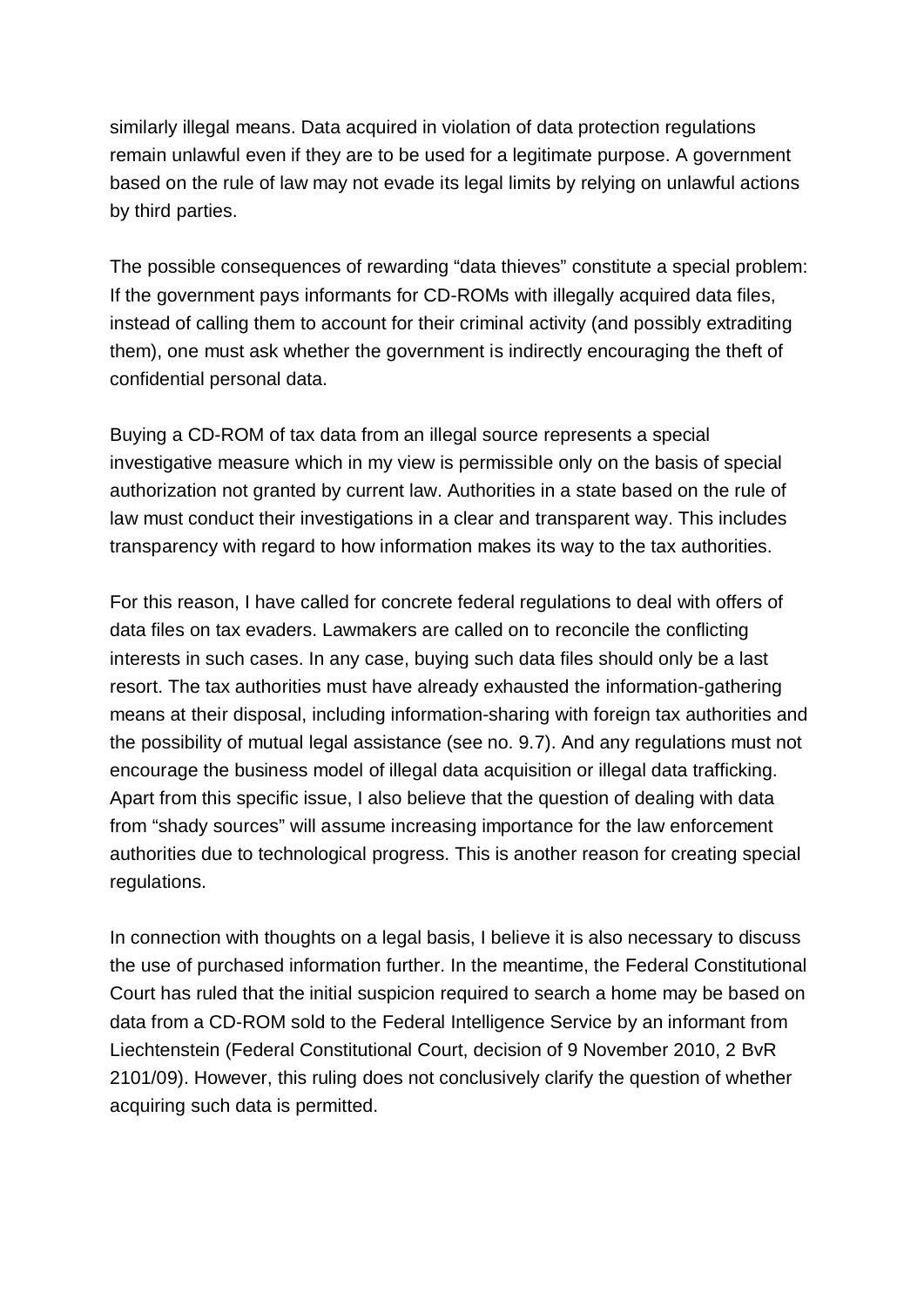similarly illegal means. Data acquired in violation of data protection regulations remain unlawful even if they are to be used for a legitimate purpose. A government based on the rule of law may not evade its legal limits by relying on unlawful actions by third parties.

The possible consequences of rewarding “data thieves” constitute a special problem: If the government pays informants for CD-ROMs with illegally acquired data files, instead of calling them to account for their criminal activity (and possibly extraditing them), one must ask whether the government is indirectly encouraging the theft of confidential personal data.

Buying a CD-ROM of tax data from an illegal source represents a special investigative measure which in my view is permissible only on the basis of special authorization not granted by current law. Authorities in a state based on the rule of law must conduct their investigations in a clear and transparent way. This includes transparency with regard to how information makes its way to the tax authorities.

For this reason, I have called for concrete federal regulations to deal with offers of data files on tax evaders. Lawmakers are called on to reconcile the conflicting interests in such cases. In any case, buying such data files should only be a last resort. The tax authorities must have already exhausted the information-gathering means at their disposal, including information-sharing with foreign tax authorities and the possibility of mutual legal assistance (see no. 9.7). And any regulations must not encourage the business model of illegal data acquisition or illegal data trafficking. Apart from this specific issue, I also believe that the question of dealing with data from “shady sources” will assume increasing importance for the law enforcement authorities due to technological progress. This is another reason for creating special regulations.

In connection with thoughts on a legal basis, I believe it is also necessary to discuss the use of purchased information further. In the meantime, the Federal Constitutional Court has ruled that the initial suspicion required to search a home may be based on data from a CD-ROM sold to the Federal Intelligence Service by an informant from Liechtenstein (Federal Constitutional Court, decision of 9 November 2010, 2 BvR 2101/09). However, this ruling does not conclusively clarify the question of whether acquiring such data is permitted.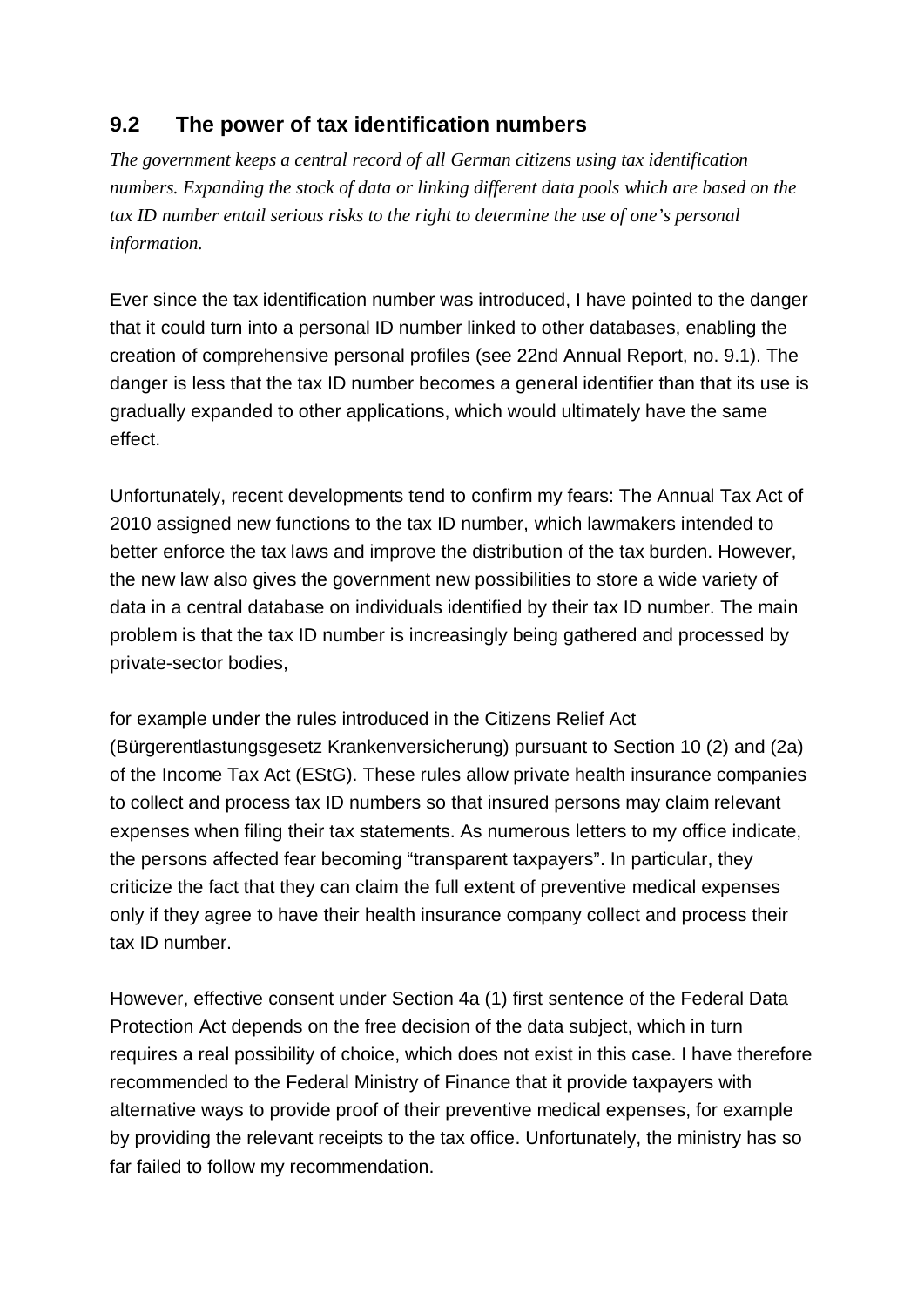## 9.2 The power of tax identification numbers

*The government keeps a central record of all German citizens using tax identification numbers. Expanding the stock of data or linking different data pools which are based on the tax ID number entail serious risks to the right to determine the use of one's personal information.*

Ever since the tax identification number was introduced, I have pointed to the danger that it could turn into a personal ID number linked to other databases, enabling the creation of comprehensive personal profiles (see 22nd Annual Report, no. 9.1). The danger is less that the tax ID number becomes a general identifier than that its use is gradually expanded to other applications, which would ultimately have the same effect.

Unfortunately, recent developments tend to confirm my fears: The Annual Tax Act of 2010 assigned new functions to the tax ID number, which lawmakers intended to better enforce the tax laws and improve the distribution of the tax burden. However, the new law also gives the government new possibilities to store a wide variety of data in a central database on individuals identified by their tax ID number. The main problem is that the tax ID number is increasingly being gathered and processed by private-sector bodies,

for example under the rules introduced in the Citizens Relief Act (Bürgerentlastungsgesetz Krankenversicherung) pursuant to Section 10 (2) and (2a) of the Income Tax Act (EStG). These rules allow private health insurance companies to collect and process tax ID numbers so that insured persons may claim relevant expenses when filing their tax statements. As numerous letters to my office indicate, the persons affected fear becoming "transparent taxpayers". In particular, they criticize the fact that they can claim the full extent of preventive medical expenses only if they agree to have their health insurance company collect and process their tax ID number.

However, effective consent under Section 4a (1) first sentence of the Federal Data Protection Act depends on the free decision of the data subject, which in turn requires a real possibility of choice, which does not exist in this case. I have therefore recommended to the Federal Ministry of Finance that it provide taxpayers with alternative ways to provide proof of their preventive medical expenses, for example by providing the relevant receipts to the tax office. Unfortunately, the ministry has so far failed to follow my recommendation.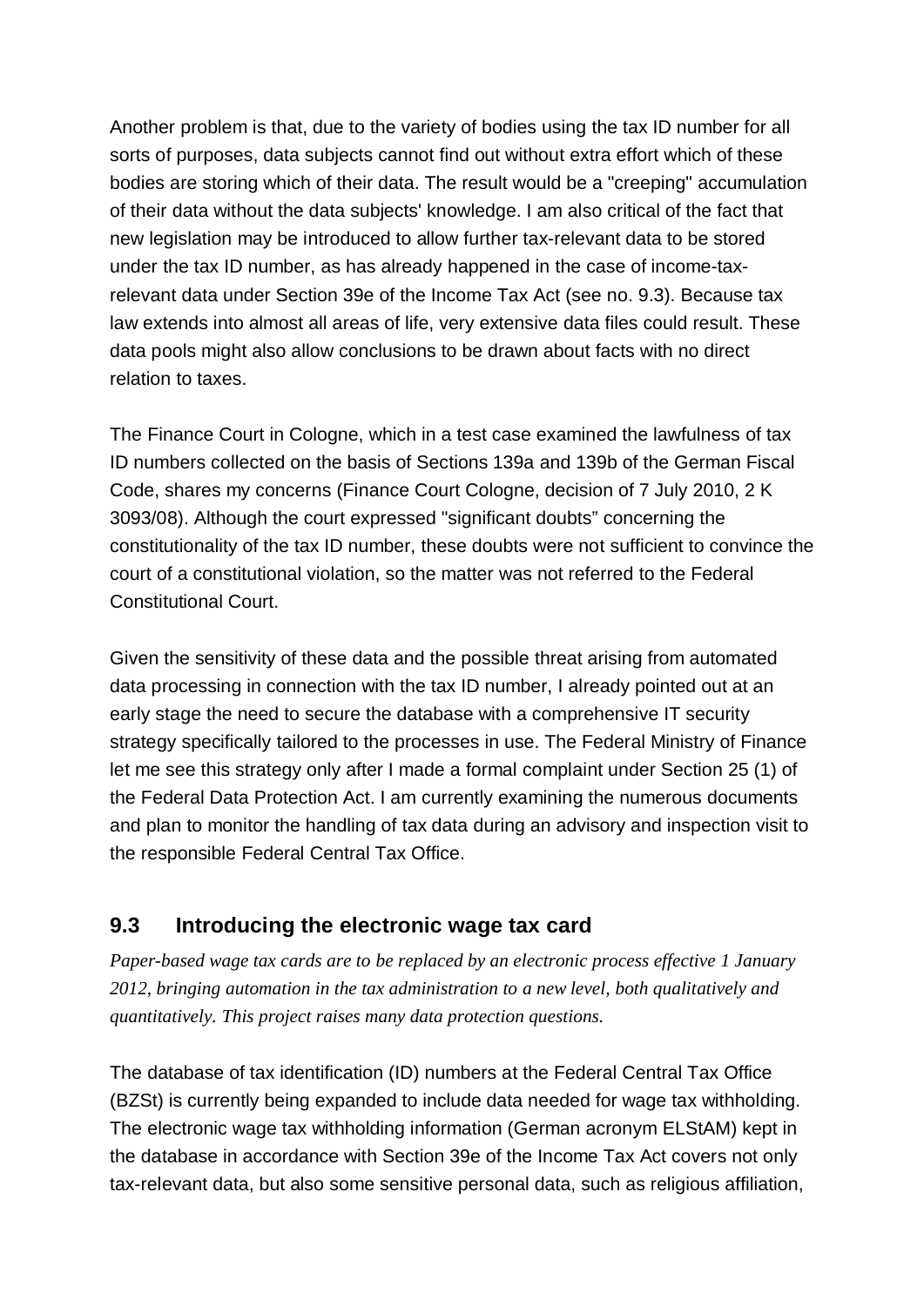Another problem is that, due to the variety of bodies using the tax ID number for all sorts of purposes, data subjects cannot find out without extra effort which of these bodies are storing which of their data. The result would be a "creeping" accumulation of their data without the data subjects' knowledge. I am also critical of the fact that new legislation may be introduced to allow further tax-relevant data to be stored under the tax ID number, as has already happened in the case of income-tax-relevant data under Section 39e of the Income Tax Act (see no. 9.3). Because tax law extends into almost all areas of life, very extensive data files could result. These data pools might also allow conclusions to be drawn about facts with no direct relation to taxes.

The Finance Court in Cologne, which in a test case examined the lawfulness of tax ID numbers collected on the basis of Sections 139a and 139b of the German Fiscal Code, shares my concerns (Finance Court Cologne, decision of 7 July 2010, 2 K 3093/08). Although the court expressed "significant doubts" concerning the constitutionality of the tax ID number, these doubts were not sufficient to convince the court of a constitutional violation, so the matter was not referred to the Federal Constitutional Court.

Given the sensitivity of these data and the possible threat arising from automated data processing in connection with the tax ID number, I already pointed out at an early stage the need to secure the database with a comprehensive IT security strategy specifically tailored to the processes in use. The Federal Ministry of Finance let me see this strategy only after I made a formal complaint under Section 25 (1) of the Federal Data Protection Act. I am currently examining the numerous documents and plan to monitor the handling of tax data during an advisory and inspection visit to the responsible Federal Central Tax Office.

## 9.3 Introducing the electronic wage tax card

*Paper-based wage tax cards are to be replaced by an electronic process effective 1 January 2012, bringing automation in the tax administration to a new level, both qualitatively and quantitatively. This project raises many data protection questions.*

The database of tax identification (ID) numbers at the Federal Central Tax Office (BZSt) is currently being expanded to include data needed for wage tax withholding. The electronic wage tax withholding information (German acronym ELStAM) kept in the database in accordance with Section 39e of the Income Tax Act covers not only tax-relevant data, but also some sensitive personal data, such as religious affiliation,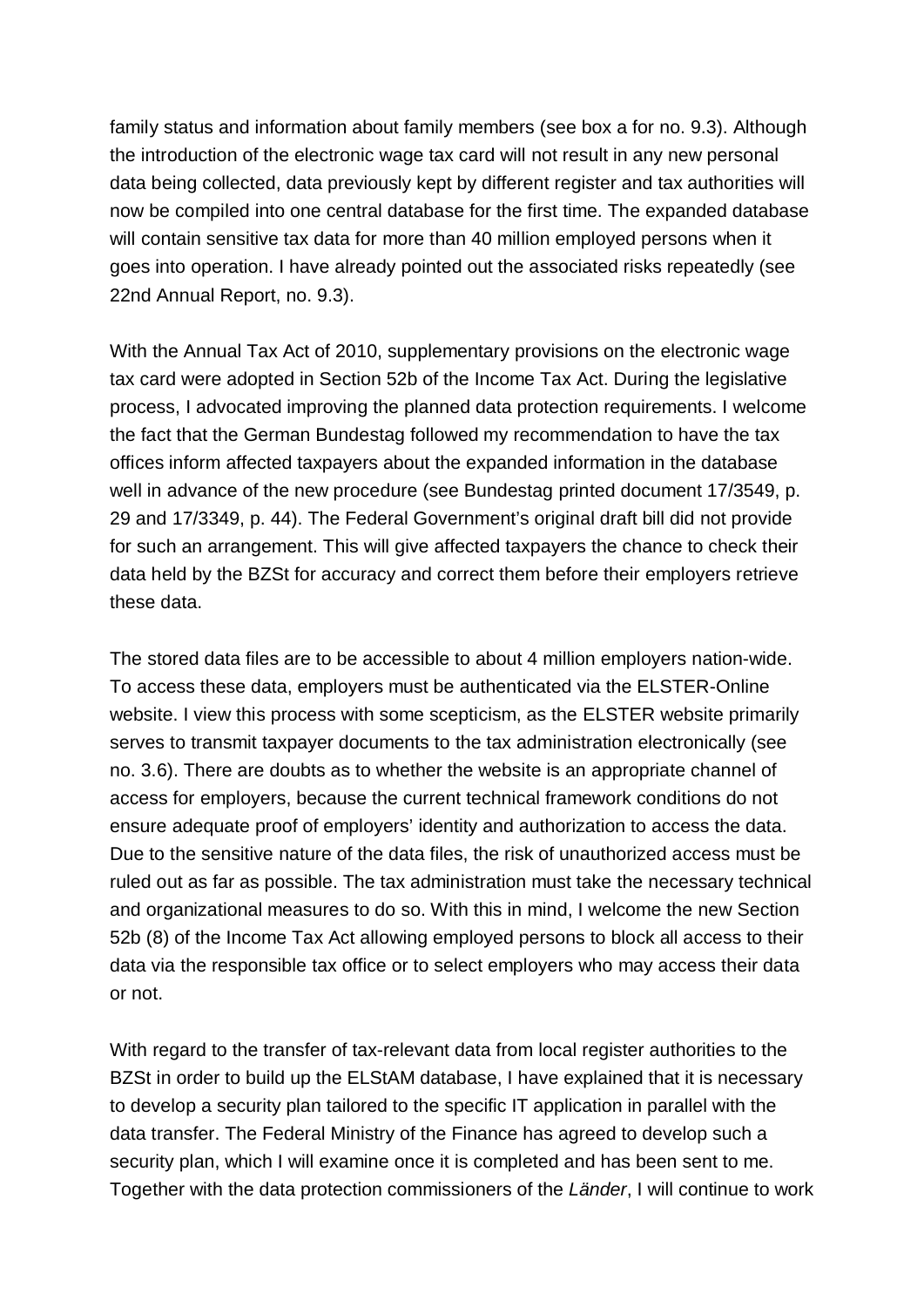family status and information about family members (see box a for no. 9.3). Although the introduction of the electronic wage tax card will not result in any new personal data being collected, data previously kept by different register and tax authorities will now be compiled into one central database for the first time. The expanded database will contain sensitive tax data for more than 40 million employed persons when it goes into operation. I have already pointed out the associated risks repeatedly (see 22nd Annual Report, no. 9.3).

With the Annual Tax Act of 2010, supplementary provisions on the electronic wage tax card were adopted in Section 52b of the Income Tax Act. During the legislative process, I advocated improving the planned data protection requirements. I welcome the fact that the German Bundestag followed my recommendation to have the tax offices inform affected taxpayers about the expanded information in the database well in advance of the new procedure (see Bundestag printed document 17/3549, p. 29 and 17/3349, p. 44). The Federal Government's original draft bill did not provide for such an arrangement. This will give affected taxpayers the chance to check their data held by the BZSt for accuracy and correct them before their employers retrieve these data.

The stored data files are to be accessible to about 4 million employers nation-wide. To access these data, employers must be authenticated via the ELSTER-Online website. I view this process with some scepticism, as the ELSTER website primarily serves to transmit taxpayer documents to the tax administration electronically (see no. 3.6). There are doubts as to whether the website is an appropriate channel of access for employers, because the current technical framework conditions do not ensure adequate proof of employers' identity and authorization to access the data. Due to the sensitive nature of the data files, the risk of unauthorized access must be ruled out as far as possible. The tax administration must take the necessary technical and organizational measures to do so. With this in mind, I welcome the new Section 52b (8) of the Income Tax Act allowing employed persons to block all access to their data via the responsible tax office or to select employers who may access their data or not.

With regard to the transfer of tax-relevant data from local register authorities to the BZSt in order to build up the ELStAM database, I have explained that it is necessary to develop a security plan tailored to the specific IT application in parallel with the data transfer. The Federal Ministry of the Finance has agreed to develop such a security plan, which I will examine once it is completed and has been sent to me. Together with the data protection commissioners of the *Länder*, I will continue to work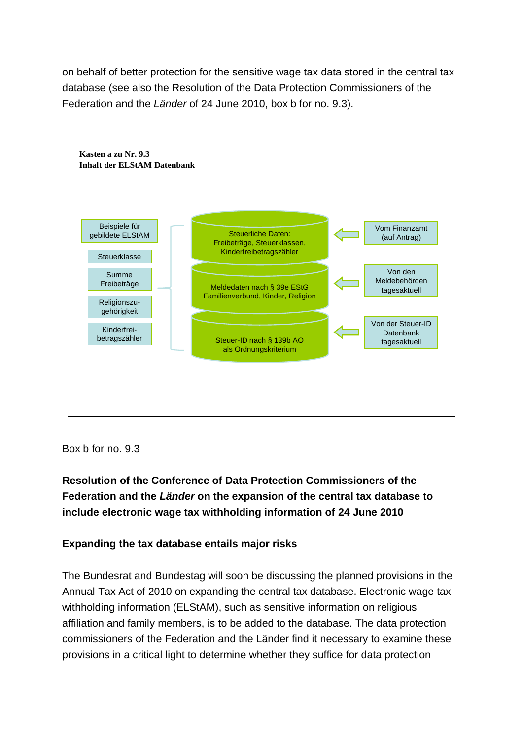on behalf of better protection for the sensitive wage tax data stored in the central tax database (see also the Resolution of the Data Protection Commissioners of the Federation and the *Länder* of 24 June 2010, box b for no. 9.3).

**Kasten a zu Nr. 9.3**
**Inhalt der ELStAM Datenbank**

Beispiele für gebildete ELStAM

- Steuerklasse
- Summe Freibeträge
- Religionszugehörigkeit
- Kinderfreibetragszähler

Steuerliche Daten: Freibeträge, Steuerklassen, Kinderfreibetragszähler ← Vom Finanzamt (auf Antrag)

Meldedaten nach § 39e EStG Familienverbund, Kinder, Religion ← Von den Meldebehörden tagesaktuell

Steuer-ID nach § 139b AO als Ordnungskriterium ← Von der Steuer-ID Datenbank tagesaktuell

Box b for no. 9.3

**Resolution of the Conference of Data Protection Commissioners of the Federation and the *Länder* on the expansion of the central tax database to include electronic wage tax withholding information of 24 June 2010**

**Expanding the tax database entails major risks**

The Bundesrat and Bundestag will soon be discussing the planned provisions in the Annual Tax Act of 2010 on expanding the central tax database. Electronic wage tax withholding information (ELStAM), such as sensitive information on religious affiliation and family members, is to be added to the database. The data protection commissioners of the Federation and the Länder find it necessary to examine these provisions in a critical light to determine whether they suffice for data protection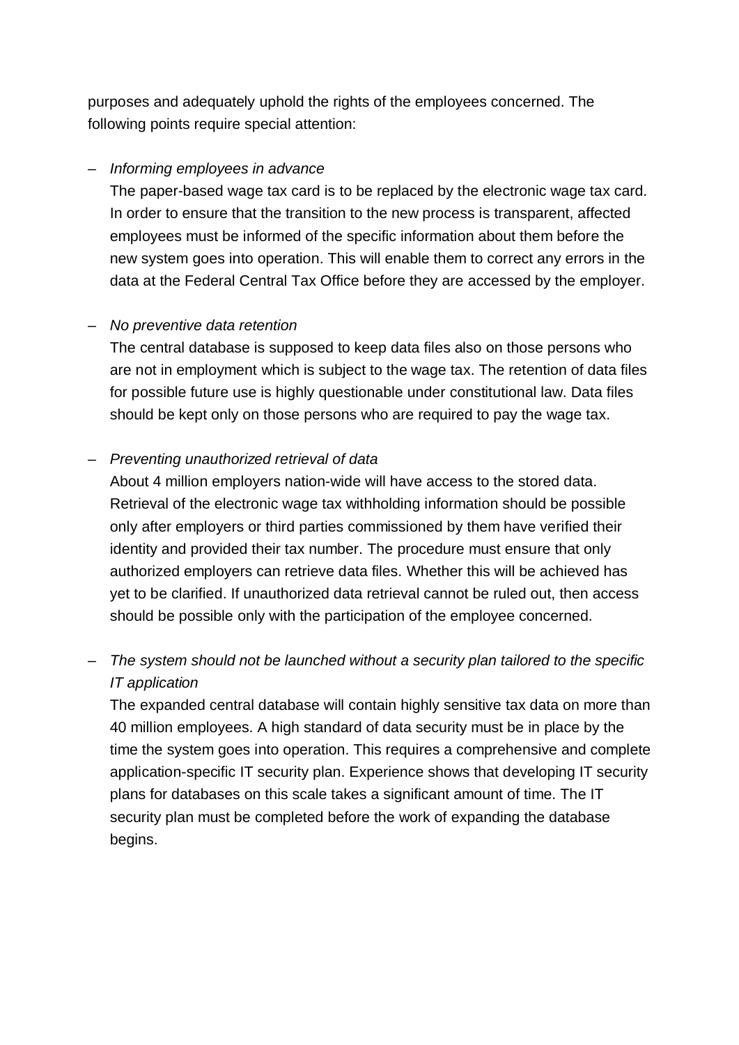purposes and adequately uphold the rights of the employees concerned. The following points require special attention:

– *Informing employees in advance*

  The paper-based wage tax card is to be replaced by the electronic wage tax card. In order to ensure that the transition to the new process is transparent, affected employees must be informed of the specific information about them before the new system goes into operation. This will enable them to correct any errors in the data at the Federal Central Tax Office before they are accessed by the employer.

– *No preventive data retention*

  The central database is supposed to keep data files also on those persons who are not in employment which is subject to the wage tax. The retention of data files for possible future use is highly questionable under constitutional law. Data files should be kept only on those persons who are required to pay the wage tax.

– *Preventing unauthorized retrieval of data*

  About 4 million employers nation-wide will have access to the stored data. Retrieval of the electronic wage tax withholding information should be possible only after employers or third parties commissioned by them have verified their identity and provided their tax number. The procedure must ensure that only authorized employers can retrieve data files. Whether this will be achieved has yet to be clarified. If unauthorized data retrieval cannot be ruled out, then access should be possible only with the participation of the employee concerned.

– *The system should not be launched without a security plan tailored to the specific IT application*

  The expanded central database will contain highly sensitive tax data on more than 40 million employees. A high standard of data security must be in place by the time the system goes into operation. This requires a comprehensive and complete application-specific IT security plan. Experience shows that developing IT security plans for databases on this scale takes a significant amount of time. The IT security plan must be completed before the work of expanding the database begins.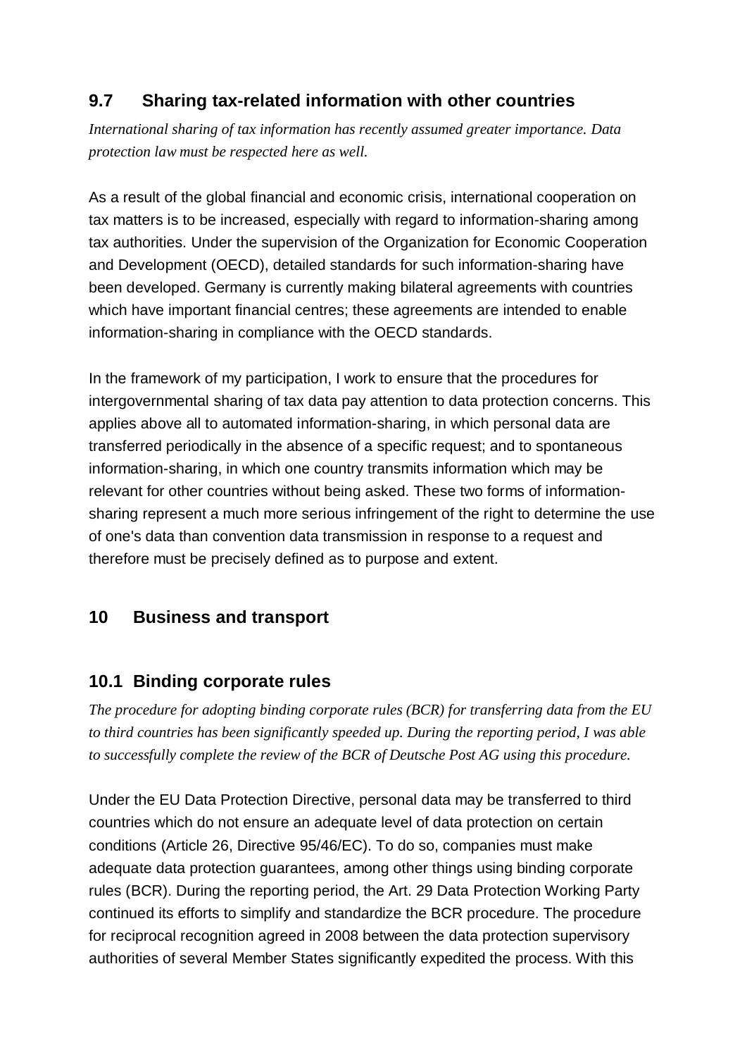## 9.7 Sharing tax-related information with other countries

*International sharing of tax information has recently assumed greater importance. Data protection law must be respected here as well.*

As a result of the global financial and economic crisis, international cooperation on tax matters is to be increased, especially with regard to information-sharing among tax authorities. Under the supervision of the Organization for Economic Cooperation and Development (OECD), detailed standards for such information-sharing have been developed. Germany is currently making bilateral agreements with countries which have important financial centres; these agreements are intended to enable information-sharing in compliance with the OECD standards.

In the framework of my participation, I work to ensure that the procedures for intergovernmental sharing of tax data pay attention to data protection concerns. This applies above all to automated information-sharing, in which personal data are transferred periodically in the absence of a specific request; and to spontaneous information-sharing, in which one country transmits information which may be relevant for other countries without being asked. These two forms of information-sharing represent a much more serious infringement of the right to determine the use of one's data than convention data transmission in response to a request and therefore must be precisely defined as to purpose and extent.

# 10 Business and transport

## 10.1 Binding corporate rules

*The procedure for adopting binding corporate rules (BCR) for transferring data from the EU to third countries has been significantly speeded up. During the reporting period, I was able to successfully complete the review of the BCR of Deutsche Post AG using this procedure.*

Under the EU Data Protection Directive, personal data may be transferred to third countries which do not ensure an adequate level of data protection on certain conditions (Article 26, Directive 95/46/EC). To do so, companies must make adequate data protection guarantees, among other things using binding corporate rules (BCR). During the reporting period, the Art. 29 Data Protection Working Party continued its efforts to simplify and standardize the BCR procedure. The procedure for reciprocal recognition agreed in 2008 between the data protection supervisory authorities of several Member States significantly expedited the process. With this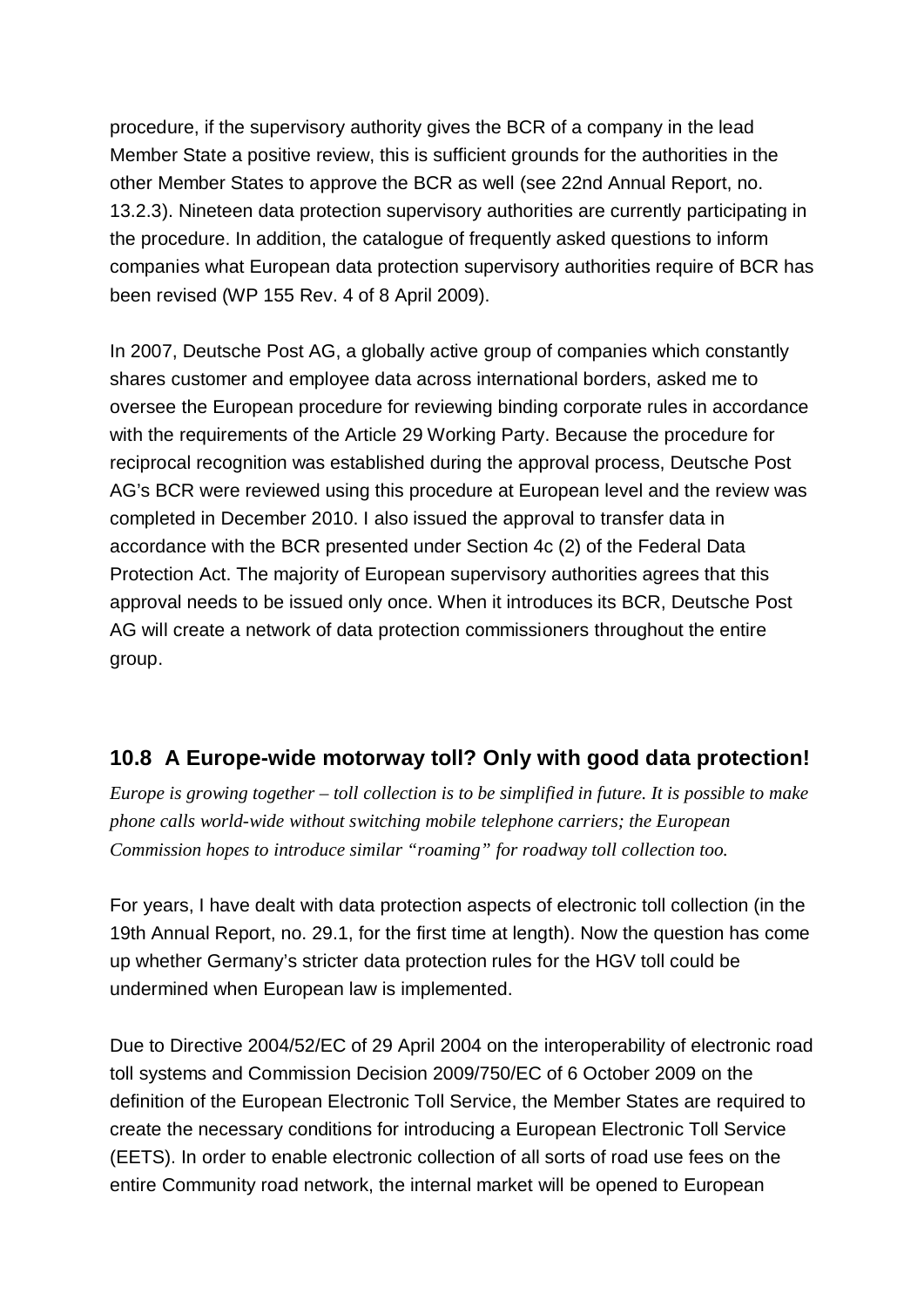procedure, if the supervisory authority gives the BCR of a company in the lead Member State a positive review, this is sufficient grounds for the authorities in the other Member States to approve the BCR as well (see 22nd Annual Report, no. 13.2.3). Nineteen data protection supervisory authorities are currently participating in the procedure. In addition, the catalogue of frequently asked questions to inform companies what European data protection supervisory authorities require of BCR has been revised (WP 155 Rev. 4 of 8 April 2009).

In 2007, Deutsche Post AG, a globally active group of companies which constantly shares customer and employee data across international borders, asked me to oversee the European procedure for reviewing binding corporate rules in accordance with the requirements of the Article 29 Working Party. Because the procedure for reciprocal recognition was established during the approval process, Deutsche Post AG's BCR were reviewed using this procedure at European level and the review was completed in December 2010. I also issued the approval to transfer data in accordance with the BCR presented under Section 4c (2) of the Federal Data Protection Act. The majority of European supervisory authorities agrees that this approval needs to be issued only once. When it introduces its BCR, Deutsche Post AG will create a network of data protection commissioners throughout the entire group.

## 10.8 A Europe-wide motorway toll? Only with good data protection!

*Europe is growing together – toll collection is to be simplified in future. It is possible to make phone calls world-wide without switching mobile telephone carriers; the European Commission hopes to introduce similar "roaming" for roadway toll collection too.*

For years, I have dealt with data protection aspects of electronic toll collection (in the 19th Annual Report, no. 29.1, for the first time at length). Now the question has come up whether Germany's stricter data protection rules for the HGV toll could be undermined when European law is implemented.

Due to Directive 2004/52/EC of 29 April 2004 on the interoperability of electronic road toll systems and Commission Decision 2009/750/EC of 6 October 2009 on the definition of the European Electronic Toll Service, the Member States are required to create the necessary conditions for introducing a European Electronic Toll Service (EETS). In order to enable electronic collection of all sorts of road use fees on the entire Community road network, the internal market will be opened to European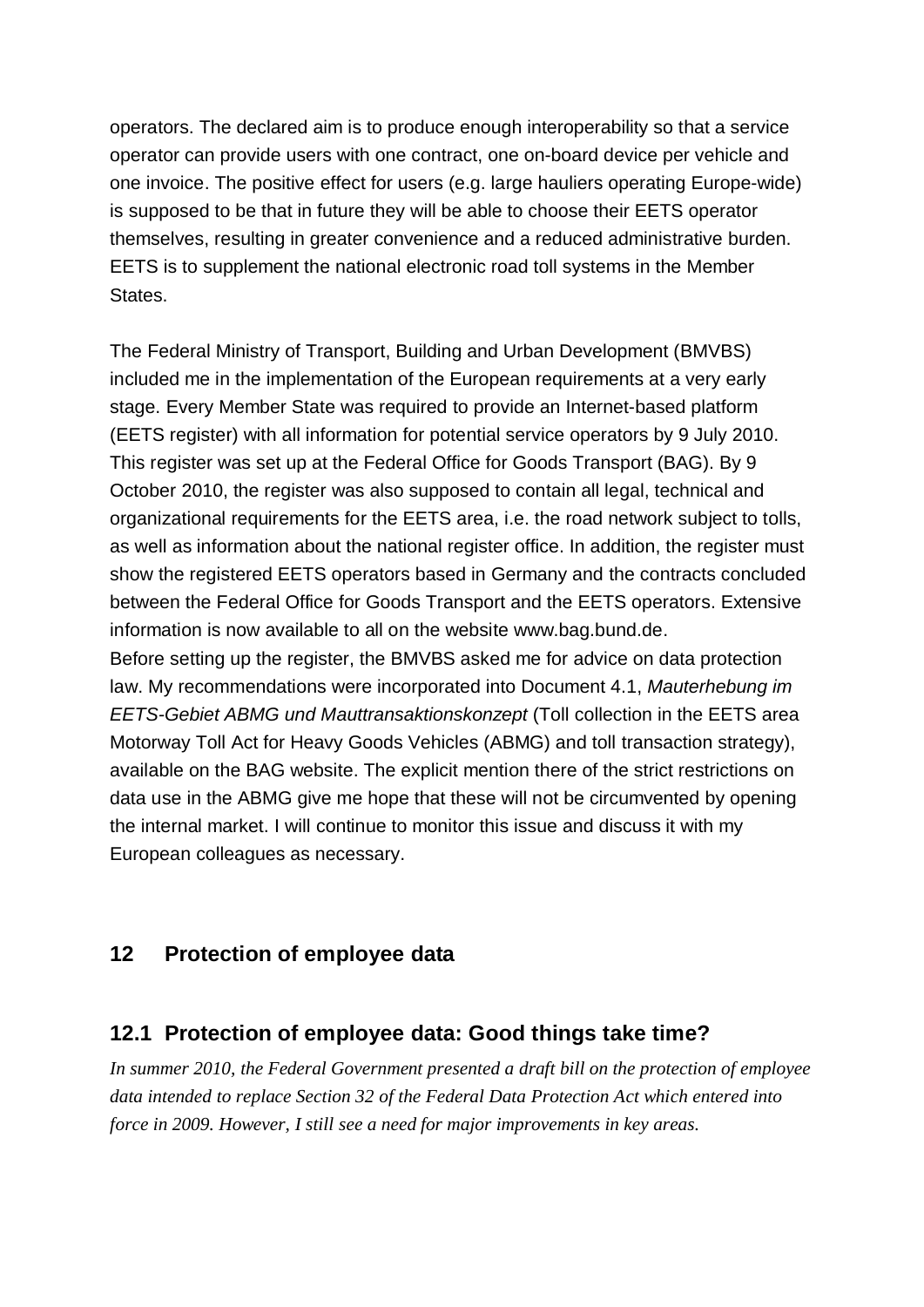operators. The declared aim is to produce enough interoperability so that a service operator can provide users with one contract, one on-board device per vehicle and one invoice. The positive effect for users (e.g. large hauliers operating Europe-wide) is supposed to be that in future they will be able to choose their EETS operator themselves, resulting in greater convenience and a reduced administrative burden. EETS is to supplement the national electronic road toll systems in the Member States.

The Federal Ministry of Transport, Building and Urban Development (BMVBS) included me in the implementation of the European requirements at a very early stage. Every Member State was required to provide an Internet-based platform (EETS register) with all information for potential service operators by 9 July 2010. This register was set up at the Federal Office for Goods Transport (BAG). By 9 October 2010, the register was also supposed to contain all legal, technical and organizational requirements for the EETS area, i.e. the road network subject to tolls, as well as information about the national register office. In addition, the register must show the registered EETS operators based in Germany and the contracts concluded between the Federal Office for Goods Transport and the EETS operators. Extensive information is now available to all on the website www.bag.bund.de.
Before setting up the register, the BMVBS asked me for advice on data protection law. My recommendations were incorporated into Document 4.1, *Mauterhebung im EETS-Gebiet ABMG und Mauttransaktionskonzept* (Toll collection in the EETS area Motorway Toll Act for Heavy Goods Vehicles (ABMG) and toll transaction strategy), available on the BAG website. The explicit mention there of the strict restrictions on data use in the ABMG give me hope that these will not be circumvented by opening the internal market. I will continue to monitor this issue and discuss it with my European colleagues as necessary.

# 12 Protection of employee data

## 12.1 Protection of employee data: Good things take time?

*In summer 2010, the Federal Government presented a draft bill on the protection of employee data intended to replace Section 32 of the Federal Data Protection Act which entered into force in 2009. However, I still see a need for major improvements in key areas.*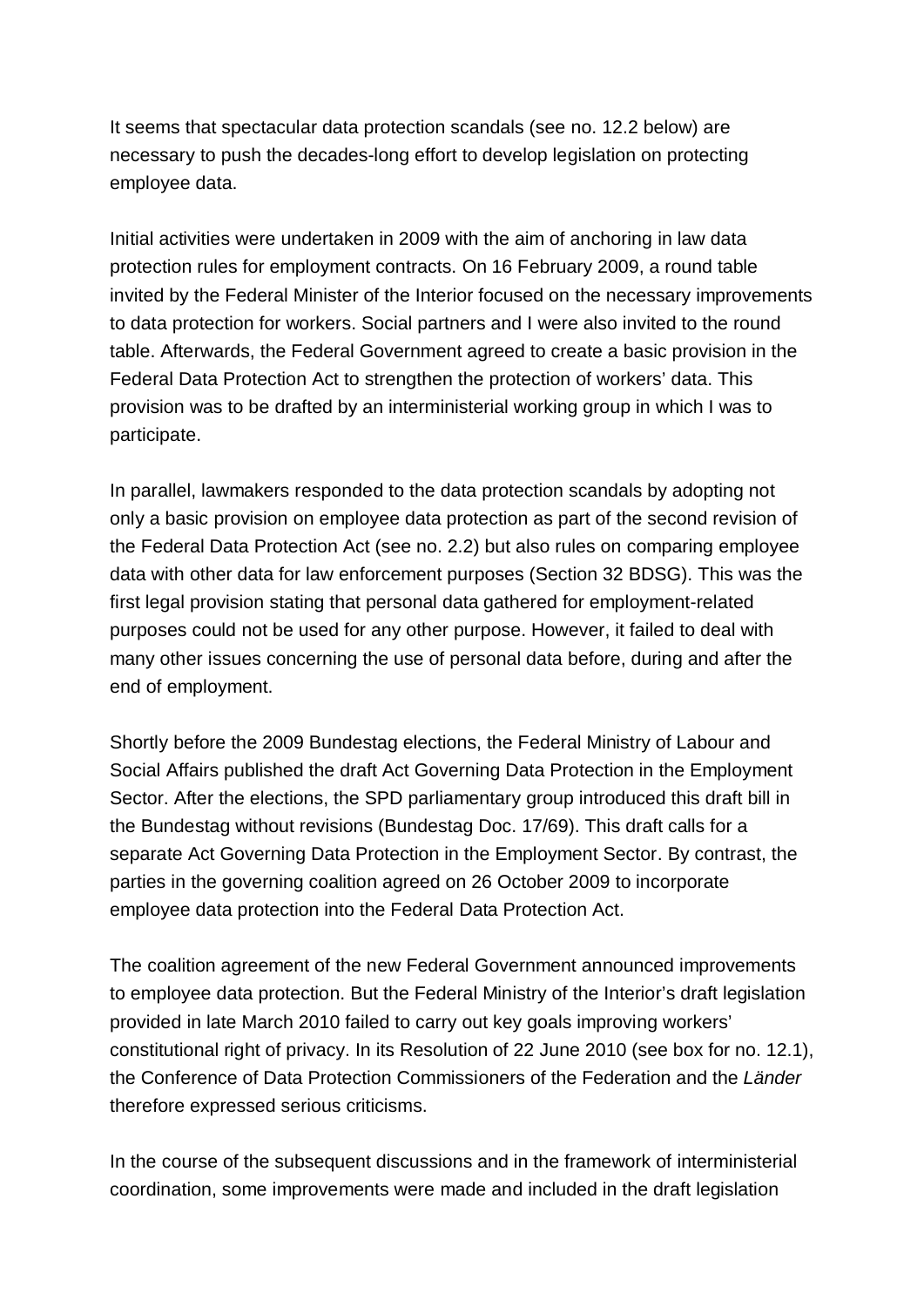It seems that spectacular data protection scandals (see no. 12.2 below) are necessary to push the decades-long effort to develop legislation on protecting employee data.

Initial activities were undertaken in 2009 with the aim of anchoring in law data protection rules for employment contracts. On 16 February 2009, a round table invited by the Federal Minister of the Interior focused on the necessary improvements to data protection for workers. Social partners and I were also invited to the round table. Afterwards, the Federal Government agreed to create a basic provision in the Federal Data Protection Act to strengthen the protection of workers' data. This provision was to be drafted by an interministerial working group in which I was to participate.

In parallel, lawmakers responded to the data protection scandals by adopting not only a basic provision on employee data protection as part of the second revision of the Federal Data Protection Act (see no. 2.2) but also rules on comparing employee data with other data for law enforcement purposes (Section 32 BDSG). This was the first legal provision stating that personal data gathered for employment-related purposes could not be used for any other purpose. However, it failed to deal with many other issues concerning the use of personal data before, during and after the end of employment.

Shortly before the 2009 Bundestag elections, the Federal Ministry of Labour and Social Affairs published the draft Act Governing Data Protection in the Employment Sector. After the elections, the SPD parliamentary group introduced this draft bill in the Bundestag without revisions (Bundestag Doc. 17/69). This draft calls for a separate Act Governing Data Protection in the Employment Sector. By contrast, the parties in the governing coalition agreed on 26 October 2009 to incorporate employee data protection into the Federal Data Protection Act.

The coalition agreement of the new Federal Government announced improvements to employee data protection. But the Federal Ministry of the Interior's draft legislation provided in late March 2010 failed to carry out key goals improving workers' constitutional right of privacy. In its Resolution of 22 June 2010 (see box for no. 12.1), the Conference of Data Protection Commissioners of the Federation and the *Länder* therefore expressed serious criticisms.

In the course of the subsequent discussions and in the framework of interministerial coordination, some improvements were made and included in the draft legislation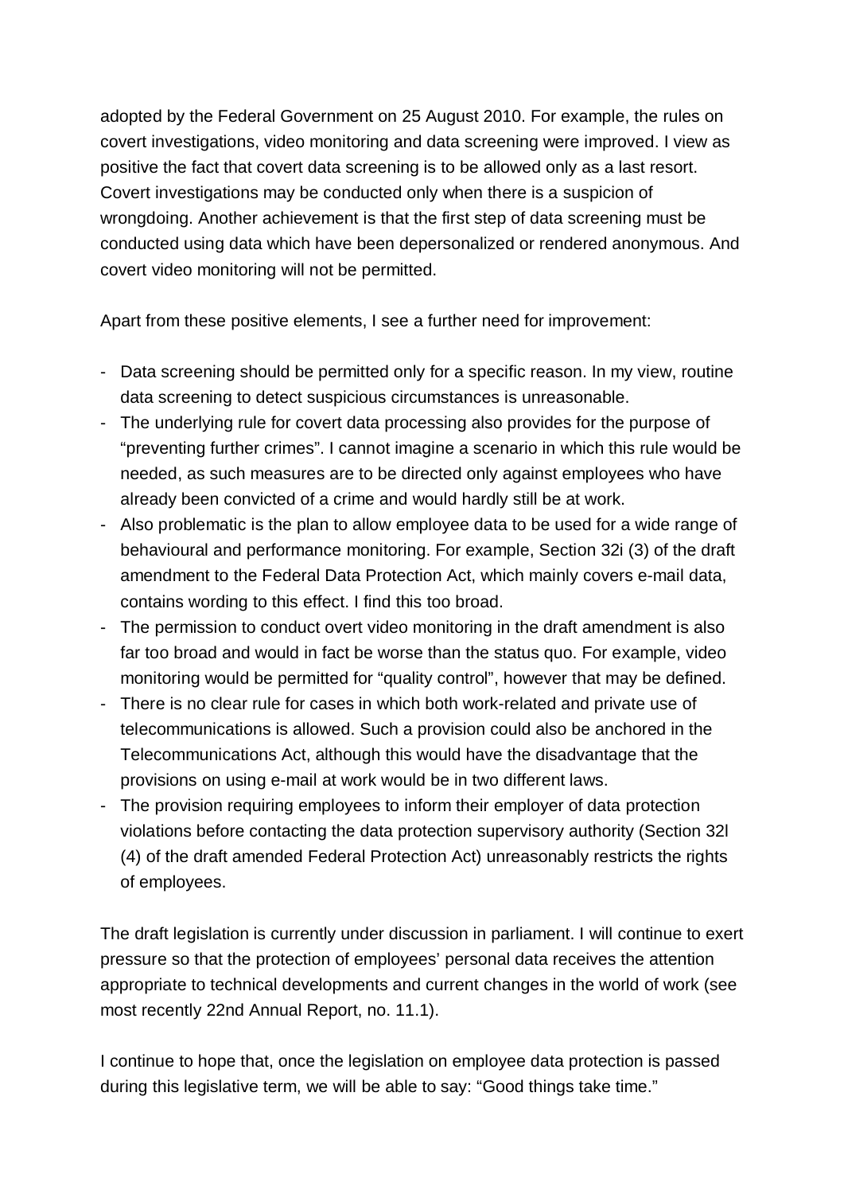adopted by the Federal Government on 25 August 2010. For example, the rules on covert investigations, video monitoring and data screening were improved. I view as positive the fact that covert data screening is to be allowed only as a last resort. Covert investigations may be conducted only when there is a suspicion of wrongdoing. Another achievement is that the first step of data screening must be conducted using data which have been depersonalized or rendered anonymous. And covert video monitoring will not be permitted.

Apart from these positive elements, I see a further need for improvement:

- Data screening should be permitted only for a specific reason. In my view, routine data screening to detect suspicious circumstances is unreasonable.
- The underlying rule for covert data processing also provides for the purpose of "preventing further crimes". I cannot imagine a scenario in which this rule would be needed, as such measures are to be directed only against employees who have already been convicted of a crime and would hardly still be at work.
- Also problematic is the plan to allow employee data to be used for a wide range of behavioural and performance monitoring. For example, Section 32i (3) of the draft amendment to the Federal Data Protection Act, which mainly covers e-mail data, contains wording to this effect. I find this too broad.
- The permission to conduct overt video monitoring in the draft amendment is also far too broad and would in fact be worse than the status quo. For example, video monitoring would be permitted for "quality control", however that may be defined.
- There is no clear rule for cases in which both work-related and private use of telecommunications is allowed. Such a provision could also be anchored in the Telecommunications Act, although this would have the disadvantage that the provisions on using e-mail at work would be in two different laws.
- The provision requiring employees to inform their employer of data protection violations before contacting the data protection supervisory authority (Section 32l (4) of the draft amended Federal Protection Act) unreasonably restricts the rights of employees.

The draft legislation is currently under discussion in parliament. I will continue to exert pressure so that the protection of employees' personal data receives the attention appropriate to technical developments and current changes in the world of work (see most recently 22nd Annual Report, no. 11.1).

I continue to hope that, once the legislation on employee data protection is passed during this legislative term, we will be able to say: "Good things take time."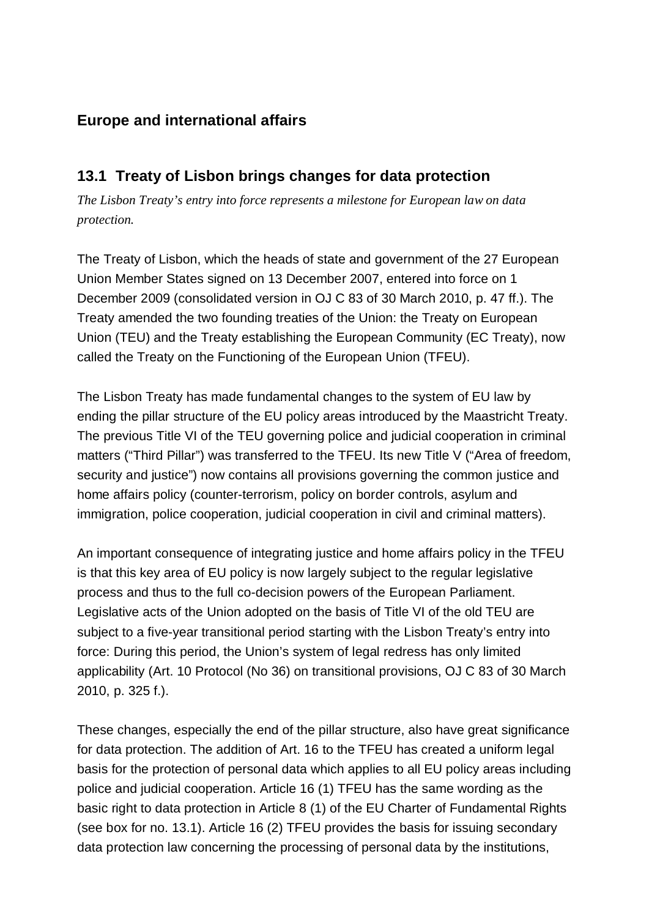## Europe and international affairs

### 13.1 Treaty of Lisbon brings changes for data protection

*The Lisbon Treaty's entry into force represents a milestone for European law on data protection.*

The Treaty of Lisbon, which the heads of state and government of the 27 European Union Member States signed on 13 December 2007, entered into force on 1 December 2009 (consolidated version in OJ C 83 of 30 March 2010, p. 47 ff.). The Treaty amended the two founding treaties of the Union: the Treaty on European Union (TEU) and the Treaty establishing the European Community (EC Treaty), now called the Treaty on the Functioning of the European Union (TFEU).

The Lisbon Treaty has made fundamental changes to the system of EU law by ending the pillar structure of the EU policy areas introduced by the Maastricht Treaty. The previous Title VI of the TEU governing police and judicial cooperation in criminal matters ("Third Pillar") was transferred to the TFEU. Its new Title V ("Area of freedom, security and justice") now contains all provisions governing the common justice and home affairs policy (counter-terrorism, policy on border controls, asylum and immigration, police cooperation, judicial cooperation in civil and criminal matters).

An important consequence of integrating justice and home affairs policy in the TFEU is that this key area of EU policy is now largely subject to the regular legislative process and thus to the full co-decision powers of the European Parliament. Legislative acts of the Union adopted on the basis of Title VI of the old TEU are subject to a five-year transitional period starting with the Lisbon Treaty's entry into force: During this period, the Union's system of legal redress has only limited applicability (Art. 10 Protocol (No 36) on transitional provisions, OJ C 83 of 30 March 2010, p. 325 f.).

These changes, especially the end of the pillar structure, also have great significance for data protection. The addition of Art. 16 to the TFEU has created a uniform legal basis for the protection of personal data which applies to all EU policy areas including police and judicial cooperation. Article 16 (1) TFEU has the same wording as the basic right to data protection in Article 8 (1) of the EU Charter of Fundamental Rights (see box for no. 13.1). Article 16 (2) TFEU provides the basis for issuing secondary data protection law concerning the processing of personal data by the institutions,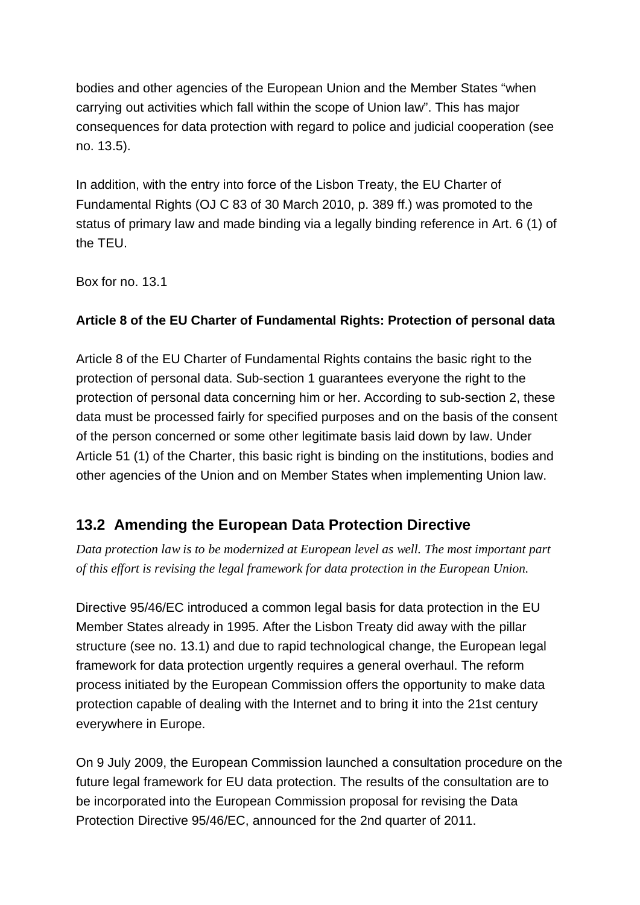bodies and other agencies of the European Union and the Member States "when carrying out activities which fall within the scope of Union law". This has major consequences for data protection with regard to police and judicial cooperation (see no. 13.5).

In addition, with the entry into force of the Lisbon Treaty, the EU Charter of Fundamental Rights (OJ C 83 of 30 March 2010, p. 389 ff.) was promoted to the status of primary law and made binding via a legally binding reference in Art. 6 (1) of the TEU.

Box for no. 13.1

**Article 8 of the EU Charter of Fundamental Rights: Protection of personal data**

Article 8 of the EU Charter of Fundamental Rights contains the basic right to the protection of personal data. Sub-section 1 guarantees everyone the right to the protection of personal data concerning him or her. According to sub-section 2, these data must be processed fairly for specified purposes and on the basis of the consent of the person concerned or some other legitimate basis laid down by law. Under Article 51 (1) of the Charter, this basic right is binding on the institutions, bodies and other agencies of the Union and on Member States when implementing Union law.

## 13.2 Amending the European Data Protection Directive

*Data protection law is to be modernized at European level as well. The most important part of this effort is revising the legal framework for data protection in the European Union.*

Directive 95/46/EC introduced a common legal basis for data protection in the EU Member States already in 1995. After the Lisbon Treaty did away with the pillar structure (see no. 13.1) and due to rapid technological change, the European legal framework for data protection urgently requires a general overhaul. The reform process initiated by the European Commission offers the opportunity to make data protection capable of dealing with the Internet and to bring it into the 21st century everywhere in Europe.

On 9 July 2009, the European Commission launched a consultation procedure on the future legal framework for EU data protection. The results of the consultation are to be incorporated into the European Commission proposal for revising the Data Protection Directive 95/46/EC, announced for the 2nd quarter of 2011.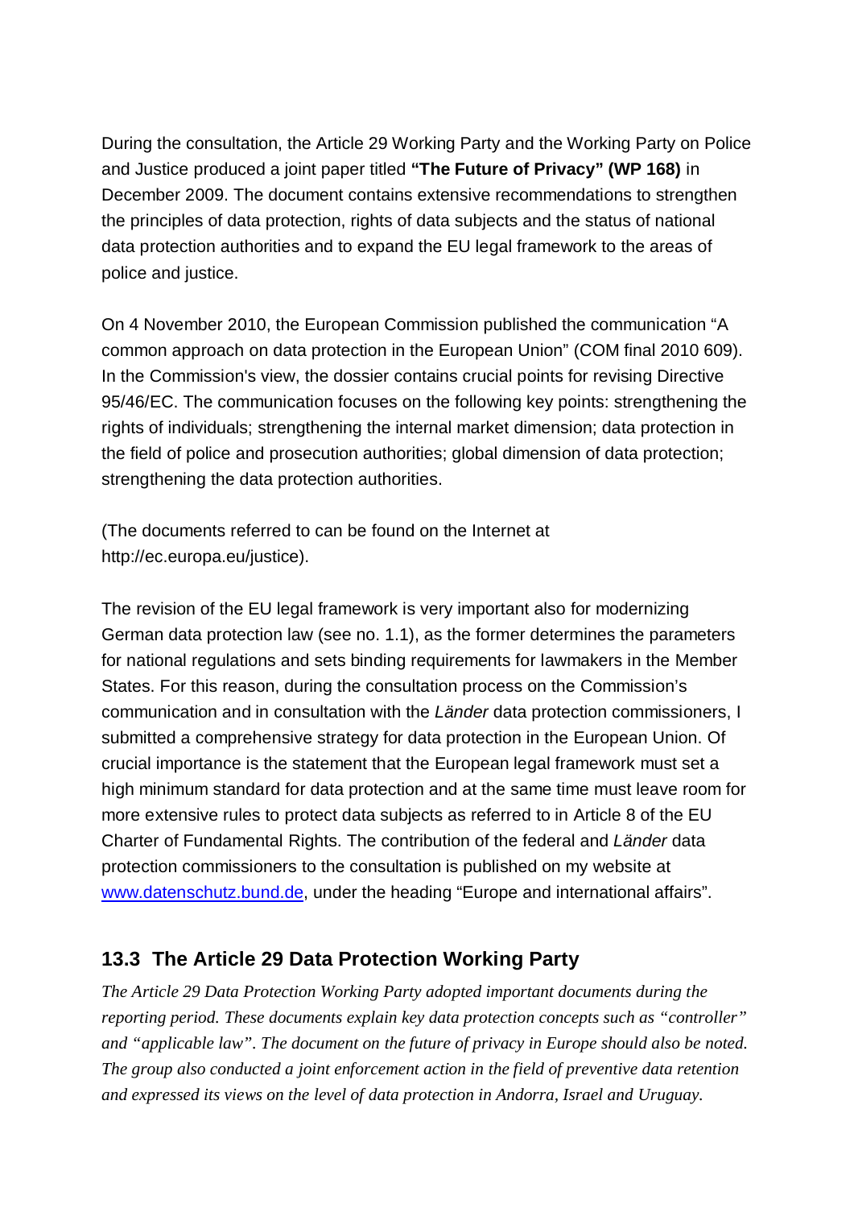During the consultation, the Article 29 Working Party and the Working Party on Police and Justice produced a joint paper titled **"The Future of Privacy" (WP 168)** in December 2009. The document contains extensive recommendations to strengthen the principles of data protection, rights of data subjects and the status of national data protection authorities and to expand the EU legal framework to the areas of police and justice.

On 4 November 2010, the European Commission published the communication "A common approach on data protection in the European Union" (COM final 2010 609). In the Commission's view, the dossier contains crucial points for revising Directive 95/46/EC. The communication focuses on the following key points: strengthening the rights of individuals; strengthening the internal market dimension; data protection in the field of police and prosecution authorities; global dimension of data protection; strengthening the data protection authorities.

(The documents referred to can be found on the Internet at http://ec.europa.eu/justice).

The revision of the EU legal framework is very important also for modernizing German data protection law (see no. 1.1), as the former determines the parameters for national regulations and sets binding requirements for lawmakers in the Member States. For this reason, during the consultation process on the Commission's communication and in consultation with the *Länder* data protection commissioners, I submitted a comprehensive strategy for data protection in the European Union. Of crucial importance is the statement that the European legal framework must set a high minimum standard for data protection and at the same time must leave room for more extensive rules to protect data subjects as referred to in Article 8 of the EU Charter of Fundamental Rights. The contribution of the federal and *Länder* data protection commissioners to the consultation is published on my website at www.datenschutz.bund.de, under the heading "Europe and international affairs".

## 13.3 The Article 29 Data Protection Working Party

*The Article 29 Data Protection Working Party adopted important documents during the reporting period. These documents explain key data protection concepts such as "controller" and "applicable law". The document on the future of privacy in Europe should also be noted. The group also conducted a joint enforcement action in the field of preventive data retention and expressed its views on the level of data protection in Andorra, Israel and Uruguay.*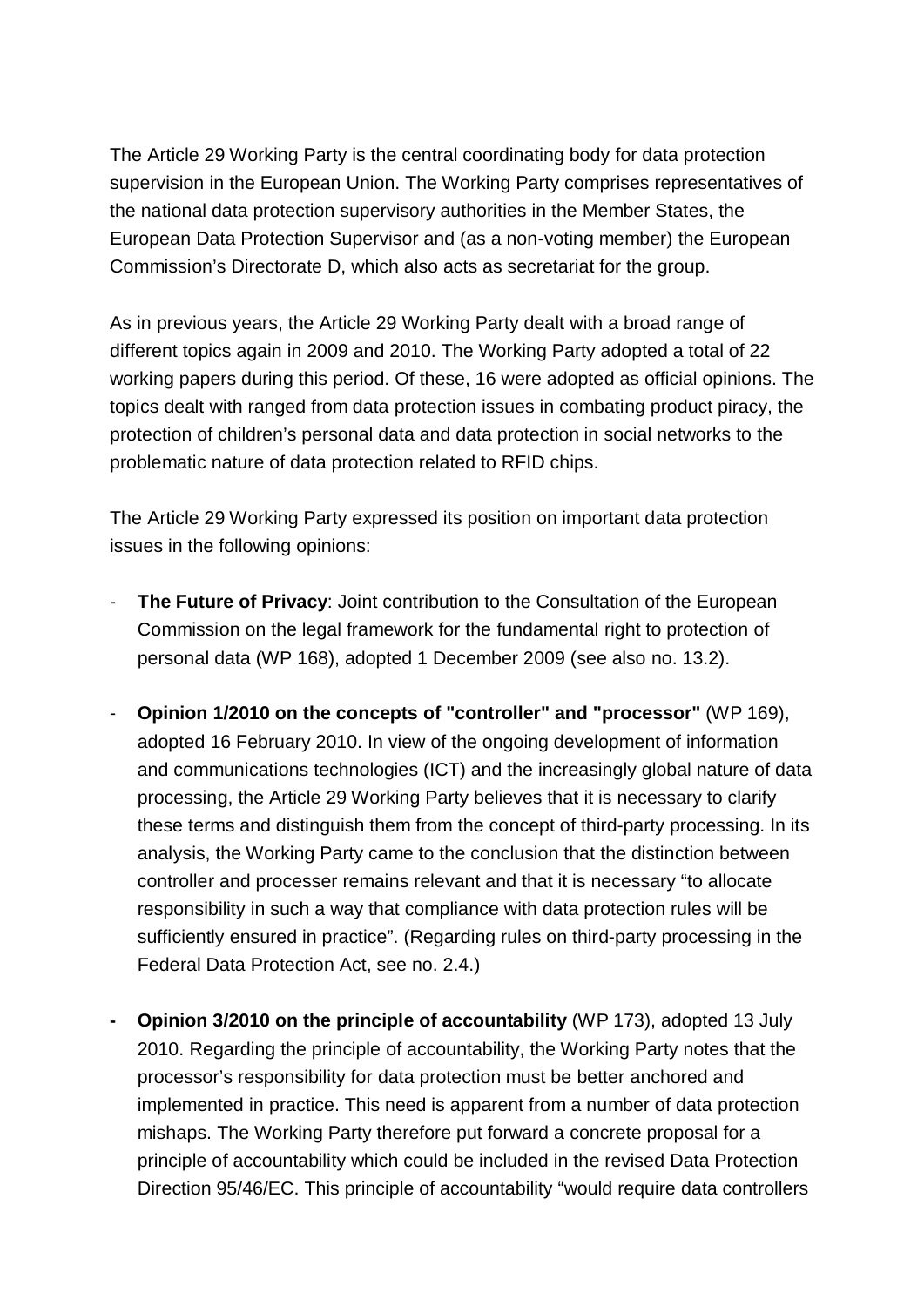The Article 29 Working Party is the central coordinating body for data protection supervision in the European Union. The Working Party comprises representatives of the national data protection supervisory authorities in the Member States, the European Data Protection Supervisor and (as a non-voting member) the European Commission's Directorate D, which also acts as secretariat for the group.

As in previous years, the Article 29 Working Party dealt with a broad range of different topics again in 2009 and 2010. The Working Party adopted a total of 22 working papers during this period. Of these, 16 were adopted as official opinions. The topics dealt with ranged from data protection issues in combating product piracy, the protection of children's personal data and data protection in social networks to the problematic nature of data protection related to RFID chips.

The Article 29 Working Party expressed its position on important data protection issues in the following opinions:

- **The Future of Privacy**: Joint contribution to the Consultation of the European Commission on the legal framework for the fundamental right to protection of personal data (WP 168), adopted 1 December 2009 (see also no. 13.2).

- **Opinion 1/2010 on the concepts of "controller" and "processor"** (WP 169), adopted 16 February 2010. In view of the ongoing development of information and communications technologies (ICT) and the increasingly global nature of data processing, the Article 29 Working Party believes that it is necessary to clarify these terms and distinguish them from the concept of third-party processing. In its analysis, the Working Party came to the conclusion that the distinction between controller and processer remains relevant and that it is necessary "to allocate responsibility in such a way that compliance with data protection rules will be sufficiently ensured in practice". (Regarding rules on third-party processing in the Federal Data Protection Act, see no. 2.4.)

- **Opinion 3/2010 on the principle of accountability** (WP 173), adopted 13 July 2010. Regarding the principle of accountability, the Working Party notes that the processor's responsibility for data protection must be better anchored and implemented in practice. This need is apparent from a number of data protection mishaps. The Working Party therefore put forward a concrete proposal for a principle of accountability which could be included in the revised Data Protection Direction 95/46/EC. This principle of accountability "would require data controllers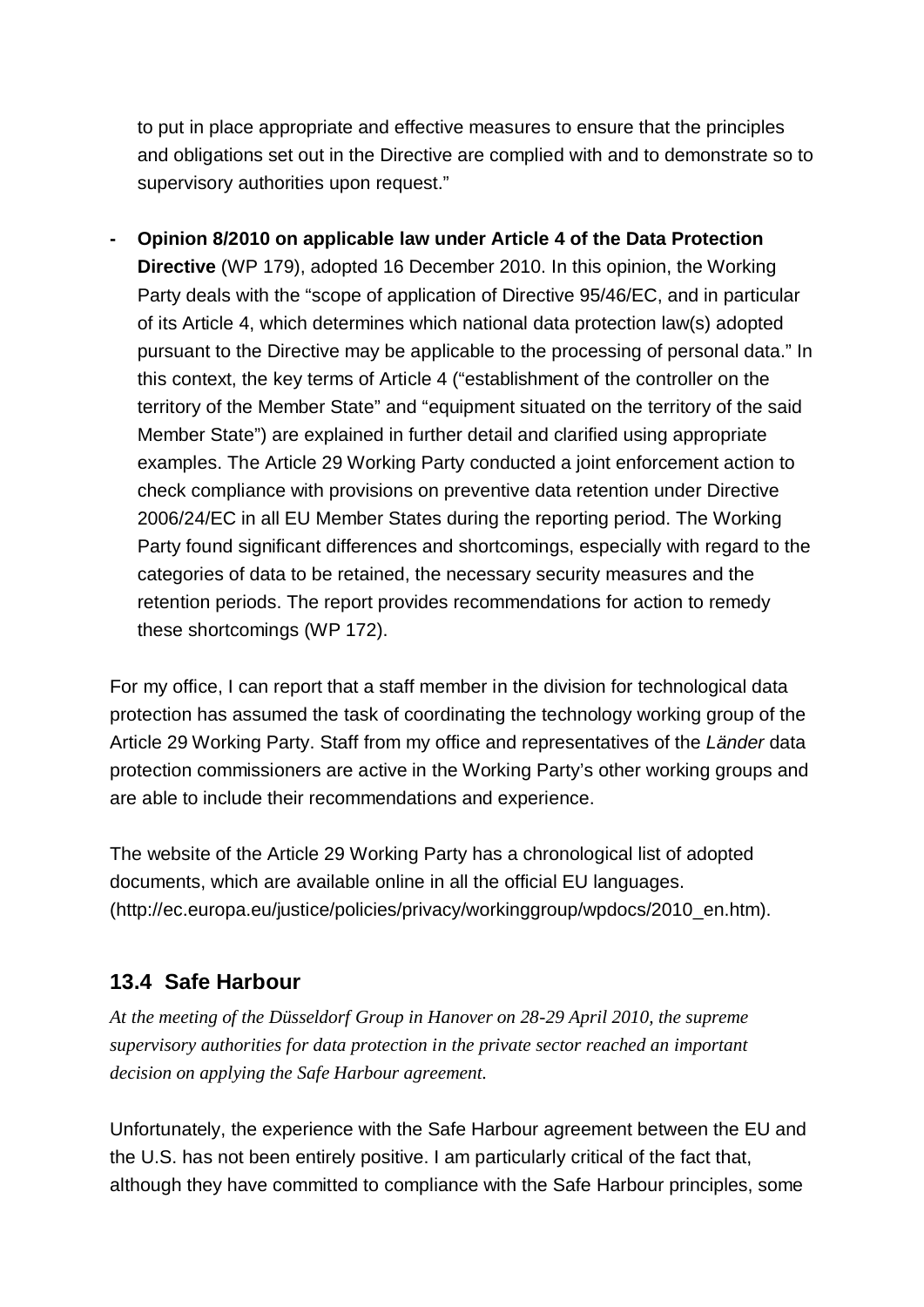to put in place appropriate and effective measures to ensure that the principles and obligations set out in the Directive are complied with and to demonstrate so to supervisory authorities upon request."

- **Opinion 8/2010 on applicable law under Article 4 of the Data Protection Directive** (WP 179), adopted 16 December 2010. In this opinion, the Working Party deals with the "scope of application of Directive 95/46/EC, and in particular of its Article 4, which determines which national data protection law(s) adopted pursuant to the Directive may be applicable to the processing of personal data." In this context, the key terms of Article 4 ("establishment of the controller on the territory of the Member State" and "equipment situated on the territory of the said Member State") are explained in further detail and clarified using appropriate examples. The Article 29 Working Party conducted a joint enforcement action to check compliance with provisions on preventive data retention under Directive 2006/24/EC in all EU Member States during the reporting period. The Working Party found significant differences and shortcomings, especially with regard to the categories of data to be retained, the necessary security measures and the retention periods. The report provides recommendations for action to remedy these shortcomings (WP 172).

For my office, I can report that a staff member in the division for technological data protection has assumed the task of coordinating the technology working group of the Article 29 Working Party. Staff from my office and representatives of the *Länder* data protection commissioners are active in the Working Party's other working groups and are able to include their recommendations and experience.

The website of the Article 29 Working Party has a chronological list of adopted documents, which are available online in all the official EU languages. (http://ec.europa.eu/justice/policies/privacy/workinggroup/wpdocs/2010_en.htm).

## 13.4 Safe Harbour

*At the meeting of the Düsseldorf Group in Hanover on 28-29 April 2010, the supreme supervisory authorities for data protection in the private sector reached an important decision on applying the Safe Harbour agreement.*

Unfortunately, the experience with the Safe Harbour agreement between the EU and the U.S. has not been entirely positive. I am particularly critical of the fact that, although they have committed to compliance with the Safe Harbour principles, some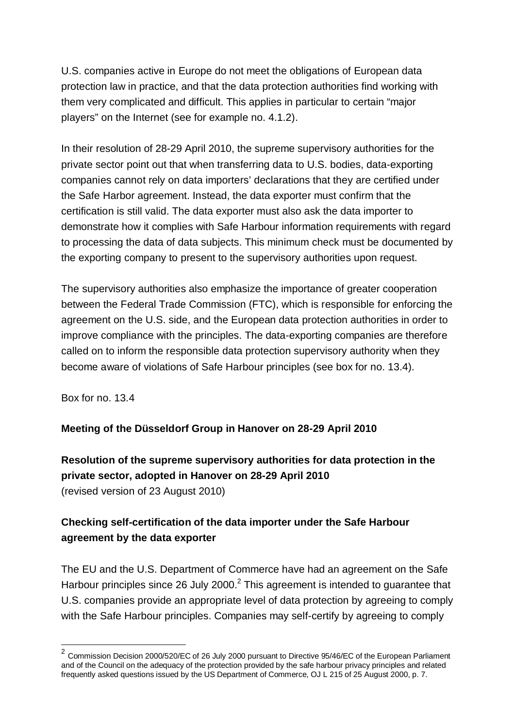U.S. companies active in Europe do not meet the obligations of European data protection law in practice, and that the data protection authorities find working with them very complicated and difficult. This applies in particular to certain "major players" on the Internet (see for example no. 4.1.2).

In their resolution of 28-29 April 2010, the supreme supervisory authorities for the private sector point out that when transferring data to U.S. bodies, data-exporting companies cannot rely on data importers' declarations that they are certified under the Safe Harbor agreement. Instead, the data exporter must confirm that the certification is still valid. The data exporter must also ask the data importer to demonstrate how it complies with Safe Harbour information requirements with regard to processing the data of data subjects. This minimum check must be documented by the exporting company to present to the supervisory authorities upon request.

The supervisory authorities also emphasize the importance of greater cooperation between the Federal Trade Commission (FTC), which is responsible for enforcing the agreement on the U.S. side, and the European data protection authorities in order to improve compliance with the principles. The data-exporting companies are therefore called on to inform the responsible data protection supervisory authority when they become aware of violations of Safe Harbour principles (see box for no. 13.4).

Box for no. 13.4

**Meeting of the Düsseldorf Group in Hanover on 28-29 April 2010**

**Resolution of the supreme supervisory authorities for data protection in the private sector, adopted in Hanover on 28-29 April 2010**
(revised version of 23 August 2010)

**Checking self-certification of the data importer under the Safe Harbour agreement by the data exporter**

The EU and the U.S. Department of Commerce have had an agreement on the Safe Harbour principles since 26 July 2000.[2] This agreement is intended to guarantee that U.S. companies provide an appropriate level of data protection by agreeing to comply with the Safe Harbour principles. Companies may self-certify by agreeing to comply

---

[2] Commission Decision 2000/520/EC of 26 July 2000 pursuant to Directive 95/46/EC of the European Parliament and of the Council on the adequacy of the protection provided by the safe harbour privacy principles and related frequently asked questions issued by the US Department of Commerce, OJ L 215 of 25 August 2000, p. 7.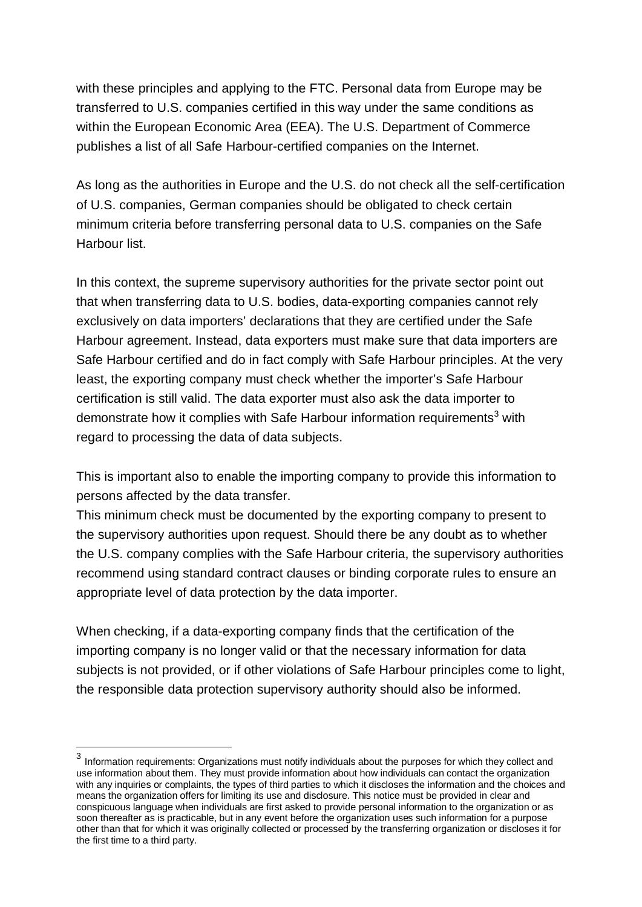with these principles and applying to the FTC. Personal data from Europe may be transferred to U.S. companies certified in this way under the same conditions as within the European Economic Area (EEA). The U.S. Department of Commerce publishes a list of all Safe Harbour-certified companies on the Internet.

As long as the authorities in Europe and the U.S. do not check all the self-certification of U.S. companies, German companies should be obligated to check certain minimum criteria before transferring personal data to U.S. companies on the Safe Harbour list.

In this context, the supreme supervisory authorities for the private sector point out that when transferring data to U.S. bodies, data-exporting companies cannot rely exclusively on data importers' declarations that they are certified under the Safe Harbour agreement. Instead, data exporters must make sure that data importers are Safe Harbour certified and do in fact comply with Safe Harbour principles. At the very least, the exporting company must check whether the importer's Safe Harbour certification is still valid. The data exporter must also ask the data importer to demonstrate how it complies with Safe Harbour information requirements[3] with regard to processing the data of data subjects.

This is important also to enable the importing company to provide this information to persons affected by the data transfer.

This minimum check must be documented by the exporting company to present to the supervisory authorities upon request. Should there be any doubt as to whether the U.S. company complies with the Safe Harbour criteria, the supervisory authorities recommend using standard contract clauses or binding corporate rules to ensure an appropriate level of data protection by the data importer.

When checking, if a data-exporting company finds that the certification of the importing company is no longer valid or that the necessary information for data subjects is not provided, or if other violations of Safe Harbour principles come to light, the responsible data protection supervisory authority should also be informed.

---

[3] Information requirements: Organizations must notify individuals about the purposes for which they collect and use information about them. They must provide information about how individuals can contact the organization with any inquiries or complaints, the types of third parties to which it discloses the information and the choices and means the organization offers for limiting its use and disclosure. This notice must be provided in clear and conspicuous language when individuals are first asked to provide personal information to the organization or as soon thereafter as is practicable, but in any event before the organization uses such information for a purpose other than that for which it was originally collected or processed by the transferring organization or discloses it for the first time to a third party.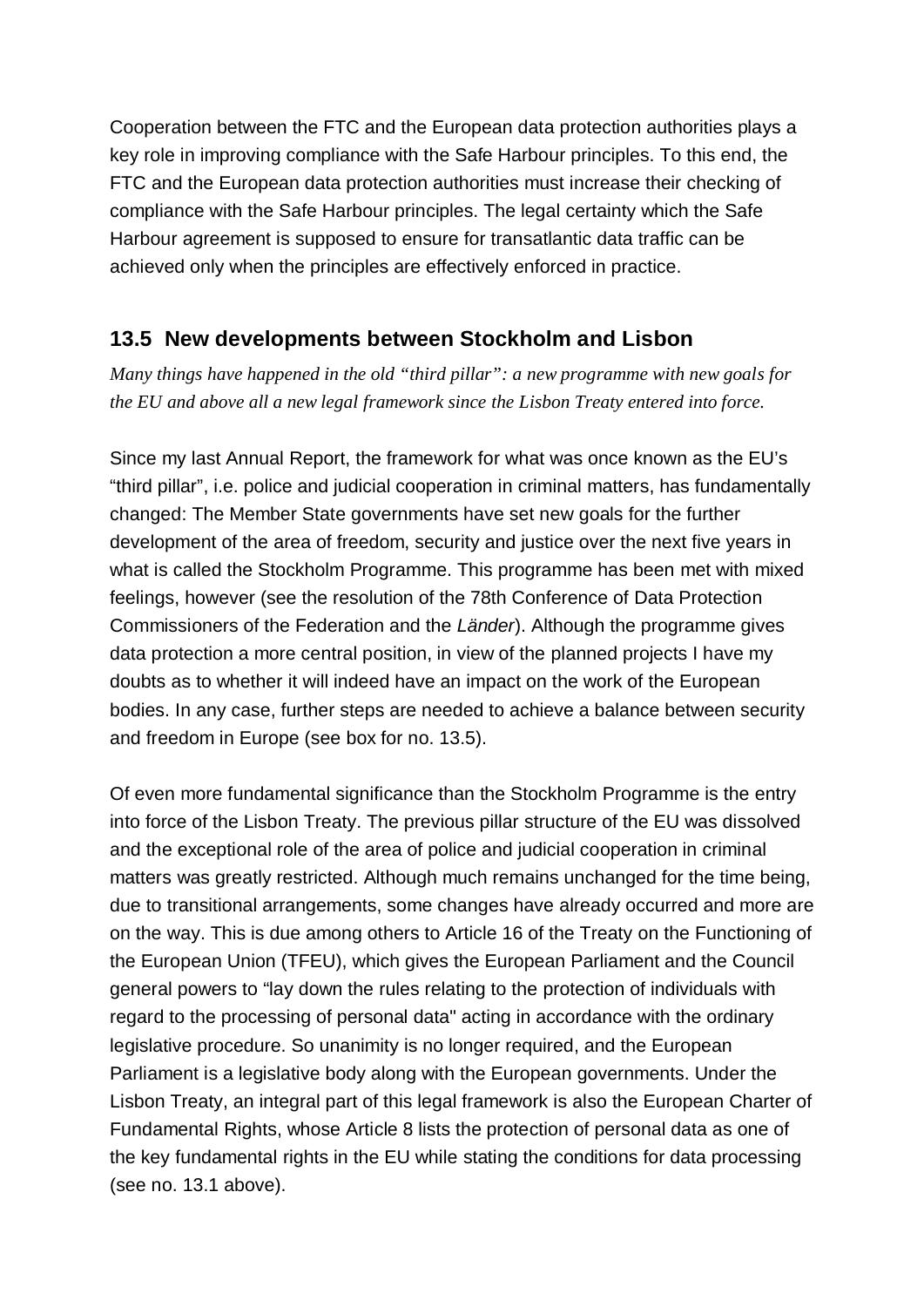Cooperation between the FTC and the European data protection authorities plays a key role in improving compliance with the Safe Harbour principles. To this end, the FTC and the European data protection authorities must increase their checking of compliance with the Safe Harbour principles. The legal certainty which the Safe Harbour agreement is supposed to ensure for transatlantic data traffic can be achieved only when the principles are effectively enforced in practice.

## 13.5 New developments between Stockholm and Lisbon

*Many things have happened in the old "third pillar": a new programme with new goals for the EU and above all a new legal framework since the Lisbon Treaty entered into force.*

Since my last Annual Report, the framework for what was once known as the EU's "third pillar", i.e. police and judicial cooperation in criminal matters, has fundamentally changed: The Member State governments have set new goals for the further development of the area of freedom, security and justice over the next five years in what is called the Stockholm Programme. This programme has been met with mixed feelings, however (see the resolution of the 78th Conference of Data Protection Commissioners of the Federation and the *Länder*). Although the programme gives data protection a more central position, in view of the planned projects I have my doubts as to whether it will indeed have an impact on the work of the European bodies. In any case, further steps are needed to achieve a balance between security and freedom in Europe (see box for no. 13.5).

Of even more fundamental significance than the Stockholm Programme is the entry into force of the Lisbon Treaty. The previous pillar structure of the EU was dissolved and the exceptional role of the area of police and judicial cooperation in criminal matters was greatly restricted. Although much remains unchanged for the time being, due to transitional arrangements, some changes have already occurred and more are on the way. This is due among others to Article 16 of the Treaty on the Functioning of the European Union (TFEU), which gives the European Parliament and the Council general powers to "lay down the rules relating to the protection of individuals with regard to the processing of personal data" acting in accordance with the ordinary legislative procedure. So unanimity is no longer required, and the European Parliament is a legislative body along with the European governments. Under the Lisbon Treaty, an integral part of this legal framework is also the European Charter of Fundamental Rights, whose Article 8 lists the protection of personal data as one of the key fundamental rights in the EU while stating the conditions for data processing (see no. 13.1 above).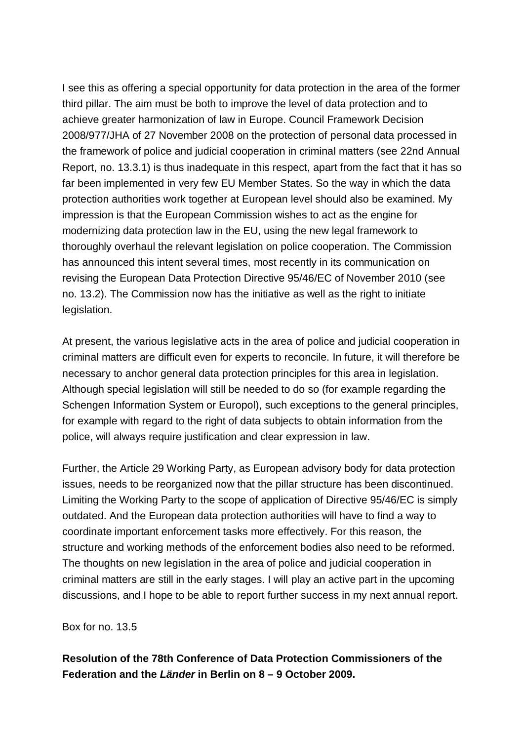I see this as offering a special opportunity for data protection in the area of the former third pillar. The aim must be both to improve the level of data protection and to achieve greater harmonization of law in Europe. Council Framework Decision 2008/977/JHA of 27 November 2008 on the protection of personal data processed in the framework of police and judicial cooperation in criminal matters (see 22nd Annual Report, no. 13.3.1) is thus inadequate in this respect, apart from the fact that it has so far been implemented in very few EU Member States. So the way in which the data protection authorities work together at European level should also be examined. My impression is that the European Commission wishes to act as the engine for modernizing data protection law in the EU, using the new legal framework to thoroughly overhaul the relevant legislation on police cooperation. The Commission has announced this intent several times, most recently in its communication on revising the European Data Protection Directive 95/46/EC of November 2010 (see no. 13.2). The Commission now has the initiative as well as the right to initiate legislation.

At present, the various legislative acts in the area of police and judicial cooperation in criminal matters are difficult even for experts to reconcile. In future, it will therefore be necessary to anchor general data protection principles for this area in legislation. Although special legislation will still be needed to do so (for example regarding the Schengen Information System or Europol), such exceptions to the general principles, for example with regard to the right of data subjects to obtain information from the police, will always require justification and clear expression in law.

Further, the Article 29 Working Party, as European advisory body for data protection issues, needs to be reorganized now that the pillar structure has been discontinued. Limiting the Working Party to the scope of application of Directive 95/46/EC is simply outdated. And the European data protection authorities will have to find a way to coordinate important enforcement tasks more effectively. For this reason, the structure and working methods of the enforcement bodies also need to be reformed. The thoughts on new legislation in the area of police and judicial cooperation in criminal matters are still in the early stages. I will play an active part in the upcoming discussions, and I hope to be able to report further success in my next annual report.

Box for no. 13.5

**Resolution of the 78th Conference of Data Protection Commissioners of the Federation and the *Länder* in Berlin on 8 – 9 October 2009.**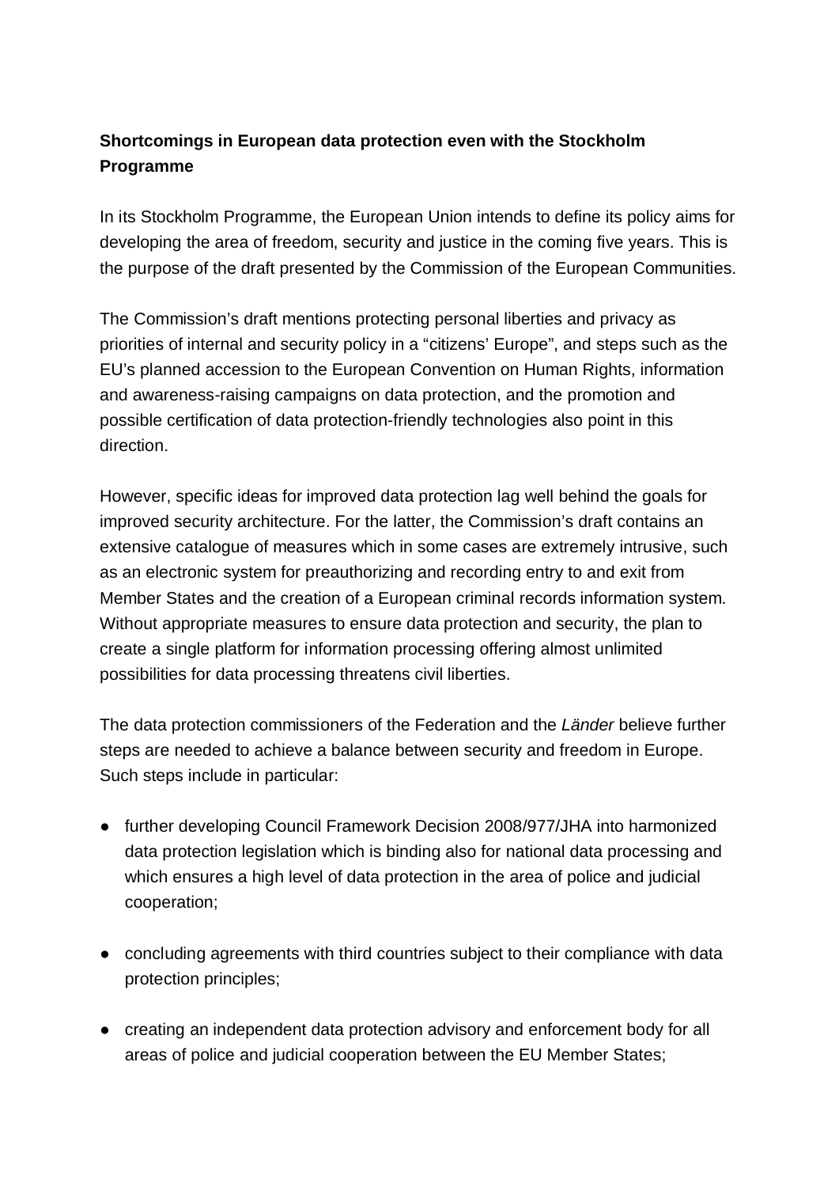**Shortcomings in European data protection even with the Stockholm Programme**

In its Stockholm Programme, the European Union intends to define its policy aims for developing the area of freedom, security and justice in the coming five years. This is the purpose of the draft presented by the Commission of the European Communities.

The Commission's draft mentions protecting personal liberties and privacy as priorities of internal and security policy in a "citizens' Europe", and steps such as the EU's planned accession to the European Convention on Human Rights, information and awareness-raising campaigns on data protection, and the promotion and possible certification of data protection-friendly technologies also point in this direction.

However, specific ideas for improved data protection lag well behind the goals for improved security architecture. For the latter, the Commission's draft contains an extensive catalogue of measures which in some cases are extremely intrusive, such as an electronic system for preauthorizing and recording entry to and exit from Member States and the creation of a European criminal records information system. Without appropriate measures to ensure data protection and security, the plan to create a single platform for information processing offering almost unlimited possibilities for data processing threatens civil liberties.

The data protection commissioners of the Federation and the *Länder* believe further steps are needed to achieve a balance between security and freedom in Europe. Such steps include in particular:

- further developing Council Framework Decision 2008/977/JHA into harmonized data protection legislation which is binding also for national data processing and which ensures a high level of data protection in the area of police and judicial cooperation;

- concluding agreements with third countries subject to their compliance with data protection principles;

- creating an independent data protection advisory and enforcement body for all areas of police and judicial cooperation between the EU Member States;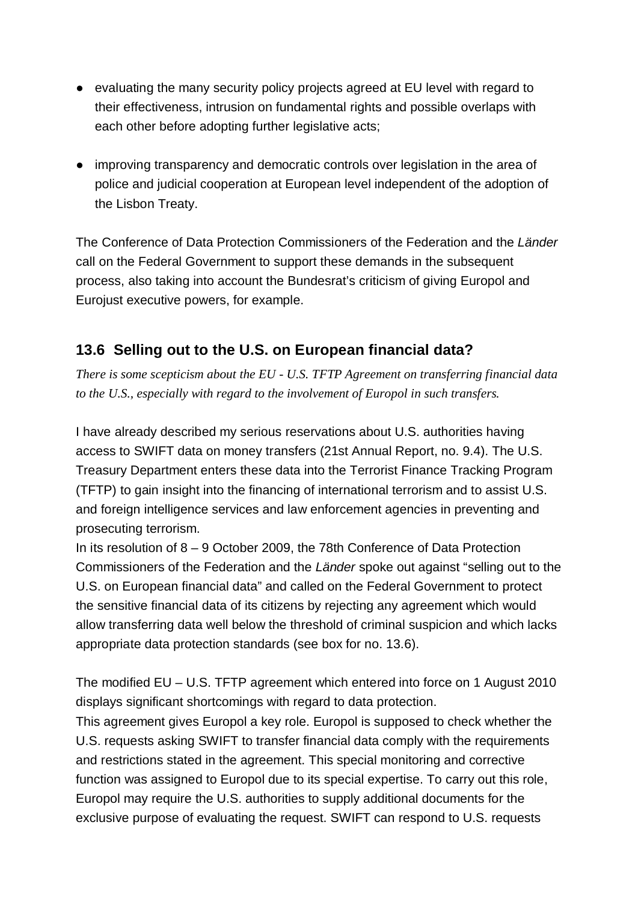- evaluating the many security policy projects agreed at EU level with regard to their effectiveness, intrusion on fundamental rights and possible overlaps with each other before adopting further legislative acts;
- improving transparency and democratic controls over legislation in the area of police and judicial cooperation at European level independent of the adoption of the Lisbon Treaty.

The Conference of Data Protection Commissioners of the Federation and the *Länder* call on the Federal Government to support these demands in the subsequent process, also taking into account the Bundesrat's criticism of giving Europol and Eurojust executive powers, for example.

## 13.6 Selling out to the U.S. on European financial data?

*There is some scepticism about the EU - U.S. TFTP Agreement on transferring financial data to the U.S., especially with regard to the involvement of Europol in such transfers.*

I have already described my serious reservations about U.S. authorities having access to SWIFT data on money transfers (21st Annual Report, no. 9.4). The U.S. Treasury Department enters these data into the Terrorist Finance Tracking Program (TFTP) to gain insight into the financing of international terrorism and to assist U.S. and foreign intelligence services and law enforcement agencies in preventing and prosecuting terrorism.
In its resolution of 8 – 9 October 2009, the 78th Conference of Data Protection Commissioners of the Federation and the *Länder* spoke out against "selling out to the U.S. on European financial data" and called on the Federal Government to protect the sensitive financial data of its citizens by rejecting any agreement which would allow transferring data well below the threshold of criminal suspicion and which lacks appropriate data protection standards (see box for no. 13.6).

The modified EU – U.S. TFTP agreement which entered into force on 1 August 2010 displays significant shortcomings with regard to data protection.
This agreement gives Europol a key role. Europol is supposed to check whether the U.S. requests asking SWIFT to transfer financial data comply with the requirements and restrictions stated in the agreement. This special monitoring and corrective function was assigned to Europol due to its special expertise. To carry out this role, Europol may require the U.S. authorities to supply additional documents for the exclusive purpose of evaluating the request. SWIFT can respond to U.S. requests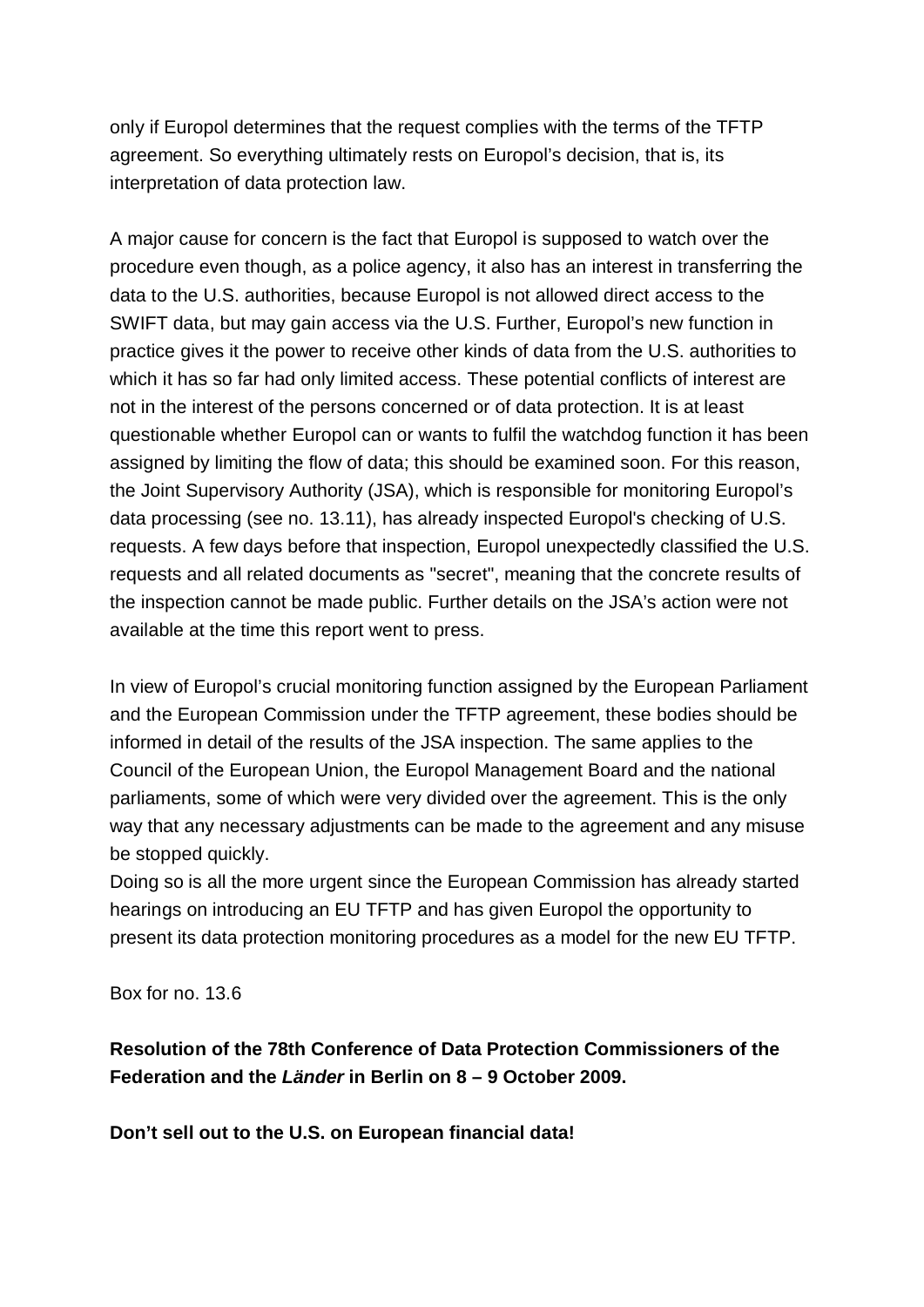only if Europol determines that the request complies with the terms of the TFTP agreement. So everything ultimately rests on Europol's decision, that is, its interpretation of data protection law.

A major cause for concern is the fact that Europol is supposed to watch over the procedure even though, as a police agency, it also has an interest in transferring the data to the U.S. authorities, because Europol is not allowed direct access to the SWIFT data, but may gain access via the U.S. Further, Europol's new function in practice gives it the power to receive other kinds of data from the U.S. authorities to which it has so far had only limited access. These potential conflicts of interest are not in the interest of the persons concerned or of data protection. It is at least questionable whether Europol can or wants to fulfil the watchdog function it has been assigned by limiting the flow of data; this should be examined soon. For this reason, the Joint Supervisory Authority (JSA), which is responsible for monitoring Europol's data processing (see no. 13.11), has already inspected Europol's checking of U.S. requests. A few days before that inspection, Europol unexpectedly classified the U.S. requests and all related documents as "secret", meaning that the concrete results of the inspection cannot be made public. Further details on the JSA's action were not available at the time this report went to press.

In view of Europol's crucial monitoring function assigned by the European Parliament and the European Commission under the TFTP agreement, these bodies should be informed in detail of the results of the JSA inspection. The same applies to the Council of the European Union, the Europol Management Board and the national parliaments, some of which were very divided over the agreement. This is the only way that any necessary adjustments can be made to the agreement and any misuse be stopped quickly.
Doing so is all the more urgent since the European Commission has already started hearings on introducing an EU TFTP and has given Europol the opportunity to present its data protection monitoring procedures as a model for the new EU TFTP.

Box for no. 13.6

**Resolution of the 78th Conference of Data Protection Commissioners of the Federation and the *Länder* in Berlin on 8 – 9 October 2009.**

**Don't sell out to the U.S. on European financial data!**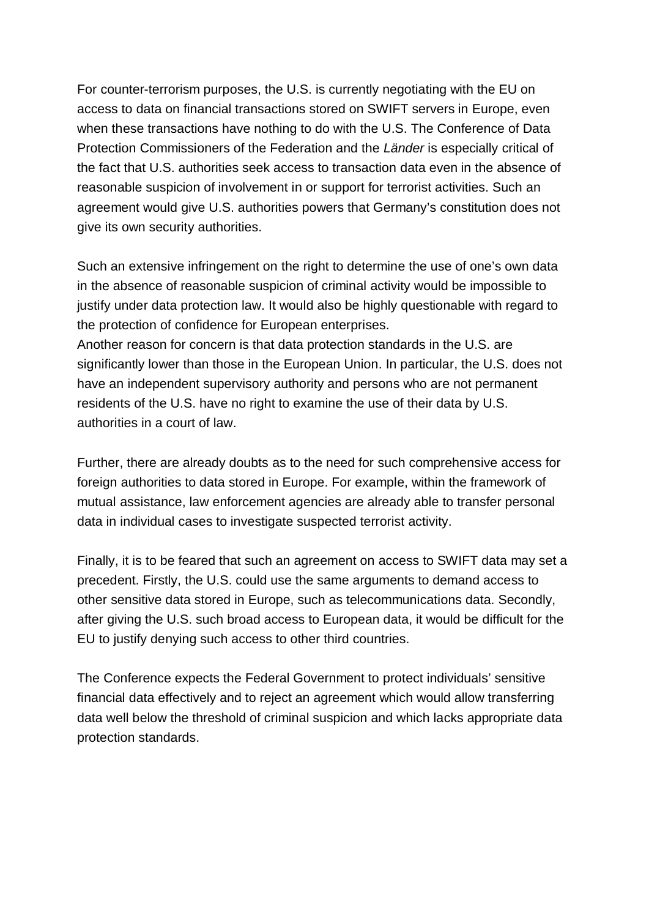For counter-terrorism purposes, the U.S. is currently negotiating with the EU on access to data on financial transactions stored on SWIFT servers in Europe, even when these transactions have nothing to do with the U.S. The Conference of Data Protection Commissioners of the Federation and the *Länder* is especially critical of the fact that U.S. authorities seek access to transaction data even in the absence of reasonable suspicion of involvement in or support for terrorist activities. Such an agreement would give U.S. authorities powers that Germany's constitution does not give its own security authorities.

Such an extensive infringement on the right to determine the use of one's own data in the absence of reasonable suspicion of criminal activity would be impossible to justify under data protection law. It would also be highly questionable with regard to the protection of confidence for European enterprises.
Another reason for concern is that data protection standards in the U.S. are significantly lower than those in the European Union. In particular, the U.S. does not have an independent supervisory authority and persons who are not permanent residents of the U.S. have no right to examine the use of their data by U.S. authorities in a court of law.

Further, there are already doubts as to the need for such comprehensive access for foreign authorities to data stored in Europe. For example, within the framework of mutual assistance, law enforcement agencies are already able to transfer personal data in individual cases to investigate suspected terrorist activity.

Finally, it is to be feared that such an agreement on access to SWIFT data may set a precedent. Firstly, the U.S. could use the same arguments to demand access to other sensitive data stored in Europe, such as telecommunications data. Secondly, after giving the U.S. such broad access to European data, it would be difficult for the EU to justify denying such access to other third countries.

The Conference expects the Federal Government to protect individuals' sensitive financial data effectively and to reject an agreement which would allow transferring data well below the threshold of criminal suspicion and which lacks appropriate data protection standards.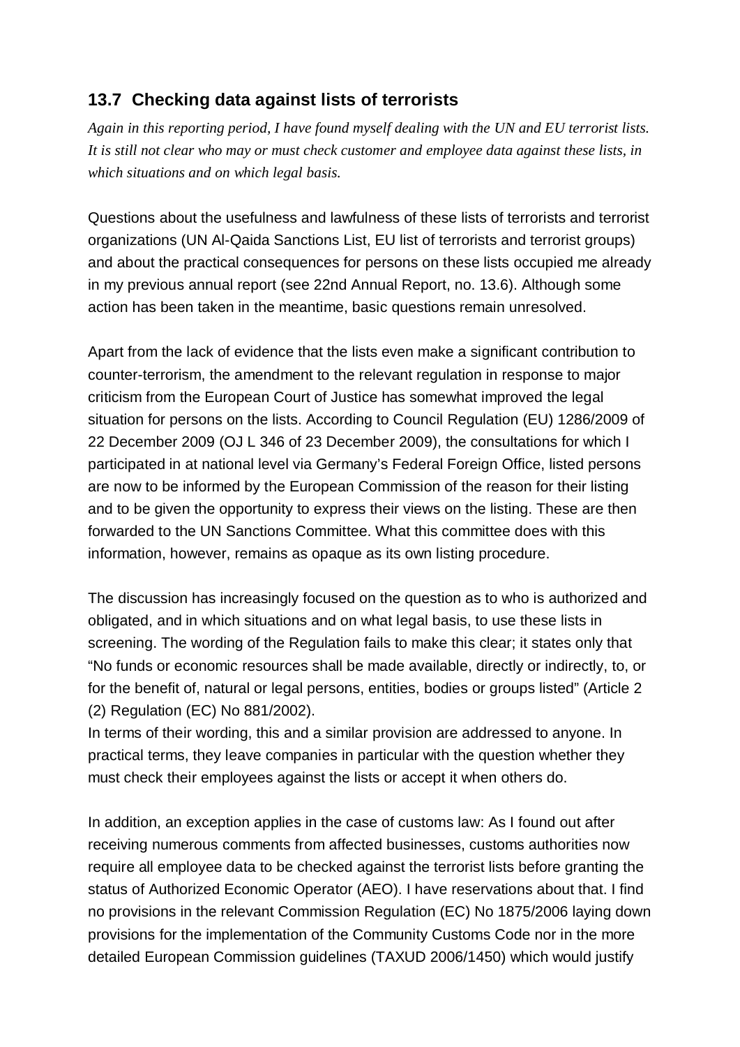## 13.7 Checking data against lists of terrorists

*Again in this reporting period, I have found myself dealing with the UN and EU terrorist lists. It is still not clear who may or must check customer and employee data against these lists, in which situations and on which legal basis.*

Questions about the usefulness and lawfulness of these lists of terrorists and terrorist organizations (UN Al-Qaida Sanctions List, EU list of terrorists and terrorist groups) and about the practical consequences for persons on these lists occupied me already in my previous annual report (see 22nd Annual Report, no. 13.6). Although some action has been taken in the meantime, basic questions remain unresolved.

Apart from the lack of evidence that the lists even make a significant contribution to counter-terrorism, the amendment to the relevant regulation in response to major criticism from the European Court of Justice has somewhat improved the legal situation for persons on the lists. According to Council Regulation (EU) 1286/2009 of 22 December 2009 (OJ L 346 of 23 December 2009), the consultations for which I participated in at national level via Germany's Federal Foreign Office, listed persons are now to be informed by the European Commission of the reason for their listing and to be given the opportunity to express their views on the listing. These are then forwarded to the UN Sanctions Committee. What this committee does with this information, however, remains as opaque as its own listing procedure.

The discussion has increasingly focused on the question as to who is authorized and obligated, and in which situations and on what legal basis, to use these lists in screening. The wording of the Regulation fails to make this clear; it states only that "No funds or economic resources shall be made available, directly or indirectly, to, or for the benefit of, natural or legal persons, entities, bodies or groups listed" (Article 2 (2) Regulation (EC) No 881/2002).

In terms of their wording, this and a similar provision are addressed to anyone. In practical terms, they leave companies in particular with the question whether they must check their employees against the lists or accept it when others do.

In addition, an exception applies in the case of customs law: As I found out after receiving numerous comments from affected businesses, customs authorities now require all employee data to be checked against the terrorist lists before granting the status of Authorized Economic Operator (AEO). I have reservations about that. I find no provisions in the relevant Commission Regulation (EC) No 1875/2006 laying down provisions for the implementation of the Community Customs Code nor in the more detailed European Commission guidelines (TAXUD 2006/1450) which would justify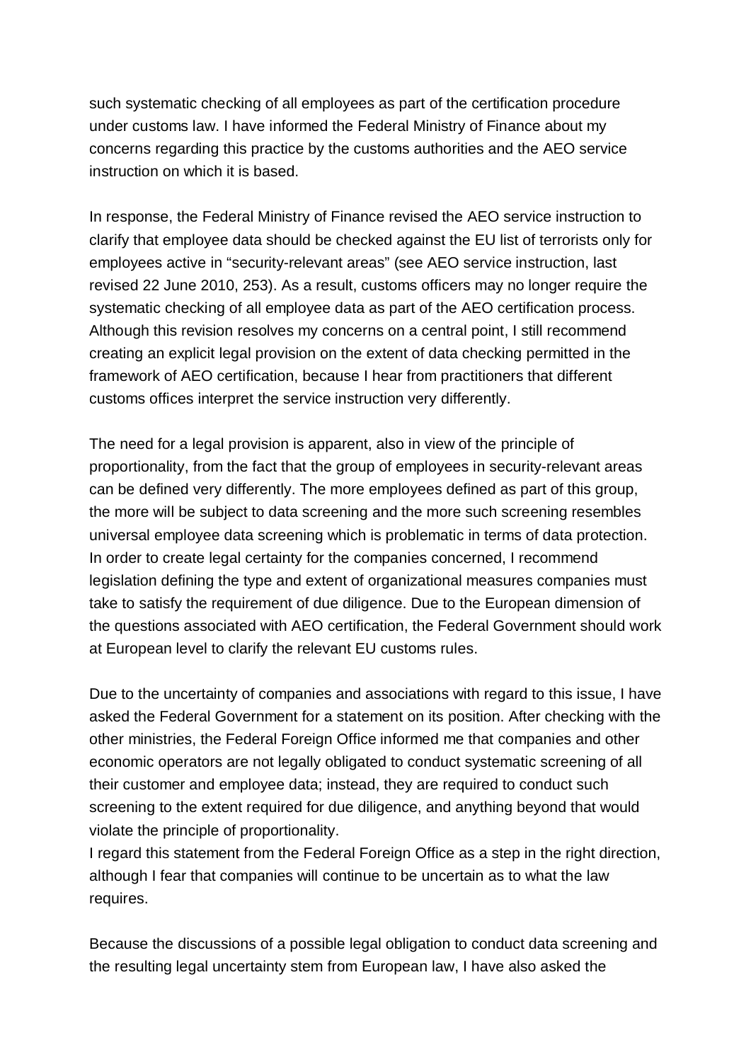such systematic checking of all employees as part of the certification procedure under customs law. I have informed the Federal Ministry of Finance about my concerns regarding this practice by the customs authorities and the AEO service instruction on which it is based.

In response, the Federal Ministry of Finance revised the AEO service instruction to clarify that employee data should be checked against the EU list of terrorists only for employees active in "security-relevant areas" (see AEO service instruction, last revised 22 June 2010, 253). As a result, customs officers may no longer require the systematic checking of all employee data as part of the AEO certification process. Although this revision resolves my concerns on a central point, I still recommend creating an explicit legal provision on the extent of data checking permitted in the framework of AEO certification, because I hear from practitioners that different customs offices interpret the service instruction very differently.

The need for a legal provision is apparent, also in view of the principle of proportionality, from the fact that the group of employees in security-relevant areas can be defined very differently. The more employees defined as part of this group, the more will be subject to data screening and the more such screening resembles universal employee data screening which is problematic in terms of data protection. In order to create legal certainty for the companies concerned, I recommend legislation defining the type and extent of organizational measures companies must take to satisfy the requirement of due diligence. Due to the European dimension of the questions associated with AEO certification, the Federal Government should work at European level to clarify the relevant EU customs rules.

Due to the uncertainty of companies and associations with regard to this issue, I have asked the Federal Government for a statement on its position. After checking with the other ministries, the Federal Foreign Office informed me that companies and other economic operators are not legally obligated to conduct systematic screening of all their customer and employee data; instead, they are required to conduct such screening to the extent required for due diligence, and anything beyond that would violate the principle of proportionality.
I regard this statement from the Federal Foreign Office as a step in the right direction, although I fear that companies will continue to be uncertain as to what the law requires.

Because the discussions of a possible legal obligation to conduct data screening and the resulting legal uncertainty stem from European law, I have also asked the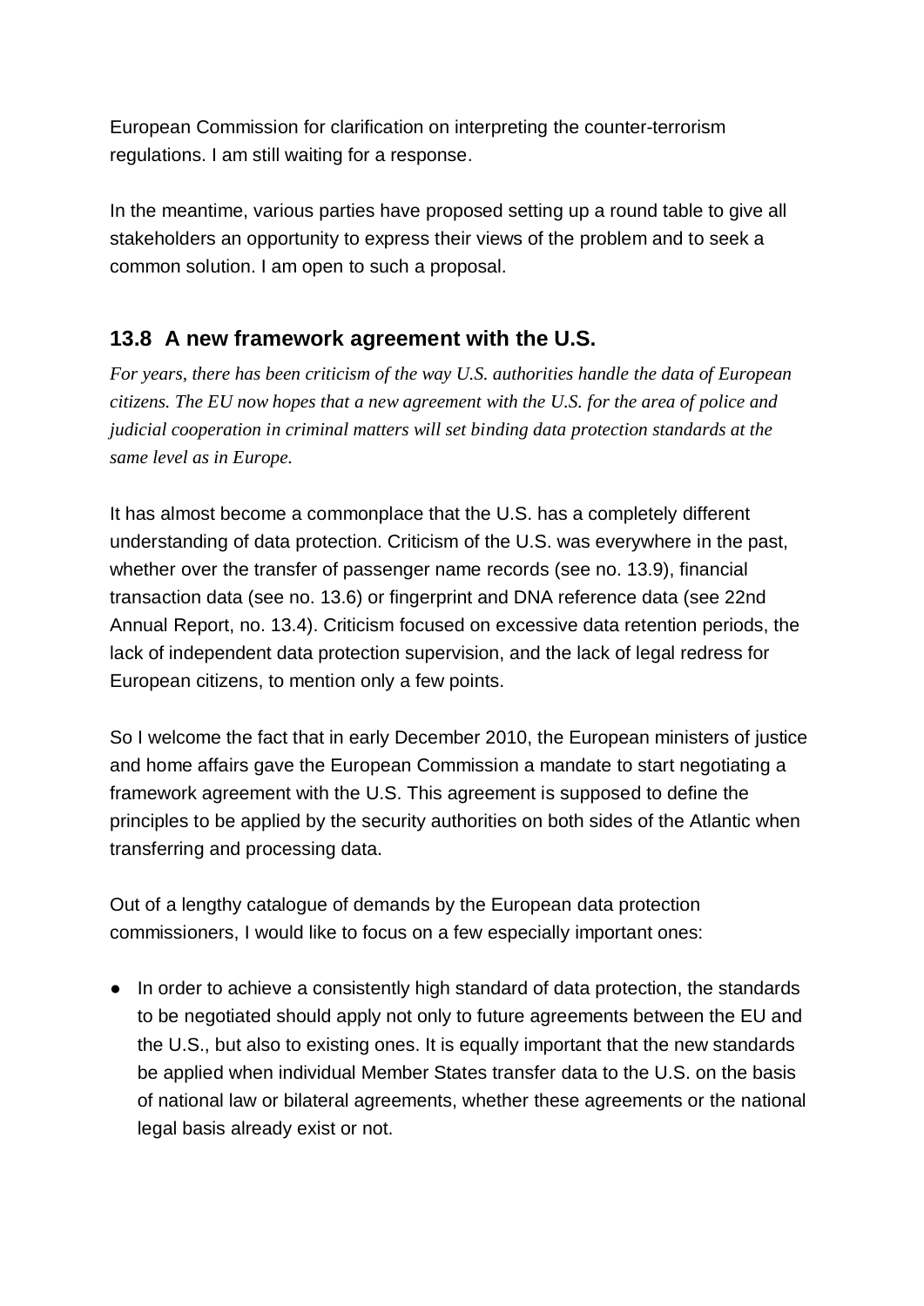European Commission for clarification on interpreting the counter-terrorism regulations. I am still waiting for a response.

In the meantime, various parties have proposed setting up a round table to give all stakeholders an opportunity to express their views of the problem and to seek a common solution. I am open to such a proposal.

## 13.8 A new framework agreement with the U.S.

*For years, there has been criticism of the way U.S. authorities handle the data of European citizens. The EU now hopes that a new agreement with the U.S. for the area of police and judicial cooperation in criminal matters will set binding data protection standards at the same level as in Europe.*

It has almost become a commonplace that the U.S. has a completely different understanding of data protection. Criticism of the U.S. was everywhere in the past, whether over the transfer of passenger name records (see no. 13.9), financial transaction data (see no. 13.6) or fingerprint and DNA reference data (see 22nd Annual Report, no. 13.4). Criticism focused on excessive data retention periods, the lack of independent data protection supervision, and the lack of legal redress for European citizens, to mention only a few points.

So I welcome the fact that in early December 2010, the European ministers of justice and home affairs gave the European Commission a mandate to start negotiating a framework agreement with the U.S. This agreement is supposed to define the principles to be applied by the security authorities on both sides of the Atlantic when transferring and processing data.

Out of a lengthy catalogue of demands by the European data protection commissioners, I would like to focus on a few especially important ones:

- In order to achieve a consistently high standard of data protection, the standards to be negotiated should apply not only to future agreements between the EU and the U.S., but also to existing ones. It is equally important that the new standards be applied when individual Member States transfer data to the U.S. on the basis of national law or bilateral agreements, whether these agreements or the national legal basis already exist or not.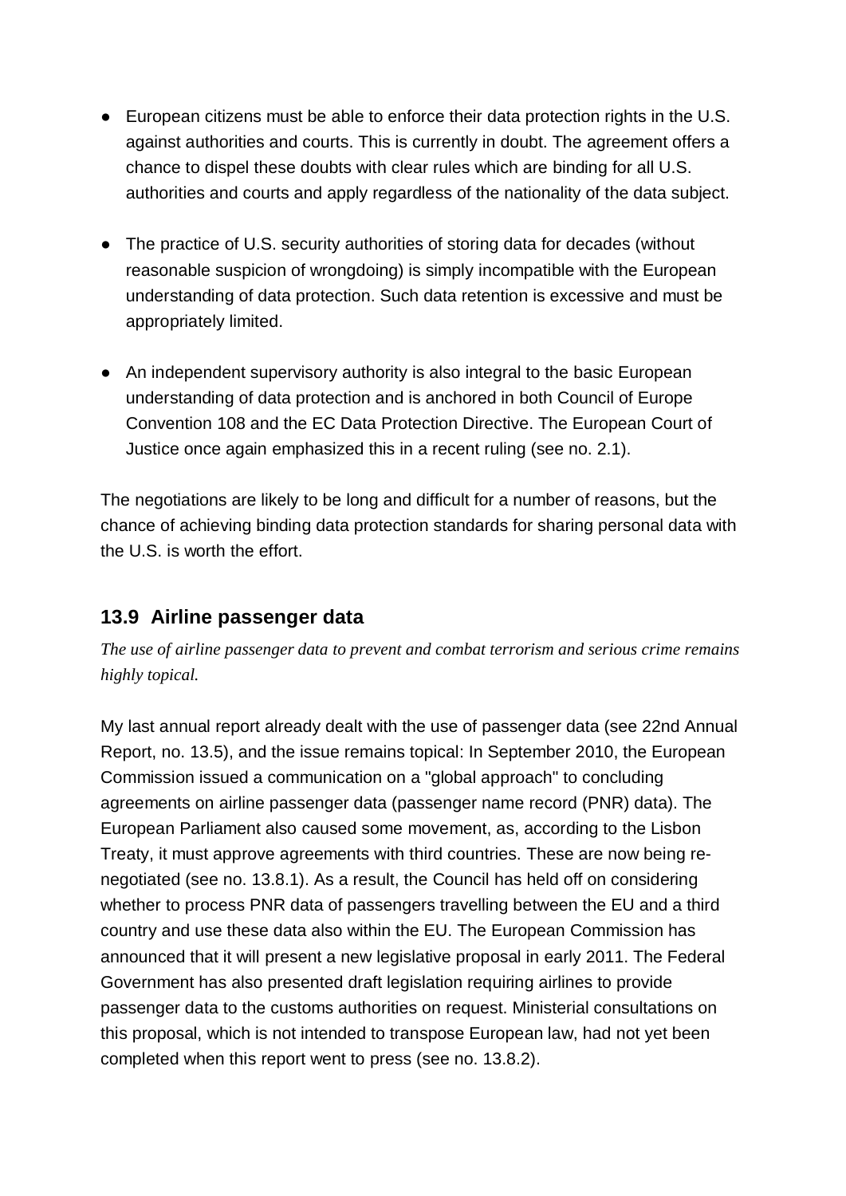- European citizens must be able to enforce their data protection rights in the U.S. against authorities and courts. This is currently in doubt. The agreement offers a chance to dispel these doubts with clear rules which are binding for all U.S. authorities and courts and apply regardless of the nationality of the data subject.
- The practice of U.S. security authorities of storing data for decades (without reasonable suspicion of wrongdoing) is simply incompatible with the European understanding of data protection. Such data retention is excessive and must be appropriately limited.
- An independent supervisory authority is also integral to the basic European understanding of data protection and is anchored in both Council of Europe Convention 108 and the EC Data Protection Directive. The European Court of Justice once again emphasized this in a recent ruling (see no. 2.1).

The negotiations are likely to be long and difficult for a number of reasons, but the chance of achieving binding data protection standards for sharing personal data with the U.S. is worth the effort.

## 13.9 Airline passenger data

*The use of airline passenger data to prevent and combat terrorism and serious crime remains highly topical.*

My last annual report already dealt with the use of passenger data (see 22nd Annual Report, no. 13.5), and the issue remains topical: In September 2010, the European Commission issued a communication on a "global approach" to concluding agreements on airline passenger data (passenger name record (PNR) data). The European Parliament also caused some movement, as, according to the Lisbon Treaty, it must approve agreements with third countries. These are now being re-negotiated (see no. 13.8.1). As a result, the Council has held off on considering whether to process PNR data of passengers travelling between the EU and a third country and use these data also within the EU. The European Commission has announced that it will present a new legislative proposal in early 2011. The Federal Government has also presented draft legislation requiring airlines to provide passenger data to the customs authorities on request. Ministerial consultations on this proposal, which is not intended to transpose European law, had not yet been completed when this report went to press (see no. 13.8.2).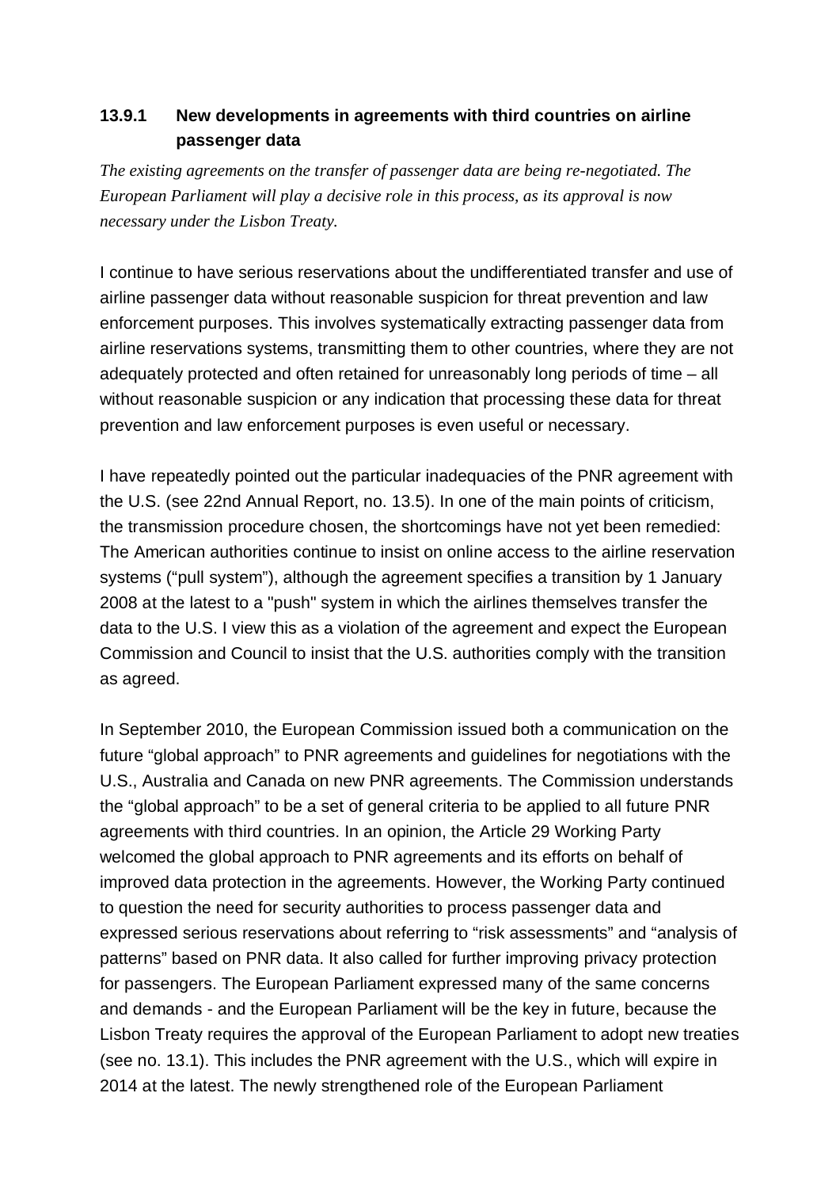### 13.9.1 New developments in agreements with third countries on airline passenger data

*The existing agreements on the transfer of passenger data are being re-negotiated. The European Parliament will play a decisive role in this process, as its approval is now necessary under the Lisbon Treaty.*

I continue to have serious reservations about the undifferentiated transfer and use of airline passenger data without reasonable suspicion for threat prevention and law enforcement purposes. This involves systematically extracting passenger data from airline reservations systems, transmitting them to other countries, where they are not adequately protected and often retained for unreasonably long periods of time – all without reasonable suspicion or any indication that processing these data for threat prevention and law enforcement purposes is even useful or necessary.

I have repeatedly pointed out the particular inadequacies of the PNR agreement with the U.S. (see 22nd Annual Report, no. 13.5). In one of the main points of criticism, the transmission procedure chosen, the shortcomings have not yet been remedied: The American authorities continue to insist on online access to the airline reservation systems ("pull system"), although the agreement specifies a transition by 1 January 2008 at the latest to a "push" system in which the airlines themselves transfer the data to the U.S. I view this as a violation of the agreement and expect the European Commission and Council to insist that the U.S. authorities comply with the transition as agreed.

In September 2010, the European Commission issued both a communication on the future "global approach" to PNR agreements and guidelines for negotiations with the U.S., Australia and Canada on new PNR agreements. The Commission understands the "global approach" to be a set of general criteria to be applied to all future PNR agreements with third countries. In an opinion, the Article 29 Working Party welcomed the global approach to PNR agreements and its efforts on behalf of improved data protection in the agreements. However, the Working Party continued to question the need for security authorities to process passenger data and expressed serious reservations about referring to "risk assessments" and "analysis of patterns" based on PNR data. It also called for further improving privacy protection for passengers. The European Parliament expressed many of the same concerns and demands - and the European Parliament will be the key in future, because the Lisbon Treaty requires the approval of the European Parliament to adopt new treaties (see no. 13.1). This includes the PNR agreement with the U.S., which will expire in 2014 at the latest. The newly strengthened role of the European Parliament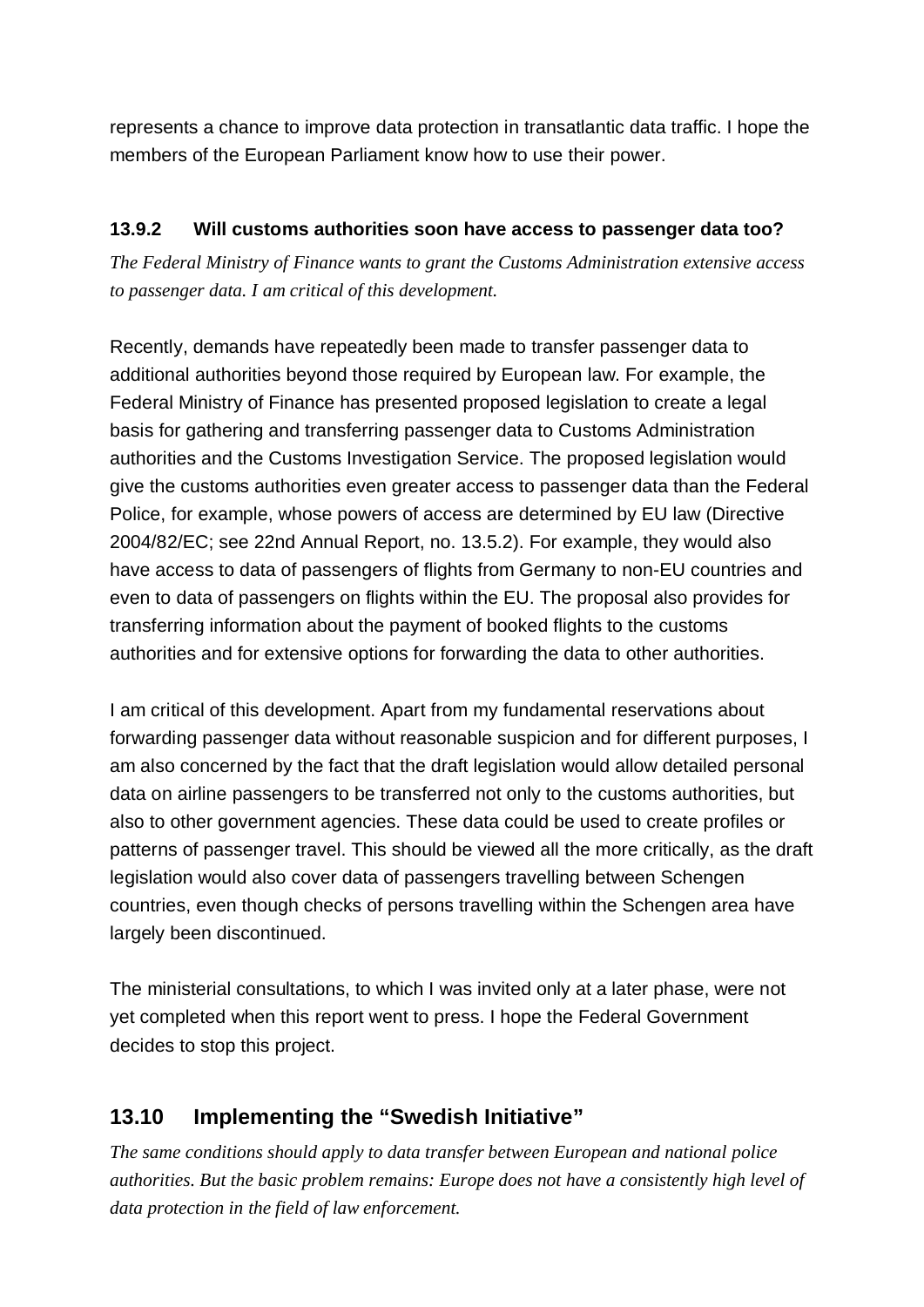represents a chance to improve data protection in transatlantic data traffic. I hope the members of the European Parliament know how to use their power.

### 13.9.2 Will customs authorities soon have access to passenger data too?

*The Federal Ministry of Finance wants to grant the Customs Administration extensive access to passenger data. I am critical of this development.*

Recently, demands have repeatedly been made to transfer passenger data to additional authorities beyond those required by European law. For example, the Federal Ministry of Finance has presented proposed legislation to create a legal basis for gathering and transferring passenger data to Customs Administration authorities and the Customs Investigation Service. The proposed legislation would give the customs authorities even greater access to passenger data than the Federal Police, for example, whose powers of access are determined by EU law (Directive 2004/82/EC; see 22nd Annual Report, no. 13.5.2). For example, they would also have access to data of passengers of flights from Germany to non-EU countries and even to data of passengers on flights within the EU. The proposal also provides for transferring information about the payment of booked flights to the customs authorities and for extensive options for forwarding the data to other authorities.

I am critical of this development. Apart from my fundamental reservations about forwarding passenger data without reasonable suspicion and for different purposes, I am also concerned by the fact that the draft legislation would allow detailed personal data on airline passengers to be transferred not only to the customs authorities, but also to other government agencies. These data could be used to create profiles or patterns of passenger travel. This should be viewed all the more critically, as the draft legislation would also cover data of passengers travelling between Schengen countries, even though checks of persons travelling within the Schengen area have largely been discontinued.

The ministerial consultations, to which I was invited only at a later phase, were not yet completed when this report went to press. I hope the Federal Government decides to stop this project.

## 13.10 Implementing the "Swedish Initiative"

*The same conditions should apply to data transfer between European and national police authorities. But the basic problem remains: Europe does not have a consistently high level of data protection in the field of law enforcement.*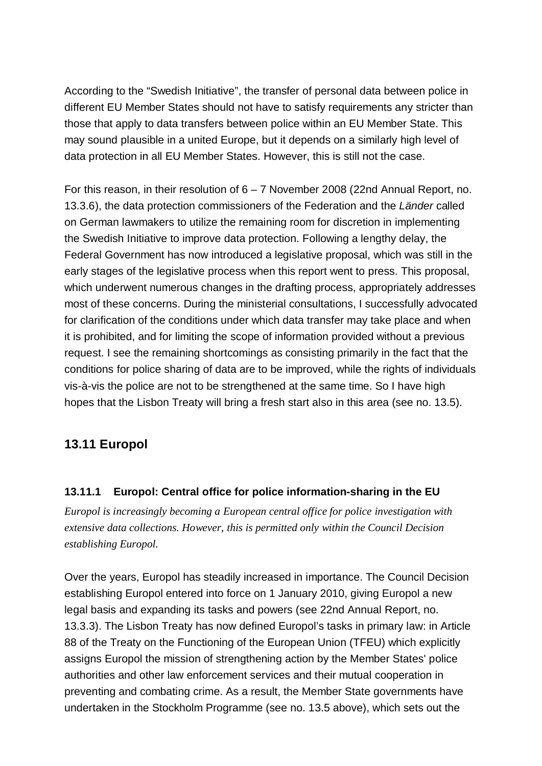According to the “Swedish Initiative”, the transfer of personal data between police in different EU Member States should not have to satisfy requirements any stricter than those that apply to data transfers between police within an EU Member State. This may sound plausible in a united Europe, but it depends on a similarly high level of data protection in all EU Member States. However, this is still not the case.

For this reason, in their resolution of 6 – 7 November 2008 (22nd Annual Report, no. 13.3.6), the data protection commissioners of the Federation and the *Länder* called on German lawmakers to utilize the remaining room for discretion in implementing the Swedish Initiative to improve data protection. Following a lengthy delay, the Federal Government has now introduced a legislative proposal, which was still in the early stages of the legislative process when this report went to press. This proposal, which underwent numerous changes in the drafting process, appropriately addresses most of these concerns. During the ministerial consultations, I successfully advocated for clarification of the conditions under which data transfer may take place and when it is prohibited, and for limiting the scope of information provided without a previous request. I see the remaining shortcomings as consisting primarily in the fact that the conditions for police sharing of data are to be improved, while the rights of individuals vis-à-vis the police are not to be strengthened at the same time. So I have high hopes that the Lisbon Treaty will bring a fresh start also in this area (see no. 13.5).

## 13.11 Europol

### 13.11.1 Europol: Central office for police information-sharing in the EU

*Europol is increasingly becoming a European central office for police investigation with extensive data collections. However, this is permitted only within the Council Decision establishing Europol.*

Over the years, Europol has steadily increased in importance. The Council Decision establishing Europol entered into force on 1 January 2010, giving Europol a new legal basis and expanding its tasks and powers (see 22nd Annual Report, no. 13.3.3). The Lisbon Treaty has now defined Europol’s tasks in primary law: in Article 88 of the Treaty on the Functioning of the European Union (TFEU) which explicitly assigns Europol the mission of strengthening action by the Member States' police authorities and other law enforcement services and their mutual cooperation in preventing and combating crime. As a result, the Member State governments have undertaken in the Stockholm Programme (see no. 13.5 above), which sets out the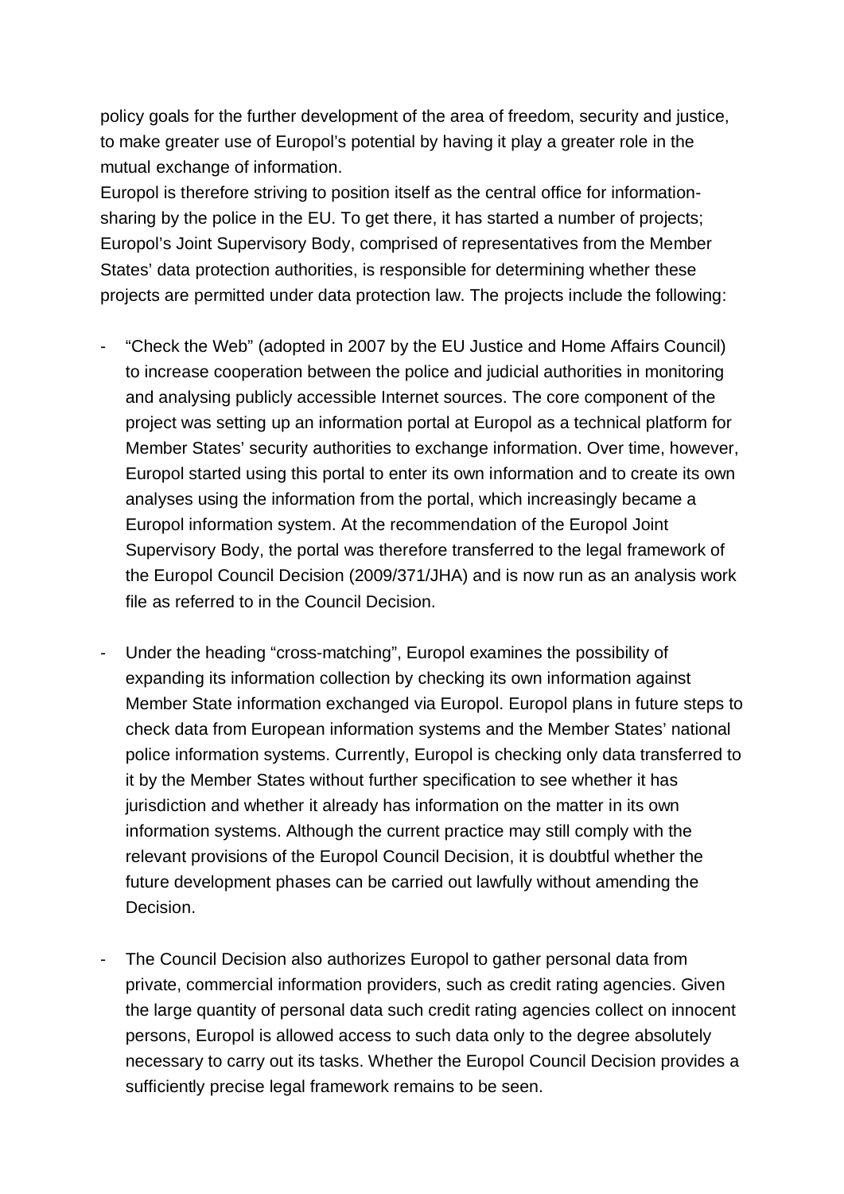policy goals for the further development of the area of freedom, security and justice, to make greater use of Europol's potential by having it play a greater role in the mutual exchange of information.

Europol is therefore striving to position itself as the central office for information-sharing by the police in the EU. To get there, it has started a number of projects; Europol's Joint Supervisory Body, comprised of representatives from the Member States' data protection authorities, is responsible for determining whether these projects are permitted under data protection law. The projects include the following:

- "Check the Web" (adopted in 2007 by the EU Justice and Home Affairs Council) to increase cooperation between the police and judicial authorities in monitoring and analysing publicly accessible Internet sources. The core component of the project was setting up an information portal at Europol as a technical platform for Member States' security authorities to exchange information. Over time, however, Europol started using this portal to enter its own information and to create its own analyses using the information from the portal, which increasingly became a Europol information system. At the recommendation of the Europol Joint Supervisory Body, the portal was therefore transferred to the legal framework of the Europol Council Decision (2009/371/JHA) and is now run as an analysis work file as referred to in the Council Decision.

- Under the heading "cross-matching", Europol examines the possibility of expanding its information collection by checking its own information against Member State information exchanged via Europol. Europol plans in future steps to check data from European information systems and the Member States' national police information systems. Currently, Europol is checking only data transferred to it by the Member States without further specification to see whether it has jurisdiction and whether it already has information on the matter in its own information systems. Although the current practice may still comply with the relevant provisions of the Europol Council Decision, it is doubtful whether the future development phases can be carried out lawfully without amending the Decision.

- The Council Decision also authorizes Europol to gather personal data from private, commercial information providers, such as credit rating agencies. Given the large quantity of personal data such credit rating agencies collect on innocent persons, Europol is allowed access to such data only to the degree absolutely necessary to carry out its tasks. Whether the Europol Council Decision provides a sufficiently precise legal framework remains to be seen.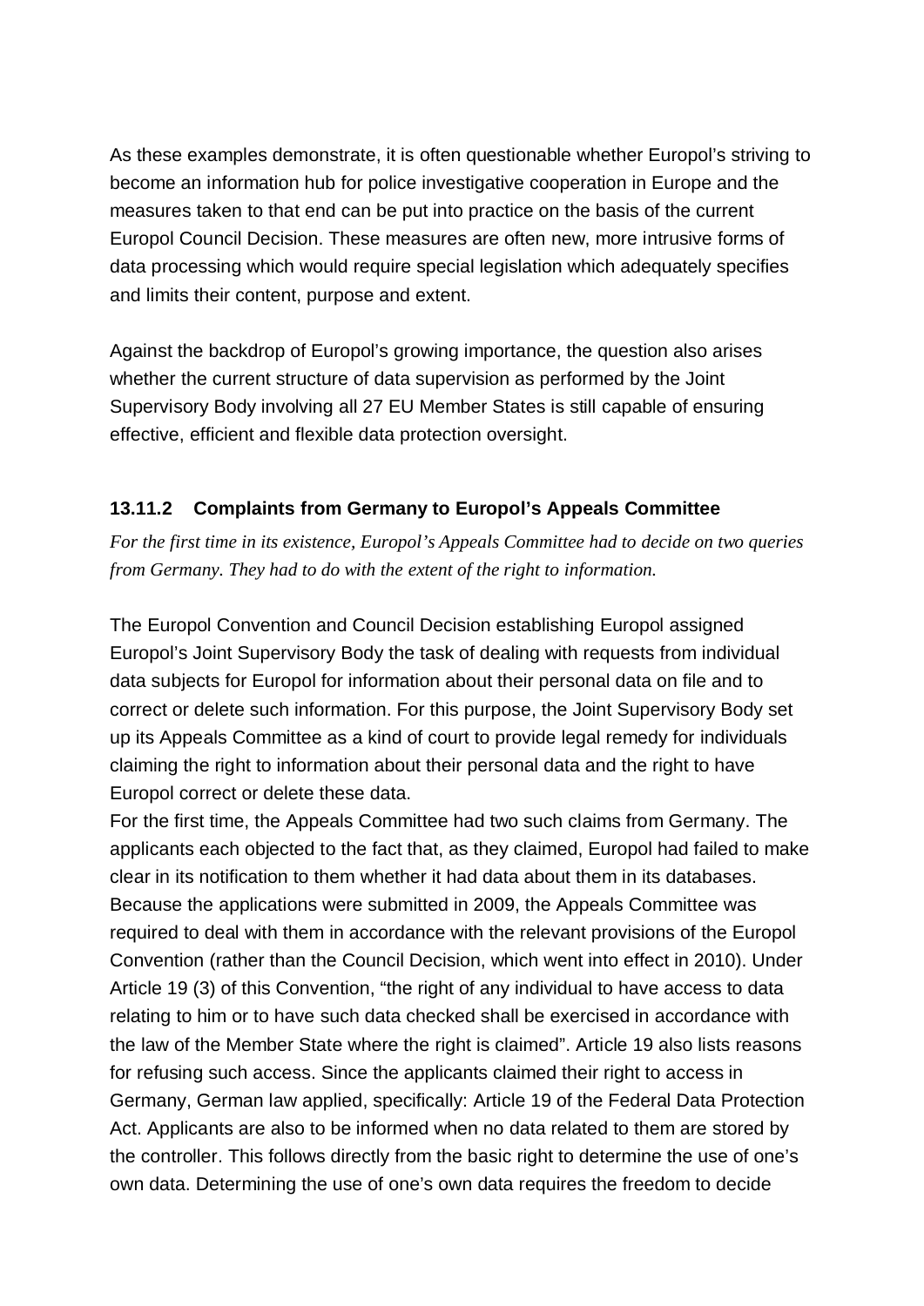As these examples demonstrate, it is often questionable whether Europol's striving to become an information hub for police investigative cooperation in Europe and the measures taken to that end can be put into practice on the basis of the current Europol Council Decision. These measures are often new, more intrusive forms of data processing which would require special legislation which adequately specifies and limits their content, purpose and extent.

Against the backdrop of Europol's growing importance, the question also arises whether the current structure of data supervision as performed by the Joint Supervisory Body involving all 27 EU Member States is still capable of ensuring effective, efficient and flexible data protection oversight.

### 13.11.2 Complaints from Germany to Europol's Appeals Committee

*For the first time in its existence, Europol's Appeals Committee had to decide on two queries from Germany. They had to do with the extent of the right to information.*

The Europol Convention and Council Decision establishing Europol assigned Europol's Joint Supervisory Body the task of dealing with requests from individual data subjects for Europol for information about their personal data on file and to correct or delete such information. For this purpose, the Joint Supervisory Body set up its Appeals Committee as a kind of court to provide legal remedy for individuals claiming the right to information about their personal data and the right to have Europol correct or delete these data.
For the first time, the Appeals Committee had two such claims from Germany. The applicants each objected to the fact that, as they claimed, Europol had failed to make clear in its notification to them whether it had data about them in its databases. Because the applications were submitted in 2009, the Appeals Committee was required to deal with them in accordance with the relevant provisions of the Europol Convention (rather than the Council Decision, which went into effect in 2010). Under Article 19 (3) of this Convention, "the right of any individual to have access to data relating to him or to have such data checked shall be exercised in accordance with the law of the Member State where the right is claimed". Article 19 also lists reasons for refusing such access. Since the applicants claimed their right to access in Germany, German law applied, specifically: Article 19 of the Federal Data Protection Act. Applicants are also to be informed when no data related to them are stored by the controller. This follows directly from the basic right to determine the use of one's own data. Determining the use of one's own data requires the freedom to decide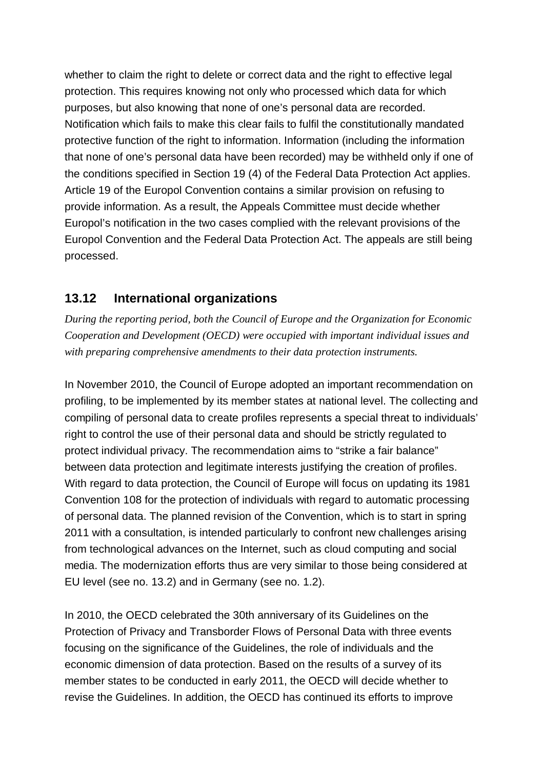whether to claim the right to delete or correct data and the right to effective legal protection. This requires knowing not only who processed which data for which purposes, but also knowing that none of one's personal data are recorded. Notification which fails to make this clear fails to fulfil the constitutionally mandated protective function of the right to information. Information (including the information that none of one's personal data have been recorded) may be withheld only if one of the conditions specified in Section 19 (4) of the Federal Data Protection Act applies. Article 19 of the Europol Convention contains a similar provision on refusing to provide information. As a result, the Appeals Committee must decide whether Europol's notification in the two cases complied with the relevant provisions of the Europol Convention and the Federal Data Protection Act. The appeals are still being processed.

## 13.12 International organizations

*During the reporting period, both the Council of Europe and the Organization for Economic Cooperation and Development (OECD) were occupied with important individual issues and with preparing comprehensive amendments to their data protection instruments.*

In November 2010, the Council of Europe adopted an important recommendation on profiling, to be implemented by its member states at national level. The collecting and compiling of personal data to create profiles represents a special threat to individuals' right to control the use of their personal data and should be strictly regulated to protect individual privacy. The recommendation aims to "strike a fair balance" between data protection and legitimate interests justifying the creation of profiles. With regard to data protection, the Council of Europe will focus on updating its 1981 Convention 108 for the protection of individuals with regard to automatic processing of personal data. The planned revision of the Convention, which is to start in spring 2011 with a consultation, is intended particularly to confront new challenges arising from technological advances on the Internet, such as cloud computing and social media. The modernization efforts thus are very similar to those being considered at EU level (see no. 13.2) and in Germany (see no. 1.2).

In 2010, the OECD celebrated the 30th anniversary of its Guidelines on the Protection of Privacy and Transborder Flows of Personal Data with three events focusing on the significance of the Guidelines, the role of individuals and the economic dimension of data protection. Based on the results of a survey of its member states to be conducted in early 2011, the OECD will decide whether to revise the Guidelines. In addition, the OECD has continued its efforts to improve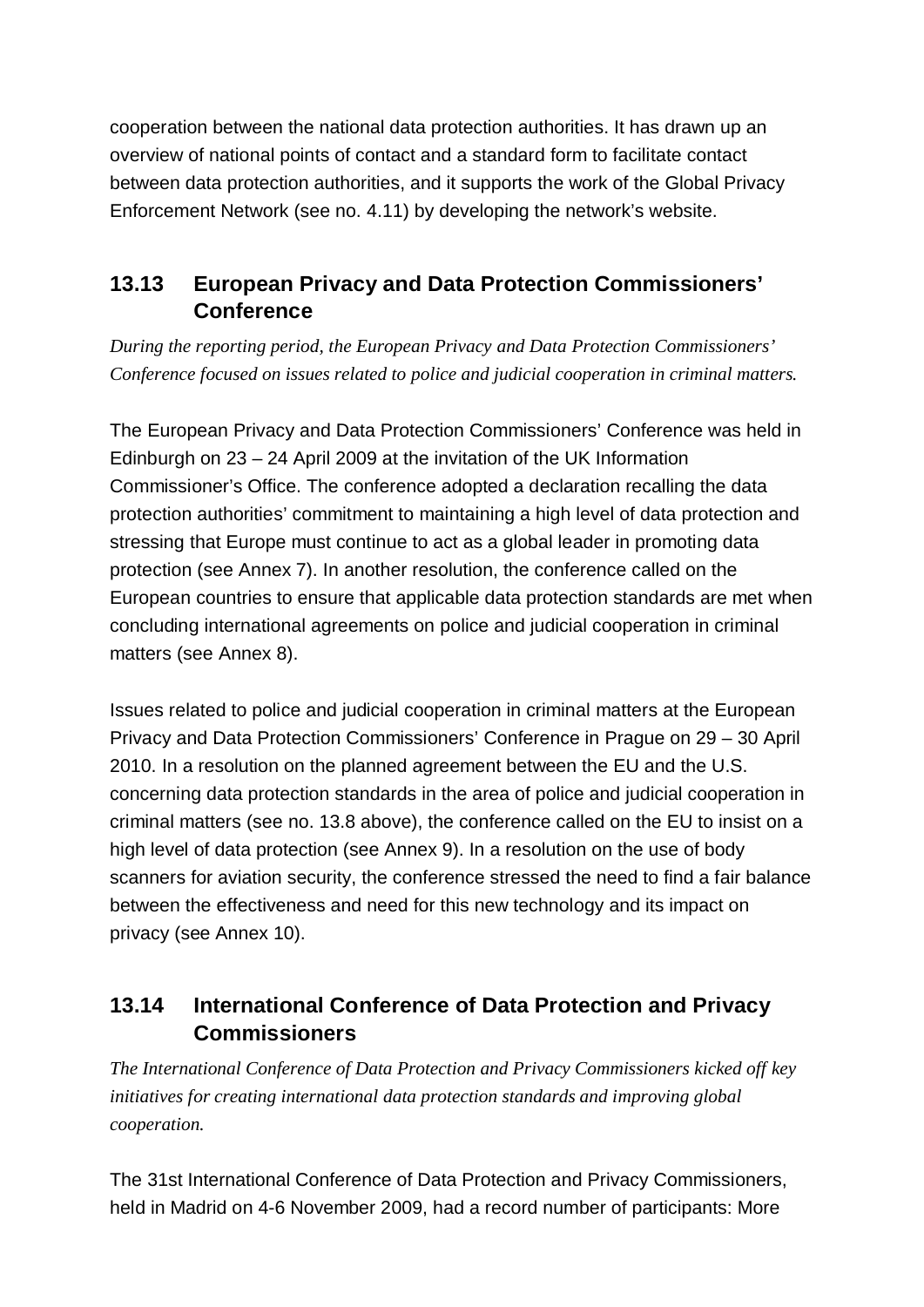cooperation between the national data protection authorities. It has drawn up an overview of national points of contact and a standard form to facilitate contact between data protection authorities, and it supports the work of the Global Privacy Enforcement Network (see no. 4.11) by developing the network's website.

## 13.13 European Privacy and Data Protection Commissioners' Conference

*During the reporting period, the European Privacy and Data Protection Commissioners' Conference focused on issues related to police and judicial cooperation in criminal matters.*

The European Privacy and Data Protection Commissioners' Conference was held in Edinburgh on 23 – 24 April 2009 at the invitation of the UK Information Commissioner's Office. The conference adopted a declaration recalling the data protection authorities' commitment to maintaining a high level of data protection and stressing that Europe must continue to act as a global leader in promoting data protection (see Annex 7). In another resolution, the conference called on the European countries to ensure that applicable data protection standards are met when concluding international agreements on police and judicial cooperation in criminal matters (see Annex 8).

Issues related to police and judicial cooperation in criminal matters at the European Privacy and Data Protection Commissioners' Conference in Prague on 29 – 30 April 2010. In a resolution on the planned agreement between the EU and the U.S. concerning data protection standards in the area of police and judicial cooperation in criminal matters (see no. 13.8 above), the conference called on the EU to insist on a high level of data protection (see Annex 9). In a resolution on the use of body scanners for aviation security, the conference stressed the need to find a fair balance between the effectiveness and need for this new technology and its impact on privacy (see Annex 10).

## 13.14 International Conference of Data Protection and Privacy Commissioners

*The International Conference of Data Protection and Privacy Commissioners kicked off key initiatives for creating international data protection standards and improving global cooperation.*

The 31st International Conference of Data Protection and Privacy Commissioners, held in Madrid on 4-6 November 2009, had a record number of participants: More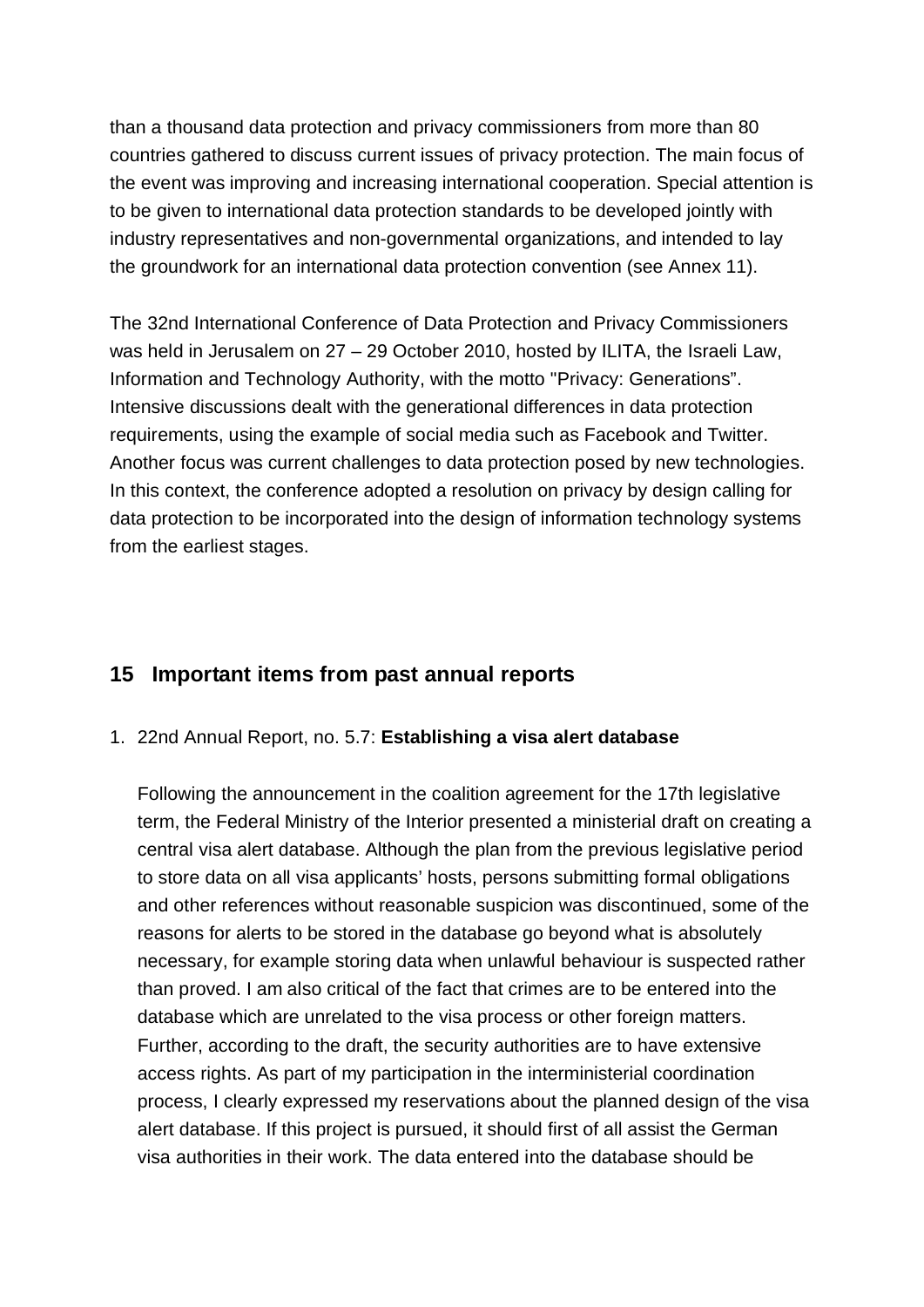than a thousand data protection and privacy commissioners from more than 80 countries gathered to discuss current issues of privacy protection. The main focus of the event was improving and increasing international cooperation. Special attention is to be given to international data protection standards to be developed jointly with industry representatives and non-governmental organizations, and intended to lay the groundwork for an international data protection convention (see Annex 11).

The 32nd International Conference of Data Protection and Privacy Commissioners was held in Jerusalem on 27 – 29 October 2010, hosted by ILITA, the Israeli Law, Information and Technology Authority, with the motto "Privacy: Generations". Intensive discussions dealt with the generational differences in data protection requirements, using the example of social media such as Facebook and Twitter. Another focus was current challenges to data protection posed by new technologies. In this context, the conference adopted a resolution on privacy by design calling for data protection to be incorporated into the design of information technology systems from the earliest stages.

## 15 Important items from past annual reports

1. 22nd Annual Report, no. 5.7: **Establishing a visa alert database**

   Following the announcement in the coalition agreement for the 17th legislative term, the Federal Ministry of the Interior presented a ministerial draft on creating a central visa alert database. Although the plan from the previous legislative period to store data on all visa applicants' hosts, persons submitting formal obligations and other references without reasonable suspicion was discontinued, some of the reasons for alerts to be stored in the database go beyond what is absolutely necessary, for example storing data when unlawful behaviour is suspected rather than proved. I am also critical of the fact that crimes are to be entered into the database which are unrelated to the visa process or other foreign matters. Further, according to the draft, the security authorities are to have extensive access rights. As part of my participation in the interministerial coordination process, I clearly expressed my reservations about the planned design of the visa alert database. If this project is pursued, it should first of all assist the German visa authorities in their work. The data entered into the database should be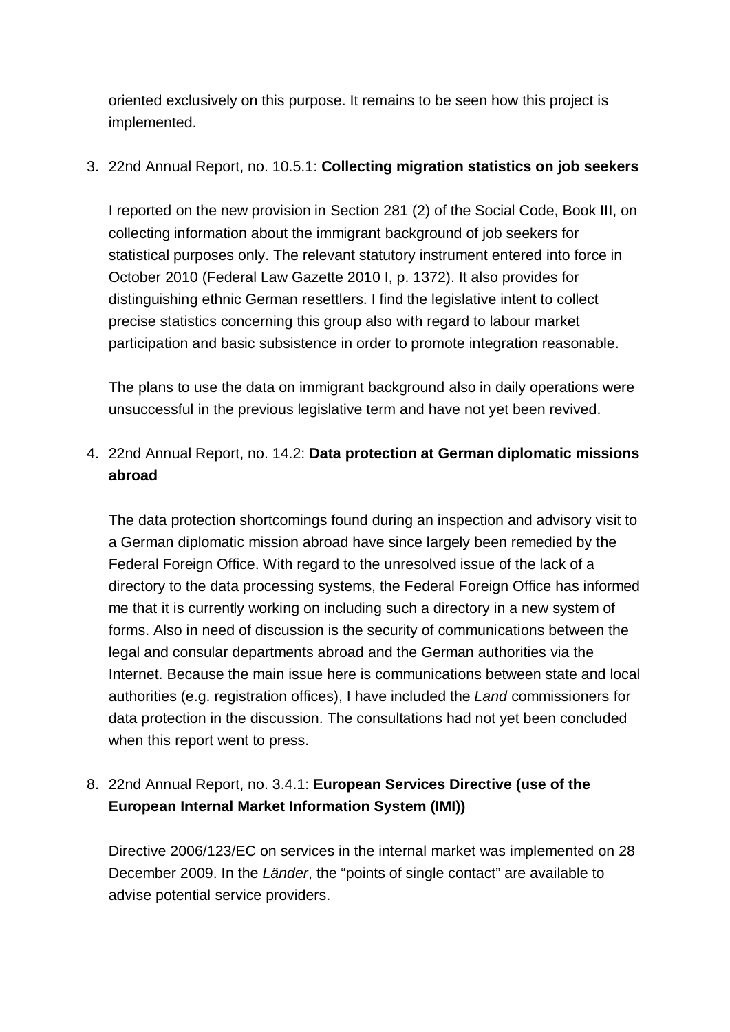oriented exclusively on this purpose. It remains to be seen how this project is implemented.

3. 22nd Annual Report, no. 10.5.1: **Collecting migration statistics on job seekers**

   I reported on the new provision in Section 281 (2) of the Social Code, Book III, on collecting information about the immigrant background of job seekers for statistical purposes only. The relevant statutory instrument entered into force in October 2010 (Federal Law Gazette 2010 I, p. 1372). It also provides for distinguishing ethnic German resettlers. I find the legislative intent to collect precise statistics concerning this group also with regard to labour market participation and basic subsistence in order to promote integration reasonable.

   The plans to use the data on immigrant background also in daily operations were unsuccessful in the previous legislative term and have not yet been revived.

4. 22nd Annual Report, no. 14.2: **Data protection at German diplomatic missions abroad**

   The data protection shortcomings found during an inspection and advisory visit to a German diplomatic mission abroad have since largely been remedied by the Federal Foreign Office. With regard to the unresolved issue of the lack of a directory to the data processing systems, the Federal Foreign Office has informed me that it is currently working on including such a directory in a new system of forms. Also in need of discussion is the security of communications between the legal and consular departments abroad and the German authorities via the Internet. Because the main issue here is communications between state and local authorities (e.g. registration offices), I have included the *Land* commissioners for data protection in the discussion. The consultations had not yet been concluded when this report went to press.

8. 22nd Annual Report, no. 3.4.1: **European Services Directive (use of the European Internal Market Information System (IMI))**

   Directive 2006/123/EC on services in the internal market was implemented on 28 December 2009. In the *Länder*, the "points of single contact" are available to advise potential service providers.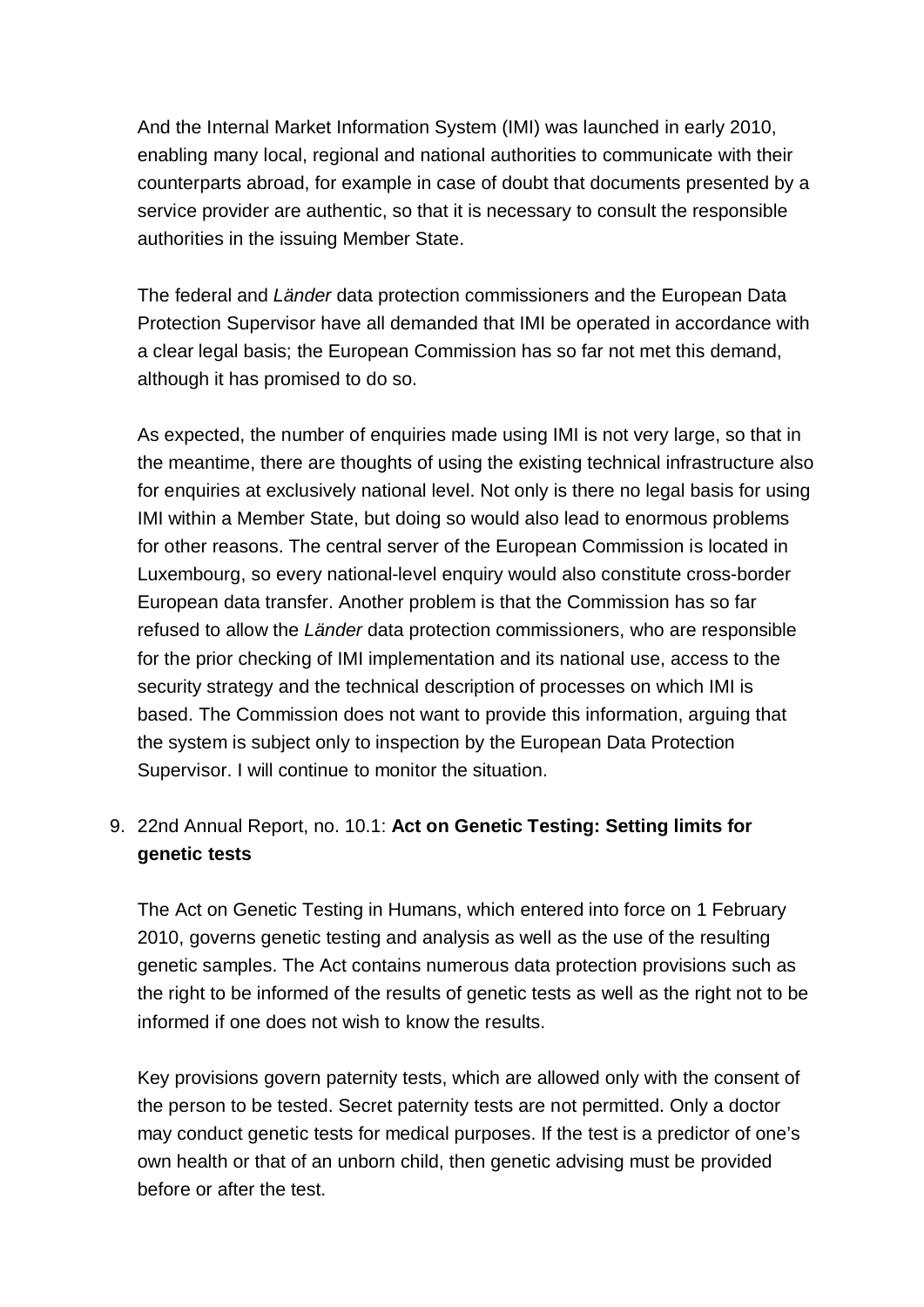And the Internal Market Information System (IMI) was launched in early 2010, enabling many local, regional and national authorities to communicate with their counterparts abroad, for example in case of doubt that documents presented by a service provider are authentic, so that it is necessary to consult the responsible authorities in the issuing Member State.

The federal and *Länder* data protection commissioners and the European Data Protection Supervisor have all demanded that IMI be operated in accordance with a clear legal basis; the European Commission has so far not met this demand, although it has promised to do so.

As expected, the number of enquiries made using IMI is not very large, so that in the meantime, there are thoughts of using the existing technical infrastructure also for enquiries at exclusively national level. Not only is there no legal basis for using IMI within a Member State, but doing so would also lead to enormous problems for other reasons. The central server of the European Commission is located in Luxembourg, so every national-level enquiry would also constitute cross-border European data transfer. Another problem is that the Commission has so far refused to allow the *Länder* data protection commissioners, who are responsible for the prior checking of IMI implementation and its national use, access to the security strategy and the technical description of processes on which IMI is based. The Commission does not want to provide this information, arguing that the system is subject only to inspection by the European Data Protection Supervisor. I will continue to monitor the situation.

9. 22nd Annual Report, no. 10.1: **Act on Genetic Testing: Setting limits for genetic tests**

   The Act on Genetic Testing in Humans, which entered into force on 1 February 2010, governs genetic testing and analysis as well as the use of the resulting genetic samples. The Act contains numerous data protection provisions such as the right to be informed of the results of genetic tests as well as the right not to be informed if one does not wish to know the results.

   Key provisions govern paternity tests, which are allowed only with the consent of the person to be tested. Secret paternity tests are not permitted. Only a doctor may conduct genetic tests for medical purposes. If the test is a predictor of one's own health or that of an unborn child, then genetic advising must be provided before or after the test.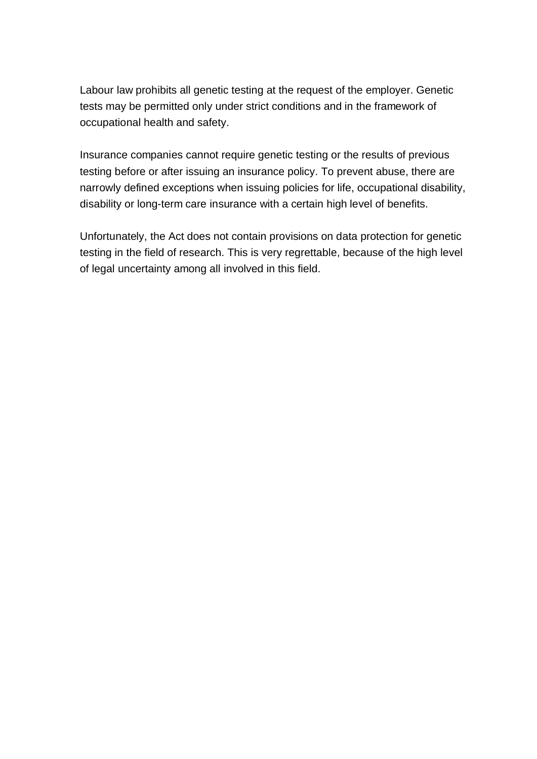Labour law prohibits all genetic testing at the request of the employer. Genetic tests may be permitted only under strict conditions and in the framework of occupational health and safety.

Insurance companies cannot require genetic testing or the results of previous testing before or after issuing an insurance policy. To prevent abuse, there are narrowly defined exceptions when issuing policies for life, occupational disability, disability or long-term care insurance with a certain high level of benefits.

Unfortunately, the Act does not contain provisions on data protection for genetic testing in the field of research. This is very regrettable, because of the high level of legal uncertainty among all involved in this field.